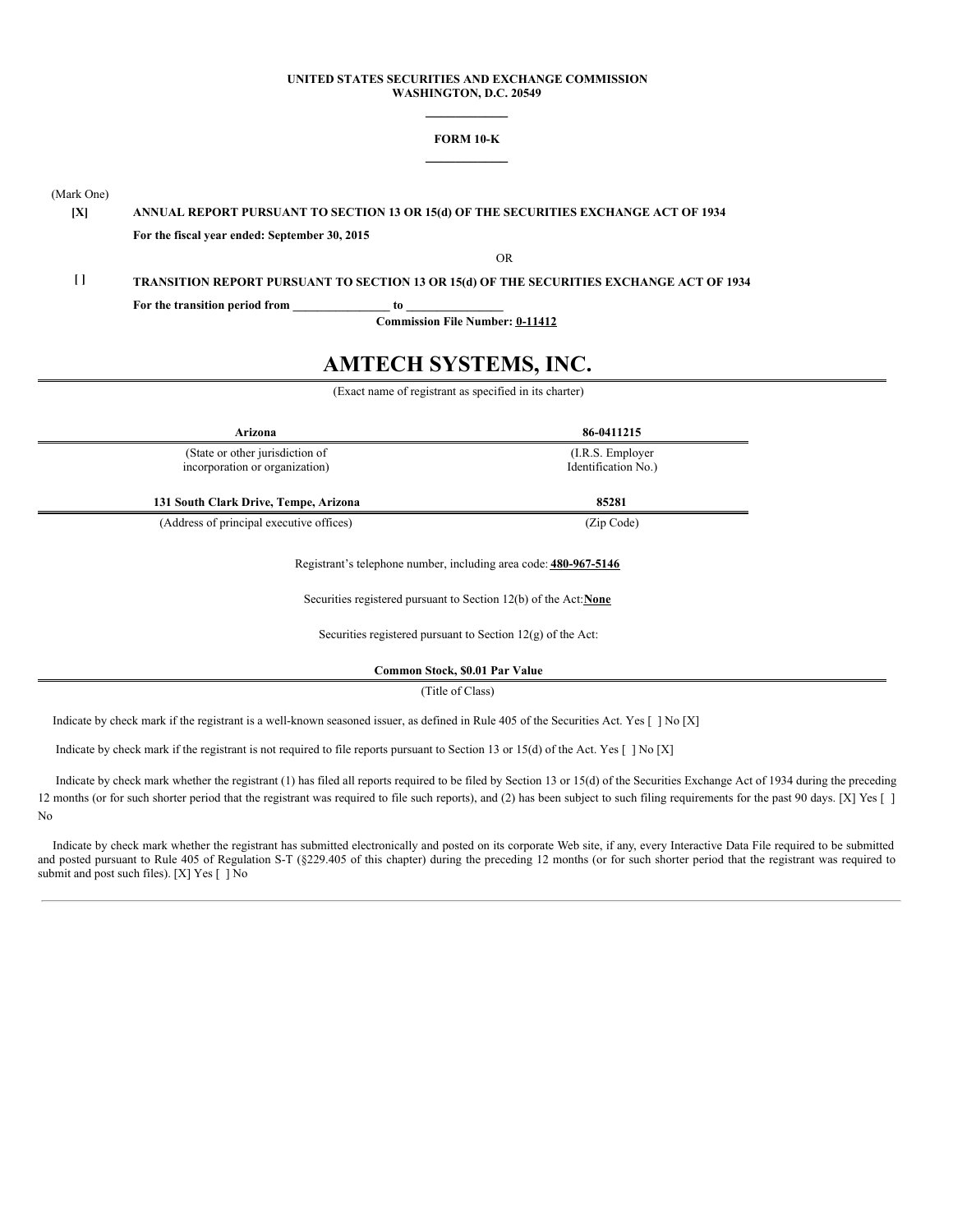**UNITED STATES SECURITIES AND EXCHANGE COMMISSION**
**WASHINGTON, D.C. 20549**

---

**FORM 10-K**

---

(Mark One)

**[X]** **ANNUAL REPORT PURSUANT TO SECTION 13 OR 15(d) OF THE SECURITIES EXCHANGE ACT OF 1934**

**For the fiscal year ended: September 30, 2015**

OR

**[ ]** **TRANSITION REPORT PURSUANT TO SECTION 13 OR 15(d) OF THE SECURITIES EXCHANGE ACT OF 1934**

**For the transition period from \_\_\_\_\_\_\_\_\_\_\_\_\_\_\_\_ to \_\_\_\_\_\_\_\_\_\_\_\_\_\_\_\_**

**Commission File Number: 0-11412**

# AMTECH SYSTEMS, INC.

(Exact name of registrant as specified in its charter)

| **Arizona** | **86-0411215** |
|---|---|
| (State or other jurisdiction of incorporation or organization) | (I.R.S. Employer Identification No.) |
| **131 South Clark Drive, Tempe, Arizona** | **85281** |
| (Address of principal executive offices) | (Zip Code) |

Registrant's telephone number, including area code: **480-967-5146**

Securities registered pursuant to Section 12(b) of the Act: **None**

Securities registered pursuant to Section 12(g) of the Act:

**Common Stock, $0.01 Par Value**

(Title of Class)

Indicate by check mark if the registrant is a well-known seasoned issuer, as defined in Rule 405 of the Securities Act. Yes [ ] No [X]

Indicate by check mark if the registrant is not required to file reports pursuant to Section 13 or 15(d) of the Act. Yes [ ] No [X]

Indicate by check mark whether the registrant (1) has filed all reports required to be filed by Section 13 or 15(d) of the Securities Exchange Act of 1934 during the preceding 12 months (or for such shorter period that the registrant was required to file such reports), and (2) has been subject to such filing requirements for the past 90 days. [X] Yes [ ] No

Indicate by check mark whether the registrant has submitted electronically and posted on its corporate Web site, if any, every Interactive Data File required to be submitted and posted pursuant to Rule 405 of Regulation S-T (§229.405 of this chapter) during the preceding 12 months (or for such shorter period that the registrant was required to submit and post such files). [X] Yes [ ] No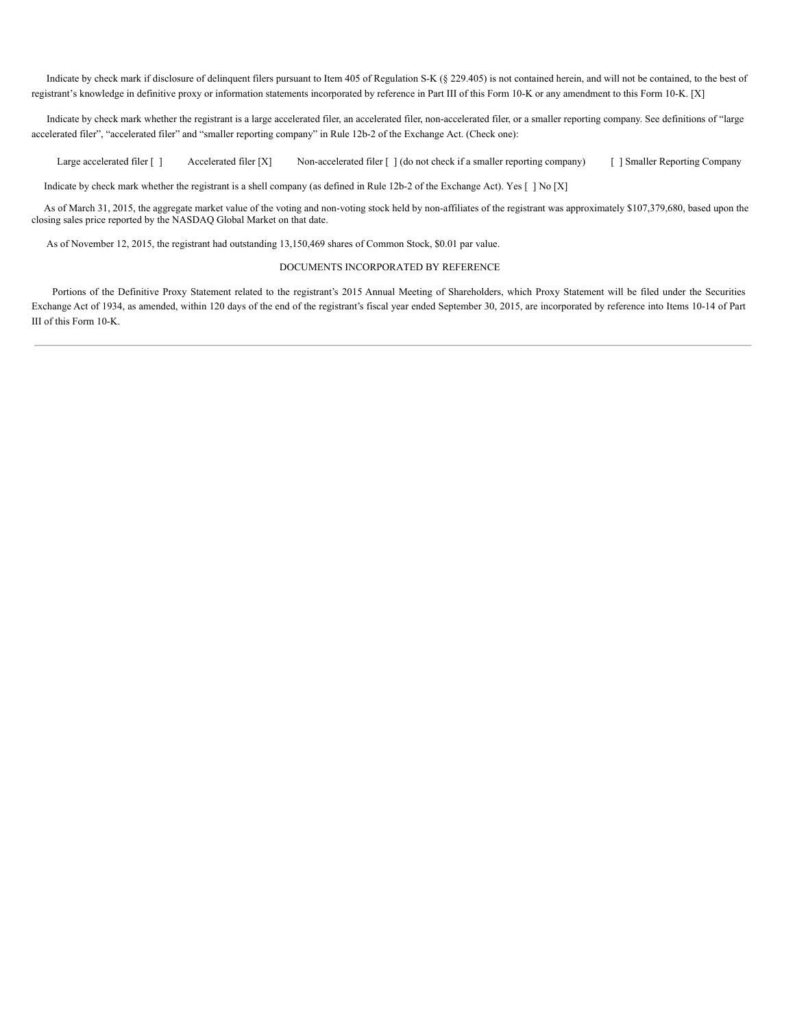Indicate by check mark if disclosure of delinquent filers pursuant to Item 405 of Regulation S-K (§ 229.405) is not contained herein, and will not be contained, to the best of registrant's knowledge in definitive proxy or information statements incorporated by reference in Part III of this Form 10-K or any amendment to this Form 10-K. [X]

Indicate by check mark whether the registrant is a large accelerated filer, an accelerated filer, non-accelerated filer, or a smaller reporting company. See definitions of "large accelerated filer", "accelerated filer" and "smaller reporting company" in Rule 12b-2 of the Exchange Act. (Check one):

Large accelerated filer [ ]  Accelerated filer [X]  Non-accelerated filer [ ] (do not check if a smaller reporting company)  [ ] Smaller Reporting Company

Indicate by check mark whether the registrant is a shell company (as defined in Rule 12b-2 of the Exchange Act). Yes [ ] No [X]

As of March 31, 2015, the aggregate market value of the voting and non-voting stock held by non-affiliates of the registrant was approximately $107,379,680, based upon the closing sales price reported by the NASDAQ Global Market on that date.

As of November 12, 2015, the registrant had outstanding 13,150,469 shares of Common Stock, $0.01 par value.

DOCUMENTS INCORPORATED BY REFERENCE

Portions of the Definitive Proxy Statement related to the registrant's 2015 Annual Meeting of Shareholders, which Proxy Statement will be filed under the Securities Exchange Act of 1934, as amended, within 120 days of the end of the registrant's fiscal year ended September 30, 2015, are incorporated by reference into Items 10-14 of Part III of this Form 10-K.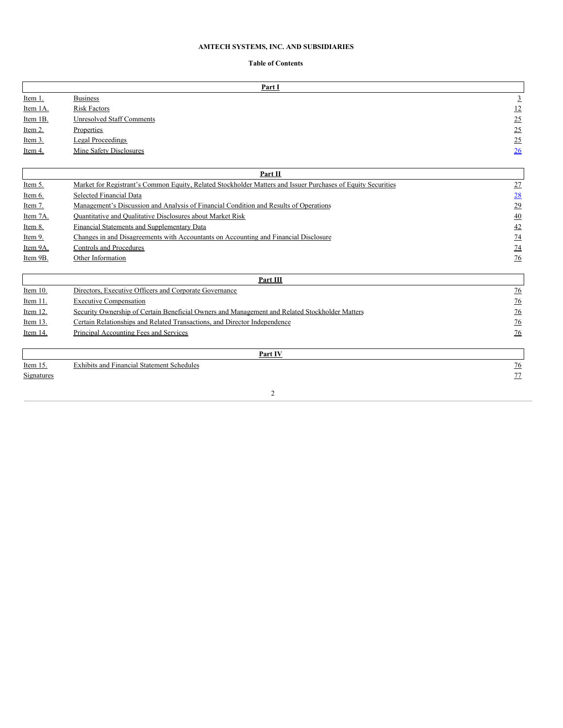**AMTECH SYSTEMS, INC. AND SUBSIDIARIES**

**Table of Contents**

| **Part I** | | |
|---|---|---|
| Item 1. | Business | 3 |
| Item 1A. | Risk Factors | 12 |
| Item 1B. | Unresolved Staff Comments | 25 |
| Item 2. | Properties | 25 |
| Item 3. | Legal Proceedings | 25 |
| Item 4. | Mine Safety Disclosures | 26 |

| **Part II** | | |
|---|---|---|
| Item 5. | Market for Registrant's Common Equity, Related Stockholder Matters and Issuer Purchases of Equity Securities | 27 |
| Item 6. | Selected Financial Data | 28 |
| Item 7. | Management's Discussion and Analysis of Financial Condition and Results of Operations | 29 |
| Item 7A. | Quantitative and Qualitative Disclosures about Market Risk | 40 |
| Item 8. | Financial Statements and Supplementary Data | 42 |
| Item 9. | Changes in and Disagreements with Accountants on Accounting and Financial Disclosure | 74 |
| Item 9A. | Controls and Procedures | 74 |
| Item 9B. | Other Information | 76 |

| **Part III** | | |
|---|---|---|
| Item 10. | Directors, Executive Officers and Corporate Governance | 76 |
| Item 11. | Executive Compensation | 76 |
| Item 12. | Security Ownership of Certain Beneficial Owners and Management and Related Stockholder Matters | 76 |
| Item 13. | Certain Relationships and Related Transactions, and Director Independence | 76 |
| Item 14. | Principal Accounting Fees and Services | 76 |

| **Part IV** | | |
|---|---|---|
| Item 15. | Exhibits and Financial Statement Schedules | 76 |
| Signatures | | 77 |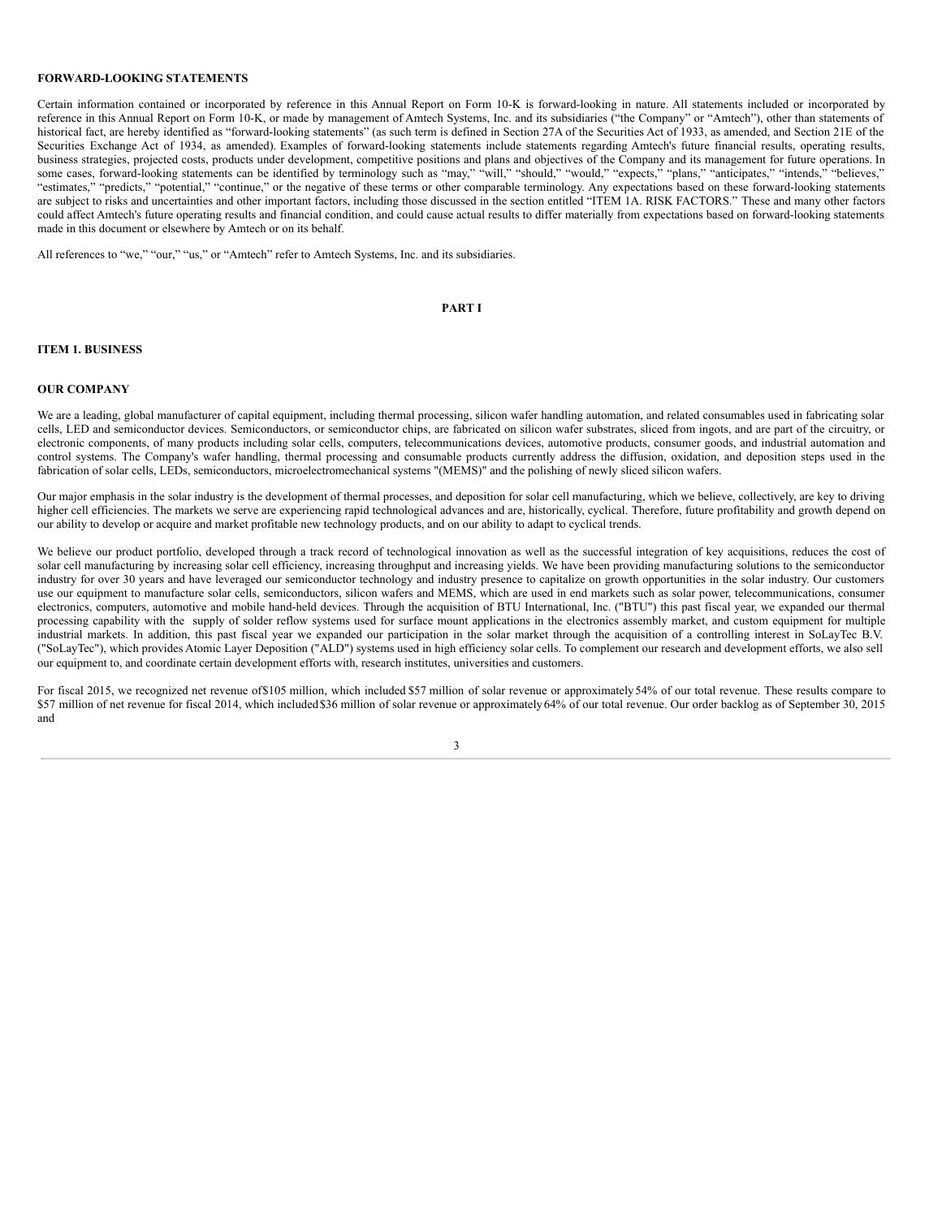**FORWARD-LOOKING STATEMENTS**

Certain information contained or incorporated by reference in this Annual Report on Form 10-K is forward-looking in nature. All statements included or incorporated by reference in this Annual Report on Form 10-K, or made by management of Amtech Systems, Inc. and its subsidiaries ("the Company" or "Amtech"), other than statements of historical fact, are hereby identified as "forward-looking statements" (as such term is defined in Section 27A of the Securities Act of 1933, as amended, and Section 21E of the Securities Exchange Act of 1934, as amended). Examples of forward-looking statements include statements regarding Amtech's future financial results, operating results, business strategies, projected costs, products under development, competitive positions and plans and objectives of the Company and its management for future operations. In some cases, forward-looking statements can be identified by terminology such as "may," "will," "should," "would," "expects," "plans," "anticipates," "intends," "believes," "estimates," "predicts," "potential," "continue," or the negative of these terms or other comparable terminology. Any expectations based on these forward-looking statements are subject to risks and uncertainties and other important factors, including those discussed in the section entitled "ITEM 1A. RISK FACTORS." These and many other factors could affect Amtech's future operating results and financial condition, and could cause actual results to differ materially from expectations based on forward-looking statements made in this document or elsewhere by Amtech or on its behalf.

All references to "we," "our," "us," or "Amtech" refer to Amtech Systems, Inc. and its subsidiaries.

# PART I

## ITEM 1. BUSINESS

### OUR COMPANY

We are a leading, global manufacturer of capital equipment, including thermal processing, silicon wafer handling automation, and related consumables used in fabricating solar cells, LED and semiconductor devices. Semiconductors, or semiconductor chips, are fabricated on silicon wafer substrates, sliced from ingots, and are part of the circuitry, or electronic components, of many products including solar cells, computers, telecommunications devices, automotive products, consumer goods, and industrial automation and control systems. The Company's wafer handling, thermal processing and consumable products currently address the diffusion, oxidation, and deposition steps used in the fabrication of solar cells, LEDs, semiconductors, microelectromechanical systems "(MEMS)" and the polishing of newly sliced silicon wafers.

Our major emphasis in the solar industry is the development of thermal processes, and deposition for solar cell manufacturing, which we believe, collectively, are key to driving higher cell efficiencies. The markets we serve are experiencing rapid technological advances and are, historically, cyclical. Therefore, future profitability and growth depend on our ability to develop or acquire and market profitable new technology products, and on our ability to adapt to cyclical trends.

We believe our product portfolio, developed through a track record of technological innovation as well as the successful integration of key acquisitions, reduces the cost of solar cell manufacturing by increasing solar cell efficiency, increasing throughput and increasing yields. We have been providing manufacturing solutions to the semiconductor industry for over 30 years and have leveraged our semiconductor technology and industry presence to capitalize on growth opportunities in the solar industry. Our customers use our equipment to manufacture solar cells, semiconductors, silicon wafers and MEMS, which are used in end markets such as solar power, telecommunications, consumer electronics, computers, automotive and mobile hand-held devices. Through the acquisition of BTU International, Inc. ("BTU") this past fiscal year, we expanded our thermal processing capability with the supply of solder reflow systems used for surface mount applications in the electronics assembly market, and custom equipment for multiple industrial markets. In addition, this past fiscal year we expanded our participation in the solar market through the acquisition of a controlling interest in SoLayTec B.V. ("SoLayTec"), which provides Atomic Layer Deposition ("ALD") systems used in high efficiency solar cells. To complement our research and development efforts, we also sell our equipment to, and coordinate certain development efforts with, research institutes, universities and customers.

For fiscal 2015, we recognized net revenue of $105 million, which included $57 million of solar revenue or approximately 54% of our total revenue. These results compare to $57 million of net revenue for fiscal 2014, which included $36 million of solar revenue or approximately 64% of our total revenue. Our order backlog as of September 30, 2015 and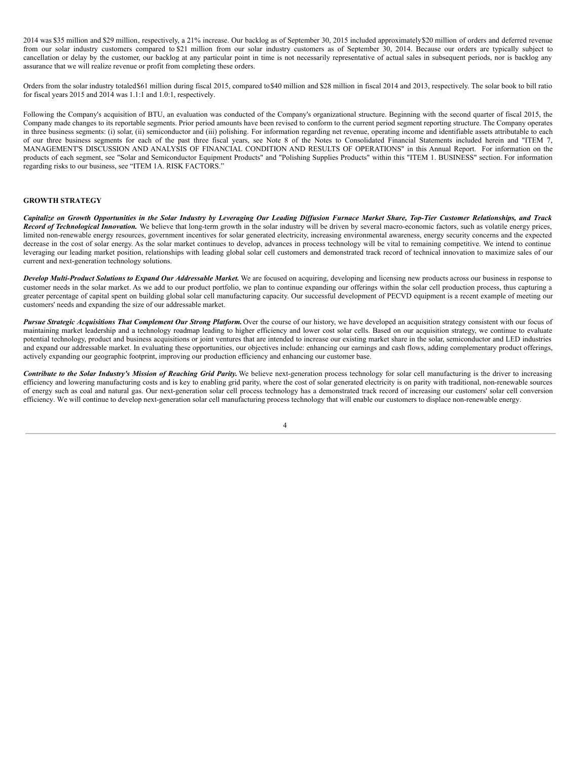2014 was $35 million and $29 million, respectively, a 21% increase. Our backlog as of September 30, 2015 included approximately $20 million of orders and deferred revenue from our solar industry customers compared to $21 million from our solar industry customers as of September 30, 2014. Because our orders are typically subject to cancellation or delay by the customer, our backlog at any particular point in time is not necessarily representative of actual sales in subsequent periods, nor is backlog any assurance that we will realize revenue or profit from completing these orders.

Orders from the solar industry totaled $61 million during fiscal 2015, compared to $40 million and $28 million in fiscal 2014 and 2013, respectively. The solar book to bill ratio for fiscal years 2015 and 2014 was 1.1:1 and 1.0:1, respectively.

Following the Company's acquisition of BTU, an evaluation was conducted of the Company's organizational structure. Beginning with the second quarter of fiscal 2015, the Company made changes to its reportable segments. Prior period amounts have been revised to conform to the current period segment reporting structure. The Company operates in three business segments: (i) solar, (ii) semiconductor and (iii) polishing. For information regarding net revenue, operating income and identifiable assets attributable to each of our three business segments for each of the past three fiscal years, see Note 8 of the Notes to Consolidated Financial Statements included herein and "ITEM 7, MANAGEMENT'S DISCUSSION AND ANALYSIS OF FINANCIAL CONDITION AND RESULTS OF OPERATIONS" in this Annual Report. For information on the products of each segment, see "Solar and Semiconductor Equipment Products" and "Polishing Supplies Products" within this "ITEM 1. BUSINESS" section. For information regarding risks to our business, see "ITEM 1A. RISK FACTORS."

## GROWTH STRATEGY

***Capitalize on Growth Opportunities in the Solar Industry by Leveraging Our Leading Diffusion Furnace Market Share, Top-Tier Customer Relationships, and Track Record of Technological Innovation.*** We believe that long-term growth in the solar industry will be driven by several macro-economic factors, such as volatile energy prices, limited non-renewable energy resources, government incentives for solar generated electricity, increasing environmental awareness, energy security concerns and the expected decrease in the cost of solar energy. As the solar market continues to develop, advances in process technology will be vital to remaining competitive. We intend to continue leveraging our leading market position, relationships with leading global solar cell customers and demonstrated track record of technical innovation to maximize sales of our current and next-generation technology solutions.

***Develop Multi-Product Solutions to Expand Our Addressable Market.*** We are focused on acquiring, developing and licensing new products across our business in response to customer needs in the solar market. As we add to our product portfolio, we plan to continue expanding our offerings within the solar cell production process, thus capturing a greater percentage of capital spent on building global solar cell manufacturing capacity. Our successful development of PECVD equipment is a recent example of meeting our customers' needs and expanding the size of our addressable market.

***Pursue Strategic Acquisitions That Complement Our Strong Platform.*** Over the course of our history, we have developed an acquisition strategy consistent with our focus of maintaining market leadership and a technology roadmap leading to higher efficiency and lower cost solar cells. Based on our acquisition strategy, we continue to evaluate potential technology, product and business acquisitions or joint ventures that are intended to increase our existing market share in the solar, semiconductor and LED industries and expand our addressable market. In evaluating these opportunities, our objectives include: enhancing our earnings and cash flows, adding complementary product offerings, actively expanding our geographic footprint, improving our production efficiency and enhancing our customer base.

***Contribute to the Solar Industry's Mission of Reaching Grid Parity.*** We believe next-generation process technology for solar cell manufacturing is the driver to increasing efficiency and lowering manufacturing costs and is key to enabling grid parity, where the cost of solar generated electricity is on parity with traditional, non-renewable sources of energy such as coal and natural gas. Our next-generation solar cell process technology has a demonstrated track record of increasing our customers' solar cell conversion efficiency. We will continue to develop next-generation solar cell manufacturing process technology that will enable our customers to displace non-renewable energy.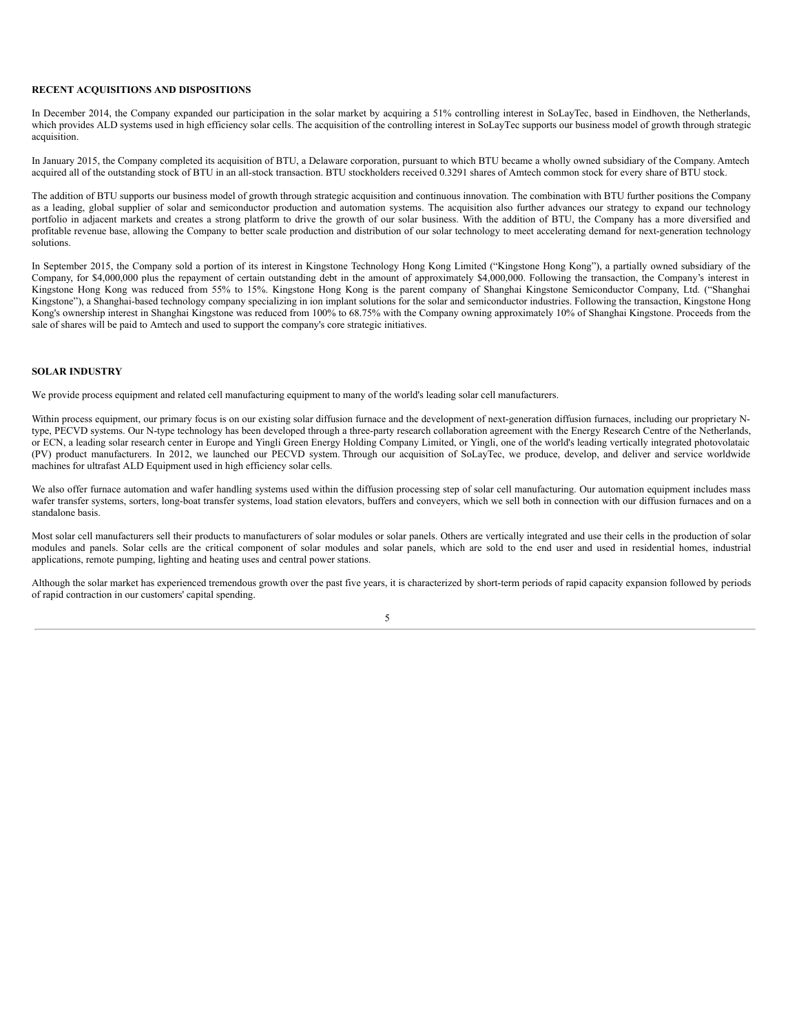**RECENT ACQUISITIONS AND DISPOSITIONS**

In December 2014, the Company expanded our participation in the solar market by acquiring a 51% controlling interest in SoLayTec, based in Eindhoven, the Netherlands, which provides ALD systems used in high efficiency solar cells. The acquisition of the controlling interest in SoLayTec supports our business model of growth through strategic acquisition.

In January 2015, the Company completed its acquisition of BTU, a Delaware corporation, pursuant to which BTU became a wholly owned subsidiary of the Company. Amtech acquired all of the outstanding stock of BTU in an all-stock transaction. BTU stockholders received 0.3291 shares of Amtech common stock for every share of BTU stock.

The addition of BTU supports our business model of growth through strategic acquisition and continuous innovation. The combination with BTU further positions the Company as a leading, global supplier of solar and semiconductor production and automation systems. The acquisition also further advances our strategy to expand our technology portfolio in adjacent markets and creates a strong platform to drive the growth of our solar business. With the addition of BTU, the Company has a more diversified and profitable revenue base, allowing the Company to better scale production and distribution of our solar technology to meet accelerating demand for next-generation technology solutions.

In September 2015, the Company sold a portion of its interest in Kingstone Technology Hong Kong Limited ("Kingstone Hong Kong"), a partially owned subsidiary of the Company, for $4,000,000 plus the repayment of certain outstanding debt in the amount of approximately $4,000,000. Following the transaction, the Company's interest in Kingstone Hong Kong was reduced from 55% to 15%. Kingstone Hong Kong is the parent company of Shanghai Kingstone Semiconductor Company, Ltd. ("Shanghai Kingstone"), a Shanghai-based technology company specializing in ion implant solutions for the solar and semiconductor industries. Following the transaction, Kingstone Hong Kong's ownership interest in Shanghai Kingstone was reduced from 100% to 68.75% with the Company owning approximately 10% of Shanghai Kingstone. Proceeds from the sale of shares will be paid to Amtech and used to support the company's core strategic initiatives.

**SOLAR INDUSTRY**

We provide process equipment and related cell manufacturing equipment to many of the world's leading solar cell manufacturers.

Within process equipment, our primary focus is on our existing solar diffusion furnace and the development of next-generation diffusion furnaces, including our proprietary N-type, PECVD systems. Our N-type technology has been developed through a three-party research collaboration agreement with the Energy Research Centre of the Netherlands, or ECN, a leading solar research center in Europe and Yingli Green Energy Holding Company Limited, or Yingli, one of the world's leading vertically integrated photovolataic (PV) product manufacturers. In 2012, we launched our PECVD system. Through our acquisition of SoLayTec, we produce, develop, and deliver and service worldwide machines for ultrafast ALD Equipment used in high efficiency solar cells.

We also offer furnace automation and wafer handling systems used within the diffusion processing step of solar cell manufacturing. Our automation equipment includes mass wafer transfer systems, sorters, long-boat transfer systems, load station elevators, buffers and conveyers, which we sell both in connection with our diffusion furnaces and on a standalone basis.

Most solar cell manufacturers sell their products to manufacturers of solar modules or solar panels. Others are vertically integrated and use their cells in the production of solar modules and panels. Solar cells are the critical component of solar modules and solar panels, which are sold to the end user and used in residential homes, industrial applications, remote pumping, lighting and heating uses and central power stations.

Although the solar market has experienced tremendous growth over the past five years, it is characterized by short-term periods of rapid capacity expansion followed by periods of rapid contraction in our customers' capital spending.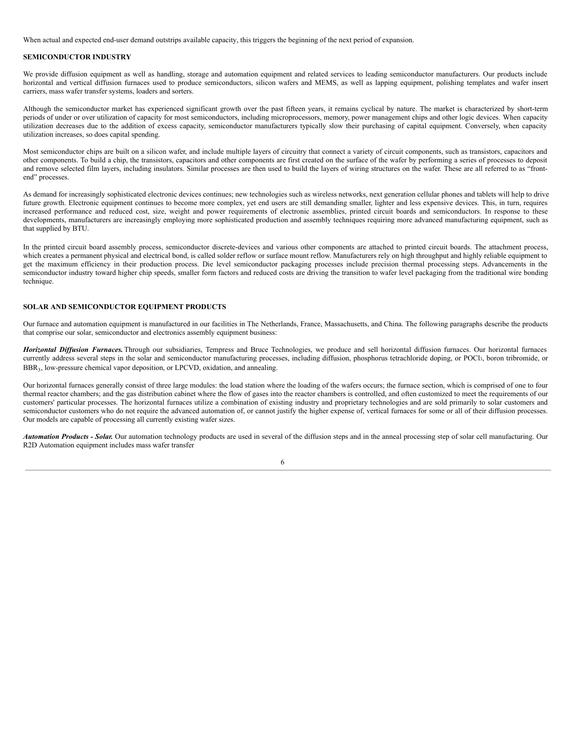When actual and expected end-user demand outstrips available capacity, this triggers the beginning of the next period of expansion.

## SEMICONDUCTOR INDUSTRY

We provide diffusion equipment as well as handling, storage and automation equipment and related services to leading semiconductor manufacturers. Our products include horizontal and vertical diffusion furnaces used to produce semiconductors, silicon wafers and MEMS, as well as lapping equipment, polishing templates and wafer insert carriers, mass wafer transfer systems, loaders and sorters.

Although the semiconductor market has experienced significant growth over the past fifteen years, it remains cyclical by nature. The market is characterized by short-term periods of under or over utilization of capacity for most semiconductors, including microprocessors, memory, power management chips and other logic devices. When capacity utilization decreases due to the addition of excess capacity, semiconductor manufacturers typically slow their purchasing of capital equipment. Conversely, when capacity utilization increases, so does capital spending.

Most semiconductor chips are built on a silicon wafer, and include multiple layers of circuitry that connect a variety of circuit components, such as transistors, capacitors and other components. To build a chip, the transistors, capacitors and other components are first created on the surface of the wafer by performing a series of processes to deposit and remove selected film layers, including insulators. Similar processes are then used to build the layers of wiring structures on the wafer. These are all referred to as "front-end" processes.

As demand for increasingly sophisticated electronic devices continues; new technologies such as wireless networks, next generation cellular phones and tablets will help to drive future growth. Electronic equipment continues to become more complex, yet end users are still demanding smaller, lighter and less expensive devices. This, in turn, requires increased performance and reduced cost, size, weight and power requirements of electronic assemblies, printed circuit boards and semiconductors. In response to these developments, manufacturers are increasingly employing more sophisticated production and assembly techniques requiring more advanced manufacturing equipment, such as that supplied by BTU.

In the printed circuit board assembly process, semiconductor discrete-devices and various other components are attached to printed circuit boards. The attachment process, which creates a permanent physical and electrical bond, is called solder reflow or surface mount reflow. Manufacturers rely on high throughput and highly reliable equipment to get the maximum efficiency in their production process. Die level semiconductor packaging processes include precision thermal processing steps. Advancements in the semiconductor industry toward higher chip speeds, smaller form factors and reduced costs are driving the transition to wafer level packaging from the traditional wire bonding technique.

## SOLAR AND SEMICONDUCTOR EQUIPMENT PRODUCTS

Our furnace and automation equipment is manufactured in our facilities in The Netherlands, France, Massachusetts, and China. The following paragraphs describe the products that comprise our solar, semiconductor and electronics assembly equipment business:

***Horizontal Diffusion Furnaces.*** Through our subsidiaries, Tempress and Bruce Technologies, we produce and sell horizontal diffusion furnaces. Our horizontal furnaces currently address several steps in the solar and semiconductor manufacturing processes, including diffusion, phosphorus tetrachloride doping, or $POCl_3$, boron tribromide, or $BBR_3$, low-pressure chemical vapor deposition, or LPCVD, oxidation, and annealing.

Our horizontal furnaces generally consist of three large modules: the load station where the loading of the wafers occurs; the furnace section, which is comprised of one to four thermal reactor chambers; and the gas distribution cabinet where the flow of gases into the reactor chambers is controlled, and often customized to meet the requirements of our customers' particular processes. The horizontal furnaces utilize a combination of existing industry and proprietary technologies and are sold primarily to solar customers and semiconductor customers who do not require the advanced automation of, or cannot justify the higher expense of, vertical furnaces for some or all of their diffusion processes. Our models are capable of processing all currently existing wafer sizes.

***Automation Products - Solar.*** Our automation technology products are used in several of the diffusion steps and in the anneal processing step of solar cell manufacturing. Our R2D Automation equipment includes mass wafer transfer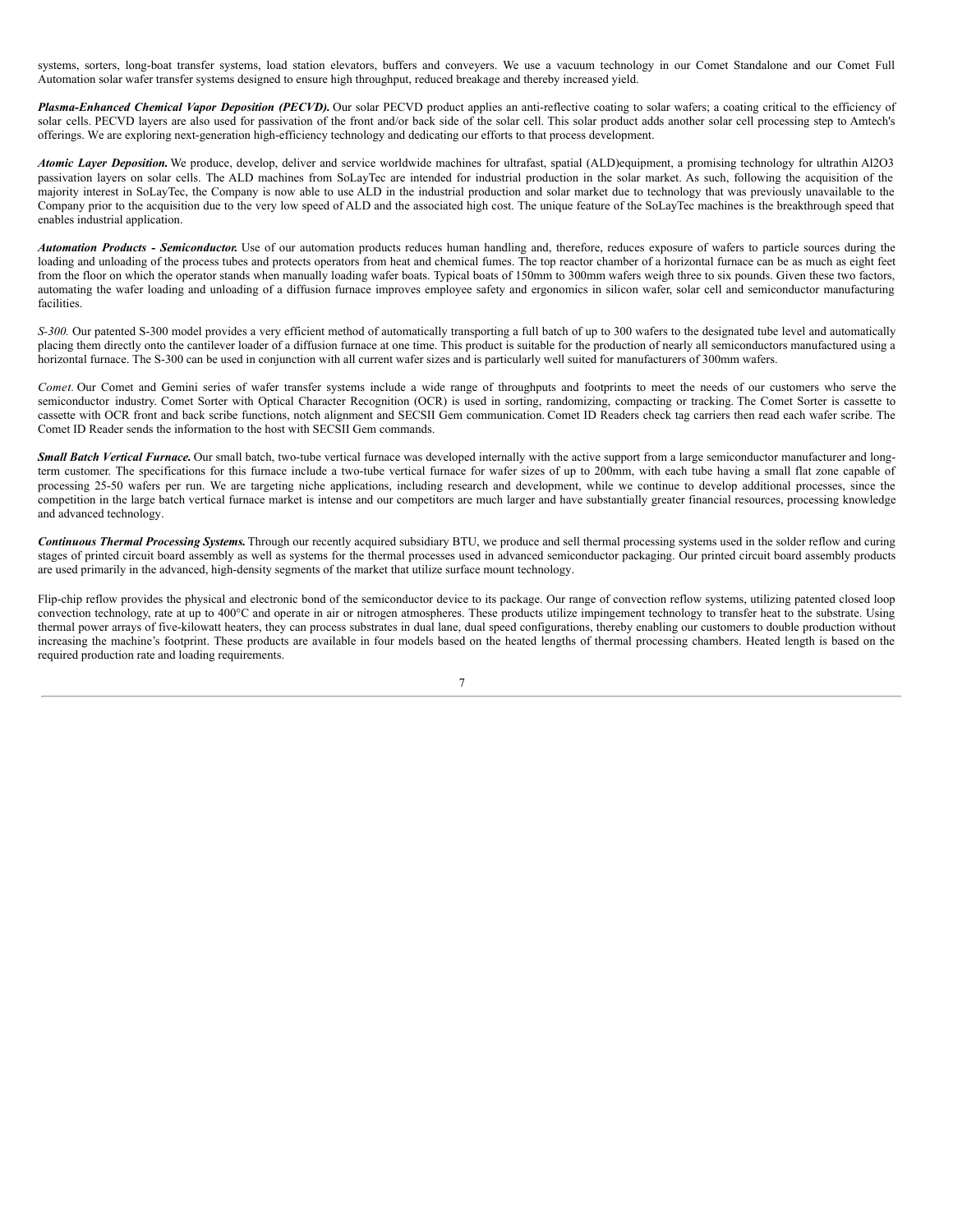systems, sorters, long-boat transfer systems, load station elevators, buffers and conveyers. We use a vacuum technology in our Comet Standalone and our Comet Full Automation solar wafer transfer systems designed to ensure high throughput, reduced breakage and thereby increased yield.

***Plasma-Enhanced Chemical Vapor Deposition (PECVD).*** Our solar PECVD product applies an anti-reflective coating to solar wafers; a coating critical to the efficiency of solar cells. PECVD layers are also used for passivation of the front and/or back side of the solar cell. This solar product adds another solar cell processing step to Amtech's offerings. We are exploring next-generation high-efficiency technology and dedicating our efforts to that process development.

***Atomic Layer Deposition.*** We produce, develop, deliver and service worldwide machines for ultrafast, spatial (ALD)equipment, a promising technology for ultrathin $Al_2O_3$ passivation layers on solar cells. The ALD machines from SoLayTec are intended for industrial production in the solar market. As such, following the acquisition of the majority interest in SoLayTec, the Company is now able to use ALD in the industrial production and solar market due to technology that was previously unavailable to the Company prior to the acquisition due to the very low speed of ALD and the associated high cost. The unique feature of the SoLayTec machines is the breakthrough speed that enables industrial application.

***Automation Products - Semiconductor.*** Use of our automation products reduces human handling and, therefore, reduces exposure of wafers to particle sources during the loading and unloading of the process tubes and protects operators from heat and chemical fumes. The top reactor chamber of a horizontal furnace can be as much as eight feet from the floor on which the operator stands when manually loading wafer boats. Typical boats of 150mm to 300mm wafers weigh three to six pounds. Given these two factors, automating the wafer loading and unloading of a diffusion furnace improves employee safety and ergonomics in silicon wafer, solar cell and semiconductor manufacturing facilities.

*S-300.* Our patented S-300 model provides a very efficient method of automatically transporting a full batch of up to 300 wafers to the designated tube level and automatically placing them directly onto the cantilever loader of a diffusion furnace at one time. This product is suitable for the production of nearly all semiconductors manufactured using a horizontal furnace. The S-300 can be used in conjunction with all current wafer sizes and is particularly well suited for manufacturers of 300mm wafers.

*Comet.* Our Comet and Gemini series of wafer transfer systems include a wide range of throughputs and footprints to meet the needs of our customers who serve the semiconductor industry. Comet Sorter with Optical Character Recognition (OCR) is used in sorting, randomizing, compacting or tracking. The Comet Sorter is cassette to cassette with OCR front and back scribe functions, notch alignment and SECSII Gem communication. Comet ID Readers check tag carriers then read each wafer scribe. The Comet ID Reader sends the information to the host with SECSII Gem commands.

***Small Batch Vertical Furnace.*** Our small batch, two-tube vertical furnace was developed internally with the active support from a large semiconductor manufacturer and long-term customer. The specifications for this furnace include a two-tube vertical furnace for wafer sizes of up to 200mm, with each tube having a small flat zone capable of processing 25-50 wafers per run. We are targeting niche applications, including research and development, while we continue to develop additional processes, since the competition in the large batch vertical furnace market is intense and our competitors are much larger and have substantially greater financial resources, processing knowledge and advanced technology.

***Continuous Thermal Processing Systems.*** Through our recently acquired subsidiary BTU, we produce and sell thermal processing systems used in the solder reflow and curing stages of printed circuit board assembly as well as systems for the thermal processes used in advanced semiconductor packaging. Our printed circuit board assembly products are used primarily in the advanced, high-density segments of the market that utilize surface mount technology.

Flip-chip reflow provides the physical and electronic bond of the semiconductor device to its package. Our range of convection reflow systems, utilizing patented closed loop convection technology, rate at up to 400°C and operate in air or nitrogen atmospheres. These products utilize impingement technology to transfer heat to the substrate. Using thermal power arrays of five-kilowatt heaters, they can process substrates in dual lane, dual speed configurations, thereby enabling our customers to double production without increasing the machine's footprint. These products are available in four models based on the heated lengths of thermal processing chambers. Heated length is based on the required production rate and loading requirements.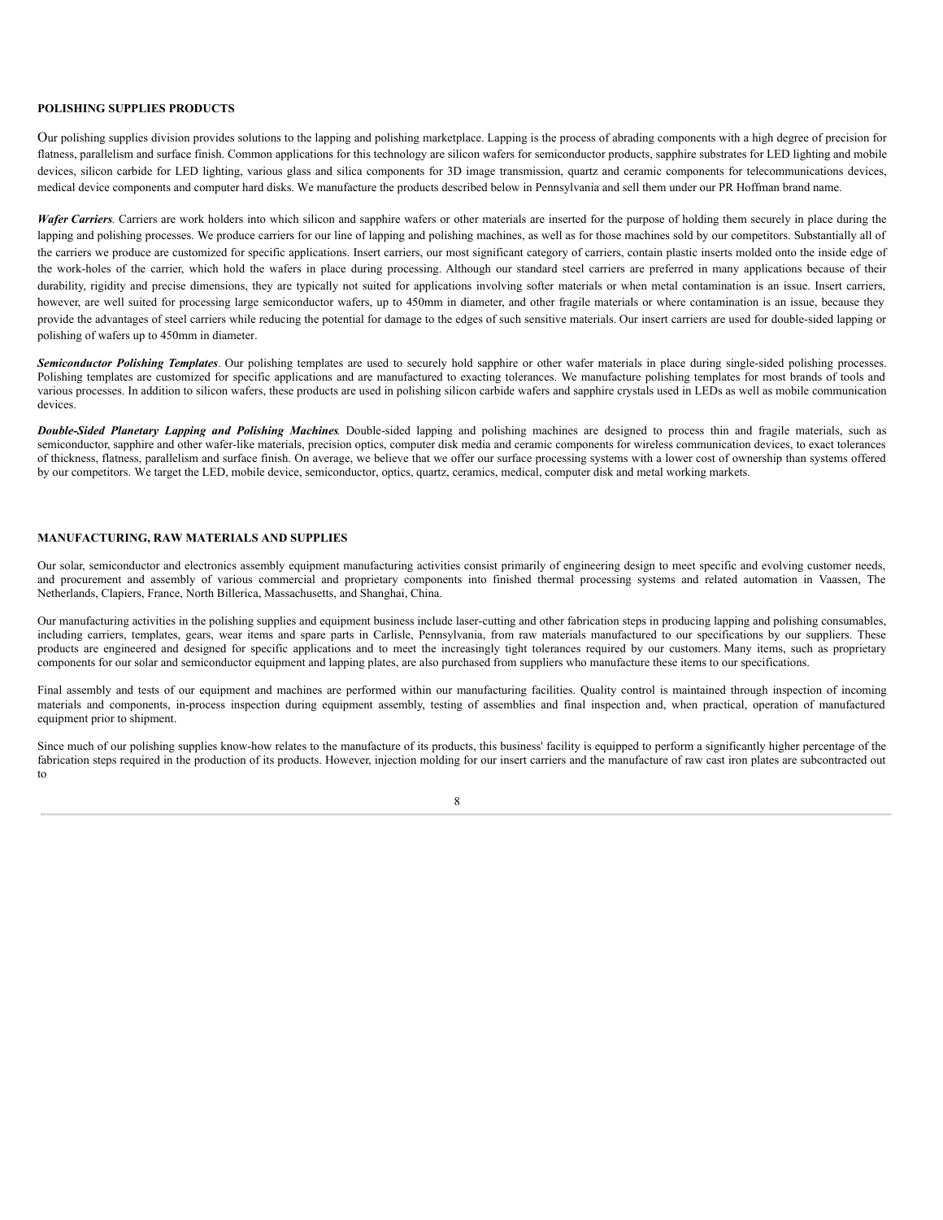**POLISHING SUPPLIES PRODUCTS**

Our polishing supplies division provides solutions to the lapping and polishing marketplace. Lapping is the process of abrading components with a high degree of precision for flatness, parallelism and surface finish. Common applications for this technology are silicon wafers for semiconductor products, sapphire substrates for LED lighting and mobile devices, silicon carbide for LED lighting, various glass and silica components for 3D image transmission, quartz and ceramic components for telecommunications devices, medical device components and computer hard disks. We manufacture the products described below in Pennsylvania and sell them under our PR Hoffman brand name.

***Wafer Carriers***. Carriers are work holders into which silicon and sapphire wafers or other materials are inserted for the purpose of holding them securely in place during the lapping and polishing processes. We produce carriers for our line of lapping and polishing machines, as well as for those machines sold by our competitors. Substantially all of the carriers we produce are customized for specific applications. Insert carriers, our most significant category of carriers, contain plastic inserts molded onto the inside edge of the work-holes of the carrier, which hold the wafers in place during processing. Although our standard steel carriers are preferred in many applications because of their durability, rigidity and precise dimensions, they are typically not suited for applications involving softer materials or when metal contamination is an issue. Insert carriers, however, are well suited for processing large semiconductor wafers, up to 450mm in diameter, and other fragile materials or where contamination is an issue, because they provide the advantages of steel carriers while reducing the potential for damage to the edges of such sensitive materials. Our insert carriers are used for double-sided lapping or polishing of wafers up to 450mm in diameter.

***Semiconductor Polishing Templates***. Our polishing templates are used to securely hold sapphire or other wafer materials in place during single-sided polishing processes. Polishing templates are customized for specific applications and are manufactured to exacting tolerances. We manufacture polishing templates for most brands of tools and various processes. In addition to silicon wafers, these products are used in polishing silicon carbide wafers and sapphire crystals used in LEDs as well as mobile communication devices.

***Double-Sided Planetary Lapping and Polishing Machines***. Double-sided lapping and polishing machines are designed to process thin and fragile materials, such as semiconductor, sapphire and other wafer-like materials, precision optics, computer disk media and ceramic components for wireless communication devices, to exact tolerances of thickness, flatness, parallelism and surface finish. On average, we believe that we offer our surface processing systems with a lower cost of ownership than systems offered by our competitors. We target the LED, mobile device, semiconductor, optics, quartz, ceramics, medical, computer disk and metal working markets.

**MANUFACTURING, RAW MATERIALS AND SUPPLIES**

Our solar, semiconductor and electronics assembly equipment manufacturing activities consist primarily of engineering design to meet specific and evolving customer needs, and procurement and assembly of various commercial and proprietary components into finished thermal processing systems and related automation in Vaassen, The Netherlands, Clapiers, France, North Billerica, Massachusetts, and Shanghai, China.

Our manufacturing activities in the polishing supplies and equipment business include laser-cutting and other fabrication steps in producing lapping and polishing consumables, including carriers, templates, gears, wear items and spare parts in Carlisle, Pennsylvania, from raw materials manufactured to our specifications by our suppliers. These products are engineered and designed for specific applications and to meet the increasingly tight tolerances required by our customers. Many items, such as proprietary components for our solar and semiconductor equipment and lapping plates, are also purchased from suppliers who manufacture these items to our specifications.

Final assembly and tests of our equipment and machines are performed within our manufacturing facilities. Quality control is maintained through inspection of incoming materials and components, in-process inspection during equipment assembly, testing of assemblies and final inspection and, when practical, operation of manufactured equipment prior to shipment.

Since much of our polishing supplies know-how relates to the manufacture of its products, this business' facility is equipped to perform a significantly higher percentage of the fabrication steps required in the production of its products. However, injection molding for our insert carriers and the manufacture of raw cast iron plates are subcontracted out to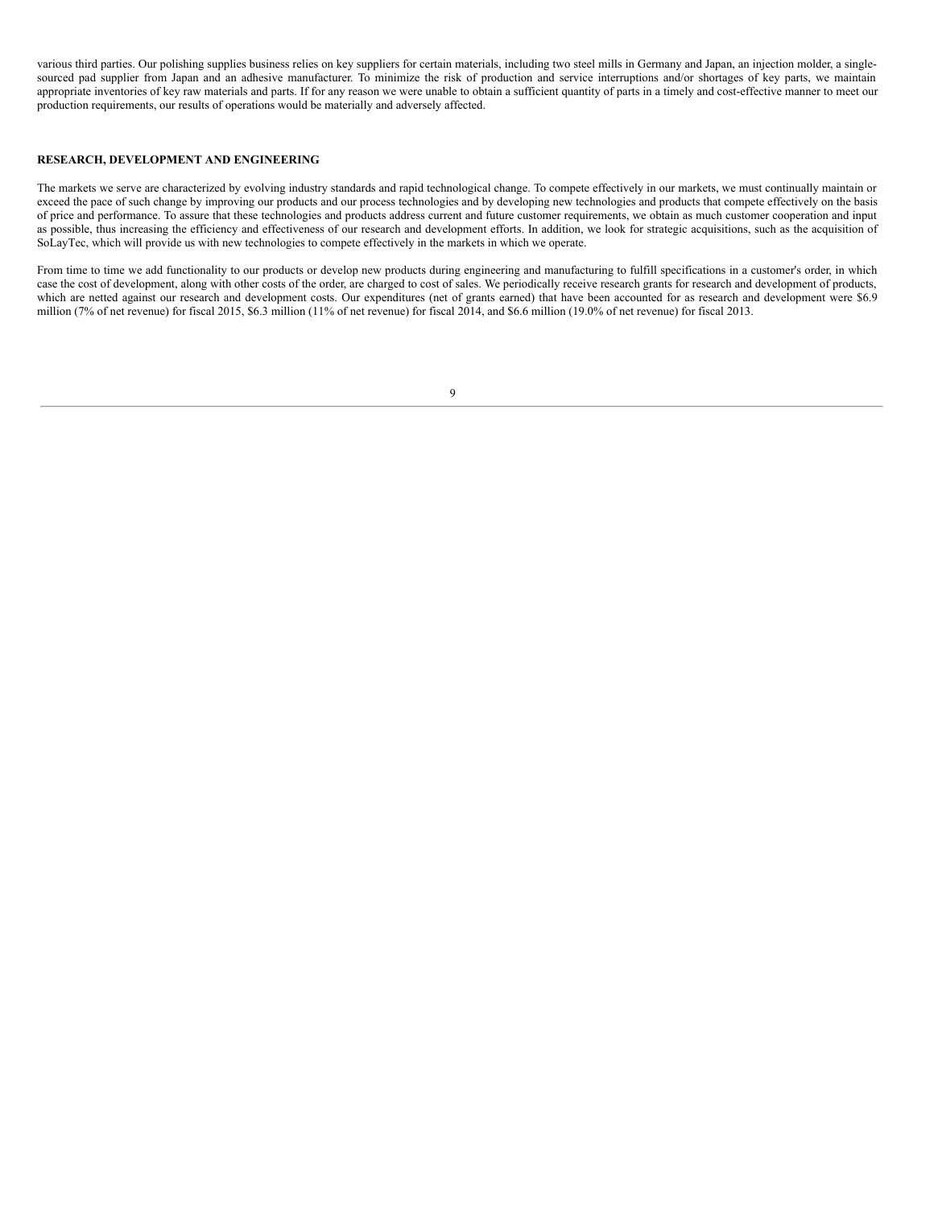various third parties. Our polishing supplies business relies on key suppliers for certain materials, including two steel mills in Germany and Japan, an injection molder, a single-sourced pad supplier from Japan and an adhesive manufacturer. To minimize the risk of production and service interruptions and/or shortages of key parts, we maintain appropriate inventories of key raw materials and parts. If for any reason we were unable to obtain a sufficient quantity of parts in a timely and cost-effective manner to meet our production requirements, our results of operations would be materially and adversely affected.

**RESEARCH, DEVELOPMENT AND ENGINEERING**

The markets we serve are characterized by evolving industry standards and rapid technological change. To compete effectively in our markets, we must continually maintain or exceed the pace of such change by improving our products and our process technologies and by developing new technologies and products that compete effectively on the basis of price and performance. To assure that these technologies and products address current and future customer requirements, we obtain as much customer cooperation and input as possible, thus increasing the efficiency and effectiveness of our research and development efforts. In addition, we look for strategic acquisitions, such as the acquisition of SoLayTec, which will provide us with new technologies to compete effectively in the markets in which we operate.

From time to time we add functionality to our products or develop new products during engineering and manufacturing to fulfill specifications in a customer's order, in which case the cost of development, along with other costs of the order, are charged to cost of sales. We periodically receive research grants for research and development of products, which are netted against our research and development costs. Our expenditures (net of grants earned) that have been accounted for as research and development were $6.9 million (7% of net revenue) for fiscal 2015, $6.3 million (11% of net revenue) for fiscal 2014, and $6.6 million (19.0% of net revenue) for fiscal 2013.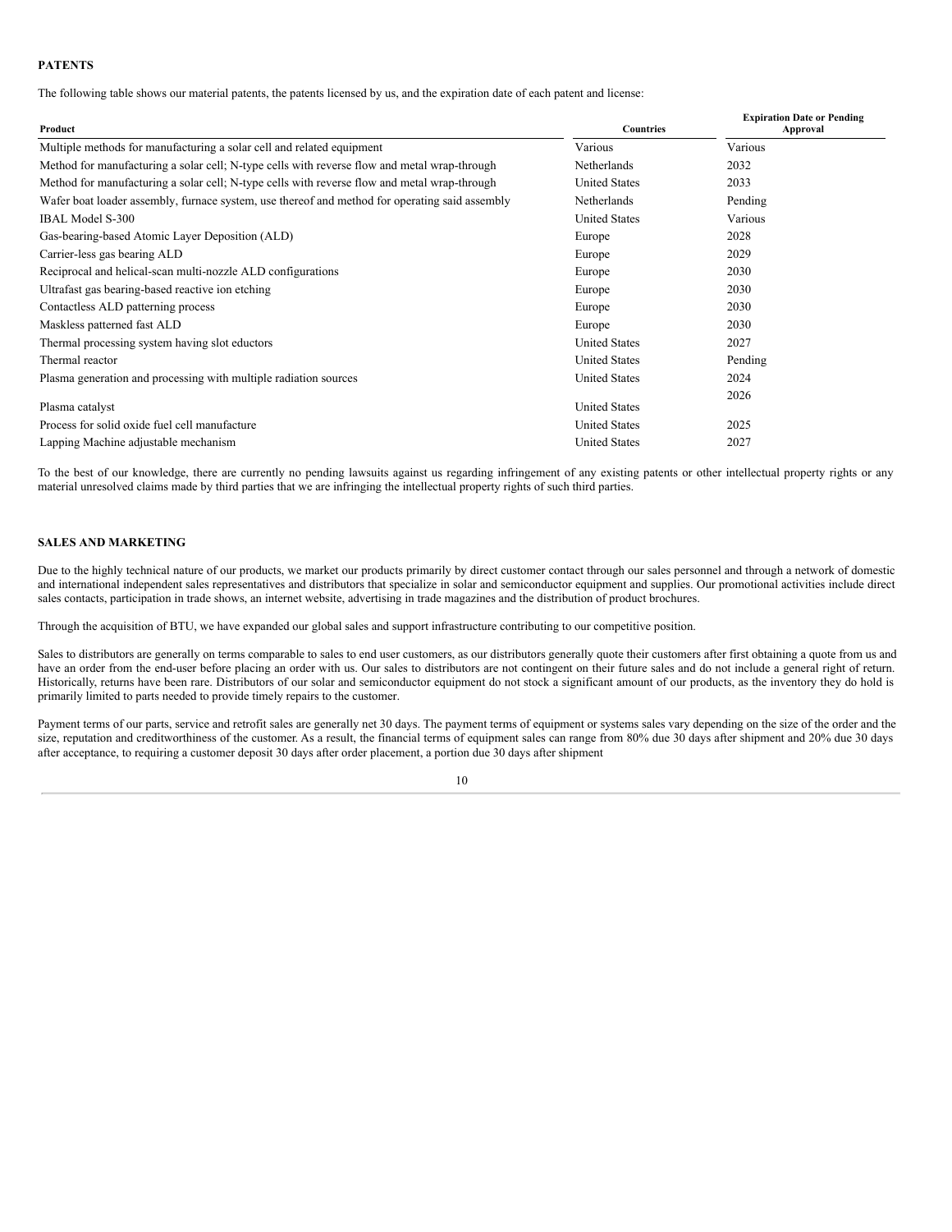**PATENTS**

The following table shows our material patents, the patents licensed by us, and the expiration date of each patent and license:

| Product | Countries | Expiration Date or Pending Approval |
|---|---|---|
| Multiple methods for manufacturing a solar cell and related equipment | Various | Various |
| Method for manufacturing a solar cell; N-type cells with reverse flow and metal wrap-through | Netherlands | 2032 |
| Method for manufacturing a solar cell; N-type cells with reverse flow and metal wrap-through | United States | 2033 |
| Wafer boat loader assembly, furnace system, use thereof and method for operating said assembly | Netherlands | Pending |
| IBAL Model S-300 | United States | Various |
| Gas-bearing-based Atomic Layer Deposition (ALD) | Europe | 2028 |
| Carrier-less gas bearing ALD | Europe | 2029 |
| Reciprocal and helical-scan multi-nozzle ALD configurations | Europe | 2030 |
| Ultrafast gas bearing-based reactive ion etching | Europe | 2030 |
| Contactless ALD patterning process | Europe | 2030 |
| Maskless patterned fast ALD | Europe | 2030 |
| Thermal processing system having slot eductors | United States | 2027 |
| Thermal reactor | United States | Pending |
| Plasma generation and processing with multiple radiation sources | United States | 2024 |
| Plasma catalyst | United States | 2026 |
| Process for solid oxide fuel cell manufacture | United States | 2025 |
| Lapping Machine adjustable mechanism | United States | 2027 |

To the best of our knowledge, there are currently no pending lawsuits against us regarding infringement of any existing patents or other intellectual property rights or any material unresolved claims made by third parties that we are infringing the intellectual property rights of such third parties.

**SALES AND MARKETING**

Due to the highly technical nature of our products, we market our products primarily by direct customer contact through our sales personnel and through a network of domestic and international independent sales representatives and distributors that specialize in solar and semiconductor equipment and supplies. Our promotional activities include direct sales contacts, participation in trade shows, an internet website, advertising in trade magazines and the distribution of product brochures.

Through the acquisition of BTU, we have expanded our global sales and support infrastructure contributing to our competitive position.

Sales to distributors are generally on terms comparable to sales to end user customers, as our distributors generally quote their customers after first obtaining a quote from us and have an order from the end-user before placing an order with us. Our sales to distributors are not contingent on their future sales and do not include a general right of return. Historically, returns have been rare. Distributors of our solar and semiconductor equipment do not stock a significant amount of our products, as the inventory they do hold is primarily limited to parts needed to provide timely repairs to the customer.

Payment terms of our parts, service and retrofit sales are generally net 30 days. The payment terms of equipment or systems sales vary depending on the size of the order and the size, reputation and creditworthiness of the customer. As a result, the financial terms of equipment sales can range from 80% due 30 days after shipment and 20% due 30 days after acceptance, to requiring a customer deposit 30 days after order placement, a portion due 30 days after shipment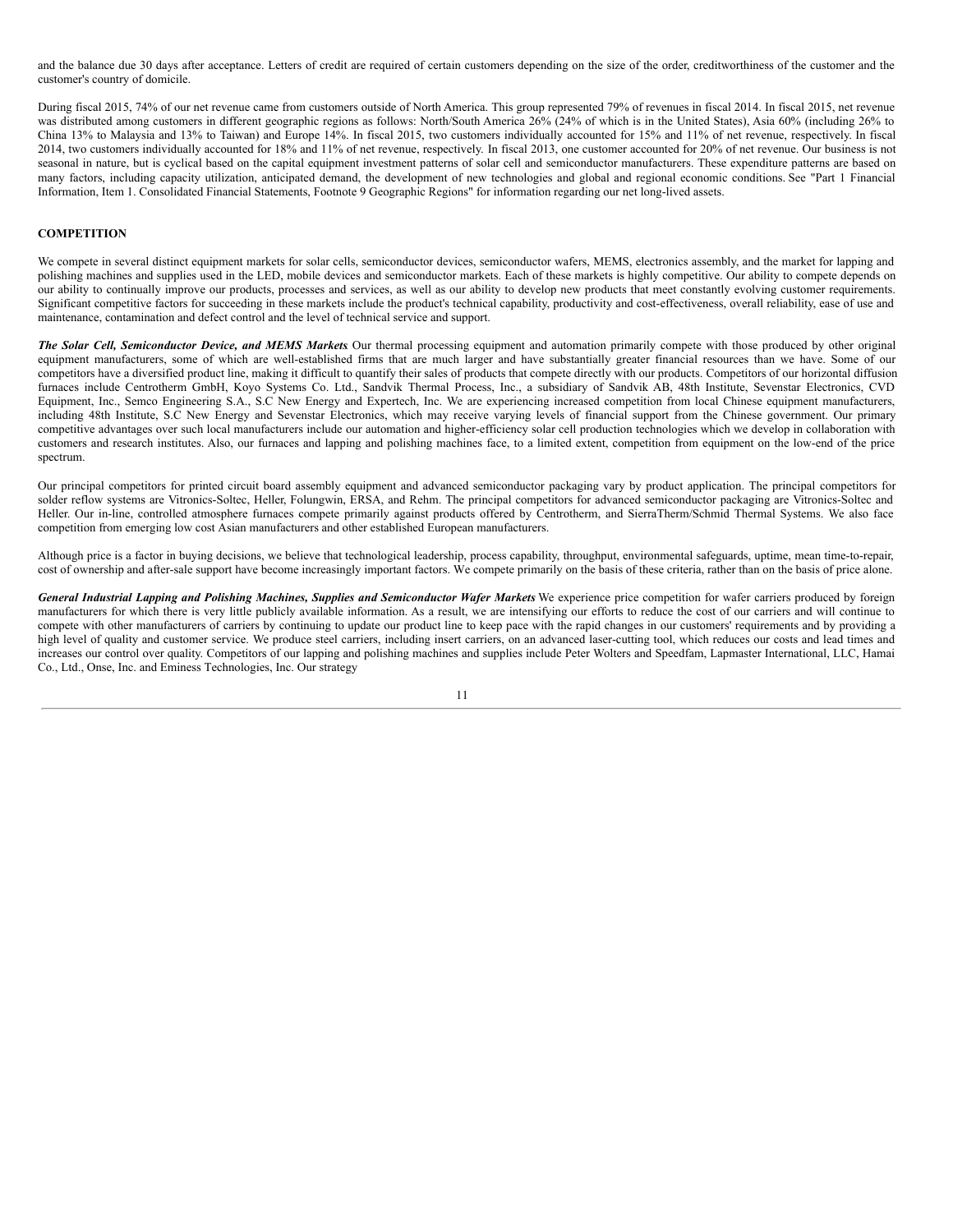and the balance due 30 days after acceptance. Letters of credit are required of certain customers depending on the size of the order, creditworthiness of the customer and the customer's country of domicile.

During fiscal 2015, 74% of our net revenue came from customers outside of North America. This group represented 79% of revenues in fiscal 2014. In fiscal 2015, net revenue was distributed among customers in different geographic regions as follows: North/South America 26% (24% of which is in the United States), Asia 60% (including 26% to China 13% to Malaysia and 13% to Taiwan) and Europe 14%. In fiscal 2015, two customers individually accounted for 15% and 11% of net revenue, respectively. In fiscal 2014, two customers individually accounted for 18% and 11% of net revenue, respectively. In fiscal 2013, one customer accounted for 20% of net revenue. Our business is not seasonal in nature, but is cyclical based on the capital equipment investment patterns of solar cell and semiconductor manufacturers. These expenditure patterns are based on many factors, including capacity utilization, anticipated demand, the development of new technologies and global and regional economic conditions. See "Part 1 Financial Information, Item 1. Consolidated Financial Statements, Footnote 9 Geographic Regions" for information regarding our net long-lived assets.

**COMPETITION**

We compete in several distinct equipment markets for solar cells, semiconductor devices, semiconductor wafers, MEMS, electronics assembly, and the market for lapping and polishing machines and supplies used in the LED, mobile devices and semiconductor markets. Each of these markets is highly competitive. Our ability to compete depends on our ability to continually improve our products, processes and services, as well as our ability to develop new products that meet constantly evolving customer requirements. Significant competitive factors for succeeding in these markets include the product's technical capability, productivity and cost-effectiveness, overall reliability, ease of use and maintenance, contamination and defect control and the level of technical service and support.

***The Solar Cell, Semiconductor Device, and MEMS Markets*** Our thermal processing equipment and automation primarily compete with those produced by other original equipment manufacturers, some of which are well-established firms that are much larger and have substantially greater financial resources than we have. Some of our competitors have a diversified product line, making it difficult to quantify their sales of products that compete directly with our products. Competitors of our horizontal diffusion furnaces include Centrotherm GmbH, Koyo Systems Co. Ltd., Sandvik Thermal Process, Inc., a subsidiary of Sandvik AB, 48th Institute, Sevenstar Electronics, CVD Equipment, Inc., Semco Engineering S.A., S.C New Energy and Expertech, Inc. We are experiencing increased competition from local Chinese equipment manufacturers, including 48th Institute, S.C New Energy and Sevenstar Electronics, which may receive varying levels of financial support from the Chinese government. Our primary competitive advantages over such local manufacturers include our automation and higher-efficiency solar cell production technologies which we develop in collaboration with customers and research institutes. Also, our furnaces and lapping and polishing machines face, to a limited extent, competition from equipment on the low-end of the price spectrum.

Our principal competitors for printed circuit board assembly equipment and advanced semiconductor packaging vary by product application. The principal competitors for solder reflow systems are Vitronics-Soltec, Heller, Folungwin, ERSA, and Rehm. The principal competitors for advanced semiconductor packaging are Vitronics-Soltec and Heller. Our in-line, controlled atmosphere furnaces compete primarily against products offered by Centrotherm, and SierraTherm/Schmid Thermal Systems. We also face competition from emerging low cost Asian manufacturers and other established European manufacturers.

Although price is a factor in buying decisions, we believe that technological leadership, process capability, throughput, environmental safeguards, uptime, mean time-to-repair, cost of ownership and after-sale support have become increasingly important factors. We compete primarily on the basis of these criteria, rather than on the basis of price alone.

***General Industrial Lapping and Polishing Machines, Supplies and Semiconductor Wafer Markets*** We experience price competition for wafer carriers produced by foreign manufacturers for which there is very little publicly available information. As a result, we are intensifying our efforts to reduce the cost of our carriers and will continue to compete with other manufacturers of carriers by continuing to update our product line to keep pace with the rapid changes in our customers' requirements and by providing a high level of quality and customer service. We produce steel carriers, including insert carriers, on an advanced laser-cutting tool, which reduces our costs and lead times and increases our control over quality. Competitors of our lapping and polishing machines and supplies include Peter Wolters and Speedfam, Lapmaster International, LLC, Hamai Co., Ltd., Onse, Inc. and Eminess Technologies, Inc. Our strategy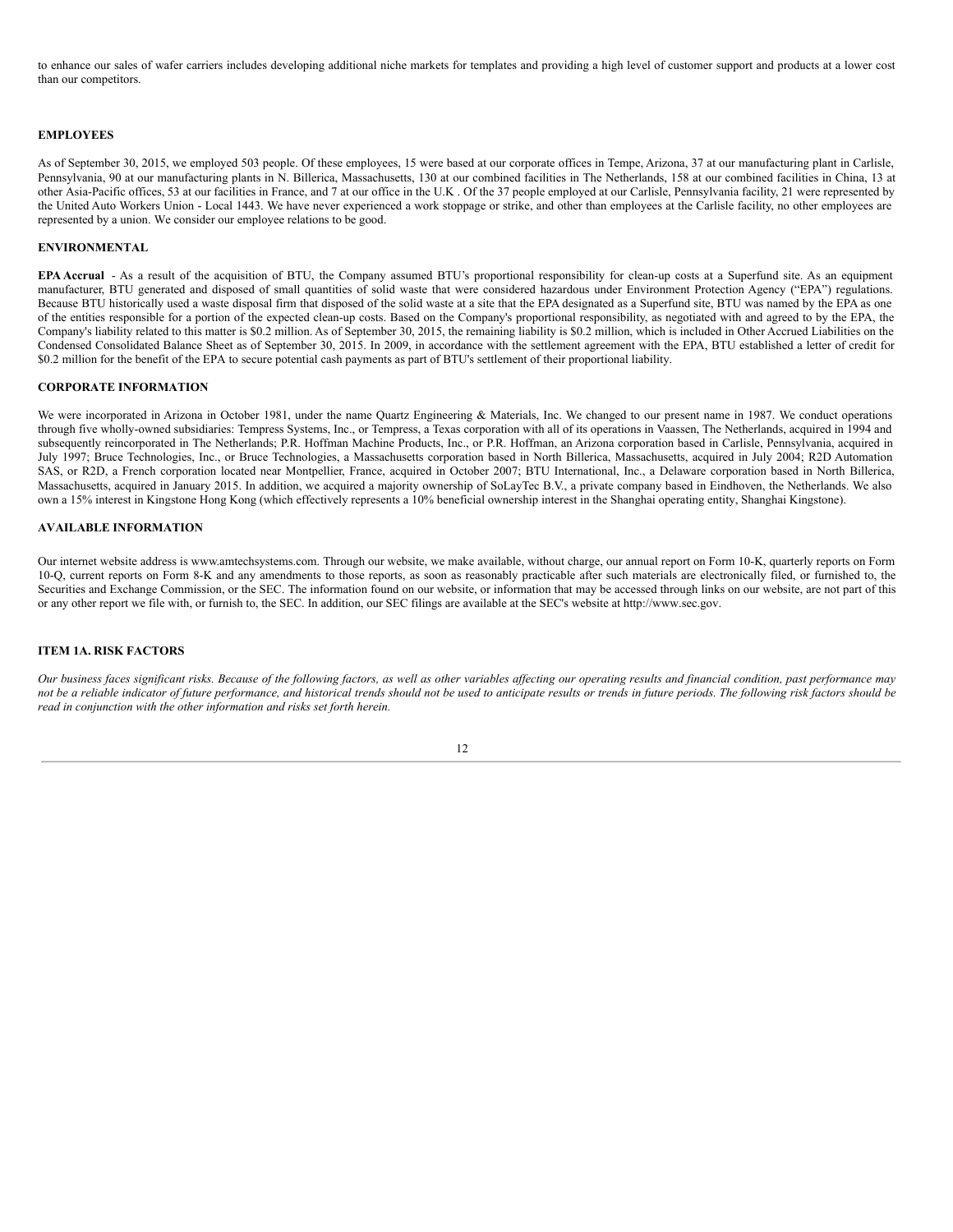to enhance our sales of wafer carriers includes developing additional niche markets for templates and providing a high level of customer support and products at a lower cost than our competitors.

## EMPLOYEES

As of September 30, 2015, we employed 503 people. Of these employees, 15 were based at our corporate offices in Tempe, Arizona, 37 at our manufacturing plant in Carlisle, Pennsylvania, 90 at our manufacturing plants in N. Billerica, Massachusetts, 130 at our combined facilities in The Netherlands, 158 at our combined facilities in China, 13 at other Asia-Pacific offices, 53 at our facilities in France, and 7 at our office in the U.K . Of the 37 people employed at our Carlisle, Pennsylvania facility, 21 were represented by the United Auto Workers Union - Local 1443. We have never experienced a work stoppage or strike, and other than employees at the Carlisle facility, no other employees are represented by a union. We consider our employee relations to be good.

## ENVIRONMENTAL

**EPA Accrual** - As a result of the acquisition of BTU, the Company assumed BTU's proportional responsibility for clean-up costs at a Superfund site. As an equipment manufacturer, BTU generated and disposed of small quantities of solid waste that were considered hazardous under Environment Protection Agency ("EPA") regulations. Because BTU historically used a waste disposal firm that disposed of the solid waste at a site that the EPA designated as a Superfund site, BTU was named by the EPA as one of the entities responsible for a portion of the expected clean-up costs. Based on the Company's proportional responsibility, as negotiated with and agreed to by the EPA, the Company's liability related to this matter is \$0.2 million. As of September 30, 2015, the remaining liability is \$0.2 million, which is included in Other Accrued Liabilities on the Condensed Consolidated Balance Sheet as of September 30, 2015. In 2009, in accordance with the settlement agreement with the EPA, BTU established a letter of credit for \$0.2 million for the benefit of the EPA to secure potential cash payments as part of BTU's settlement of their proportional liability.

## CORPORATE INFORMATION

We were incorporated in Arizona in October 1981, under the name Quartz Engineering & Materials, Inc. We changed to our present name in 1987. We conduct operations through five wholly-owned subsidiaries: Tempress Systems, Inc., or Tempress, a Texas corporation with all of its operations in Vaassen, The Netherlands, acquired in 1994 and subsequently reincorporated in The Netherlands; P.R. Hoffman Machine Products, Inc., or P.R. Hoffman, an Arizona corporation based in Carlisle, Pennsylvania, acquired in July 1997; Bruce Technologies, Inc., or Bruce Technologies, a Massachusetts corporation based in North Billerica, Massachusetts, acquired in July 2004; R2D Automation SAS, or R2D, a French corporation located near Montpellier, France, acquired in October 2007; BTU International, Inc., a Delaware corporation based in North Billerica, Massachusetts, acquired in January 2015. In addition, we acquired a majority ownership of SoLayTec B.V., a private company based in Eindhoven, the Netherlands. We also own a 15% interest in Kingstone Hong Kong (which effectively represents a 10% beneficial ownership interest in the Shanghai operating entity, Shanghai Kingstone).

## AVAILABLE INFORMATION

Our internet website address is www.amtechsystems.com. Through our website, we make available, without charge, our annual report on Form 10-K, quarterly reports on Form 10-Q, current reports on Form 8-K and any amendments to those reports, as soon as reasonably practicable after such materials are electronically filed, or furnished to, the Securities and Exchange Commission, or the SEC. The information found on our website, or information that may be accessed through links on our website, are not part of this or any other report we file with, or furnish to, the SEC. In addition, our SEC filings are available at the SEC's website at http://www.sec.gov.

## ITEM 1A. RISK FACTORS

*Our business faces significant risks. Because of the following factors, as well as other variables affecting our operating results and financial condition, past performance may not be a reliable indicator of future performance, and historical trends should not be used to anticipate results or trends in future periods. The following risk factors should be read in conjunction with the other information and risks set forth herein.*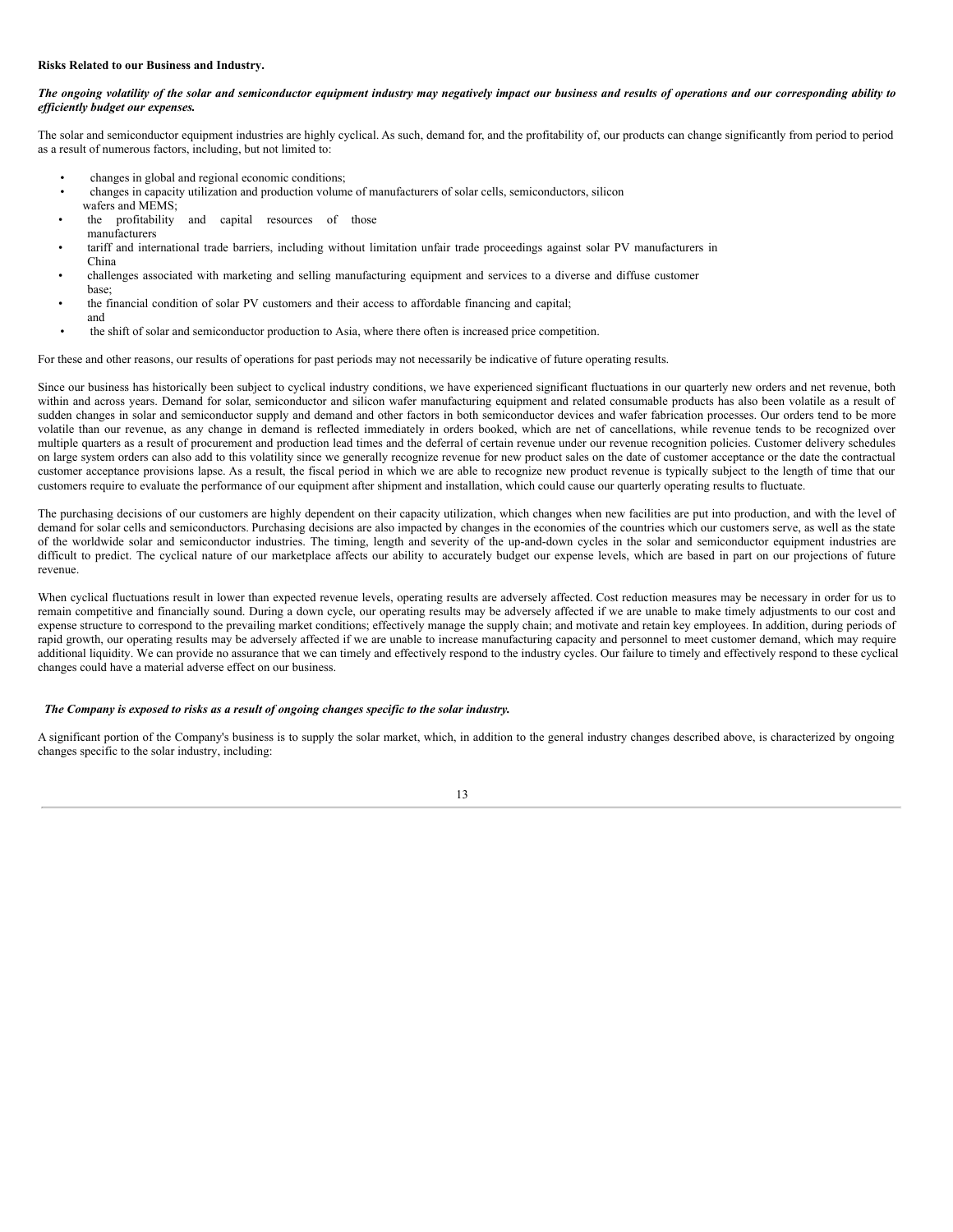**Risks Related to our Business and Industry.**

***The ongoing volatility of the solar and semiconductor equipment industry may negatively impact our business and results of operations and our corresponding ability to efficiently budget our expenses.***

The solar and semiconductor equipment industries are highly cyclical. As such, demand for, and the profitability of, our products can change significantly from period to period as a result of numerous factors, including, but not limited to:

- changes in global and regional economic conditions;
- changes in capacity utilization and production volume of manufacturers of solar cells, semiconductors, silicon wafers and MEMS;
- the profitability and capital resources of those manufacturers
- tariff and international trade barriers, including without limitation unfair trade proceedings against solar PV manufacturers in China
- challenges associated with marketing and selling manufacturing equipment and services to a diverse and diffuse customer base;
- the financial condition of solar PV customers and their access to affordable financing and capital; and
- the shift of solar and semiconductor production to Asia, where there often is increased price competition.

For these and other reasons, our results of operations for past periods may not necessarily be indicative of future operating results.

Since our business has historically been subject to cyclical industry conditions, we have experienced significant fluctuations in our quarterly new orders and net revenue, both within and across years. Demand for solar, semiconductor and silicon wafer manufacturing equipment and related consumable products has also been volatile as a result of sudden changes in solar and semiconductor supply and demand and other factors in both semiconductor devices and wafer fabrication processes. Our orders tend to be more volatile than our revenue, as any change in demand is reflected immediately in orders booked, which are net of cancellations, while revenue tends to be recognized over multiple quarters as a result of procurement and production lead times and the deferral of certain revenue under our revenue recognition policies. Customer delivery schedules on large system orders can also add to this volatility since we generally recognize revenue for new product sales on the date of customer acceptance or the date the contractual customer acceptance provisions lapse. As a result, the fiscal period in which we are able to recognize new product revenue is typically subject to the length of time that our customers require to evaluate the performance of our equipment after shipment and installation, which could cause our quarterly operating results to fluctuate.

The purchasing decisions of our customers are highly dependent on their capacity utilization, which changes when new facilities are put into production, and with the level of demand for solar cells and semiconductors. Purchasing decisions are also impacted by changes in the economies of the countries which our customers serve, as well as the state of the worldwide solar and semiconductor industries. The timing, length and severity of the up-and-down cycles in the solar and semiconductor equipment industries are difficult to predict. The cyclical nature of our marketplace affects our ability to accurately budget our expense levels, which are based in part on our projections of future revenue.

When cyclical fluctuations result in lower than expected revenue levels, operating results are adversely affected. Cost reduction measures may be necessary in order for us to remain competitive and financially sound. During a down cycle, our operating results may be adversely affected if we are unable to make timely adjustments to our cost and expense structure to correspond to the prevailing market conditions; effectively manage the supply chain; and motivate and retain key employees. In addition, during periods of rapid growth, our operating results may be adversely affected if we are unable to increase manufacturing capacity and personnel to meet customer demand, which may require additional liquidity. We can provide no assurance that we can timely and effectively respond to the industry cycles. Our failure to timely and effectively respond to these cyclical changes could have a material adverse effect on our business.

***The Company is exposed to risks as a result of ongoing changes specific to the solar industry.***

A significant portion of the Company's business is to supply the solar market, which, in addition to the general industry changes described above, is characterized by ongoing changes specific to the solar industry, including: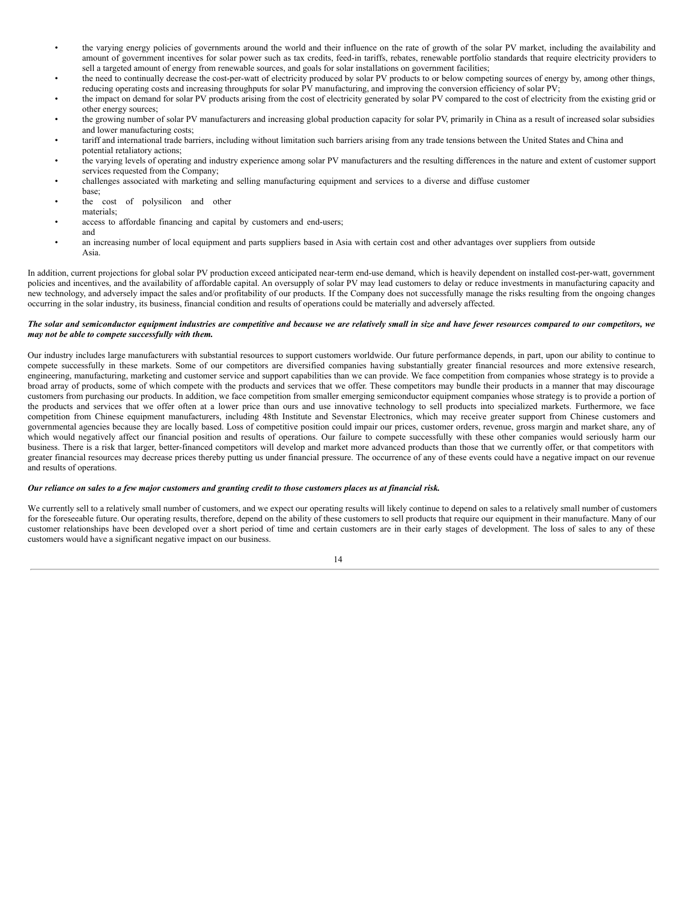- the varying energy policies of governments around the world and their influence on the rate of growth of the solar PV market, including the availability and amount of government incentives for solar power such as tax credits, feed-in tariffs, rebates, renewable portfolio standards that require electricity providers to sell a targeted amount of energy from renewable sources, and goals for solar installations on government facilities;
- the need to continually decrease the cost-per-watt of electricity produced by solar PV products to or below competing sources of energy by, among other things, reducing operating costs and increasing throughputs for solar PV manufacturing, and improving the conversion efficiency of solar PV;
- the impact on demand for solar PV products arising from the cost of electricity generated by solar PV compared to the cost of electricity from the existing grid or other energy sources;
- the growing number of solar PV manufacturers and increasing global production capacity for solar PV, primarily in China as a result of increased solar subsidies and lower manufacturing costs;
- tariff and international trade barriers, including without limitation such barriers arising from any trade tensions between the United States and China and potential retaliatory actions;
- the varying levels of operating and industry experience among solar PV manufacturers and the resulting differences in the nature and extent of customer support services requested from the Company;
- challenges associated with marketing and selling manufacturing equipment and services to a diverse and diffuse customer base;
- the cost of polysilicon and other materials;
- access to affordable financing and capital by customers and end-users; and
- an increasing number of local equipment and parts suppliers based in Asia with certain cost and other advantages over suppliers from outside Asia.

In addition, current projections for global solar PV production exceed anticipated near-term end-use demand, which is heavily dependent on installed cost-per-watt, government policies and incentives, and the availability of affordable capital. An oversupply of solar PV may lead customers to delay or reduce investments in manufacturing capacity and new technology, and adversely impact the sales and/or profitability of our products. If the Company does not successfully manage the risks resulting from the ongoing changes occurring in the solar industry, its business, financial condition and results of operations could be materially and adversely affected.

***The solar and semiconductor equipment industries are competitive and because we are relatively small in size and have fewer resources compared to our competitors, we may not be able to compete successfully with them.***

Our industry includes large manufacturers with substantial resources to support customers worldwide. Our future performance depends, in part, upon our ability to continue to compete successfully in these markets. Some of our competitors are diversified companies having substantially greater financial resources and more extensive research, engineering, manufacturing, marketing and customer service and support capabilities than we can provide. We face competition from companies whose strategy is to provide a broad array of products, some of which compete with the products and services that we offer. These competitors may bundle their products in a manner that may discourage customers from purchasing our products. In addition, we face competition from smaller emerging semiconductor equipment companies whose strategy is to provide a portion of the products and services that we offer often at a lower price than ours and use innovative technology to sell products into specialized markets. Furthermore, we face competition from Chinese equipment manufacturers, including 48th Institute and Sevenstar Electronics, which may receive greater support from Chinese customers and governmental agencies because they are locally based. Loss of competitive position could impair our prices, customer orders, revenue, gross margin and market share, any of which would negatively affect our financial position and results of operations. Our failure to compete successfully with these other companies would seriously harm our business. There is a risk that larger, better-financed competitors will develop and market more advanced products than those that we currently offer, or that competitors with greater financial resources may decrease prices thereby putting us under financial pressure. The occurrence of any of these events could have a negative impact on our revenue and results of operations.

***Our reliance on sales to a few major customers and granting credit to those customers places us at financial risk.***

We currently sell to a relatively small number of customers, and we expect our operating results will likely continue to depend on sales to a relatively small number of customers for the foreseeable future. Our operating results, therefore, depend on the ability of these customers to sell products that require our equipment in their manufacture. Many of our customer relationships have been developed over a short period of time and certain customers are in their early stages of development. The loss of sales to any of these customers would have a significant negative impact on our business.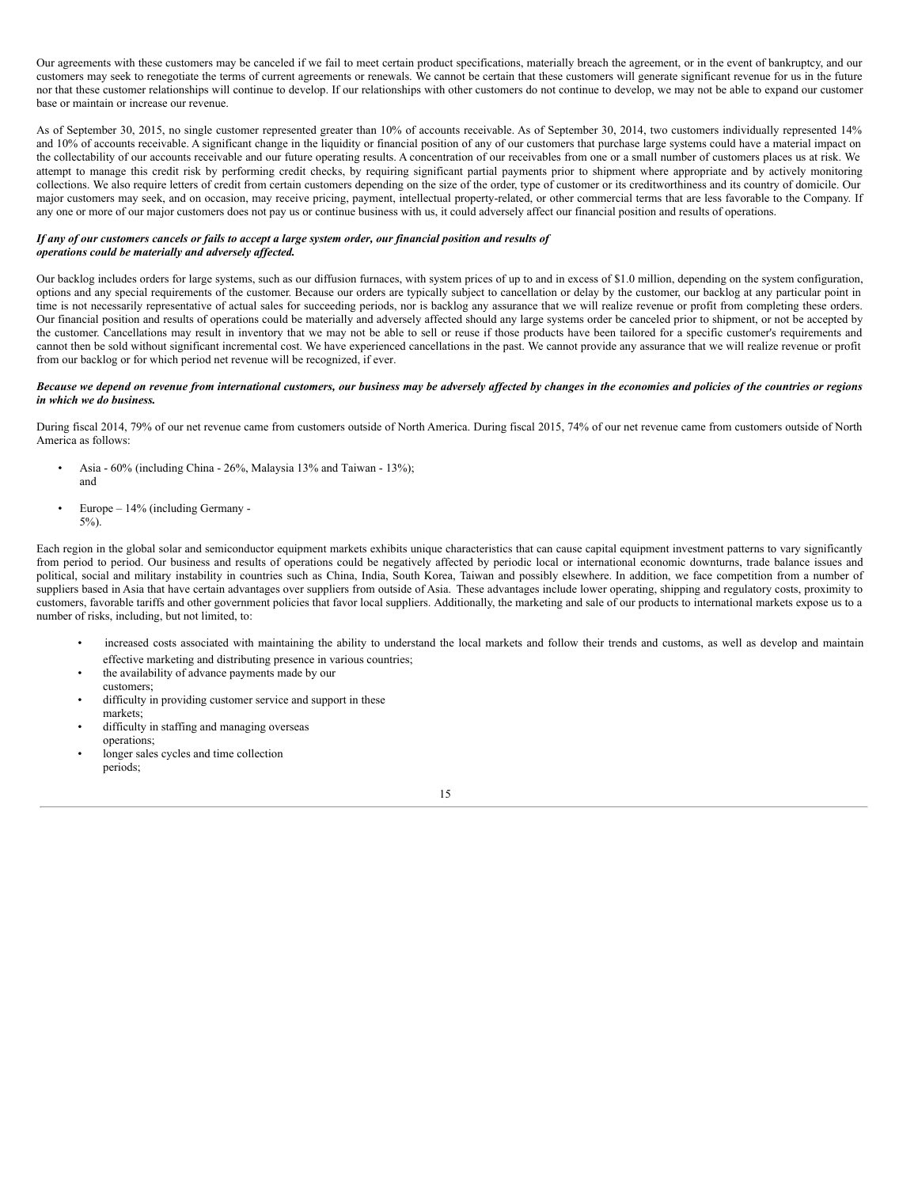Our agreements with these customers may be canceled if we fail to meet certain product specifications, materially breach the agreement, or in the event of bankruptcy, and our customers may seek to renegotiate the terms of current agreements or renewals. We cannot be certain that these customers will generate significant revenue for us in the future nor that these customer relationships will continue to develop. If our relationships with other customers do not continue to develop, we may not be able to expand our customer base or maintain or increase our revenue.

As of September 30, 2015, no single customer represented greater than 10% of accounts receivable. As of September 30, 2014, two customers individually represented 14% and 10% of accounts receivable. A significant change in the liquidity or financial position of any of our customers that purchase large systems could have a material impact on the collectability of our accounts receivable and our future operating results. A concentration of our receivables from one or a small number of customers places us at risk. We attempt to manage this credit risk by performing credit checks, by requiring significant partial payments prior to shipment where appropriate and by actively monitoring collections. We also require letters of credit from certain customers depending on the size of the order, type of customer or its creditworthiness and its country of domicile. Our major customers may seek, and on occasion, may receive pricing, payment, intellectual property-related, or other commercial terms that are less favorable to the Company. If any one or more of our major customers does not pay us or continue business with us, it could adversely affect our financial position and results of operations.

***If any of our customers cancels or fails to accept a large system order, our financial position and results of operations could be materially and adversely affected.***

Our backlog includes orders for large systems, such as our diffusion furnaces, with system prices of up to and in excess of $1.0 million, depending on the system configuration, options and any special requirements of the customer. Because our orders are typically subject to cancellation or delay by the customer, our backlog at any particular point in time is not necessarily representative of actual sales for succeeding periods, nor is backlog any assurance that we will realize revenue or profit from completing these orders. Our financial position and results of operations could be materially and adversely affected should any large systems order be canceled prior to shipment, or not be accepted by the customer. Cancellations may result in inventory that we may not be able to sell or reuse if those products have been tailored for a specific customer's requirements and cannot then be sold without significant incremental cost. We have experienced cancellations in the past. We cannot provide any assurance that we will realize revenue or profit from our backlog or for which period net revenue will be recognized, if ever.

***Because we depend on revenue from international customers, our business may be adversely affected by changes in the economies and policies of the countries or regions in which we do business.***

During fiscal 2014, 79% of our net revenue came from customers outside of North America. During fiscal 2015, 74% of our net revenue came from customers outside of North America as follows:

- Asia - 60% (including China - 26%, Malaysia 13% and Taiwan - 13%); and
- Europe – 14% (including Germany - 5%).

Each region in the global solar and semiconductor equipment markets exhibits unique characteristics that can cause capital equipment investment patterns to vary significantly from period to period. Our business and results of operations could be negatively affected by periodic local or international economic downturns, trade balance issues and political, social and military instability in countries such as China, India, South Korea, Taiwan and possibly elsewhere. In addition, we face competition from a number of suppliers based in Asia that have certain advantages over suppliers from outside of Asia. These advantages include lower operating, shipping and regulatory costs, proximity to customers, favorable tariffs and other government policies that favor local suppliers. Additionally, the marketing and sale of our products to international markets expose us to a number of risks, including, but not limited, to:

- increased costs associated with maintaining the ability to understand the local markets and follow their trends and customs, as well as develop and maintain effective marketing and distributing presence in various countries;
- the availability of advance payments made by our customers;
- difficulty in providing customer service and support in these markets;
- difficulty in staffing and managing overseas operations;
- longer sales cycles and time collection periods;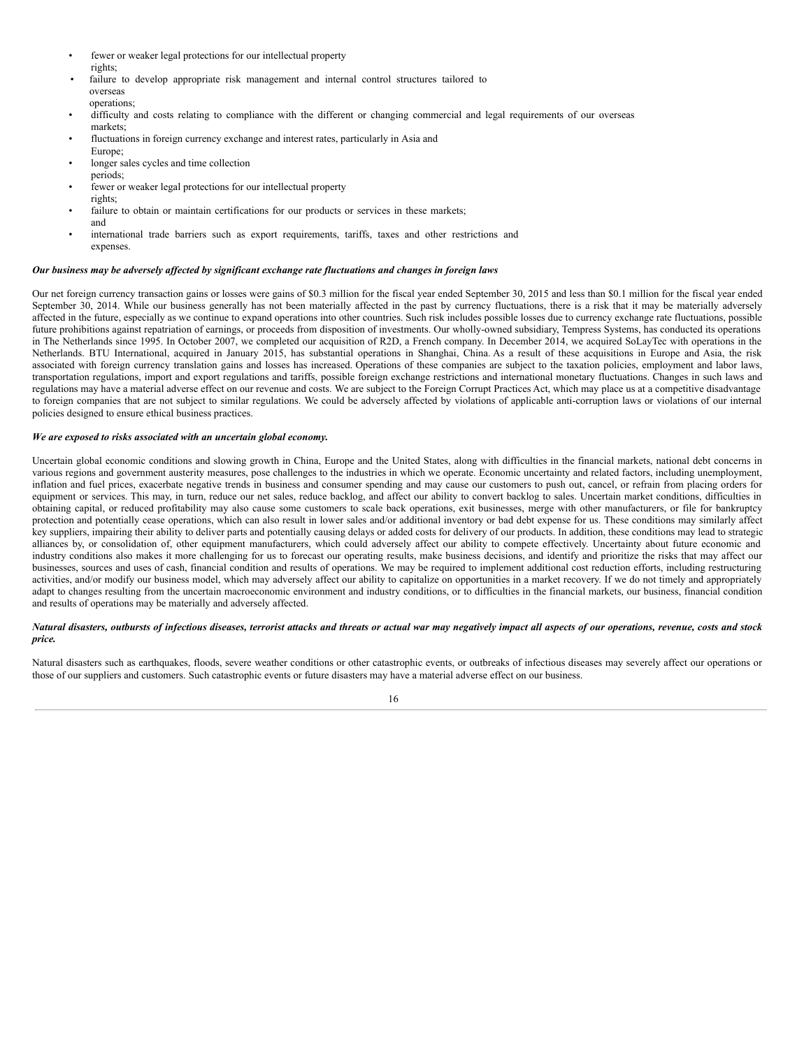- fewer or weaker legal protections for our intellectual property rights;
- failure to develop appropriate risk management and internal control structures tailored to overseas operations;
- difficulty and costs relating to compliance with the different or changing commercial and legal requirements of our overseas markets;
- fluctuations in foreign currency exchange and interest rates, particularly in Asia and Europe;
- longer sales cycles and time collection periods;
- fewer or weaker legal protections for our intellectual property rights;
- failure to obtain or maintain certifications for our products or services in these markets; and
- international trade barriers such as export requirements, tariffs, taxes and other restrictions and expenses.

***Our business may be adversely affected by significant exchange rate fluctuations and changes in foreign laws***

Our net foreign currency transaction gains or losses were gains of $0.3 million for the fiscal year ended September 30, 2015 and less than $0.1 million for the fiscal year ended September 30, 2014. While our business generally has not been materially affected in the past by currency fluctuations, there is a risk that it may be materially adversely affected in the future, especially as we continue to expand operations into other countries. Such risk includes possible losses due to currency exchange rate fluctuations, possible future prohibitions against repatriation of earnings, or proceeds from disposition of investments. Our wholly-owned subsidiary, Tempress Systems, has conducted its operations in The Netherlands since 1995. In October 2007, we completed our acquisition of R2D, a French company. In December 2014, we acquired SoLayTec with operations in the Netherlands. BTU International, acquired in January 2015, has substantial operations in Shanghai, China. As a result of these acquisitions in Europe and Asia, the risk associated with foreign currency translation gains and losses has increased. Operations of these companies are subject to the taxation policies, employment and labor laws, transportation regulations, import and export regulations and tariffs, possible foreign exchange restrictions and international monetary fluctuations. Changes in such laws and regulations may have a material adverse effect on our revenue and costs. We are subject to the Foreign Corrupt Practices Act, which may place us at a competitive disadvantage to foreign companies that are not subject to similar regulations. We could be adversely affected by violations of applicable anti-corruption laws or violations of our internal policies designed to ensure ethical business practices.

***We are exposed to risks associated with an uncertain global economy.***

Uncertain global economic conditions and slowing growth in China, Europe and the United States, along with difficulties in the financial markets, national debt concerns in various regions and government austerity measures, pose challenges to the industries in which we operate. Economic uncertainty and related factors, including unemployment, inflation and fuel prices, exacerbate negative trends in business and consumer spending and may cause our customers to push out, cancel, or refrain from placing orders for equipment or services. This may, in turn, reduce our net sales, reduce backlog, and affect our ability to convert backlog to sales. Uncertain market conditions, difficulties in obtaining capital, or reduced profitability may also cause some customers to scale back operations, exit businesses, merge with other manufacturers, or file for bankruptcy protection and potentially cease operations, which can also result in lower sales and/or additional inventory or bad debt expense for us. These conditions may similarly affect key suppliers, impairing their ability to deliver parts and potentially causing delays or added costs for delivery of our products. In addition, these conditions may lead to strategic alliances by, or consolidation of, other equipment manufacturers, which could adversely affect our ability to compete effectively. Uncertainty about future economic and industry conditions also makes it more challenging for us to forecast our operating results, make business decisions, and identify and prioritize the risks that may affect our businesses, sources and uses of cash, financial condition and results of operations. We may be required to implement additional cost reduction efforts, including restructuring activities, and/or modify our business model, which may adversely affect our ability to capitalize on opportunities in a market recovery. If we do not timely and appropriately adapt to changes resulting from the uncertain macroeconomic environment and industry conditions, or to difficulties in the financial markets, our business, financial condition and results of operations may be materially and adversely affected.

***Natural disasters, outbursts of infectious diseases, terrorist attacks and threats or actual war may negatively impact all aspects of our operations, revenue, costs and stock price.***

Natural disasters such as earthquakes, floods, severe weather conditions or other catastrophic events, or outbreaks of infectious diseases may severely affect our operations or those of our suppliers and customers. Such catastrophic events or future disasters may have a material adverse effect on our business.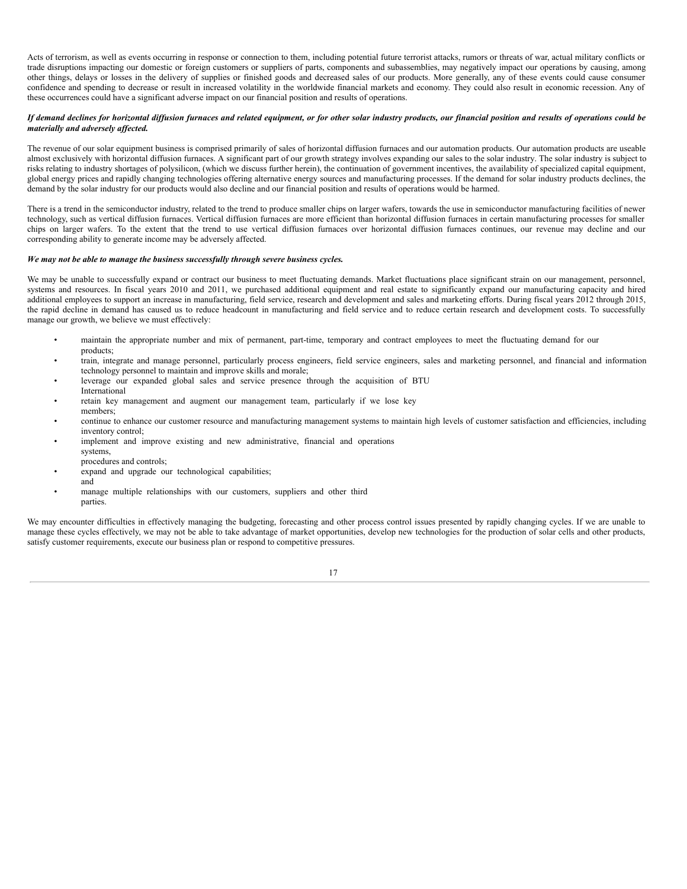Acts of terrorism, as well as events occurring in response or connection to them, including potential future terrorist attacks, rumors or threats of war, actual military conflicts or trade disruptions impacting our domestic or foreign customers or suppliers of parts, components and subassemblies, may negatively impact our operations by causing, among other things, delays or losses in the delivery of supplies or finished goods and decreased sales of our products. More generally, any of these events could cause consumer confidence and spending to decrease or result in increased volatility in the worldwide financial markets and economy. They could also result in economic recession. Any of these occurrences could have a significant adverse impact on our financial position and results of operations.

***If demand declines for horizontal diffusion furnaces and related equipment, or for other solar industry products, our financial position and results of operations could be materially and adversely affected.***

The revenue of our solar equipment business is comprised primarily of sales of horizontal diffusion furnaces and our automation products. Our automation products are useable almost exclusively with horizontal diffusion furnaces. A significant part of our growth strategy involves expanding our sales to the solar industry. The solar industry is subject to risks relating to industry shortages of polysilicon, (which we discuss further herein), the continuation of government incentives, the availability of specialized capital equipment, global energy prices and rapidly changing technologies offering alternative energy sources and manufacturing processes. If the demand for solar industry products declines, the demand by the solar industry for our products would also decline and our financial position and results of operations would be harmed.

There is a trend in the semiconductor industry, related to the trend to produce smaller chips on larger wafers, towards the use in semiconductor manufacturing facilities of newer technology, such as vertical diffusion furnaces. Vertical diffusion furnaces are more efficient than horizontal diffusion furnaces in certain manufacturing processes for smaller chips on larger wafers. To the extent that the trend to use vertical diffusion furnaces over horizontal diffusion furnaces continues, our revenue may decline and our corresponding ability to generate income may be adversely affected.

***We may not be able to manage the business successfully through severe business cycles.***

We may be unable to successfully expand or contract our business to meet fluctuating demands. Market fluctuations place significant strain on our management, personnel, systems and resources. In fiscal years 2010 and 2011, we purchased additional equipment and real estate to significantly expand our manufacturing capacity and hired additional employees to support an increase in manufacturing, field service, research and development and sales and marketing efforts. During fiscal years 2012 through 2015, the rapid decline in demand has caused us to reduce headcount in manufacturing and field service and to reduce certain research and development costs. To successfully manage our growth, we believe we must effectively:

- maintain the appropriate number and mix of permanent, part-time, temporary and contract employees to meet the fluctuating demand for our products;
- train, integrate and manage personnel, particularly process engineers, field service engineers, sales and marketing personnel, and financial and information technology personnel to maintain and improve skills and morale;
- leverage our expanded global sales and service presence through the acquisition of BTU International
- retain key management and augment our management team, particularly if we lose key members;
- continue to enhance our customer resource and manufacturing management systems to maintain high levels of customer satisfaction and efficiencies, including inventory control;
- implement and improve existing and new administrative, financial and operations systems, procedures and controls;
- expand and upgrade our technological capabilities; and
- manage multiple relationships with our customers, suppliers and other third parties.

We may encounter difficulties in effectively managing the budgeting, forecasting and other process control issues presented by rapidly changing cycles. If we are unable to manage these cycles effectively, we may not be able to take advantage of market opportunities, develop new technologies for the production of solar cells and other products, satisfy customer requirements, execute our business plan or respond to competitive pressures.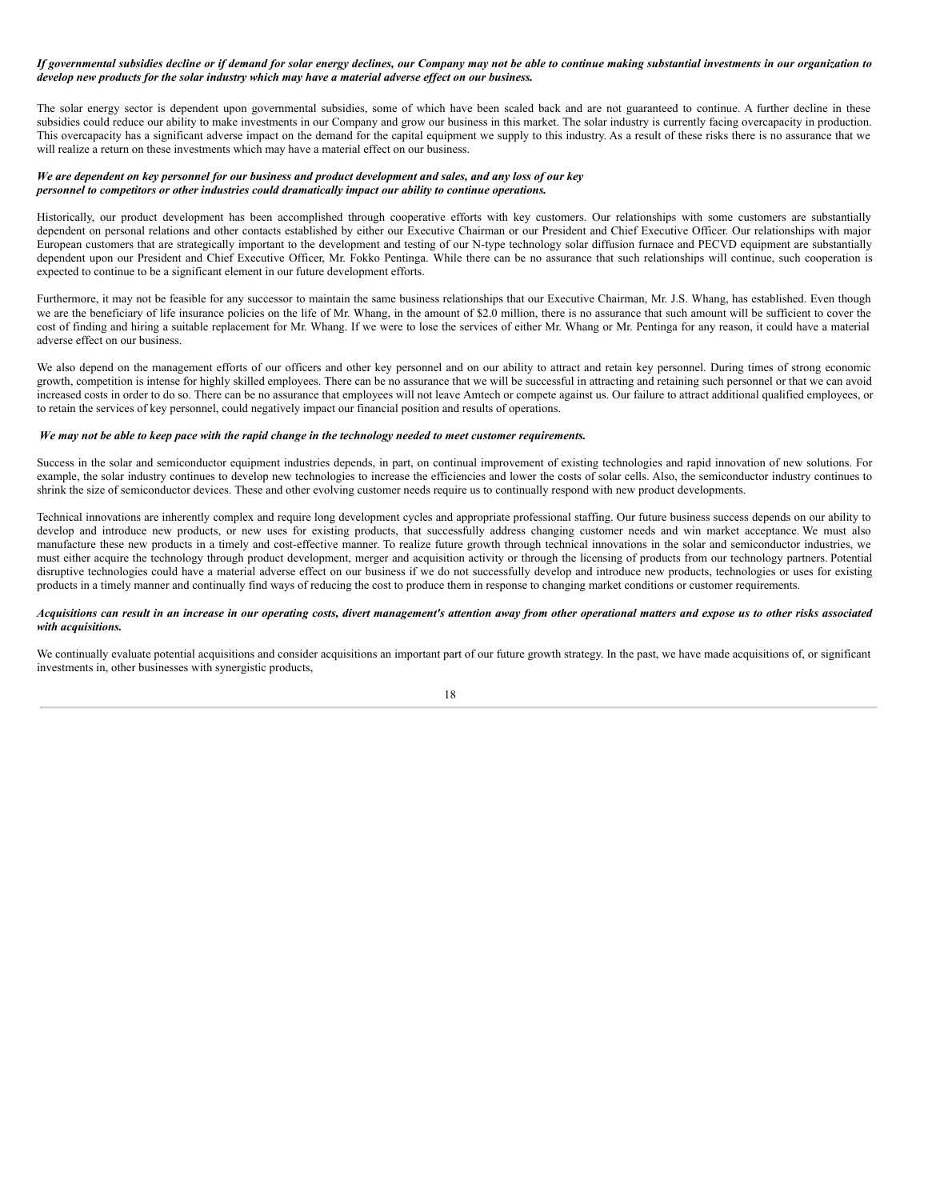***If governmental subsidies decline or if demand for solar energy declines, our Company may not be able to continue making substantial investments in our organization to develop new products for the solar industry which may have a material adverse effect on our business.***

The solar energy sector is dependent upon governmental subsidies, some of which have been scaled back and are not guaranteed to continue. A further decline in these subsidies could reduce our ability to make investments in our Company and grow our business in this market. The solar industry is currently facing overcapacity in production. This overcapacity has a significant adverse impact on the demand for the capital equipment we supply to this industry. As a result of these risks there is no assurance that we will realize a return on these investments which may have a material effect on our business.

***We are dependent on key personnel for our business and product development and sales, and any loss of our key personnel to competitors or other industries could dramatically impact our ability to continue operations.***

Historically, our product development has been accomplished through cooperative efforts with key customers. Our relationships with some customers are substantially dependent on personal relations and other contacts established by either our Executive Chairman or our President and Chief Executive Officer. Our relationships with major European customers that are strategically important to the development and testing of our N-type technology solar diffusion furnace and PECVD equipment are substantially dependent upon our President and Chief Executive Officer, Mr. Fokko Pentinga. While there can be no assurance that such relationships will continue, such cooperation is expected to continue to be a significant element in our future development efforts.

Furthermore, it may not be feasible for any successor to maintain the same business relationships that our Executive Chairman, Mr. J.S. Whang, has established. Even though we are the beneficiary of life insurance policies on the life of Mr. Whang, in the amount of $2.0 million, there is no assurance that such amount will be sufficient to cover the cost of finding and hiring a suitable replacement for Mr. Whang. If we were to lose the services of either Mr. Whang or Mr. Pentinga for any reason, it could have a material adverse effect on our business.

We also depend on the management efforts of our officers and other key personnel and on our ability to attract and retain key personnel. During times of strong economic growth, competition is intense for highly skilled employees. There can be no assurance that we will be successful in attracting and retaining such personnel or that we can avoid increased costs in order to do so. There can be no assurance that employees will not leave Amtech or compete against us. Our failure to attract additional qualified employees, or to retain the services of key personnel, could negatively impact our financial position and results of operations.

***We may not be able to keep pace with the rapid change in the technology needed to meet customer requirements.***

Success in the solar and semiconductor equipment industries depends, in part, on continual improvement of existing technologies and rapid innovation of new solutions. For example, the solar industry continues to develop new technologies to increase the efficiencies and lower the costs of solar cells. Also, the semiconductor industry continues to shrink the size of semiconductor devices. These and other evolving customer needs require us to continually respond with new product developments.

Technical innovations are inherently complex and require long development cycles and appropriate professional staffing. Our future business success depends on our ability to develop and introduce new products, or new uses for existing products, that successfully address changing customer needs and win market acceptance. We must also manufacture these new products in a timely and cost-effective manner. To realize future growth through technical innovations in the solar and semiconductor industries, we must either acquire the technology through product development, merger and acquisition activity or through the licensing of products from our technology partners. Potential disruptive technologies could have a material adverse effect on our business if we do not successfully develop and introduce new products, technologies or uses for existing products in a timely manner and continually find ways of reducing the cost to produce them in response to changing market conditions or customer requirements.

***Acquisitions can result in an increase in our operating costs, divert management's attention away from other operational matters and expose us to other risks associated with acquisitions.***

We continually evaluate potential acquisitions and consider acquisitions an important part of our future growth strategy. In the past, we have made acquisitions of, or significant investments in, other businesses with synergistic products,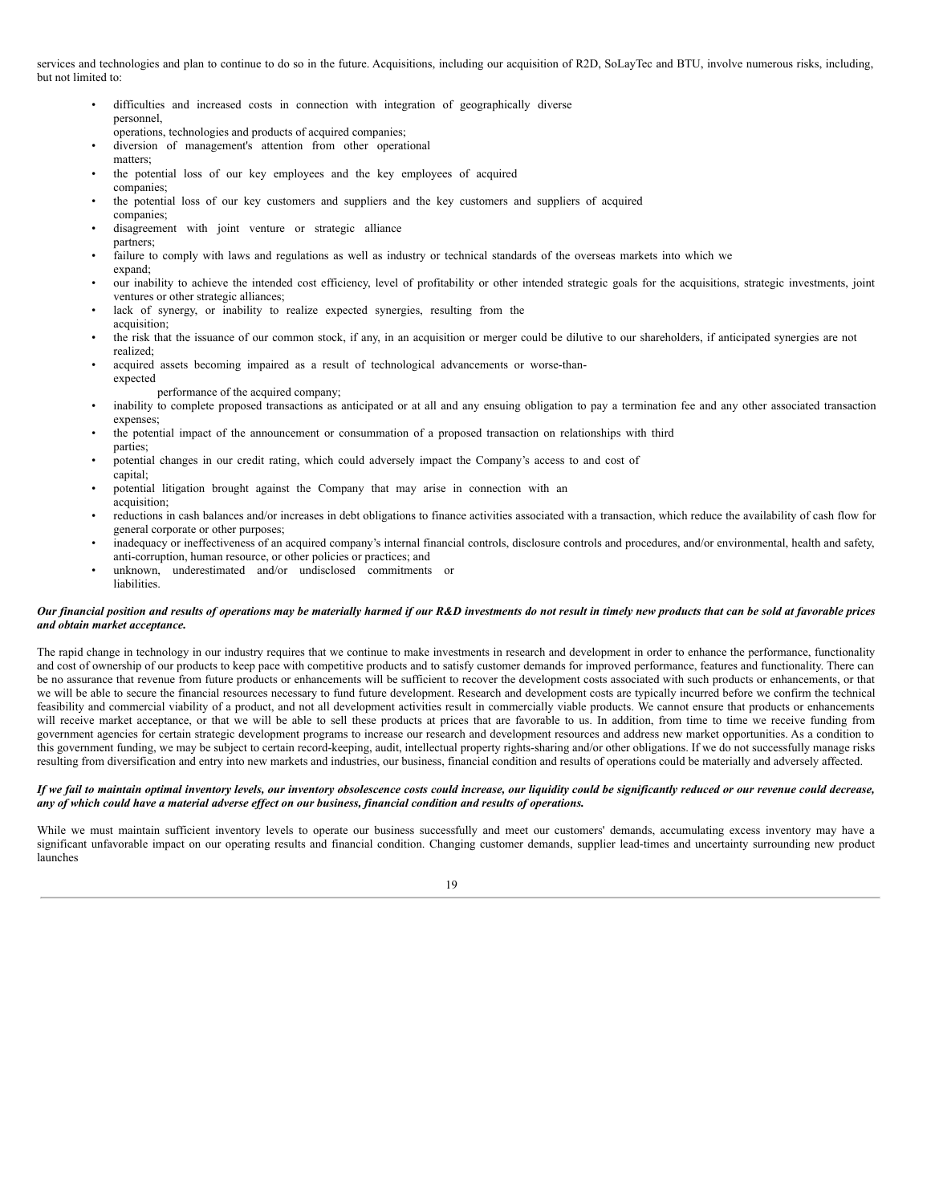services and technologies and plan to continue to do so in the future. Acquisitions, including our acquisition of R2D, SoLayTec and BTU, involve numerous risks, including, but not limited to:

- difficulties and increased costs in connection with integration of geographically diverse personnel, operations, technologies and products of acquired companies;
- diversion of management's attention from other operational matters;
- the potential loss of our key employees and the key employees of acquired companies;
- the potential loss of our key customers and suppliers and the key customers and suppliers of acquired companies;
- disagreement with joint venture or strategic alliance partners;
- failure to comply with laws and regulations as well as industry or technical standards of the overseas markets into which we expand;
- our inability to achieve the intended cost efficiency, level of profitability or other intended strategic goals for the acquisitions, strategic investments, joint ventures or other strategic alliances;
- lack of synergy, or inability to realize expected synergies, resulting from the acquisition;
- the risk that the issuance of our common stock, if any, in an acquisition or merger could be dilutive to our shareholders, if anticipated synergies are not realized;
- acquired assets becoming impaired as a result of technological advancements or worse-than-expected performance of the acquired company;
- inability to complete proposed transactions as anticipated or at all and any ensuing obligation to pay a termination fee and any other associated transaction expenses;
- the potential impact of the announcement or consummation of a proposed transaction on relationships with third parties;
- potential changes in our credit rating, which could adversely impact the Company's access to and cost of capital;
- potential litigation brought against the Company that may arise in connection with an acquisition;
- reductions in cash balances and/or increases in debt obligations to finance activities associated with a transaction, which reduce the availability of cash flow for general corporate or other purposes;
- inadequacy or ineffectiveness of an acquired company's internal financial controls, disclosure controls and procedures, and/or environmental, health and safety, anti-corruption, human resource, or other policies or practices; and
- unknown, underestimated and/or undisclosed commitments or liabilities.

***Our financial position and results of operations may be materially harmed if our R&D investments do not result in timely new products that can be sold at favorable prices and obtain market acceptance.***

The rapid change in technology in our industry requires that we continue to make investments in research and development in order to enhance the performance, functionality and cost of ownership of our products to keep pace with competitive products and to satisfy customer demands for improved performance, features and functionality. There can be no assurance that revenue from future products or enhancements will be sufficient to recover the development costs associated with such products or enhancements, or that we will be able to secure the financial resources necessary to fund future development. Research and development costs are typically incurred before we confirm the technical feasibility and commercial viability of a product, and not all development activities result in commercially viable products. We cannot ensure that products or enhancements will receive market acceptance, or that we will be able to sell these products at prices that are favorable to us. In addition, from time to time we receive funding from government agencies for certain strategic development programs to increase our research and development resources and address new market opportunities. As a condition to this government funding, we may be subject to certain record-keeping, audit, intellectual property rights-sharing and/or other obligations. If we do not successfully manage risks resulting from diversification and entry into new markets and industries, our business, financial condition and results of operations could be materially and adversely affected.

***If we fail to maintain optimal inventory levels, our inventory obsolescence costs could increase, our liquidity could be significantly reduced or our revenue could decrease, any of which could have a material adverse effect on our business, financial condition and results of operations.***

While we must maintain sufficient inventory levels to operate our business successfully and meet our customers' demands, accumulating excess inventory may have a significant unfavorable impact on our operating results and financial condition. Changing customer demands, supplier lead-times and uncertainty surrounding new product launches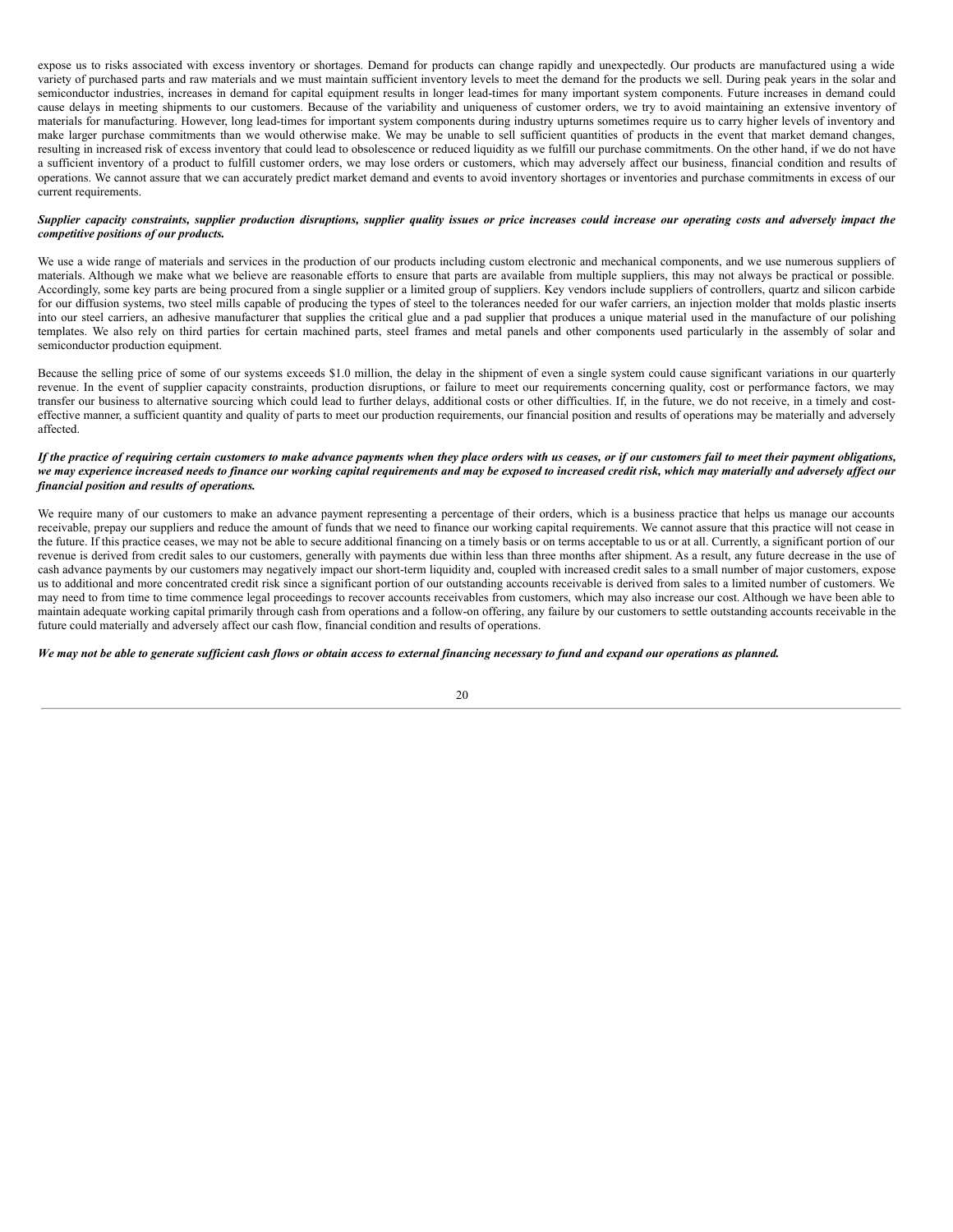expose us to risks associated with excess inventory or shortages. Demand for products can change rapidly and unexpectedly. Our products are manufactured using a wide variety of purchased parts and raw materials and we must maintain sufficient inventory levels to meet the demand for the products we sell. During peak years in the solar and semiconductor industries, increases in demand for capital equipment results in longer lead-times for many important system components. Future increases in demand could cause delays in meeting shipments to our customers. Because of the variability and uniqueness of customer orders, we try to avoid maintaining an extensive inventory of materials for manufacturing. However, long lead-times for important system components during industry upturns sometimes require us to carry higher levels of inventory and make larger purchase commitments than we would otherwise make. We may be unable to sell sufficient quantities of products in the event that market demand changes, resulting in increased risk of excess inventory that could lead to obsolescence or reduced liquidity as we fulfill our purchase commitments. On the other hand, if we do not have a sufficient inventory of a product to fulfill customer orders, we may lose orders or customers, which may adversely affect our business, financial condition and results of operations. We cannot assure that we can accurately predict market demand and events to avoid inventory shortages or inventories and purchase commitments in excess of our current requirements.

***Supplier capacity constraints, supplier production disruptions, supplier quality issues or price increases could increase our operating costs and adversely impact the competitive positions of our products.***

We use a wide range of materials and services in the production of our products including custom electronic and mechanical components, and we use numerous suppliers of materials. Although we make what we believe are reasonable efforts to ensure that parts are available from multiple suppliers, this may not always be practical or possible. Accordingly, some key parts are being procured from a single supplier or a limited group of suppliers. Key vendors include suppliers of controllers, quartz and silicon carbide for our diffusion systems, two steel mills capable of producing the types of steel to the tolerances needed for our wafer carriers, an injection molder that molds plastic inserts into our steel carriers, an adhesive manufacturer that supplies the critical glue and a pad supplier that produces a unique material used in the manufacture of our polishing templates. We also rely on third parties for certain machined parts, steel frames and metal panels and other components used particularly in the assembly of solar and semiconductor production equipment.

Because the selling price of some of our systems exceeds $1.0 million, the delay in the shipment of even a single system could cause significant variations in our quarterly revenue. In the event of supplier capacity constraints, production disruptions, or failure to meet our requirements concerning quality, cost or performance factors, we may transfer our business to alternative sourcing which could lead to further delays, additional costs or other difficulties. If, in the future, we do not receive, in a timely and cost-effective manner, a sufficient quantity and quality of parts to meet our production requirements, our financial position and results of operations may be materially and adversely affected.

***If the practice of requiring certain customers to make advance payments when they place orders with us ceases, or if our customers fail to meet their payment obligations, we may experience increased needs to finance our working capital requirements and may be exposed to increased credit risk, which may materially and adversely affect our financial position and results of operations.***

We require many of our customers to make an advance payment representing a percentage of their orders, which is a business practice that helps us manage our accounts receivable, prepay our suppliers and reduce the amount of funds that we need to finance our working capital requirements. We cannot assure that this practice will not cease in the future. If this practice ceases, we may not be able to secure additional financing on a timely basis or on terms acceptable to us or at all. Currently, a significant portion of our revenue is derived from credit sales to our customers, generally with payments due within less than three months after shipment. As a result, any future decrease in the use of cash advance payments by our customers may negatively impact our short-term liquidity and, coupled with increased credit sales to a small number of major customers, expose us to additional and more concentrated credit risk since a significant portion of our outstanding accounts receivable is derived from sales to a limited number of customers. We may need to from time to time commence legal proceedings to recover accounts receivables from customers, which may also increase our cost. Although we have been able to maintain adequate working capital primarily through cash from operations and a follow-on offering, any failure by our customers to settle outstanding accounts receivable in the future could materially and adversely affect our cash flow, financial condition and results of operations.

***We may not be able to generate sufficient cash flows or obtain access to external financing necessary to fund and expand our operations as planned.***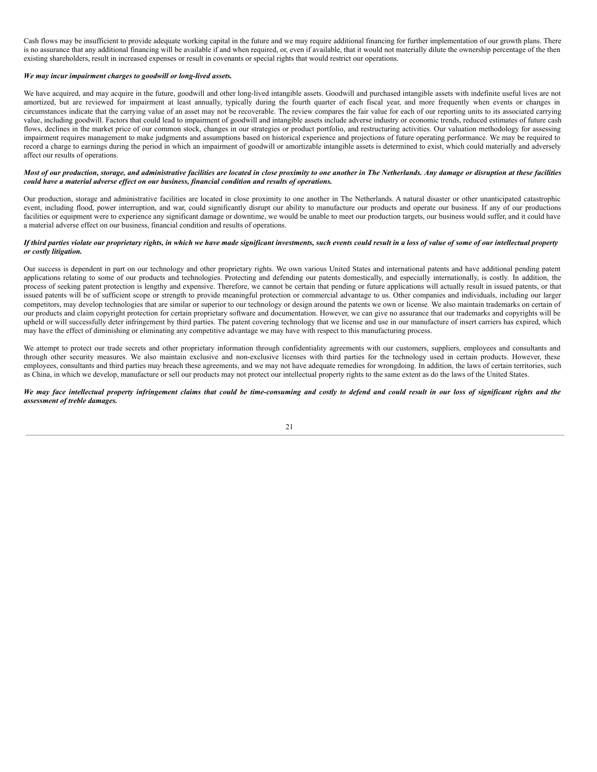Cash flows may be insufficient to provide adequate working capital in the future and we may require additional financing for further implementation of our growth plans. There is no assurance that any additional financing will be available if and when required, or, even if available, that it would not materially dilute the ownership percentage of the then existing shareholders, result in increased expenses or result in covenants or special rights that would restrict our operations.

***We may incur impairment charges to goodwill or long-lived assets.***

We have acquired, and may acquire in the future, goodwill and other long-lived intangible assets. Goodwill and purchased intangible assets with indefinite useful lives are not amortized, but are reviewed for impairment at least annually, typically during the fourth quarter of each fiscal year, and more frequently when events or changes in circumstances indicate that the carrying value of an asset may not be recoverable. The review compares the fair value for each of our reporting units to its associated carrying value, including goodwill. Factors that could lead to impairment of goodwill and intangible assets include adverse industry or economic trends, reduced estimates of future cash flows, declines in the market price of our common stock, changes in our strategies or product portfolio, and restructuring activities. Our valuation methodology for assessing impairment requires management to make judgments and assumptions based on historical experience and projections of future operating performance. We may be required to record a charge to earnings during the period in which an impairment of goodwill or amortizable intangible assets is determined to exist, which could materially and adversely affect our results of operations.

***Most of our production, storage, and administrative facilities are located in close proximity to one another in The Netherlands. Any damage or disruption at these facilities could have a material adverse effect on our business, financial condition and results of operations.***

Our production, storage and administrative facilities are located in close proximity to one another in The Netherlands. A natural disaster or other unanticipated catastrophic event, including flood, power interruption, and war, could significantly disrupt our ability to manufacture our products and operate our business. If any of our productions facilities or equipment were to experience any significant damage or downtime, we would be unable to meet our production targets, our business would suffer, and it could have a material adverse effect on our business, financial condition and results of operations.

***If third parties violate our proprietary rights, in which we have made significant investments, such events could result in a loss of value of some of our intellectual property or costly litigation.***

Our success is dependent in part on our technology and other proprietary rights. We own various United States and international patents and have additional pending patent applications relating to some of our products and technologies. Protecting and defending our patents domestically, and especially internationally, is costly. In addition, the process of seeking patent protection is lengthy and expensive. Therefore, we cannot be certain that pending or future applications will actually result in issued patents, or that issued patents will be of sufficient scope or strength to provide meaningful protection or commercial advantage to us. Other companies and individuals, including our larger competitors, may develop technologies that are similar or superior to our technology or design around the patents we own or license. We also maintain trademarks on certain of our products and claim copyright protection for certain proprietary software and documentation. However, we can give no assurance that our trademarks and copyrights will be upheld or will successfully deter infringement by third parties. The patent covering technology that we license and use in our manufacture of insert carriers has expired, which may have the effect of diminishing or eliminating any competitive advantage we may have with respect to this manufacturing process.

We attempt to protect our trade secrets and other proprietary information through confidentiality agreements with our customers, suppliers, employees and consultants and through other security measures. We also maintain exclusive and non-exclusive licenses with third parties for the technology used in certain products. However, these employees, consultants and third parties may breach these agreements, and we may not have adequate remedies for wrongdoing. In addition, the laws of certain territories, such as China, in which we develop, manufacture or sell our products may not protect our intellectual property rights to the same extent as do the laws of the United States.

***We may face intellectual property infringement claims that could be time-consuming and costly to defend and could result in our loss of significant rights and the assessment of treble damages.***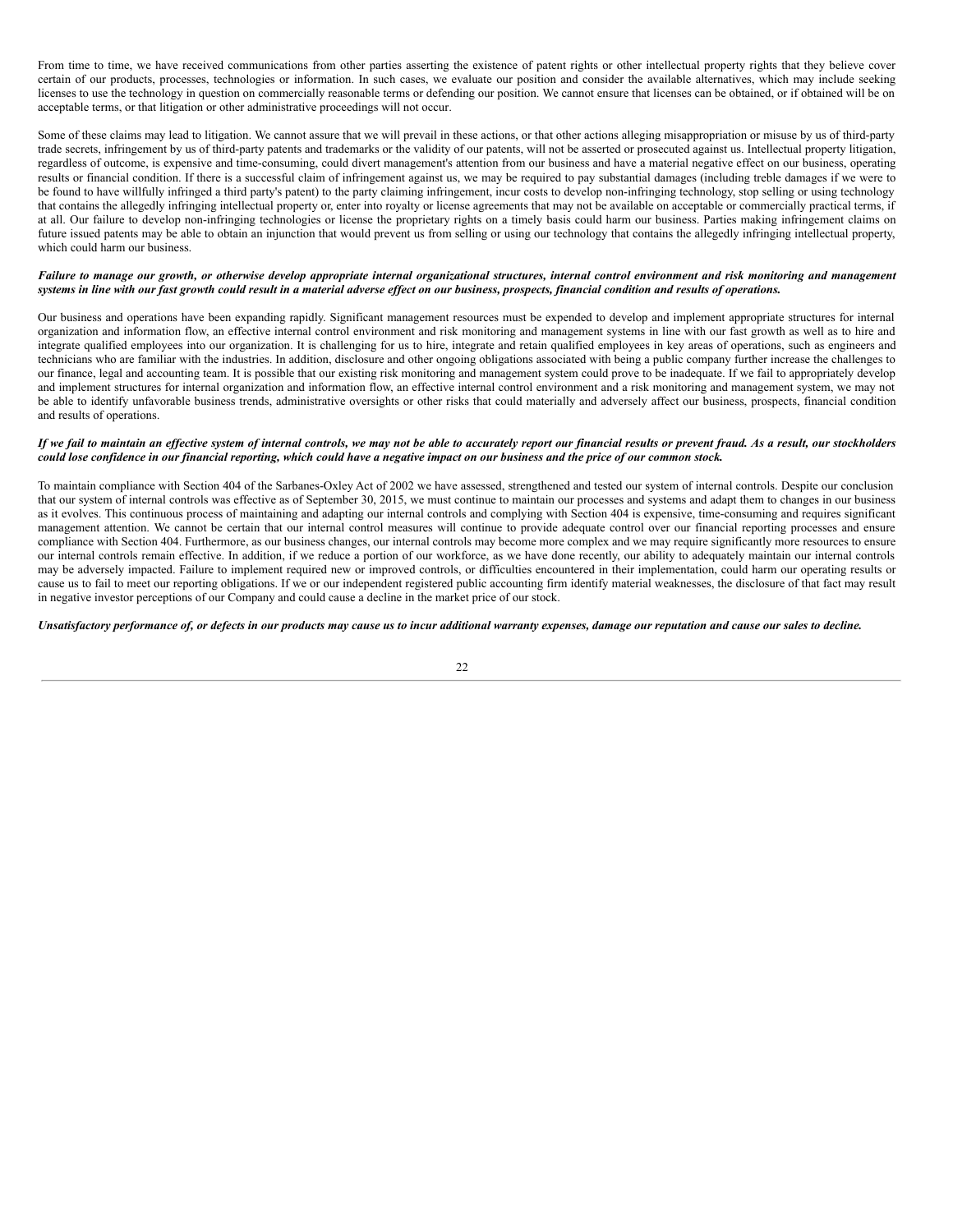From time to time, we have received communications from other parties asserting the existence of patent rights or other intellectual property rights that they believe cover certain of our products, processes, technologies or information. In such cases, we evaluate our position and consider the available alternatives, which may include seeking licenses to use the technology in question on commercially reasonable terms or defending our position. We cannot ensure that licenses can be obtained, or if obtained will be on acceptable terms, or that litigation or other administrative proceedings will not occur.

Some of these claims may lead to litigation. We cannot assure that we will prevail in these actions, or that other actions alleging misappropriation or misuse by us of third-party trade secrets, infringement by us of third-party patents and trademarks or the validity of our patents, will not be asserted or prosecuted against us. Intellectual property litigation, regardless of outcome, is expensive and time-consuming, could divert management's attention from our business and have a material negative effect on our business, operating results or financial condition. If there is a successful claim of infringement against us, we may be required to pay substantial damages (including treble damages if we were to be found to have willfully infringed a third party's patent) to the party claiming infringement, incur costs to develop non-infringing technology, stop selling or using technology that contains the allegedly infringing intellectual property or, enter into royalty or license agreements that may not be available on acceptable or commercially practical terms, if at all. Our failure to develop non-infringing technologies or license the proprietary rights on a timely basis could harm our business. Parties making infringement claims on future issued patents may be able to obtain an injunction that would prevent us from selling or using our technology that contains the allegedly infringing intellectual property, which could harm our business.

***Failure to manage our growth, or otherwise develop appropriate internal organizational structures, internal control environment and risk monitoring and management systems in line with our fast growth could result in a material adverse effect on our business, prospects, financial condition and results of operations.***

Our business and operations have been expanding rapidly. Significant management resources must be expended to develop and implement appropriate structures for internal organization and information flow, an effective internal control environment and risk monitoring and management systems in line with our fast growth as well as to hire and integrate qualified employees into our organization. It is challenging for us to hire, integrate and retain qualified employees in key areas of operations, such as engineers and technicians who are familiar with the industries. In addition, disclosure and other ongoing obligations associated with being a public company further increase the challenges to our finance, legal and accounting team. It is possible that our existing risk monitoring and management system could prove to be inadequate. If we fail to appropriately develop and implement structures for internal organization and information flow, an effective internal control environment and a risk monitoring and management system, we may not be able to identify unfavorable business trends, administrative oversights or other risks that could materially and adversely affect our business, prospects, financial condition and results of operations.

***If we fail to maintain an effective system of internal controls, we may not be able to accurately report our financial results or prevent fraud. As a result, our stockholders could lose confidence in our financial reporting, which could have a negative impact on our business and the price of our common stock.***

To maintain compliance with Section 404 of the Sarbanes-Oxley Act of 2002 we have assessed, strengthened and tested our system of internal controls. Despite our conclusion that our system of internal controls was effective as of September 30, 2015, we must continue to maintain our processes and systems and adapt them to changes in our business as it evolves. This continuous process of maintaining and adapting our internal controls and complying with Section 404 is expensive, time-consuming and requires significant management attention. We cannot be certain that our internal control measures will continue to provide adequate control over our financial reporting processes and ensure compliance with Section 404. Furthermore, as our business changes, our internal controls may become more complex and we may require significantly more resources to ensure our internal controls remain effective. In addition, if we reduce a portion of our workforce, as we have done recently, our ability to adequately maintain our internal controls may be adversely impacted. Failure to implement required new or improved controls, or difficulties encountered in their implementation, could harm our operating results or cause us to fail to meet our reporting obligations. If we or our independent registered public accounting firm identify material weaknesses, the disclosure of that fact may result in negative investor perceptions of our Company and could cause a decline in the market price of our stock.

***Unsatisfactory performance of, or defects in our products may cause us to incur additional warranty expenses, damage our reputation and cause our sales to decline.***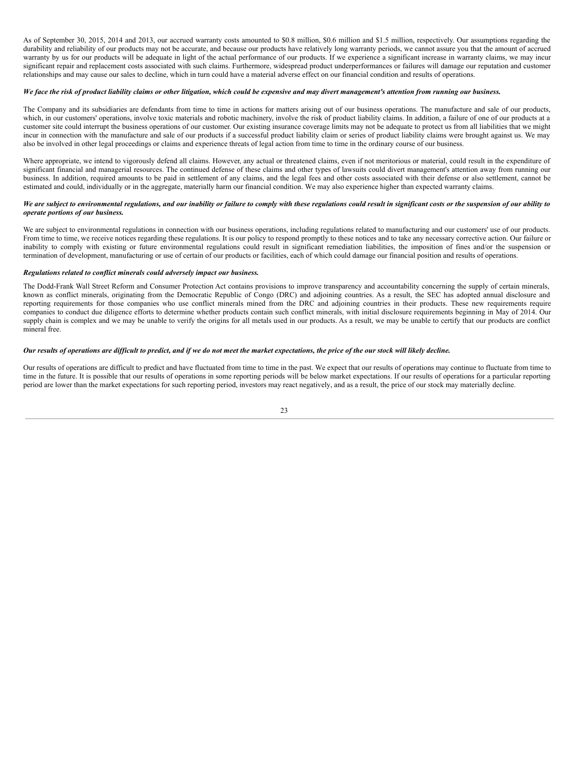As of September 30, 2015, 2014 and 2013, our accrued warranty costs amounted to $0.8 million, $0.6 million and $1.5 million, respectively. Our assumptions regarding the durability and reliability of our products may not be accurate, and because our products have relatively long warranty periods, we cannot assure you that the amount of accrued warranty by us for our products will be adequate in light of the actual performance of our products. If we experience a significant increase in warranty claims, we may incur significant repair and replacement costs associated with such claims. Furthermore, widespread product underperformances or failures will damage our reputation and customer relationships and may cause our sales to decline, which in turn could have a material adverse effect on our financial condition and results of operations.

***We face the risk of product liability claims or other litigation, which could be expensive and may divert management's attention from running our business.***

The Company and its subsidiaries are defendants from time to time in actions for matters arising out of our business operations. The manufacture and sale of our products, which, in our customers' operations, involve toxic materials and robotic machinery, involve the risk of product liability claims. In addition, a failure of one of our products at a customer site could interrupt the business operations of our customer. Our existing insurance coverage limits may not be adequate to protect us from all liabilities that we might incur in connection with the manufacture and sale of our products if a successful product liability claim or series of product liability claims were brought against us. We may also be involved in other legal proceedings or claims and experience threats of legal action from time to time in the ordinary course of our business.

Where appropriate, we intend to vigorously defend all claims. However, any actual or threatened claims, even if not meritorious or material, could result in the expenditure of significant financial and managerial resources. The continued defense of these claims and other types of lawsuits could divert management's attention away from running our business. In addition, required amounts to be paid in settlement of any claims, and the legal fees and other costs associated with their defense or also settlement, cannot be estimated and could, individually or in the aggregate, materially harm our financial condition. We may also experience higher than expected warranty claims.

***We are subject to environmental regulations, and our inability or failure to comply with these regulations could result in significant costs or the suspension of our ability to operate portions of our business.***

We are subject to environmental regulations in connection with our business operations, including regulations related to manufacturing and our customers' use of our products. From time to time, we receive notices regarding these regulations. It is our policy to respond promptly to these notices and to take any necessary corrective action. Our failure or inability to comply with existing or future environmental regulations could result in significant remediation liabilities, the imposition of fines and/or the suspension or termination of development, manufacturing or use of certain of our products or facilities, each of which could damage our financial position and results of operations.

***Regulations related to conflict minerals could adversely impact our business.***

The Dodd-Frank Wall Street Reform and Consumer Protection Act contains provisions to improve transparency and accountability concerning the supply of certain minerals, known as conflict minerals, originating from the Democratic Republic of Congo (DRC) and adjoining countries. As a result, the SEC has adopted annual disclosure and reporting requirements for those companies who use conflict minerals mined from the DRC and adjoining countries in their products. These new requirements require companies to conduct due diligence efforts to determine whether products contain such conflict minerals, with initial disclosure requirements beginning in May of 2014. Our supply chain is complex and we may be unable to verify the origins for all metals used in our products. As a result, we may be unable to certify that our products are conflict mineral free.

***Our results of operations are difficult to predict, and if we do not meet the market expectations, the price of the our stock will likely decline.***

Our results of operations are difficult to predict and have fluctuated from time to time in the past. We expect that our results of operations may continue to fluctuate from time to time in the future. It is possible that our results of operations in some reporting periods will be below market expectations. If our results of operations for a particular reporting period are lower than the market expectations for such reporting period, investors may react negatively, and as a result, the price of our stock may materially decline.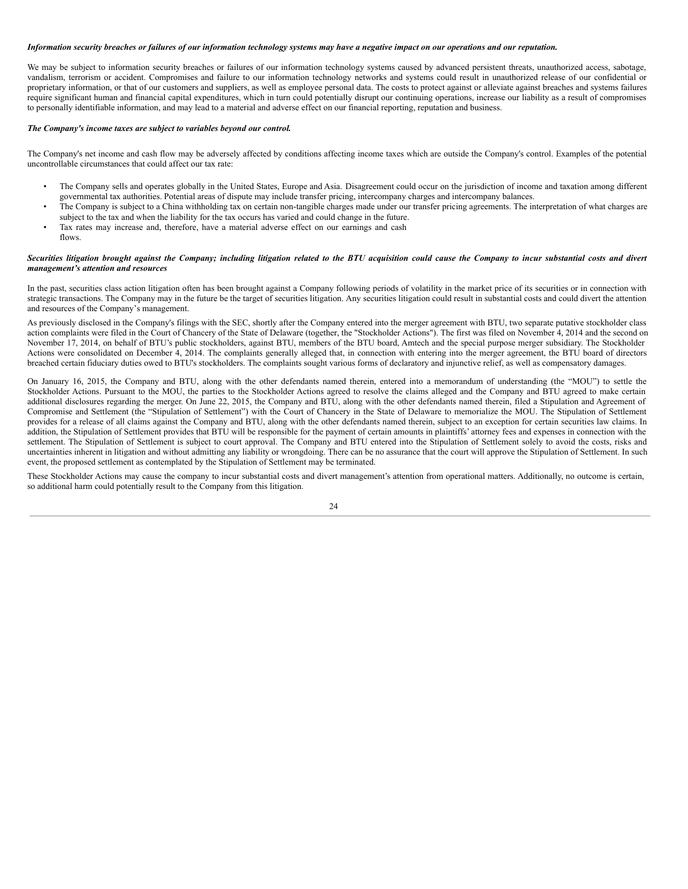***Information security breaches or failures of our information technology systems may have a negative impact on our operations and our reputation.***

We may be subject to information security breaches or failures of our information technology systems caused by advanced persistent threats, unauthorized access, sabotage, vandalism, terrorism or accident. Compromises and failure to our information technology networks and systems could result in unauthorized release of our confidential or proprietary information, or that of our customers and suppliers, as well as employee personal data. The costs to protect against or alleviate against breaches and systems failures require significant human and financial capital expenditures, which in turn could potentially disrupt our continuing operations, increase our liability as a result of compromises to personally identifiable information, and may lead to a material and adverse effect on our financial reporting, reputation and business.

***The Company's income taxes are subject to variables beyond our control.***

The Company's net income and cash flow may be adversely affected by conditions affecting income taxes which are outside the Company's control. Examples of the potential uncontrollable circumstances that could affect our tax rate:

- The Company sells and operates globally in the United States, Europe and Asia. Disagreement could occur on the jurisdiction of income and taxation among different governmental tax authorities. Potential areas of dispute may include transfer pricing, intercompany charges and intercompany balances.
- The Company is subject to a China withholding tax on certain non-tangible charges made under our transfer pricing agreements. The interpretation of what charges are subject to the tax and when the liability for the tax occurs has varied and could change in the future.
- Tax rates may increase and, therefore, have a material adverse effect on our earnings and cash flows.

***Securities litigation brought against the Company; including litigation related to the BTU acquisition could cause the Company to incur substantial costs and divert management's attention and resources***

In the past, securities class action litigation often has been brought against a Company following periods of volatility in the market price of its securities or in connection with strategic transactions. The Company may in the future be the target of securities litigation. Any securities litigation could result in substantial costs and could divert the attention and resources of the Company's management.

As previously disclosed in the Company's filings with the SEC, shortly after the Company entered into the merger agreement with BTU, two separate putative stockholder class action complaints were filed in the Court of Chancery of the State of Delaware (together, the "Stockholder Actions"). The first was filed on November 4, 2014 and the second on November 17, 2014, on behalf of BTU's public stockholders, against BTU, members of the BTU board, Amtech and the special purpose merger subsidiary. The Stockholder Actions were consolidated on December 4, 2014. The complaints generally alleged that, in connection with entering into the merger agreement, the BTU board of directors breached certain fiduciary duties owed to BTU's stockholders. The complaints sought various forms of declaratory and injunctive relief, as well as compensatory damages.

On January 16, 2015, the Company and BTU, along with the other defendants named therein, entered into a memorandum of understanding (the "MOU") to settle the Stockholder Actions. Pursuant to the MOU, the parties to the Stockholder Actions agreed to resolve the claims alleged and the Company and BTU agreed to make certain additional disclosures regarding the merger. On June 22, 2015, the Company and BTU, along with the other defendants named therein, filed a Stipulation and Agreement of Compromise and Settlement (the "Stipulation of Settlement") with the Court of Chancery in the State of Delaware to memorialize the MOU. The Stipulation of Settlement provides for a release of all claims against the Company and BTU, along with the other defendants named therein, subject to an exception for certain securities law claims. In addition, the Stipulation of Settlement provides that BTU will be responsible for the payment of certain amounts in plaintiffs' attorney fees and expenses in connection with the settlement. The Stipulation of Settlement is subject to court approval. The Company and BTU entered into the Stipulation of Settlement solely to avoid the costs, risks and uncertainties inherent in litigation and without admitting any liability or wrongdoing. There can be no assurance that the court will approve the Stipulation of Settlement. In such event, the proposed settlement as contemplated by the Stipulation of Settlement may be terminated.

These Stockholder Actions may cause the company to incur substantial costs and divert management's attention from operational matters. Additionally, no outcome is certain, so additional harm could potentially result to the Company from this litigation.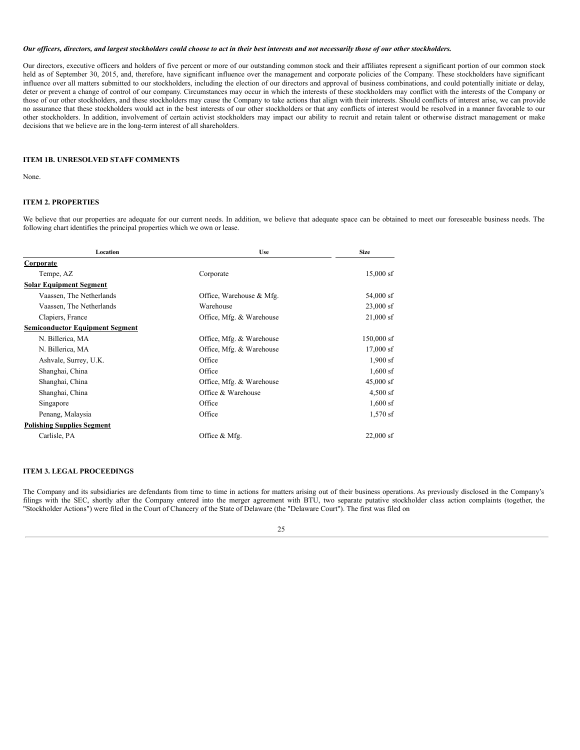***Our officers, directors, and largest stockholders could choose to act in their best interests and not necessarily those of our other stockholders.***

Our directors, executive officers and holders of five percent or more of our outstanding common stock and their affiliates represent a significant portion of our common stock held as of September 30, 2015, and, therefore, have significant influence over the management and corporate policies of the Company. These stockholders have significant influence over all matters submitted to our stockholders, including the election of our directors and approval of business combinations, and could potentially initiate or delay, deter or prevent a change of control of our company. Circumstances may occur in which the interests of these stockholders may conflict with the interests of the Company or those of our other stockholders, and these stockholders may cause the Company to take actions that align with their interests. Should conflicts of interest arise, we can provide no assurance that these stockholders would act in the best interests of our other stockholders or that any conflicts of interest would be resolved in a manner favorable to our other stockholders. In addition, involvement of certain activist stockholders may impact our ability to recruit and retain talent or otherwise distract management or make decisions that we believe are in the long-term interest of all shareholders.

## ITEM 1B. UNRESOLVED STAFF COMMENTS

None.

## ITEM 2. PROPERTIES

We believe that our properties are adequate for our current needs. In addition, we believe that adequate space can be obtained to meet our foreseeable business needs. The following chart identifies the principal properties which we own or lease.

| Location | Use | Size |
|---|---|---|
| **Corporate** | | |
| Tempe, AZ | Corporate | 15,000 sf |
| **Solar Equipment Segment** | | |
| Vaassen, The Netherlands | Office, Warehouse & Mfg. | 54,000 sf |
| Vaassen, The Netherlands | Warehouse | 23,000 sf |
| Clapiers, France | Office, Mfg. & Warehouse | 21,000 sf |
| **Semiconductor Equipment Segment** | | |
| N. Billerica, MA | Office, Mfg. & Warehouse | 150,000 sf |
| N. Billerica, MA | Office, Mfg. & Warehouse | 17,000 sf |
| Ashvale, Surrey, U.K. | Office | 1,900 sf |
| Shanghai, China | Office | 1,600 sf |
| Shanghai, China | Office, Mfg. & Warehouse | 45,000 sf |
| Shanghai, China | Office & Warehouse | 4,500 sf |
| Singapore | Office | 1,600 sf |
| Penang, Malaysia | Office | 1,570 sf |
| **Polishing Supplies Segment** | | |
| Carlisle, PA | Office & Mfg. | 22,000 sf |

## ITEM 3. LEGAL PROCEEDINGS

The Company and its subsidiaries are defendants from time to time in actions for matters arising out of their business operations. As previously disclosed in the Company's filings with the SEC, shortly after the Company entered into the merger agreement with BTU, two separate putative stockholder class action complaints (together, the "Stockholder Actions") were filed in the Court of Chancery of the State of Delaware (the "Delaware Court"). The first was filed on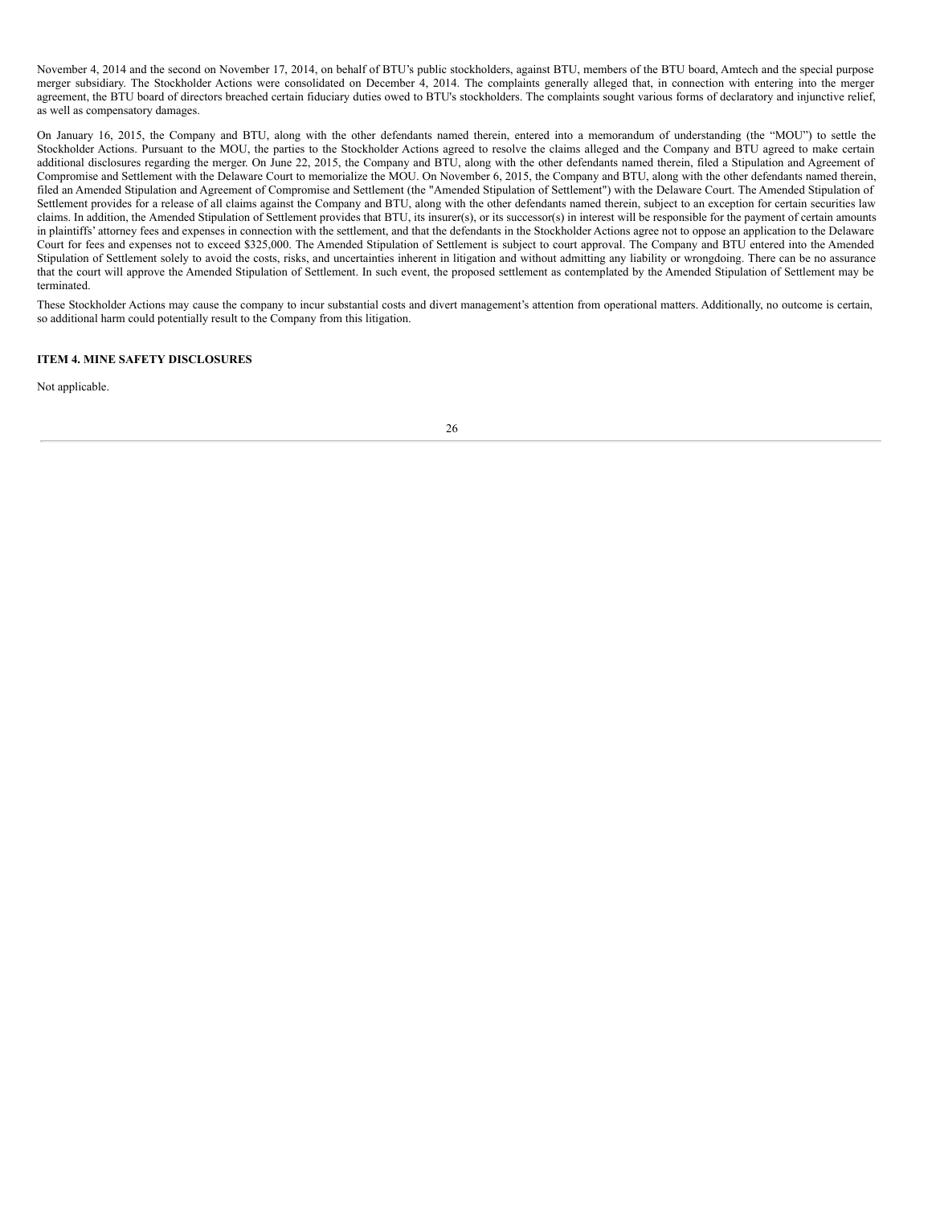November 4, 2014 and the second on November 17, 2014, on behalf of BTU's public stockholders, against BTU, members of the BTU board, Amtech and the special purpose merger subsidiary. The Stockholder Actions were consolidated on December 4, 2014. The complaints generally alleged that, in connection with entering into the merger agreement, the BTU board of directors breached certain fiduciary duties owed to BTU's stockholders. The complaints sought various forms of declaratory and injunctive relief, as well as compensatory damages.

On January 16, 2015, the Company and BTU, along with the other defendants named therein, entered into a memorandum of understanding (the "MOU") to settle the Stockholder Actions. Pursuant to the MOU, the parties to the Stockholder Actions agreed to resolve the claims alleged and the Company and BTU agreed to make certain additional disclosures regarding the merger. On June 22, 2015, the Company and BTU, along with the other defendants named therein, filed a Stipulation and Agreement of Compromise and Settlement with the Delaware Court to memorialize the MOU. On November 6, 2015, the Company and BTU, along with the other defendants named therein, filed an Amended Stipulation and Agreement of Compromise and Settlement (the "Amended Stipulation of Settlement") with the Delaware Court. The Amended Stipulation of Settlement provides for a release of all claims against the Company and BTU, along with the other defendants named therein, subject to an exception for certain securities law claims. In addition, the Amended Stipulation of Settlement provides that BTU, its insurer(s), or its successor(s) in interest will be responsible for the payment of certain amounts in plaintiffs' attorney fees and expenses in connection with the settlement, and that the defendants in the Stockholder Actions agree not to oppose an application to the Delaware Court for fees and expenses not to exceed $325,000. The Amended Stipulation of Settlement is subject to court approval. The Company and BTU entered into the Amended Stipulation of Settlement solely to avoid the costs, risks, and uncertainties inherent in litigation and without admitting any liability or wrongdoing. There can be no assurance that the court will approve the Amended Stipulation of Settlement. In such event, the proposed settlement as contemplated by the Amended Stipulation of Settlement may be terminated.

These Stockholder Actions may cause the company to incur substantial costs and divert management's attention from operational matters. Additionally, no outcome is certain, so additional harm could potentially result to the Company from this litigation.

## ITEM 4. MINE SAFETY DISCLOSURES

Not applicable.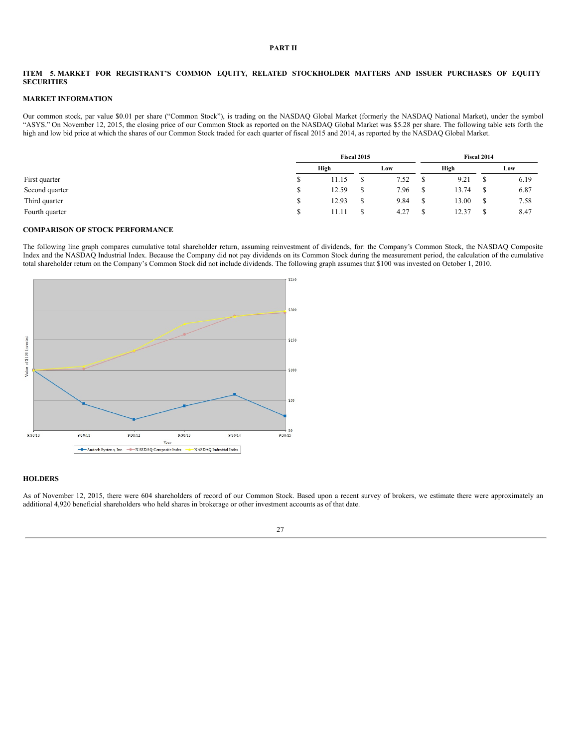# PART II

## ITEM 5. MARKET FOR REGISTRANT'S COMMON EQUITY, RELATED STOCKHOLDER MATTERS AND ISSUER PURCHASES OF EQUITY SECURITIES

### MARKET INFORMATION

Our common stock, par value $0.01 per share ("Common Stock"), is trading on the NASDAQ Global Market (formerly the NASDAQ National Market), under the symbol "ASYS." On November 12, 2015, the closing price of our Common Stock as reported on the NASDAQ Global Market was $5.28 per share. The following table sets forth the high and low bid price at which the shares of our Common Stock traded for each quarter of fiscal 2015 and 2014, as reported by the NASDAQ Global Market.

| | Fiscal 2015 | | Fiscal 2014 | |
|---|---|---|---|---|
| | High | Low | High | Low |
| First quarter | $ 11.15 | $ 7.52 | $ 9.21 | $ 6.19 |
| Second quarter | $ 12.59 | $ 7.96 | $ 13.74 | $ 6.87 |
| Third quarter | $ 12.93 | $ 9.84 | $ 13.00 | $ 7.58 |
| Fourth quarter | $ 11.11 | $ 4.27 | $ 12.37 | $ 8.47 |

### COMPARISON OF STOCK PERFORMANCE

The following line graph compares cumulative total shareholder return, assuming reinvestment of dividends, for: the Company's Common Stock, the NASDAQ Composite Index and the NASDAQ Industrial Index. Because the Company did not pay dividends on its Common Stock during the measurement period, the calculation of the cumulative total shareholder return on the Company's Common Stock did not include dividends. The following graph assumes that $100 was invested on October 1, 2010.

### HOLDERS

As of November 12, 2015, there were 604 shareholders of record of our Common Stock. Based upon a recent survey of brokers, we estimate there were approximately an additional 4,920 beneficial shareholders who held shares in brokerage or other investment accounts as of that date.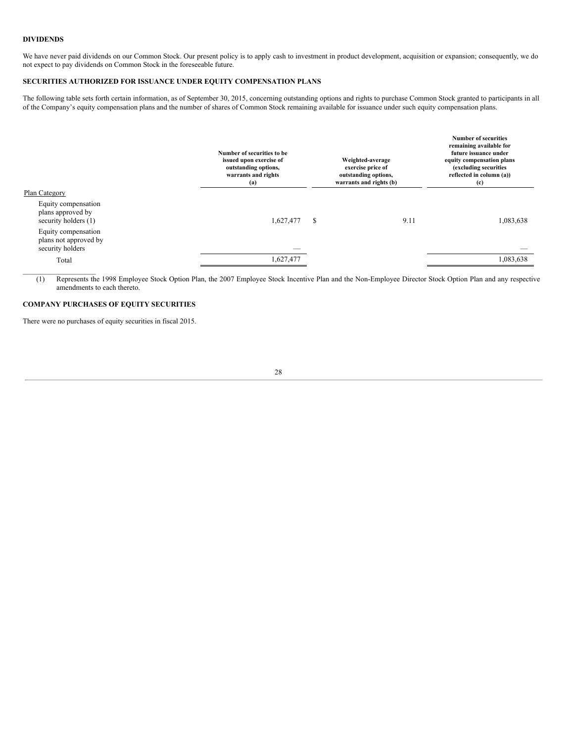## DIVIDENDS

We have never paid dividends on our Common Stock. Our present policy is to apply cash to investment in product development, acquisition or expansion; consequently, we do not expect to pay dividends on Common Stock in the foreseeable future.

## SECURITIES AUTHORIZED FOR ISSUANCE UNDER EQUITY COMPENSATION PLANS

The following table sets forth certain information, as of September 30, 2015, concerning outstanding options and rights to purchase Common Stock granted to participants in all of the Company's equity compensation plans and the number of shares of Common Stock remaining available for issuance under such equity compensation plans.

| Plan Category | Number of securities to be issued upon exercise of outstanding options, warrants and rights (a) | Weighted-average exercise price of outstanding options, warrants and rights (b) | Number of securities remaining available for future issuance under equity compensation plans (excluding securities reflected in column (a)) (c) |
|---|---|---|---|
| Equity compensation plans approved by security holders (1) | 1,627,477 | $ 9.11 | 1,083,638 |
| Equity compensation plans not approved by security holders | — | | — |
| Total | 1,627,477 | | 1,083,638 |

(1) Represents the 1998 Employee Stock Option Plan, the 2007 Employee Stock Incentive Plan and the Non-Employee Director Stock Option Plan and any respective amendments to each thereto.

## COMPANY PURCHASES OF EQUITY SECURITIES

There were no purchases of equity securities in fiscal 2015.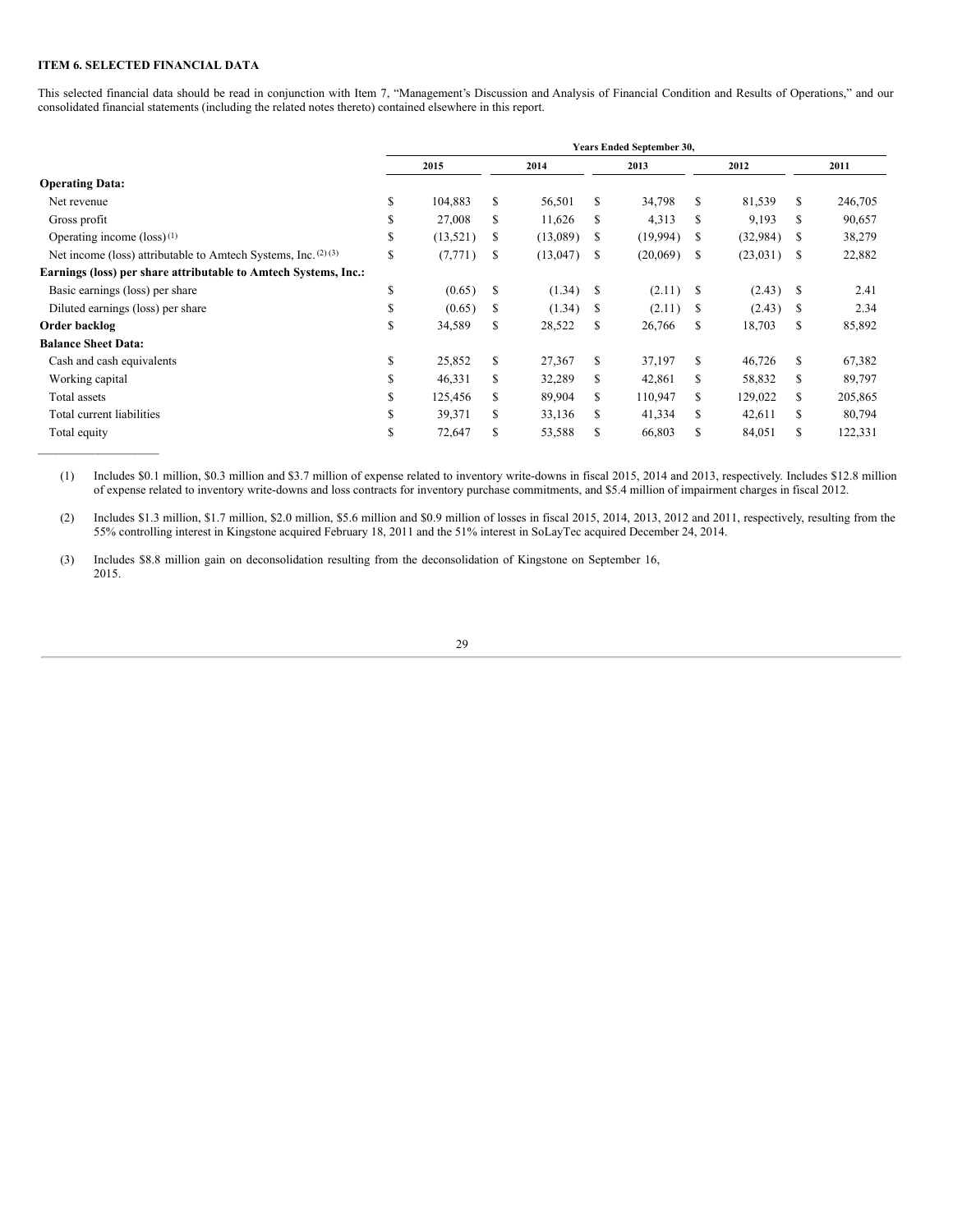### ITEM 6. SELECTED FINANCIAL DATA

This selected financial data should be read in conjunction with Item 7, "Management's Discussion and Analysis of Financial Condition and Results of Operations," and our consolidated financial statements (including the related notes thereto) contained elsewhere in this report.

| | Years Ended September 30, | | | | |
|---|---|---|---|---|---|
| | 2015 | 2014 | 2013 | 2012 | 2011 |
| **Operating Data:** | | | | | |
| Net revenue | $ 104,883 | $ 56,501 | $ 34,798 | $ 81,539 | $ 246,705 |
| Gross profit | $ 27,008 | $ 11,626 | $ 4,313 | $ 9,193 | $ 90,657 |
| Operating income (loss) (1) | $ (13,521) | $ (13,089) | $ (19,994) | $ (32,984) | $ 38,279 |
| Net income (loss) attributable to Amtech Systems, Inc. (2) (3) | $ (7,771) | $ (13,047) | $ (20,069) | $ (23,031) | $ 22,882 |
| **Earnings (loss) per share attributable to Amtech Systems, Inc.:** | | | | | |
| Basic earnings (loss) per share | $ (0.65) | $ (1.34) | $ (2.11) | $ (2.43) | $ 2.41 |
| Diluted earnings (loss) per share | $ (0.65) | $ (1.34) | $ (2.11) | $ (2.43) | $ 2.34 |
| **Order backlog** | $ 34,589 | $ 28,522 | $ 26,766 | $ 18,703 | $ 85,892 |
| **Balance Sheet Data:** | | | | | |
| Cash and cash equivalents | $ 25,852 | $ 27,367 | $ 37,197 | $ 46,726 | $ 67,382 |
| Working capital | $ 46,331 | $ 32,289 | $ 42,861 | $ 58,832 | $ 89,797 |
| Total assets | $ 125,456 | $ 89,904 | $ 110,947 | $ 129,022 | $ 205,865 |
| Total current liabilities | $ 39,371 | $ 33,136 | $ 41,334 | $ 42,611 | $ 80,794 |
| Total equity | $ 72,647 | $ 53,588 | $ 66,803 | $ 84,051 | $ 122,331 |

(1) Includes \$0.1 million, \$0.3 million and \$3.7 million of expense related to inventory write-downs in fiscal 2015, 2014 and 2013, respectively. Includes \$12.8 million of expense related to inventory write-downs and loss contracts for inventory purchase commitments, and \$5.4 million of impairment charges in fiscal 2012.

(2) Includes \$1.3 million, \$1.7 million, \$2.0 million, \$5.6 million and \$0.9 million of losses in fiscal 2015, 2014, 2013, 2012 and 2011, respectively, resulting from the 55% controlling interest in Kingstone acquired February 18, 2011 and the 51% interest in SoLayTec acquired December 24, 2014.

(3) Includes \$8.8 million gain on deconsolidation resulting from the deconsolidation of Kingstone on September 16, 2015.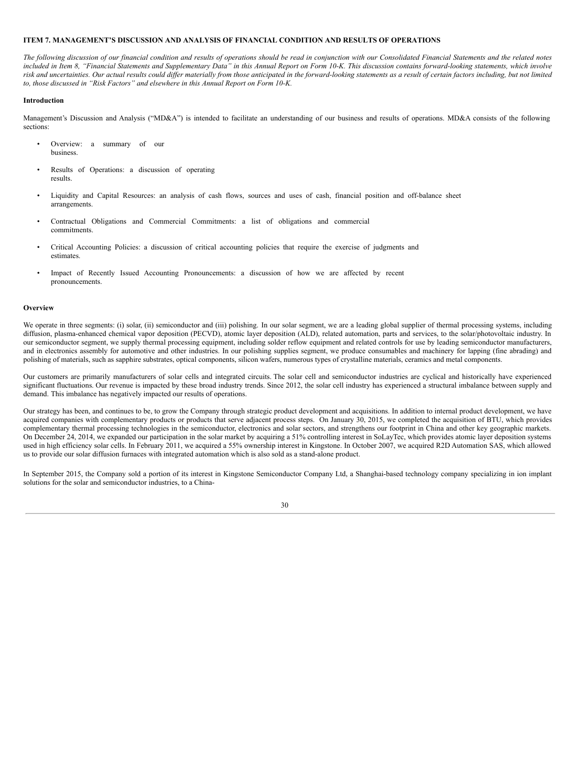**ITEM 7. MANAGEMENT'S DISCUSSION AND ANALYSIS OF FINANCIAL CONDITION AND RESULTS OF OPERATIONS**

*The following discussion of our financial condition and results of operations should be read in conjunction with our Consolidated Financial Statements and the related notes included in Item 8, "Financial Statements and Supplementary Data" in this Annual Report on Form 10-K. This discussion contains forward-looking statements, which involve risk and uncertainties. Our actual results could differ materially from those anticipated in the forward-looking statements as a result of certain factors including, but not limited to, those discussed in "Risk Factors" and elsewhere in this Annual Report on Form 10-K.*

**Introduction**

Management's Discussion and Analysis ("MD&A") is intended to facilitate an understanding of our business and results of operations. MD&A consists of the following sections:

- Overview: a summary of our business.
- Results of Operations: a discussion of operating results.
- Liquidity and Capital Resources: an analysis of cash flows, sources and uses of cash, financial position and off-balance sheet arrangements.
- Contractual Obligations and Commercial Commitments: a list of obligations and commercial commitments.
- Critical Accounting Policies: a discussion of critical accounting policies that require the exercise of judgments and estimates.
- Impact of Recently Issued Accounting Pronouncements: a discussion of how we are affected by recent pronouncements.

**Overview**

We operate in three segments: (i) solar, (ii) semiconductor and (iii) polishing. In our solar segment, we are a leading global supplier of thermal processing systems, including diffusion, plasma-enhanced chemical vapor deposition (PECVD), atomic layer deposition (ALD), related automation, parts and services, to the solar/photovoltaic industry. In our semiconductor segment, we supply thermal processing equipment, including solder reflow equipment and related controls for use by leading semiconductor manufacturers, and in electronics assembly for automotive and other industries. In our polishing supplies segment, we produce consumables and machinery for lapping (fine abrading) and polishing of materials, such as sapphire substrates, optical components, silicon wafers, numerous types of crystalline materials, ceramics and metal components.

Our customers are primarily manufacturers of solar cells and integrated circuits. The solar cell and semiconductor industries are cyclical and historically have experienced significant fluctuations. Our revenue is impacted by these broad industry trends. Since 2012, the solar cell industry has experienced a structural imbalance between supply and demand. This imbalance has negatively impacted our results of operations.

Our strategy has been, and continues to be, to grow the Company through strategic product development and acquisitions. In addition to internal product development, we have acquired companies with complementary products or products that serve adjacent process steps. On January 30, 2015, we completed the acquisition of BTU, which provides complementary thermal processing technologies in the semiconductor, electronics and solar sectors, and strengthens our footprint in China and other key geographic markets. On December 24, 2014, we expanded our participation in the solar market by acquiring a 51% controlling interest in SoLayTec, which provides atomic layer deposition systems used in high efficiency solar cells. In February 2011, we acquired a 55% ownership interest in Kingstone. In October 2007, we acquired R2D Automation SAS, which allowed us to provide our solar diffusion furnaces with integrated automation which is also sold as a stand-alone product.

In September 2015, the Company sold a portion of its interest in Kingstone Semiconductor Company Ltd, a Shanghai-based technology company specializing in ion implant solutions for the solar and semiconductor industries, to a China-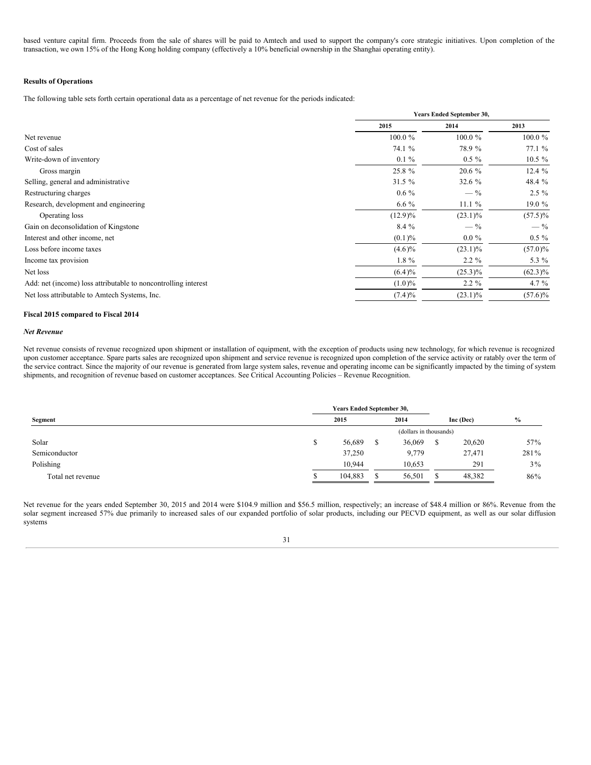based venture capital firm. Proceeds from the sale of shares will be paid to Amtech and used to support the company's core strategic initiatives. Upon completion of the transaction, we own 15% of the Hong Kong holding company (effectively a 10% beneficial ownership in the Shanghai operating entity).

**Results of Operations**

The following table sets forth certain operational data as a percentage of net revenue for the periods indicated:

| | Years Ended September 30, | | |
|---|---|---|---|
| | 2015 | 2014 | 2013 |
| Net revenue | 100.0 % | 100.0 % | 100.0 % |
| Cost of sales | 74.1 % | 78.9 % | 77.1 % |
| Write-down of inventory | 0.1 % | 0.5 % | 10.5 % |
| Gross margin | 25.8 % | 20.6 % | 12.4 % |
| Selling, general and administrative | 31.5 % | 32.6 % | 48.4 % |
| Restructuring charges | 0.6 % | — % | 2.5 % |
| Research, development and engineering | 6.6 % | 11.1 % | 19.0 % |
| Operating loss | (12.9)% | (23.1)% | (57.5)% |
| Gain on deconsolidation of Kingstone | 8.4 % | — % | — % |
| Interest and other income, net | (0.1)% | 0.0 % | 0.5 % |
| Loss before income taxes | (4.6)% | (23.1)% | (57.0)% |
| Income tax provision | 1.8 % | 2.2 % | 5.3 % |
| Net loss | (6.4)% | (25.3)% | (62.3)% |
| Add: net (income) loss attributable to noncontrolling interest | (1.0)% | 2.2 % | 4.7 % |
| Net loss attributable to Amtech Systems, Inc. | (7.4)% | (23.1)% | (57.6)% |

**Fiscal 2015 compared to Fiscal 2014**

***Net Revenue***

Net revenue consists of revenue recognized upon shipment or installation of equipment, with the exception of products using new technology, for which revenue is recognized upon customer acceptance. Spare parts sales are recognized upon shipment and service revenue is recognized upon completion of the service activity or ratably over the term of the service contract. Since the majority of our revenue is generated from large system sales, revenue and operating income can be significantly impacted by the timing of system shipments, and recognition of revenue based on customer acceptances. See Critical Accounting Policies – Revenue Recognition.

| Segment | Years Ended September 30, 2015 | 2014 | Inc (Dec) | % |
|---|---|---|---|---|
| | (dollars in thousands) | | | |
| Solar | $ 56,689 | $ 36,069 | $ 20,620 | 57% |
| Semiconductor | 37,250 | 9,779 | 27,471 | 281% |
| Polishing | 10,944 | 10,653 | 291 | 3% |
| Total net revenue | $ 104,883 | $ 56,501 | $ 48,382 | 86% |

Net revenue for the years ended September 30, 2015 and 2014 were $104.9 million and $56.5 million, respectively; an increase of $48.4 million or 86%. Revenue from the solar segment increased 57% due primarily to increased sales of our expanded portfolio of solar products, including our PECVD equipment, as well as our solar diffusion systems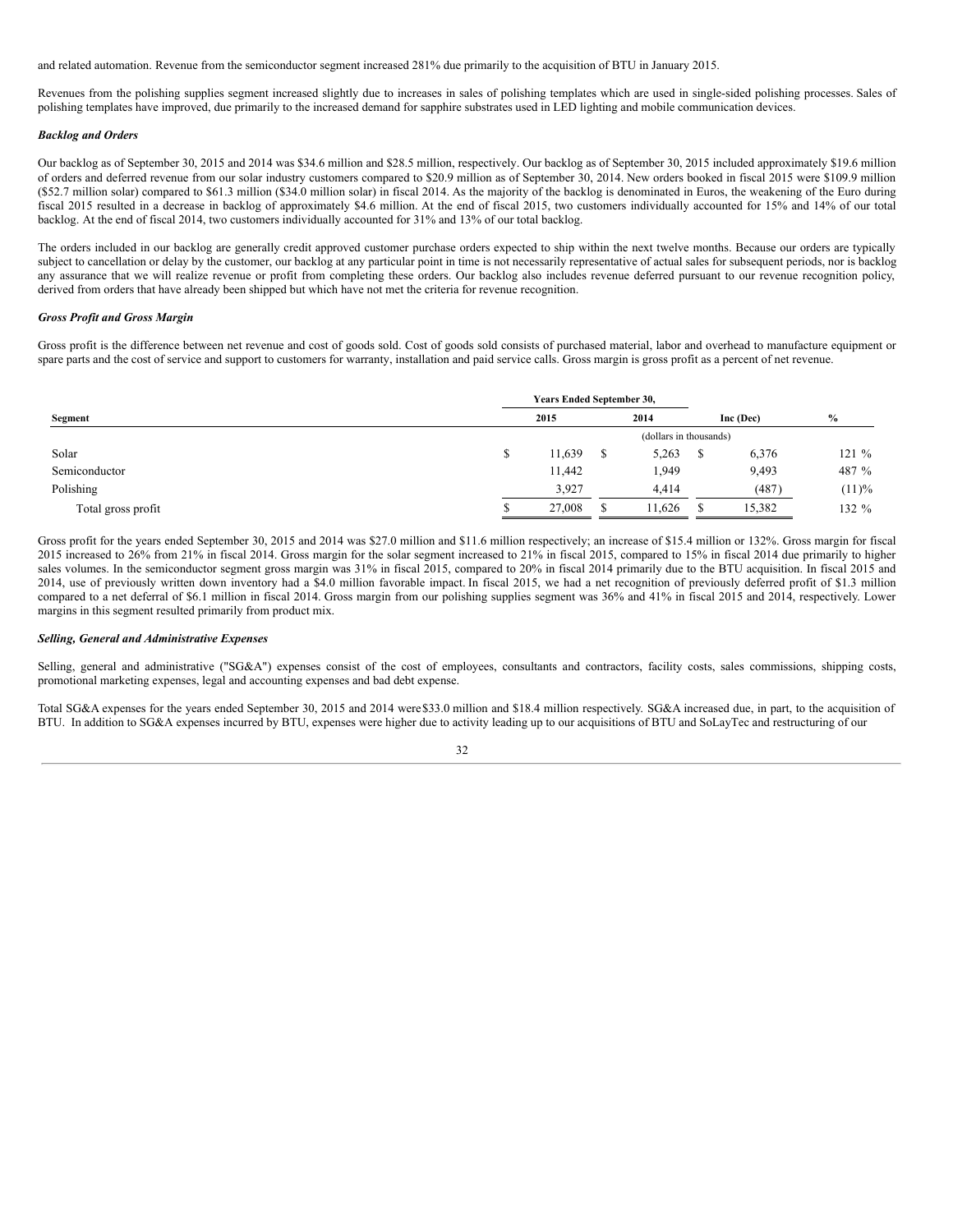and related automation. Revenue from the semiconductor segment increased 281% due primarily to the acquisition of BTU in January 2015.

Revenues from the polishing supplies segment increased slightly due to increases in sales of polishing templates which are used in single-sided polishing processes. Sales of polishing templates have improved, due primarily to the increased demand for sapphire substrates used in LED lighting and mobile communication devices.

***Backlog and Orders***

Our backlog as of September 30, 2015 and 2014 was $34.6 million and $28.5 million, respectively. Our backlog as of September 30, 2015 included approximately $19.6 million of orders and deferred revenue from our solar industry customers compared to $20.9 million as of September 30, 2014. New orders booked in fiscal 2015 were $109.9 million ($52.7 million solar) compared to $61.3 million ($34.0 million solar) in fiscal 2014. As the majority of the backlog is denominated in Euros, the weakening of the Euro during fiscal 2015 resulted in a decrease in backlog of approximately $4.6 million. At the end of fiscal 2015, two customers individually accounted for 15% and 14% of our total backlog. At the end of fiscal 2014, two customers individually accounted for 31% and 13% of our total backlog.

The orders included in our backlog are generally credit approved customer purchase orders expected to ship within the next twelve months. Because our orders are typically subject to cancellation or delay by the customer, our backlog at any particular point in time is not necessarily representative of actual sales for subsequent periods, nor is backlog any assurance that we will realize revenue or profit from completing these orders. Our backlog also includes revenue deferred pursuant to our revenue recognition policy, derived from orders that have already been shipped but which have not met the criteria for revenue recognition.

***Gross Profit and Gross Margin***

Gross profit is the difference between net revenue and cost of goods sold. Cost of goods sold consists of purchased material, labor and overhead to manufacture equipment or spare parts and the cost of service and support to customers for warranty, installation and paid service calls. Gross margin is gross profit as a percent of net revenue.

| Segment | Years Ended September 30, 2015 | 2014 | Inc (Dec) | % |
|---|---|---|---|---|
| | (dollars in thousands) | | | |
| Solar | $ 11,639 | $ 5,263 | $ 6,376 | 121 % |
| Semiconductor | 11,442 | 1,949 | 9,493 | 487 % |
| Polishing | 3,927 | 4,414 | (487) | (11)% |
| Total gross profit | $ 27,008 | $ 11,626 | $ 15,382 | 132 % |

Gross profit for the years ended September 30, 2015 and 2014 was $27.0 million and $11.6 million respectively; an increase of $15.4 million or 132%. Gross margin for fiscal 2015 increased to 26% from 21% in fiscal 2014. Gross margin for the solar segment increased to 21% in fiscal 2015, compared to 15% in fiscal 2014 due primarily to higher sales volumes. In the semiconductor segment gross margin was 31% in fiscal 2015, compared to 20% in fiscal 2014 primarily due to the BTU acquisition. In fiscal 2015 and 2014, use of previously written down inventory had a $4.0 million favorable impact. In fiscal 2015, we had a net recognition of previously deferred profit of $1.3 million compared to a net deferral of $6.1 million in fiscal 2014. Gross margin from our polishing supplies segment was 36% and 41% in fiscal 2015 and 2014, respectively. Lower margins in this segment resulted primarily from product mix.

***Selling, General and Administrative Expenses***

Selling, general and administrative ("SG&A") expenses consist of the cost of employees, consultants and contractors, facility costs, sales commissions, shipping costs, promotional marketing expenses, legal and accounting expenses and bad debt expense.

Total SG&A expenses for the years ended September 30, 2015 and 2014 were $33.0 million and $18.4 million respectively. SG&A increased due, in part, to the acquisition of BTU. In addition to SG&A expenses incurred by BTU, expenses were higher due to activity leading up to our acquisitions of BTU and SoLayTec and restructuring of our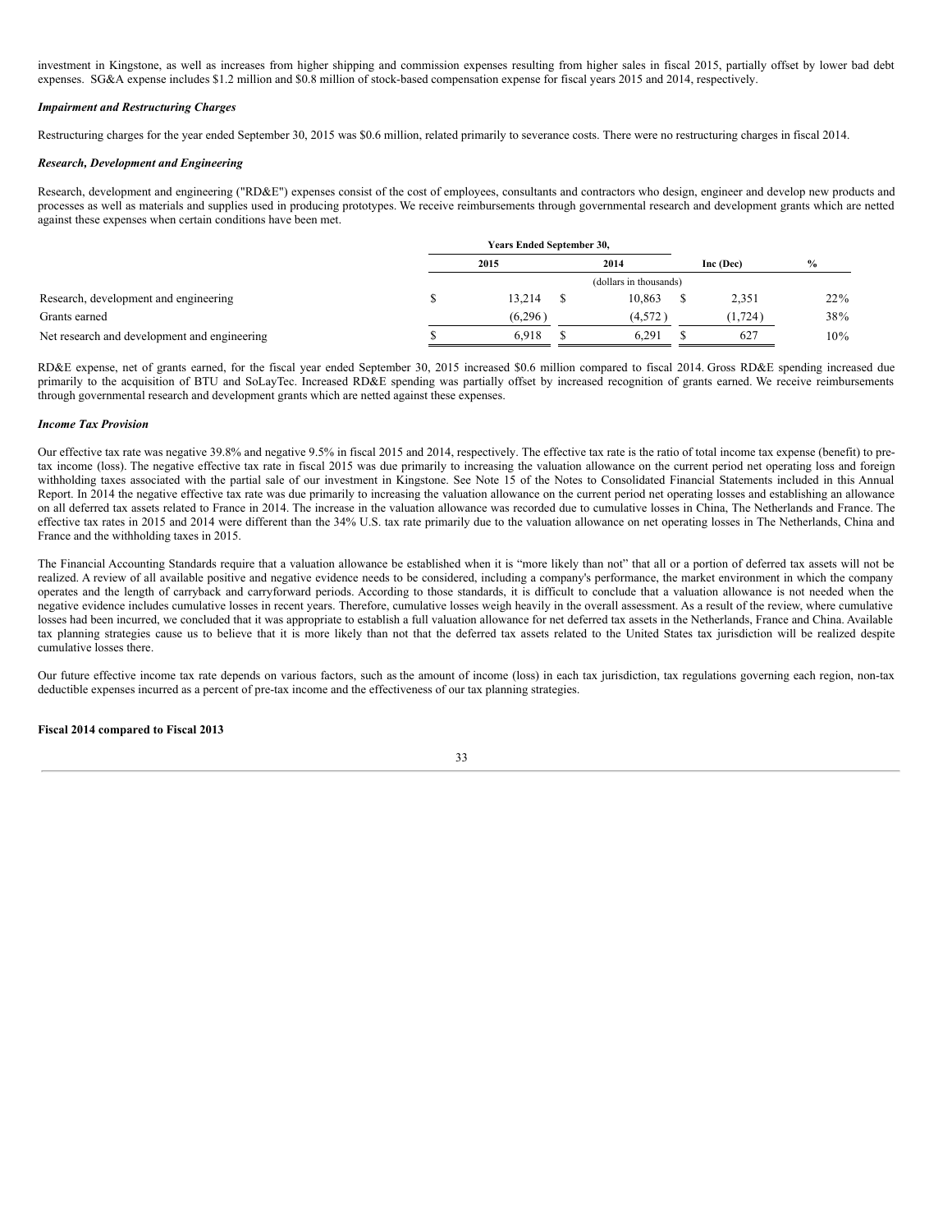investment in Kingstone, as well as increases from higher shipping and commission expenses resulting from higher sales in fiscal 2015, partially offset by lower bad debt expenses. SG&A expense includes $1.2 million and $0.8 million of stock-based compensation expense for fiscal years 2015 and 2014, respectively.

### *Impairment and Restructuring Charges*

Restructuring charges for the year ended September 30, 2015 was $0.6 million, related primarily to severance costs. There were no restructuring charges in fiscal 2014.

### *Research, Development and Engineering*

Research, development and engineering ("RD&E") expenses consist of the cost of employees, consultants and contractors who design, engineer and develop new products and processes as well as materials and supplies used in producing prototypes. We receive reimbursements through governmental research and development grants which are netted against these expenses when certain conditions have been met.

| | Years Ended September 30, | | | |
|---|---|---|---|---|
| | 2015 | 2014 | Inc (Dec) | % |
| | | (dollars in thousands) | | |
| Research, development and engineering | $ 13,214 | $ 10,863 | $ 2,351 | 22% |
| Grants earned | (6,296) | (4,572) | (1,724) | 38% |
| Net research and development and engineering | $ 6,918 | $ 6,291 | $ 627 | 10% |

RD&E expense, net of grants earned, for the fiscal year ended September 30, 2015 increased $0.6 million compared to fiscal 2014. Gross RD&E spending increased due primarily to the acquisition of BTU and SoLayTec. Increased RD&E spending was partially offset by increased recognition of grants earned. We receive reimbursements through governmental research and development grants which are netted against these expenses.

### *Income Tax Provision*

Our effective tax rate was negative 39.8% and negative 9.5% in fiscal 2015 and 2014, respectively. The effective tax rate is the ratio of total income tax expense (benefit) to pre-tax income (loss). The negative effective tax rate in fiscal 2015 was due primarily to increasing the valuation allowance on the current period net operating loss and foreign withholding taxes associated with the partial sale of our investment in Kingstone. See Note 15 of the Notes to Consolidated Financial Statements included in this Annual Report. In 2014 the negative effective tax rate was due primarily to increasing the valuation allowance on the current period net operating losses and establishing an allowance on all deferred tax assets related to France in 2014. The increase in the valuation allowance was recorded due to cumulative losses in China, The Netherlands and France. The effective tax rates in 2015 and 2014 were different than the 34% U.S. tax rate primarily due to the valuation allowance on net operating losses in The Netherlands, China and France and the withholding taxes in 2015.

The Financial Accounting Standards require that a valuation allowance be established when it is "more likely than not" that all or a portion of deferred tax assets will not be realized. A review of all available positive and negative evidence needs to be considered, including a company's performance, the market environment in which the company operates and the length of carryback and carryforward periods. According to those standards, it is difficult to conclude that a valuation allowance is not needed when the negative evidence includes cumulative losses in recent years. Therefore, cumulative losses weigh heavily in the overall assessment. As a result of the review, where cumulative losses had been incurred, we concluded that it was appropriate to establish a full valuation allowance for net deferred tax assets in the Netherlands, France and China. Available tax planning strategies cause us to believe that it is more likely than not that the deferred tax assets related to the United States tax jurisdiction will be realized despite cumulative losses there.

Our future effective income tax rate depends on various factors, such as the amount of income (loss) in each tax jurisdiction, tax regulations governing each region, non-tax deductible expenses incurred as a percent of pre-tax income and the effectiveness of our tax planning strategies.

**Fiscal 2014 compared to Fiscal 2013**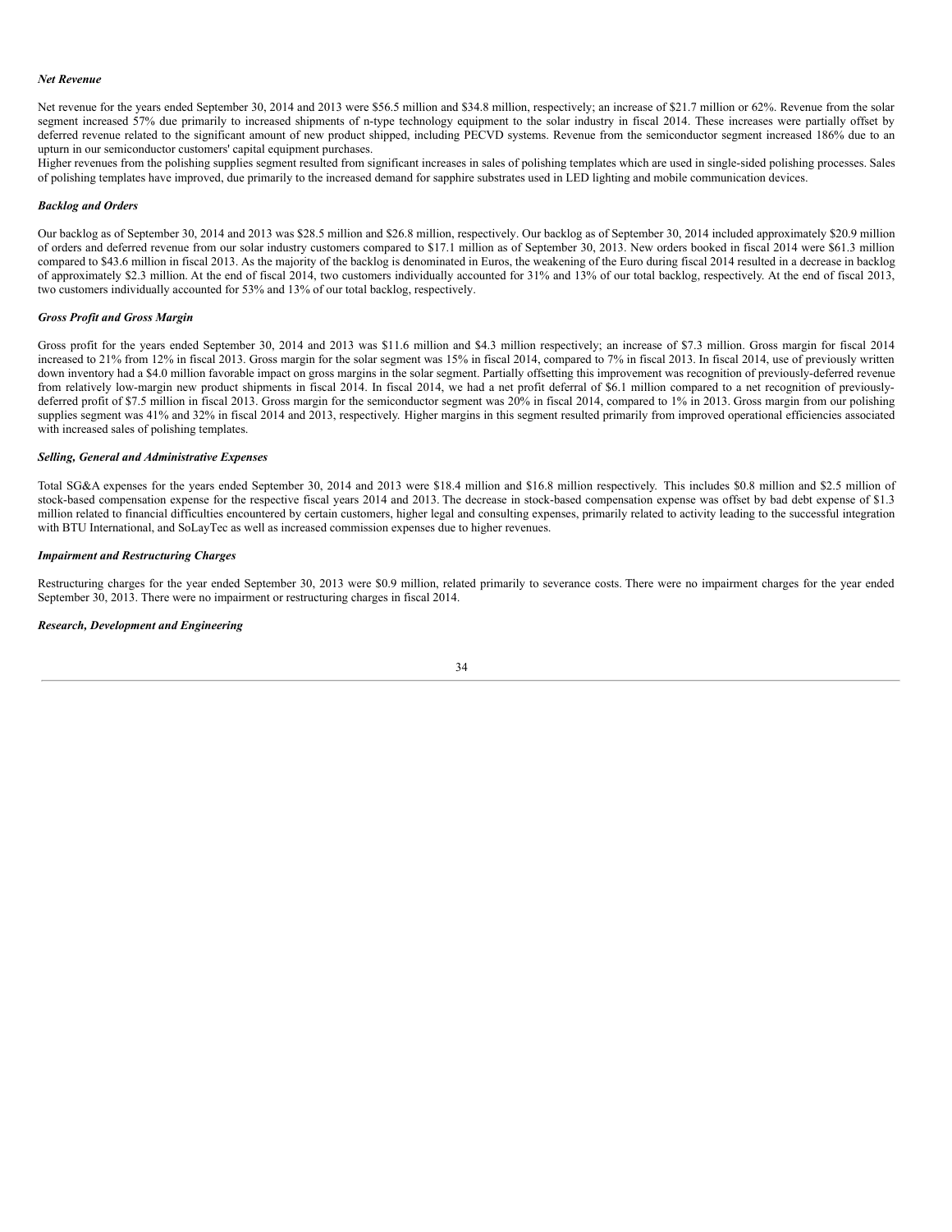*Net Revenue*

Net revenue for the years ended September 30, 2014 and 2013 were $56.5 million and $34.8 million, respectively; an increase of $21.7 million or 62%. Revenue from the solar segment increased 57% due primarily to increased shipments of n-type technology equipment to the solar industry in fiscal 2014. These increases were partially offset by deferred revenue related to the significant amount of new product shipped, including PECVD systems. Revenue from the semiconductor segment increased 186% due to an upturn in our semiconductor customers' capital equipment purchases.
Higher revenues from the polishing supplies segment resulted from significant increases in sales of polishing templates which are used in single-sided polishing processes. Sales of polishing templates have improved, due primarily to the increased demand for sapphire substrates used in LED lighting and mobile communication devices.

*Backlog and Orders*

Our backlog as of September 30, 2014 and 2013 was $28.5 million and $26.8 million, respectively. Our backlog as of September 30, 2014 included approximately $20.9 million of orders and deferred revenue from our solar industry customers compared to $17.1 million as of September 30, 2013. New orders booked in fiscal 2014 were $61.3 million compared to $43.6 million in fiscal 2013. As the majority of the backlog is denominated in Euros, the weakening of the Euro during fiscal 2014 resulted in a decrease in backlog of approximately $2.3 million. At the end of fiscal 2014, two customers individually accounted for 31% and 13% of our total backlog, respectively. At the end of fiscal 2013, two customers individually accounted for 53% and 13% of our total backlog, respectively.

*Gross Profit and Gross Margin*

Gross profit for the years ended September 30, 2014 and 2013 was $11.6 million and $4.3 million respectively; an increase of $7.3 million. Gross margin for fiscal 2014 increased to 21% from 12% in fiscal 2013. Gross margin for the solar segment was 15% in fiscal 2014, compared to 7% in fiscal 2013. In fiscal 2014, use of previously written down inventory had a $4.0 million favorable impact on gross margins in the solar segment. Partially offsetting this improvement was recognition of previously-deferred revenue from relatively low-margin new product shipments in fiscal 2014. In fiscal 2014, we had a net profit deferral of $6.1 million compared to a net recognition of previously-deferred profit of $7.5 million in fiscal 2013. Gross margin for the semiconductor segment was 20% in fiscal 2014, compared to 1% in 2013. Gross margin from our polishing supplies segment was 41% and 32% in fiscal 2014 and 2013, respectively. Higher margins in this segment resulted primarily from improved operational efficiencies associated with increased sales of polishing templates.

*Selling, General and Administrative Expenses*

Total SG&A expenses for the years ended September 30, 2014 and 2013 were $18.4 million and $16.8 million respectively. This includes $0.8 million and $2.5 million of stock-based compensation expense for the respective fiscal years 2014 and 2013. The decrease in stock-based compensation expense was offset by bad debt expense of $1.3 million related to financial difficulties encountered by certain customers, higher legal and consulting expenses, primarily related to activity leading to the successful integration with BTU International, and SoLayTec as well as increased commission expenses due to higher revenues.

*Impairment and Restructuring Charges*

Restructuring charges for the year ended September 30, 2013 were $0.9 million, related primarily to severance costs. There were no impairment charges for the year ended September 30, 2013. There were no impairment or restructuring charges in fiscal 2014.

*Research, Development and Engineering*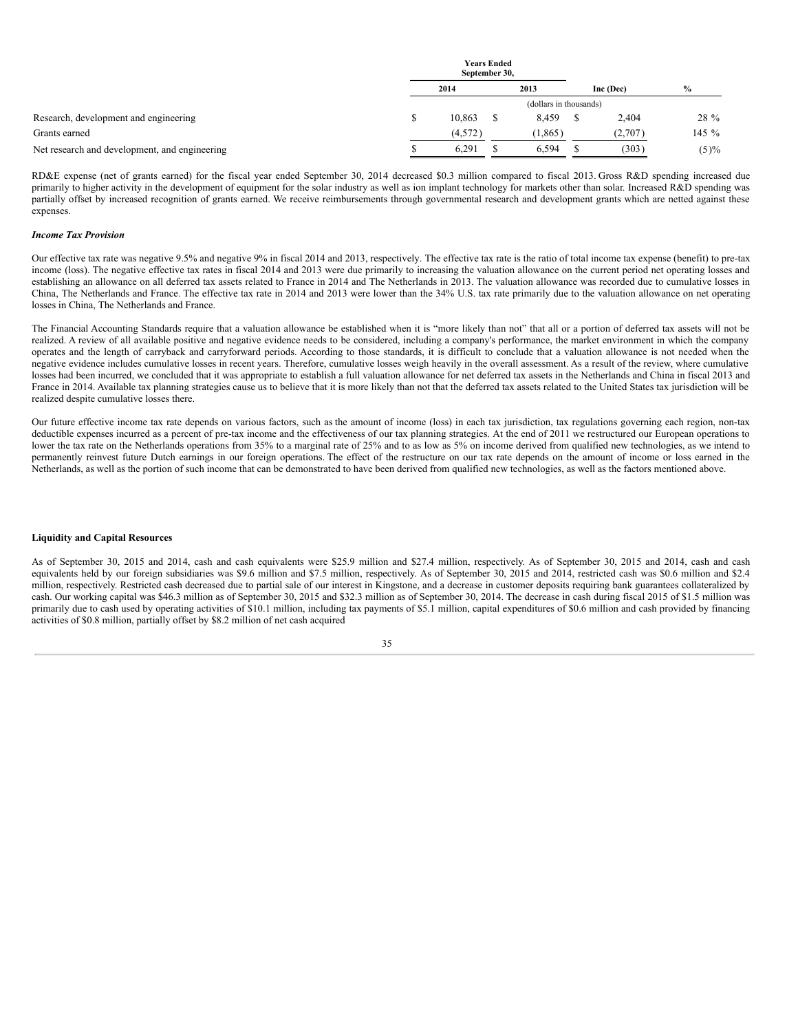| | Years Ended September 30, | | | |
|---|---|---|---|---|
| | 2014 | 2013 | Inc (Dec) | % |
| | (dollars in thousands) | | | |
| Research, development and engineering | $ 10,863 | $ 8,459 | $ 2,404 | 28 % |
| Grants earned | (4,572) | (1,865) | (2,707) | 145 % |
| Net research and development, and engineering | $ 6,291 | $ 6,594 | $ (303) | (5)% |

RD&E expense (net of grants earned) for the fiscal year ended September 30, 2014 decreased $0.3 million compared to fiscal 2013. Gross R&D spending increased due primarily to higher activity in the development of equipment for the solar industry as well as ion implant technology for markets other than solar. Increased R&D spending was partially offset by increased recognition of grants earned. We receive reimbursements through governmental research and development grants which are netted against these expenses.

***Income Tax Provision***

Our effective tax rate was negative 9.5% and negative 9% in fiscal 2014 and 2013, respectively. The effective tax rate is the ratio of total income tax expense (benefit) to pre-tax income (loss). The negative effective tax rates in fiscal 2014 and 2013 were due primarily to increasing the valuation allowance on the current period net operating losses and establishing an allowance on all deferred tax assets related to France in 2014 and The Netherlands in 2013. The valuation allowance was recorded due to cumulative losses in China, The Netherlands and France. The effective tax rate in 2014 and 2013 were lower than the 34% U.S. tax rate primarily due to the valuation allowance on net operating losses in China, The Netherlands and France.

The Financial Accounting Standards require that a valuation allowance be established when it is "more likely than not" that all or a portion of deferred tax assets will not be realized. A review of all available positive and negative evidence needs to be considered, including a company's performance, the market environment in which the company operates and the length of carryback and carryforward periods. According to those standards, it is difficult to conclude that a valuation allowance is not needed when the negative evidence includes cumulative losses in recent years. Therefore, cumulative losses weigh heavily in the overall assessment. As a result of the review, where cumulative losses had been incurred, we concluded that it was appropriate to establish a full valuation allowance for net deferred tax assets in the Netherlands and China in fiscal 2013 and France in 2014. Available tax planning strategies cause us to believe that it is more likely than not that the deferred tax assets related to the United States tax jurisdiction will be realized despite cumulative losses there.

Our future effective income tax rate depends on various factors, such as the amount of income (loss) in each tax jurisdiction, tax regulations governing each region, non-tax deductible expenses incurred as a percent of pre-tax income and the effectiveness of our tax planning strategies. At the end of 2011 we restructured our European operations to lower the tax rate on the Netherlands operations from 35% to a marginal rate of 25% and to as low as 5% on income derived from qualified new technologies, as we intend to permanently reinvest future Dutch earnings in our foreign operations. The effect of the restructure on our tax rate depends on the amount of income or loss earned in the Netherlands, as well as the portion of such income that can be demonstrated to have been derived from qualified new technologies, as well as the factors mentioned above.

**Liquidity and Capital Resources**

As of September 30, 2015 and 2014, cash and cash equivalents were $25.9 million and $27.4 million, respectively. As of September 30, 2015 and 2014, cash and cash equivalents held by our foreign subsidiaries was $9.6 million and $7.5 million, respectively. As of September 30, 2015 and 2014, restricted cash was $0.6 million and $2.4 million, respectively. Restricted cash decreased due to partial sale of our interest in Kingstone, and a decrease in customer deposits requiring bank guarantees collateralized by cash. Our working capital was $46.3 million as of September 30, 2015 and $32.3 million as of September 30, 2014. The decrease in cash during fiscal 2015 of $1.5 million was primarily due to cash used by operating activities of $10.1 million, including tax payments of $5.1 million, capital expenditures of $0.6 million and cash provided by financing activities of $0.8 million, partially offset by $8.2 million of net cash acquired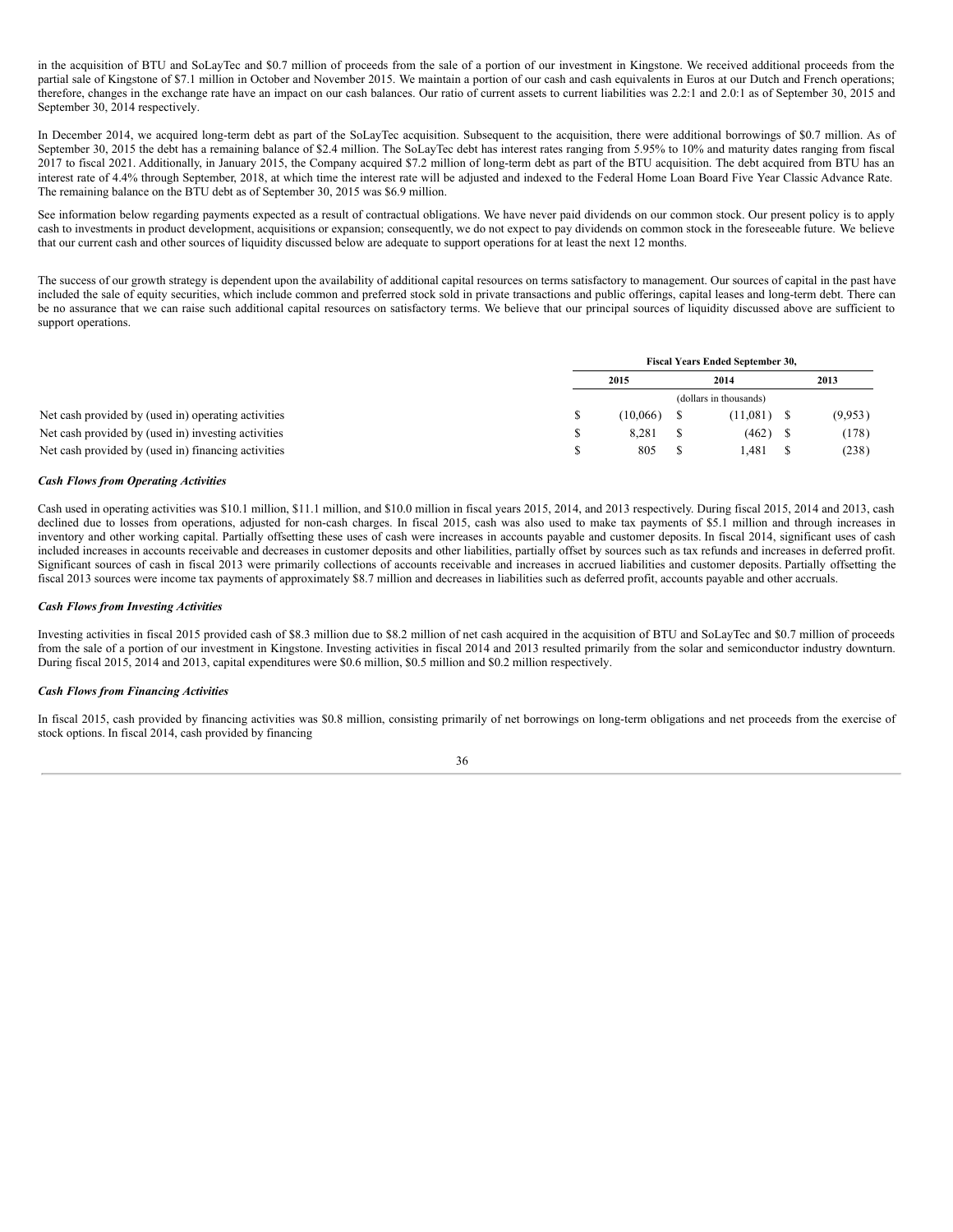in the acquisition of BTU and SoLayTec and $0.7 million of proceeds from the sale of a portion of our investment in Kingstone. We received additional proceeds from the partial sale of Kingstone of $7.1 million in October and November 2015. We maintain a portion of our cash and cash equivalents in Euros at our Dutch and French operations; therefore, changes in the exchange rate have an impact on our cash balances. Our ratio of current assets to current liabilities was 2.2:1 and 2.0:1 as of September 30, 2015 and September 30, 2014 respectively.

In December 2014, we acquired long-term debt as part of the SoLayTec acquisition. Subsequent to the acquisition, there were additional borrowings of $0.7 million. As of September 30, 2015 the debt has a remaining balance of $2.4 million. The SoLayTec debt has interest rates ranging from 5.95% to 10% and maturity dates ranging from fiscal 2017 to fiscal 2021. Additionally, in January 2015, the Company acquired $7.2 million of long-term debt as part of the BTU acquisition. The debt acquired from BTU has an interest rate of 4.4% through September, 2018, at which time the interest rate will be adjusted and indexed to the Federal Home Loan Board Five Year Classic Advance Rate. The remaining balance on the BTU debt as of September 30, 2015 was $6.9 million.

See information below regarding payments expected as a result of contractual obligations. We have never paid dividends on our common stock. Our present policy is to apply cash to investments in product development, acquisitions or expansion; consequently, we do not expect to pay dividends on common stock in the foreseeable future. We believe that our current cash and other sources of liquidity discussed below are adequate to support operations for at least the next 12 months.

The success of our growth strategy is dependent upon the availability of additional capital resources on terms satisfactory to management. Our sources of capital in the past have included the sale of equity securities, which include common and preferred stock sold in private transactions and public offerings, capital leases and long-term debt. There can be no assurance that we can raise such additional capital resources on satisfactory terms. We believe that our principal sources of liquidity discussed above are sufficient to support operations.

| | Fiscal Years Ended September 30, | | |
|---|---|---|---|
| | 2015 | 2014 | 2013 |
| | (dollars in thousands) | | |
| Net cash provided by (used in) operating activities | $ (10,066) | $ (11,081) | $ (9,953) |
| Net cash provided by (used in) investing activities | $ 8,281 | $ (462) | $ (178) |
| Net cash provided by (used in) financing activities | $ 805 | $ 1,481 | $ (238) |

***Cash Flows from Operating Activities***

Cash used in operating activities was $10.1 million, $11.1 million, and $10.0 million in fiscal years 2015, 2014, and 2013 respectively. During fiscal 2015, 2014 and 2013, cash declined due to losses from operations, adjusted for non-cash charges. In fiscal 2015, cash was also used to make tax payments of $5.1 million and through increases in inventory and other working capital. Partially offsetting these uses of cash were increases in accounts payable and customer deposits. In fiscal 2014, significant uses of cash included increases in accounts receivable and decreases in customer deposits and other liabilities, partially offset by sources such as tax refunds and increases in deferred profit. Significant sources of cash in fiscal 2013 were primarily collections of accounts receivable and increases in accrued liabilities and customer deposits. Partially offsetting the fiscal 2013 sources were income tax payments of approximately $8.7 million and decreases in liabilities such as deferred profit, accounts payable and other accruals.

***Cash Flows from Investing Activities***

Investing activities in fiscal 2015 provided cash of $8.3 million due to $8.2 million of net cash acquired in the acquisition of BTU and SoLayTec and $0.7 million of proceeds from the sale of a portion of our investment in Kingstone. Investing activities in fiscal 2014 and 2013 resulted primarily from the solar and semiconductor industry downturn. During fiscal 2015, 2014 and 2013, capital expenditures were $0.6 million, $0.5 million and $0.2 million respectively.

***Cash Flows from Financing Activities***

In fiscal 2015, cash provided by financing activities was $0.8 million, consisting primarily of net borrowings on long-term obligations and net proceeds from the exercise of stock options. In fiscal 2014, cash provided by financing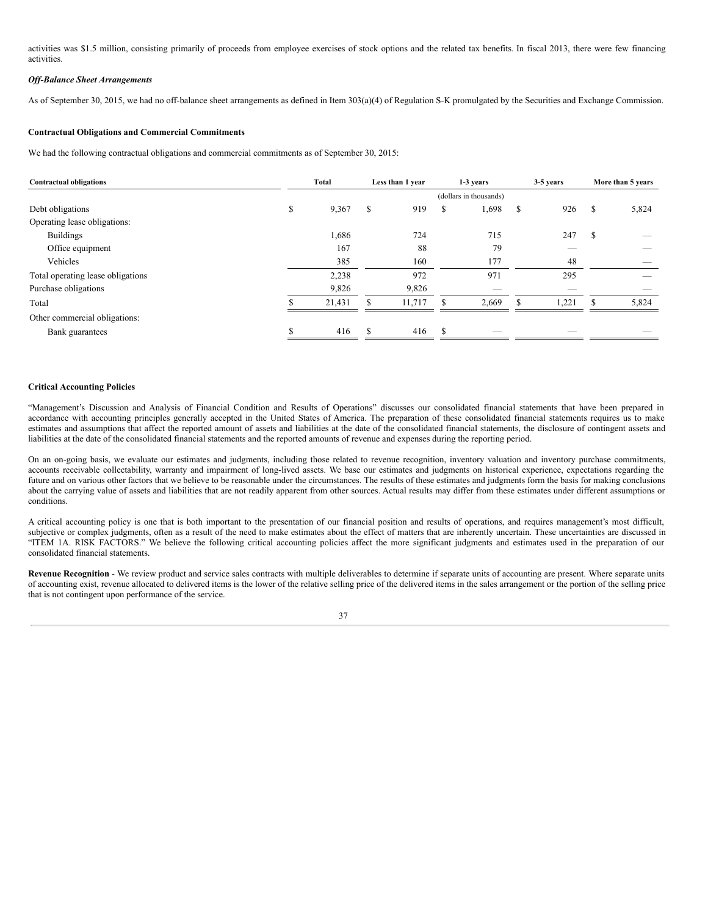activities was $1.5 million, consisting primarily of proceeds from employee exercises of stock options and the related tax benefits. In fiscal 2013, there were few financing activities.

***Off-Balance Sheet Arrangements***

As of September 30, 2015, we had no off-balance sheet arrangements as defined in Item 303(a)(4) of Regulation S-K promulgated by the Securities and Exchange Commission.

**Contractual Obligations and Commercial Commitments**

We had the following contractual obligations and commercial commitments as of September 30, 2015:

| Contractual obligations | Total | Less than 1 year | 1-3 years | 3-5 years | More than 5 years |
|---|---|---|---|---|---|
| | | | (dollars in thousands) | | |
| Debt obligations | $ 9,367 | $ 919 | $ 1,698 | $ 926 | $ 5,824 |
| Operating lease obligations: | | | | | |
| Buildings | 1,686 | 724 | 715 | 247 | $ — |
| Office equipment | 167 | 88 | 79 | — | — |
| Vehicles | 385 | 160 | 177 | 48 | — |
| Total operating lease obligations | 2,238 | 972 | 971 | 295 | — |
| Purchase obligations | 9,826 | 9,826 | — | — | — |
| Total | $ 21,431 | $ 11,717 | $ 2,669 | $ 1,221 | $ 5,824 |
| Other commercial obligations: | | | | | |
| Bank guarantees | $ 416 | $ 416 | $ — | — | — |

**Critical Accounting Policies**

"Management's Discussion and Analysis of Financial Condition and Results of Operations" discusses our consolidated financial statements that have been prepared in accordance with accounting principles generally accepted in the United States of America. The preparation of these consolidated financial statements requires us to make estimates and assumptions that affect the reported amount of assets and liabilities at the date of the consolidated financial statements, the disclosure of contingent assets and liabilities at the date of the consolidated financial statements and the reported amounts of revenue and expenses during the reporting period.

On an on-going basis, we evaluate our estimates and judgments, including those related to revenue recognition, inventory valuation and inventory purchase commitments, accounts receivable collectability, warranty and impairment of long-lived assets. We base our estimates and judgments on historical experience, expectations regarding the future and on various other factors that we believe to be reasonable under the circumstances. The results of these estimates and judgments form the basis for making conclusions about the carrying value of assets and liabilities that are not readily apparent from other sources. Actual results may differ from these estimates under different assumptions or conditions.

A critical accounting policy is one that is both important to the presentation of our financial position and results of operations, and requires management's most difficult, subjective or complex judgments, often as a result of the need to make estimates about the effect of matters that are inherently uncertain. These uncertainties are discussed in "ITEM 1A. RISK FACTORS." We believe the following critical accounting policies affect the more significant judgments and estimates used in the preparation of our consolidated financial statements.

**Revenue Recognition** - We review product and service sales contracts with multiple deliverables to determine if separate units of accounting are present. Where separate units of accounting exist, revenue allocated to delivered items is the lower of the relative selling price of the delivered items in the sales arrangement or the portion of the selling price that is not contingent upon performance of the service.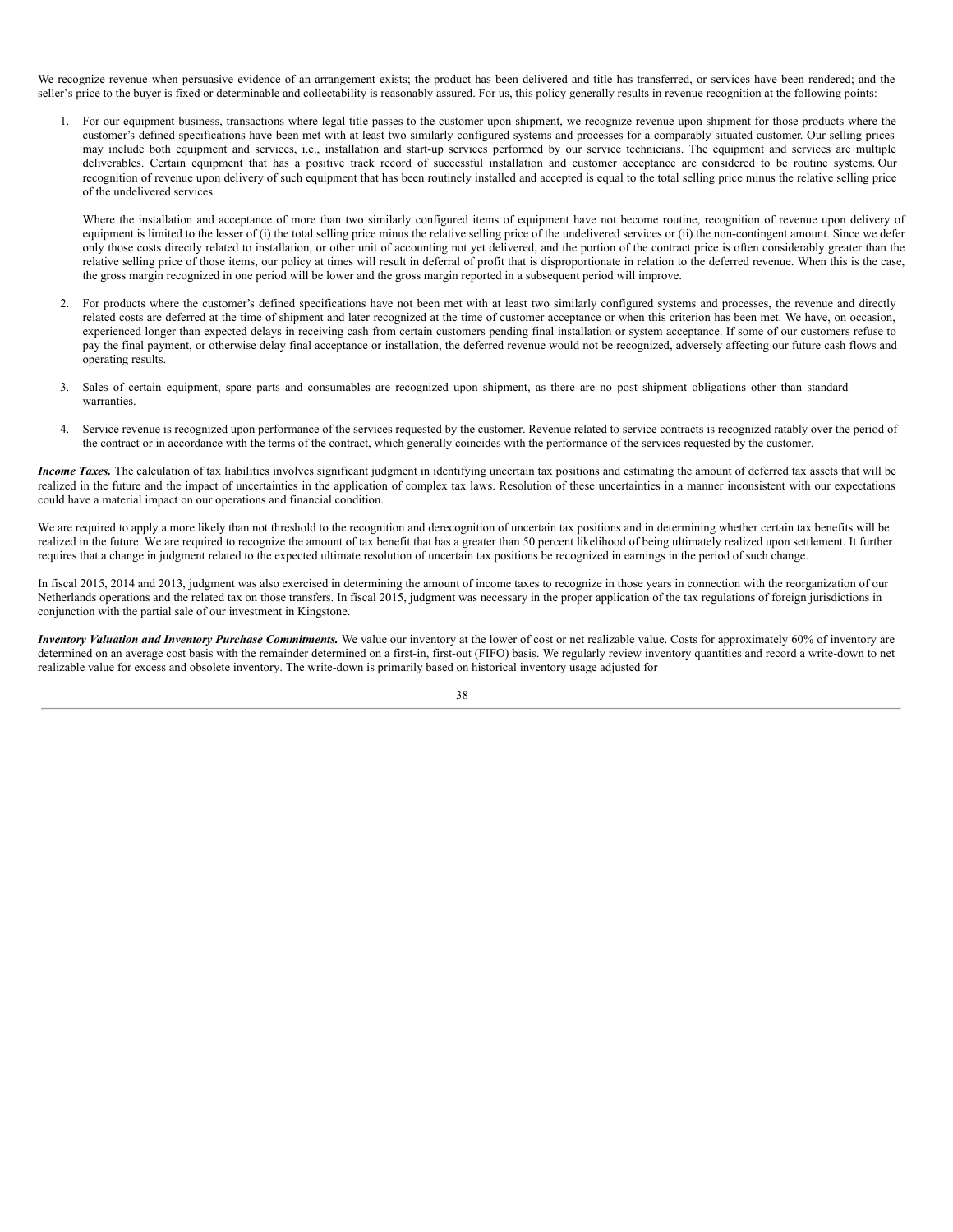We recognize revenue when persuasive evidence of an arrangement exists; the product has been delivered and title has transferred, or services have been rendered; and the seller's price to the buyer is fixed or determinable and collectability is reasonably assured. For us, this policy generally results in revenue recognition at the following points:

1. For our equipment business, transactions where legal title passes to the customer upon shipment, we recognize revenue upon shipment for those products where the customer's defined specifications have been met with at least two similarly configured systems and processes for a comparably situated customer. Our selling prices may include both equipment and services, i.e., installation and start-up services performed by our service technicians. The equipment and services are multiple deliverables. Certain equipment that has a positive track record of successful installation and customer acceptance are considered to be routine systems. Our recognition of revenue upon delivery of such equipment that has been routinely installed and accepted is equal to the total selling price minus the relative selling price of the undelivered services.

   Where the installation and acceptance of more than two similarly configured items of equipment have not become routine, recognition of revenue upon delivery of equipment is limited to the lesser of (i) the total selling price minus the relative selling price of the undelivered services or (ii) the non-contingent amount. Since we defer only those costs directly related to installation, or other unit of accounting not yet delivered, and the portion of the contract price is often considerably greater than the relative selling price of those items, our policy at times will result in deferral of profit that is disproportionate in relation to the deferred revenue. When this is the case, the gross margin recognized in one period will be lower and the gross margin reported in a subsequent period will improve.

2. For products where the customer's defined specifications have not been met with at least two similarly configured systems and processes, the revenue and directly related costs are deferred at the time of shipment and later recognized at the time of customer acceptance or when this criterion has been met. We have, on occasion, experienced longer than expected delays in receiving cash from certain customers pending final installation or system acceptance. If some of our customers refuse to pay the final payment, or otherwise delay final acceptance or installation, the deferred revenue would not be recognized, adversely affecting our future cash flows and operating results.

3. Sales of certain equipment, spare parts and consumables are recognized upon shipment, as there are no post shipment obligations other than standard warranties.

4. Service revenue is recognized upon performance of the services requested by the customer. Revenue related to service contracts is recognized ratably over the period of the contract or in accordance with the terms of the contract, which generally coincides with the performance of the services requested by the customer.

***Income Taxes.*** The calculation of tax liabilities involves significant judgment in identifying uncertain tax positions and estimating the amount of deferred tax assets that will be realized in the future and the impact of uncertainties in the application of complex tax laws. Resolution of these uncertainties in a manner inconsistent with our expectations could have a material impact on our operations and financial condition.

We are required to apply a more likely than not threshold to the recognition and derecognition of uncertain tax positions and in determining whether certain tax benefits will be realized in the future. We are required to recognize the amount of tax benefit that has a greater than 50 percent likelihood of being ultimately realized upon settlement. It further requires that a change in judgment related to the expected ultimate resolution of uncertain tax positions be recognized in earnings in the period of such change.

In fiscal 2015, 2014 and 2013, judgment was also exercised in determining the amount of income taxes to recognize in those years in connection with the reorganization of our Netherlands operations and the related tax on those transfers. In fiscal 2015, judgment was necessary in the proper application of the tax regulations of foreign jurisdictions in conjunction with the partial sale of our investment in Kingstone.

***Inventory Valuation and Inventory Purchase Commitments.*** We value our inventory at the lower of cost or net realizable value. Costs for approximately 60% of inventory are determined on an average cost basis with the remainder determined on a first-in, first-out (FIFO) basis. We regularly review inventory quantities and record a write-down to net realizable value for excess and obsolete inventory. The write-down is primarily based on historical inventory usage adjusted for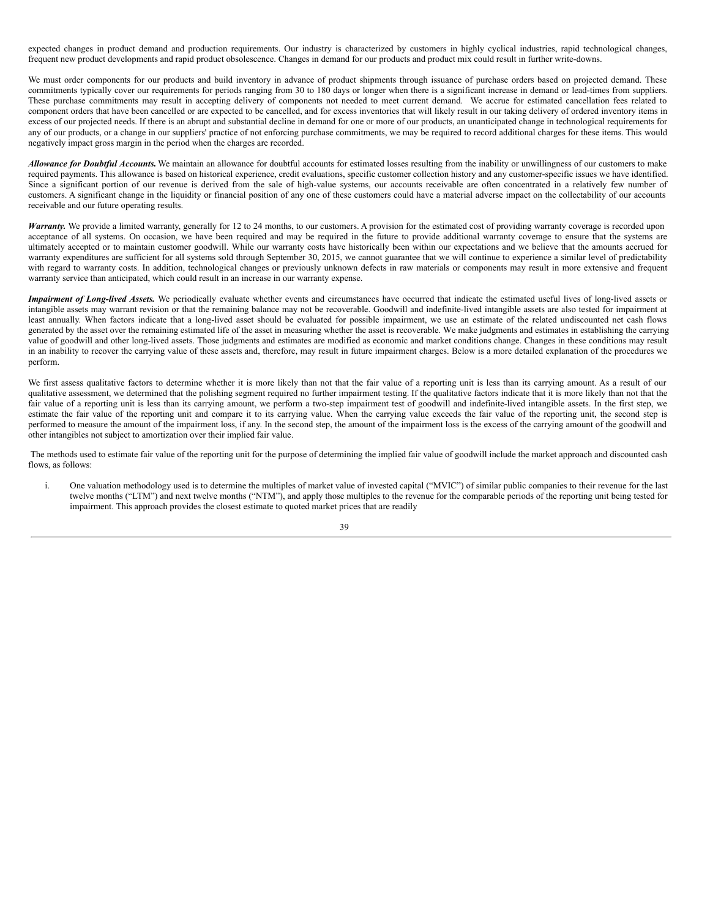expected changes in product demand and production requirements. Our industry is characterized by customers in highly cyclical industries, rapid technological changes, frequent new product developments and rapid product obsolescence. Changes in demand for our products and product mix could result in further write-downs.

We must order components for our products and build inventory in advance of product shipments through issuance of purchase orders based on projected demand. These commitments typically cover our requirements for periods ranging from 30 to 180 days or longer when there is a significant increase in demand or lead-times from suppliers. These purchase commitments may result in accepting delivery of components not needed to meet current demand. We accrue for estimated cancellation fees related to component orders that have been cancelled or are expected to be cancelled, and for excess inventories that will likely result in our taking delivery of ordered inventory items in excess of our projected needs. If there is an abrupt and substantial decline in demand for one or more of our products, an unanticipated change in technological requirements for any of our products, or a change in our suppliers' practice of not enforcing purchase commitments, we may be required to record additional charges for these items. This would negatively impact gross margin in the period when the charges are recorded.

***Allowance for Doubtful Accounts.*** We maintain an allowance for doubtful accounts for estimated losses resulting from the inability or unwillingness of our customers to make required payments. This allowance is based on historical experience, credit evaluations, specific customer collection history and any customer-specific issues we have identified. Since a significant portion of our revenue is derived from the sale of high-value systems, our accounts receivable are often concentrated in a relatively few number of customers. A significant change in the liquidity or financial position of any one of these customers could have a material adverse impact on the collectability of our accounts receivable and our future operating results.

***Warranty.*** We provide a limited warranty, generally for 12 to 24 months, to our customers. A provision for the estimated cost of providing warranty coverage is recorded upon acceptance of all systems. On occasion, we have been required and may be required in the future to provide additional warranty coverage to ensure that the systems are ultimately accepted or to maintain customer goodwill. While our warranty costs have historically been within our expectations and we believe that the amounts accrued for warranty expenditures are sufficient for all systems sold through September 30, 2015, we cannot guarantee that we will continue to experience a similar level of predictability with regard to warranty costs. In addition, technological changes or previously unknown defects in raw materials or components may result in more extensive and frequent warranty service than anticipated, which could result in an increase in our warranty expense.

***Impairment of Long-lived Assets.*** We periodically evaluate whether events and circumstances have occurred that indicate the estimated useful lives of long-lived assets or intangible assets may warrant revision or that the remaining balance may not be recoverable. Goodwill and indefinite-lived intangible assets are also tested for impairment at least annually. When factors indicate that a long-lived asset should be evaluated for possible impairment, we use an estimate of the related undiscounted net cash flows generated by the asset over the remaining estimated life of the asset in measuring whether the asset is recoverable. We make judgments and estimates in establishing the carrying value of goodwill and other long-lived assets. Those judgments and estimates are modified as economic and market conditions change. Changes in these conditions may result in an inability to recover the carrying value of these assets and, therefore, may result in future impairment charges. Below is a more detailed explanation of the procedures we perform.

We first assess qualitative factors to determine whether it is more likely than not that the fair value of a reporting unit is less than its carrying amount. As a result of our qualitative assessment, we determined that the polishing segment required no further impairment testing. If the qualitative factors indicate that it is more likely than not that the fair value of a reporting unit is less than its carrying amount, we perform a two-step impairment test of goodwill and indefinite-lived intangible assets. In the first step, we estimate the fair value of the reporting unit and compare it to its carrying value. When the carrying value exceeds the fair value of the reporting unit, the second step is performed to measure the amount of the impairment loss, if any. In the second step, the amount of the impairment loss is the excess of the carrying amount of the goodwill and other intangibles not subject to amortization over their implied fair value.

The methods used to estimate fair value of the reporting unit for the purpose of determining the implied fair value of goodwill include the market approach and discounted cash flows, as follows:

i. One valuation methodology used is to determine the multiples of market value of invested capital ("MVIC") of similar public companies to their revenue for the last twelve months ("LTM") and next twelve months ("NTM"), and apply those multiples to the revenue for the comparable periods of the reporting unit being tested for impairment. This approach provides the closest estimate to quoted market prices that are readily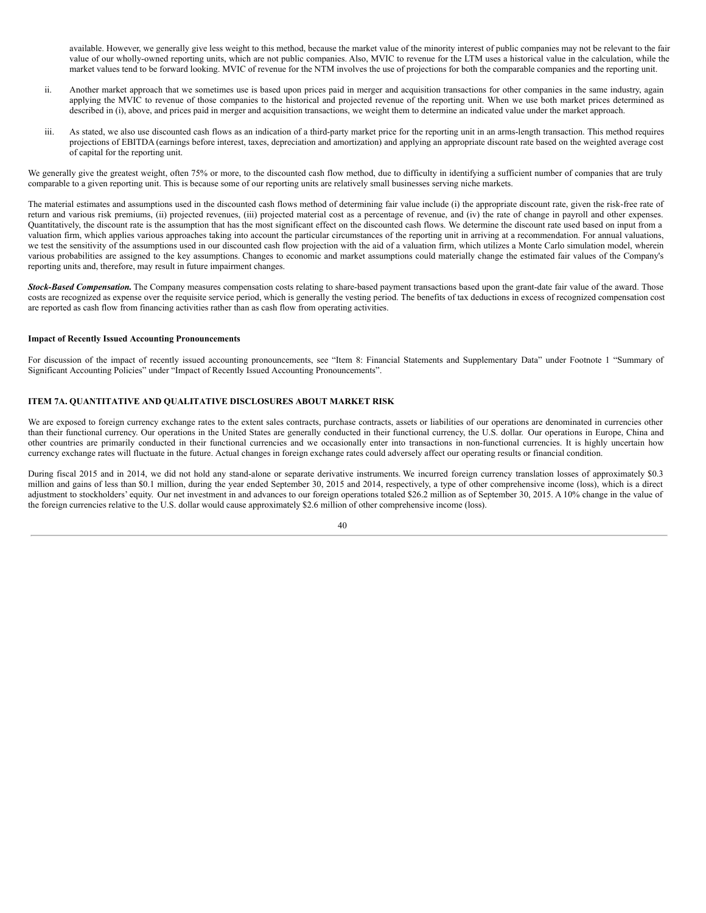available. However, we generally give less weight to this method, because the market value of the minority interest of public companies may not be relevant to the fair value of our wholly-owned reporting units, which are not public companies. Also, MVIC to revenue for the LTM uses a historical value in the calculation, while the market values tend to be forward looking. MVIC of revenue for the NTM involves the use of projections for both the comparable companies and the reporting unit.

ii. Another market approach that we sometimes use is based upon prices paid in merger and acquisition transactions for other companies in the same industry, again applying the MVIC to revenue of those companies to the historical and projected revenue of the reporting unit. When we use both market prices determined as described in (i), above, and prices paid in merger and acquisition transactions, we weight them to determine an indicated value under the market approach.

iii. As stated, we also use discounted cash flows as an indication of a third-party market price for the reporting unit in an arms-length transaction. This method requires projections of EBITDA (earnings before interest, taxes, depreciation and amortization) and applying an appropriate discount rate based on the weighted average cost of capital for the reporting unit.

We generally give the greatest weight, often 75% or more, to the discounted cash flow method, due to difficulty in identifying a sufficient number of companies that are truly comparable to a given reporting unit. This is because some of our reporting units are relatively small businesses serving niche markets.

The material estimates and assumptions used in the discounted cash flows method of determining fair value include (i) the appropriate discount rate, given the risk-free rate of return and various risk premiums, (ii) projected revenues, (iii) projected material cost as a percentage of revenue, and (iv) the rate of change in payroll and other expenses. Quantitatively, the discount rate is the assumption that has the most significant effect on the discounted cash flows. We determine the discount rate used based on input from a valuation firm, which applies various approaches taking into account the particular circumstances of the reporting unit in arriving at a recommendation. For annual valuations, we test the sensitivity of the assumptions used in our discounted cash flow projection with the aid of a valuation firm, which utilizes a Monte Carlo simulation model, wherein various probabilities are assigned to the key assumptions. Changes to economic and market assumptions could materially change the estimated fair values of the Company's reporting units and, therefore, may result in future impairment changes.

***Stock-Based Compensation.*** The Company measures compensation costs relating to share-based payment transactions based upon the grant-date fair value of the award. Those costs are recognized as expense over the requisite service period, which is generally the vesting period. The benefits of tax deductions in excess of recognized compensation cost are reported as cash flow from financing activities rather than as cash flow from operating activities.

**Impact of Recently Issued Accounting Pronouncements**

For discussion of the impact of recently issued accounting pronouncements, see "Item 8: Financial Statements and Supplementary Data" under Footnote 1 "Summary of Significant Accounting Policies" under "Impact of Recently Issued Accounting Pronouncements".

## ITEM 7A. QUANTITATIVE AND QUALITATIVE DISCLOSURES ABOUT MARKET RISK

We are exposed to foreign currency exchange rates to the extent sales contracts, purchase contracts, assets or liabilities of our operations are denominated in currencies other than their functional currency. Our operations in the United States are generally conducted in their functional currency, the U.S. dollar. Our operations in Europe, China and other countries are primarily conducted in their functional currencies and we occasionally enter into transactions in non-functional currencies. It is highly uncertain how currency exchange rates will fluctuate in the future. Actual changes in foreign exchange rates could adversely affect our operating results or financial condition.

During fiscal 2015 and in 2014, we did not hold any stand-alone or separate derivative instruments. We incurred foreign currency translation losses of approximately $0.3 million and gains of less than $0.1 million, during the year ended September 30, 2015 and 2014, respectively, a type of other comprehensive income (loss), which is a direct adjustment to stockholders' equity. Our net investment in and advances to our foreign operations totaled $26.2 million as of September 30, 2015. A 10% change in the value of the foreign currencies relative to the U.S. dollar would cause approximately $2.6 million of other comprehensive income (loss).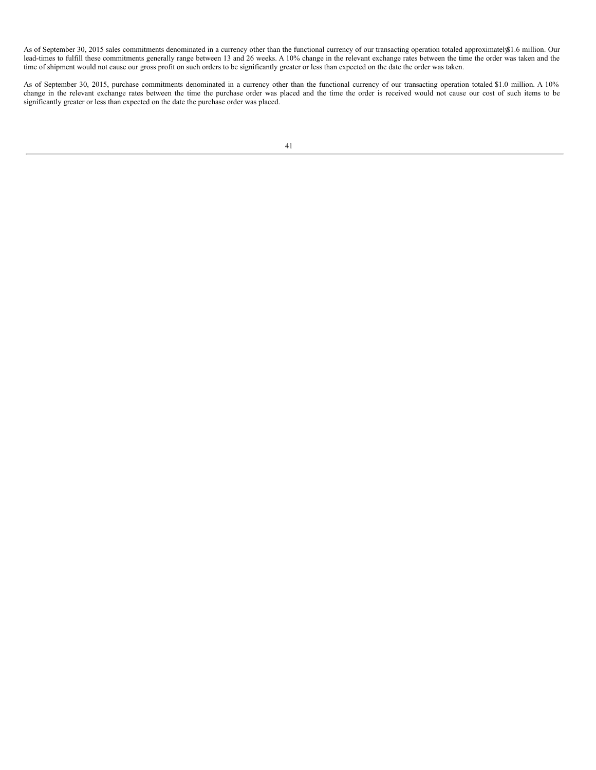As of September 30, 2015 sales commitments denominated in a currency other than the functional currency of our transacting operation totaled approximately $1.6 million. Our lead-times to fulfill these commitments generally range between 13 and 26 weeks. A 10% change in the relevant exchange rates between the time the order was taken and the time of shipment would not cause our gross profit on such orders to be significantly greater or less than expected on the date the order was taken.

As of September 30, 2015, purchase commitments denominated in a currency other than the functional currency of our transacting operation totaled $1.0 million. A 10% change in the relevant exchange rates between the time the purchase order was placed and the time the order is received would not cause our cost of such items to be significantly greater or less than expected on the date the purchase order was placed.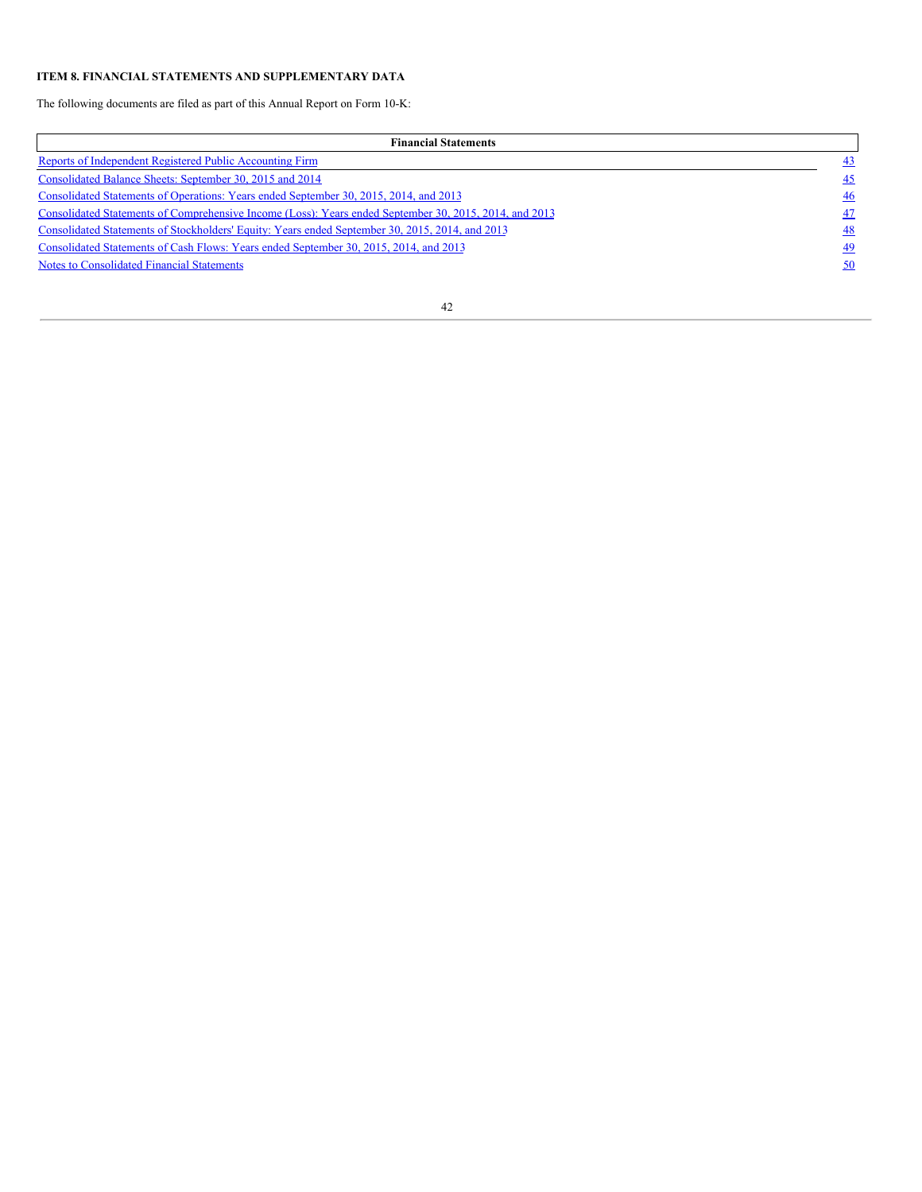## ITEM 8. FINANCIAL STATEMENTS AND SUPPLEMENTARY DATA

The following documents are filed as part of this Annual Report on Form 10-K:

| Financial Statements | |
|---|---|
| Reports of Independent Registered Public Accounting Firm | 43 |
| Consolidated Balance Sheets: September 30, 2015 and 2014 | 45 |
| Consolidated Statements of Operations: Years ended September 30, 2015, 2014, and 2013 | 46 |
| Consolidated Statements of Comprehensive Income (Loss): Years ended September 30, 2015, 2014, and 2013 | 47 |
| Consolidated Statements of Stockholders' Equity: Years ended September 30, 2015, 2014, and 2013 | 48 |
| Consolidated Statements of Cash Flows: Years ended September 30, 2015, 2014, and 2013 | 49 |
| Notes to Consolidated Financial Statements | 50 |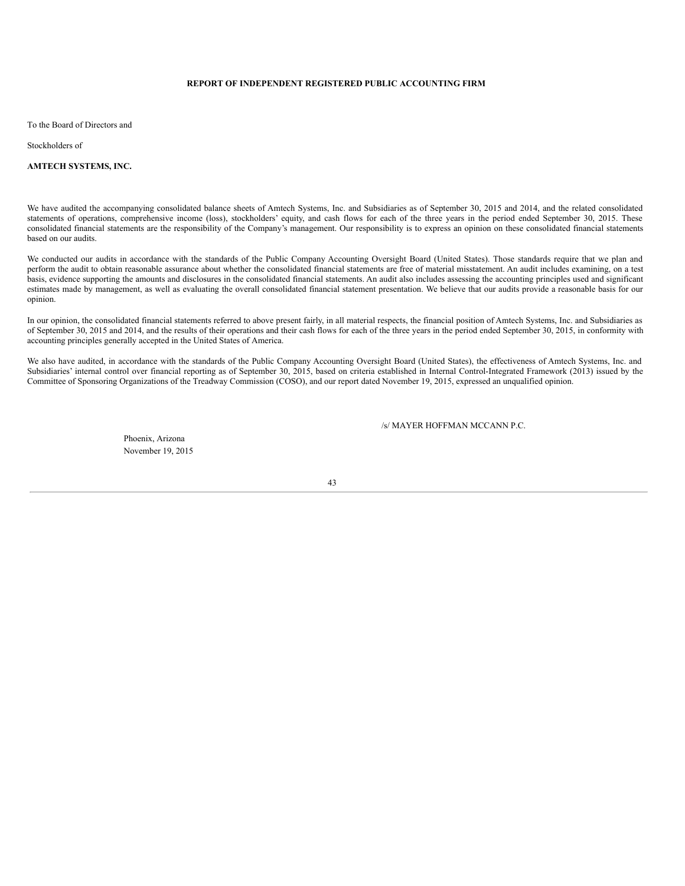# REPORT OF INDEPENDENT REGISTERED PUBLIC ACCOUNTING FIRM

To the Board of Directors and

Stockholders of

**AMTECH SYSTEMS, INC.**

We have audited the accompanying consolidated balance sheets of Amtech Systems, Inc. and Subsidiaries as of September 30, 2015 and 2014, and the related consolidated statements of operations, comprehensive income (loss), stockholders' equity, and cash flows for each of the three years in the period ended September 30, 2015. These consolidated financial statements are the responsibility of the Company's management. Our responsibility is to express an opinion on these consolidated financial statements based on our audits.

We conducted our audits in accordance with the standards of the Public Company Accounting Oversight Board (United States). Those standards require that we plan and perform the audit to obtain reasonable assurance about whether the consolidated financial statements are free of material misstatement. An audit includes examining, on a test basis, evidence supporting the amounts and disclosures in the consolidated financial statements. An audit also includes assessing the accounting principles used and significant estimates made by management, as well as evaluating the overall consolidated financial statement presentation. We believe that our audits provide a reasonable basis for our opinion.

In our opinion, the consolidated financial statements referred to above present fairly, in all material respects, the financial position of Amtech Systems, Inc. and Subsidiaries as of September 30, 2015 and 2014, and the results of their operations and their cash flows for each of the three years in the period ended September 30, 2015, in conformity with accounting principles generally accepted in the United States of America.

We also have audited, in accordance with the standards of the Public Company Accounting Oversight Board (United States), the effectiveness of Amtech Systems, Inc. and Subsidiaries' internal control over financial reporting as of September 30, 2015, based on criteria established in Internal Control-Integrated Framework (2013) issued by the Committee of Sponsoring Organizations of the Treadway Commission (COSO), and our report dated November 19, 2015, expressed an unqualified opinion.

/s/ MAYER HOFFMAN MCCANN P.C.

Phoenix, Arizona
November 19, 2015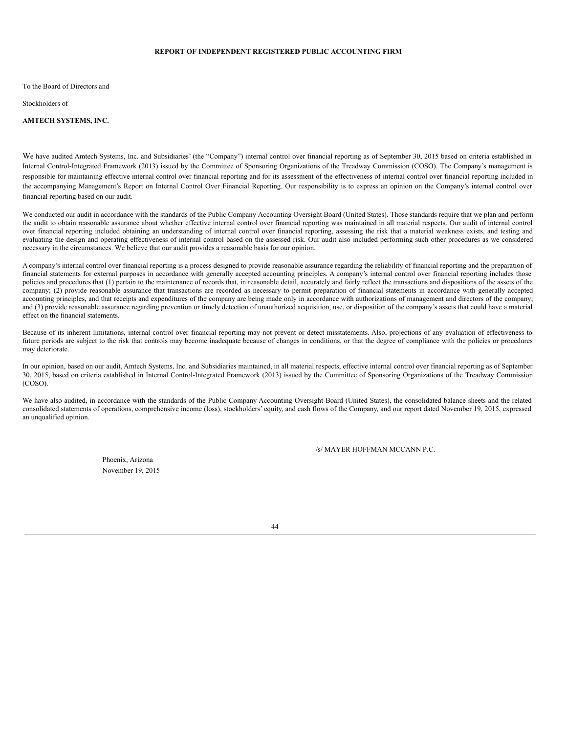## REPORT OF INDEPENDENT REGISTERED PUBLIC ACCOUNTING FIRM

To the Board of Directors and

Stockholders of

**AMTECH SYSTEMS, INC.**

We have audited Amtech Systems, Inc. and Subsidiaries' (the "Company") internal control over financial reporting as of September 30, 2015 based on criteria established in Internal Control-Integrated Framework (2013) issued by the Committee of Sponsoring Organizations of the Treadway Commission (COSO). The Company's management is responsible for maintaining effective internal control over financial reporting and for its assessment of the effectiveness of internal control over financial reporting included in the accompanying Management's Report on Internal Control Over Financial Reporting. Our responsibility is to express an opinion on the Company's internal control over financial reporting based on our audit.

We conducted our audit in accordance with the standards of the Public Company Accounting Oversight Board (United States). Those standards require that we plan and perform the audit to obtain reasonable assurance about whether effective internal control over financial reporting was maintained in all material respects. Our audit of internal control over financial reporting included obtaining an understanding of internal control over financial reporting, assessing the risk that a material weakness exists, and testing and evaluating the design and operating effectiveness of internal control based on the assessed risk. Our audit also included performing such other procedures as we considered necessary in the circumstances. We believe that our audit provides a reasonable basis for our opinion.

A company's internal control over financial reporting is a process designed to provide reasonable assurance regarding the reliability of financial reporting and the preparation of financial statements for external purposes in accordance with generally accepted accounting principles. A company's internal control over financial reporting includes those policies and procedures that (1) pertain to the maintenance of records that, in reasonable detail, accurately and fairly reflect the transactions and dispositions of the assets of the company; (2) provide reasonable assurance that transactions are recorded as necessary to permit preparation of financial statements in accordance with generally accepted accounting principles, and that receipts and expenditures of the company are being made only in accordance with authorizations of management and directors of the company; and (3) provide reasonable assurance regarding prevention or timely detection of unauthorized acquisition, use, or disposition of the company's assets that could have a material effect on the financial statements.

Because of its inherent limitations, internal control over financial reporting may not prevent or detect misstatements. Also, projections of any evaluation of effectiveness to future periods are subject to the risk that controls may become inadequate because of changes in conditions, or that the degree of compliance with the policies or procedures may deteriorate.

In our opinion, based on our audit, Amtech Systems, Inc. and Subsidiaries maintained, in all material respects, effective internal control over financial reporting as of September 30, 2015, based on criteria established in Internal Control-Integrated Framework (2013) issued by the Committee of Sponsoring Organizations of the Treadway Commission (COSO).

We have also audited, in accordance with the standards of the Public Company Accounting Oversight Board (United States), the consolidated balance sheets and the related consolidated statements of operations, comprehensive income (loss), stockholders' equity, and cash flows of the Company, and our report dated November 19, 2015, expressed an unqualified opinion.

/s/ MAYER HOFFMAN MCCANN P.C.

Phoenix, Arizona

November 19, 2015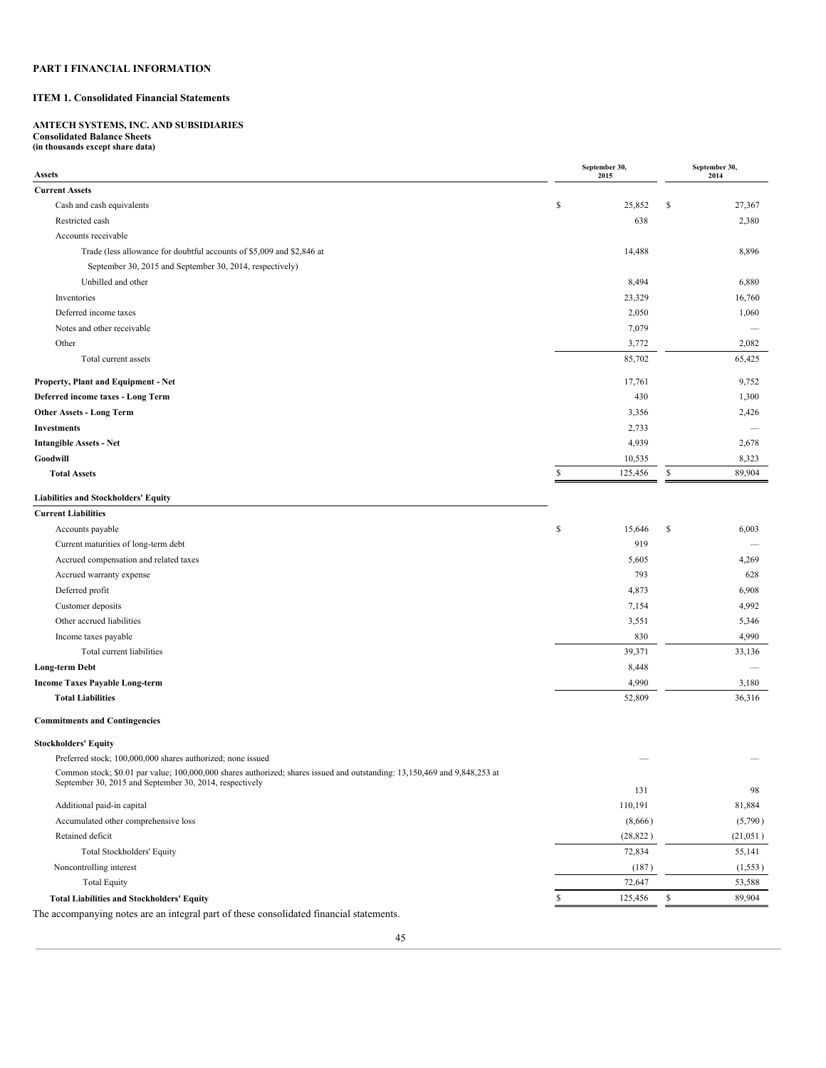**PART I FINANCIAL INFORMATION**

**ITEM 1. Consolidated Financial Statements**

**AMTECH SYSTEMS, INC. AND SUBSIDIARIES**
**Consolidated Balance Sheets**
**(in thousands except share data)**

| Assets | September 30, 2015 | September 30, 2014 |
|---|---|---|
| **Current Assets** | | |
| Cash and cash equivalents | $ 25,852 | $ 27,367 |
| Restricted cash | 638 | 2,380 |
| Accounts receivable | | |
| Trade (less allowance for doubtful accounts of $5,009 and $2,846 at September 30, 2015 and September 30, 2014, respectively) | 14,488 | 8,896 |
| Unbilled and other | 8,494 | 6,880 |
| Inventories | 23,329 | 16,760 |
| Deferred income taxes | 2,050 | 1,060 |
| Notes and other receivable | 7,079 | — |
| Other | 3,772 | 2,082 |
| Total current assets | 85,702 | 65,425 |
| **Property, Plant and Equipment - Net** | 17,761 | 9,752 |
| **Deferred income taxes - Long Term** | 430 | 1,300 |
| **Other Assets - Long Term** | 3,356 | 2,426 |
| **Investments** | 2,733 | — |
| **Intangible Assets - Net** | 4,939 | 2,678 |
| **Goodwill** | 10,535 | 8,323 |
| **Total Assets** | $ 125,456 | $ 89,904 |
| **Liabilities and Stockholders' Equity** | | |
| **Current Liabilities** | | |
| Accounts payable | $ 15,646 | $ 6,003 |
| Current maturities of long-term debt | 919 | — |
| Accrued compensation and related taxes | 5,605 | 4,269 |
| Accrued warranty expense | 793 | 628 |
| Deferred profit | 4,873 | 6,908 |
| Customer deposits | 7,154 | 4,992 |
| Other accrued liabilities | 3,551 | 5,346 |
| Income taxes payable | 830 | 4,990 |
| Total current liabilities | 39,371 | 33,136 |
| **Long-term Debt** | 8,448 | — |
| **Income Taxes Payable Long-term** | 4,990 | 3,180 |
| **Total Liabilities** | 52,809 | 36,316 |
| **Commitments and Contingencies** | | |
| **Stockholders' Equity** | | |
| Preferred stock; 100,000,000 shares authorized; none issued | — | — |
| Common stock; $0.01 par value; 100,000,000 shares authorized; shares issued and outstanding: 13,150,469 and 9,848,253 at September 30, 2015 and September 30, 2014, respectively | 131 | 98 |
| Additional paid-in capital | 110,191 | 81,884 |
| Accumulated other comprehensive loss | (8,666) | (5,790) |
| Retained deficit | (28,822) | (21,051) |
| Total Stockholders' Equity | 72,834 | 55,141 |
| Noncontrolling interest | (187) | (1,553) |
| Total Equity | 72,647 | 53,588 |
| **Total Liabilities and Stockholders' Equity** | $ 125,456 | $ 89,904 |

The accompanying notes are an integral part of these consolidated financial statements.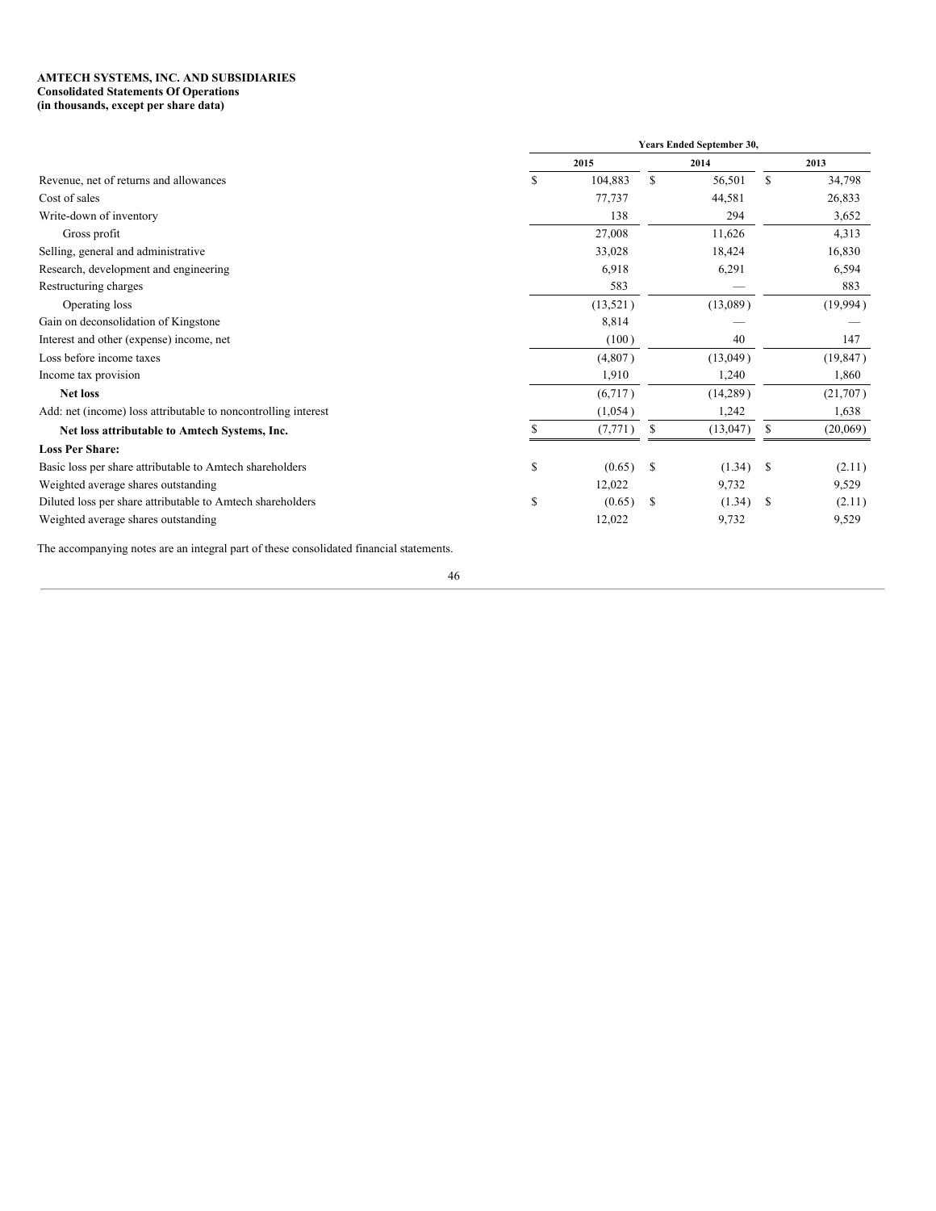**AMTECH SYSTEMS, INC. AND SUBSIDIARIES**
**Consolidated Statements Of Operations**
**(in thousands, except per share data)**

| | Years Ended September 30, | | |
|---|---|---|---|
| | 2015 | 2014 | 2013 |
| Revenue, net of returns and allowances | $ 104,883 | $ 56,501 | $ 34,798 |
| Cost of sales | 77,737 | 44,581 | 26,833 |
| Write-down of inventory | 138 | 294 | 3,652 |
| Gross profit | 27,008 | 11,626 | 4,313 |
| Selling, general and administrative | 33,028 | 18,424 | 16,830 |
| Research, development and engineering | 6,918 | 6,291 | 6,594 |
| Restructuring charges | 583 | — | 883 |
| Operating loss | (13,521) | (13,089) | (19,994) |
| Gain on deconsolidation of Kingstone | 8,814 | — | — |
| Interest and other (expense) income, net | (100) | 40 | 147 |
| Loss before income taxes | (4,807) | (13,049) | (19,847) |
| Income tax provision | 1,910 | 1,240 | 1,860 |
| **Net loss** | (6,717) | (14,289) | (21,707) |
| Add: net (income) loss attributable to noncontrolling interest | (1,054) | 1,242 | 1,638 |
| **Net loss attributable to Amtech Systems, Inc.** | $ (7,771) | $ (13,047) | $ (20,069) |
| **Loss Per Share:** | | | |
| Basic loss per share attributable to Amtech shareholders | $ (0.65) | $ (1.34) | $ (2.11) |
| Weighted average shares outstanding | 12,022 | 9,732 | 9,529 |
| Diluted loss per share attributable to Amtech shareholders | $ (0.65) | $ (1.34) | $ (2.11) |
| Weighted average shares outstanding | 12,022 | 9,732 | 9,529 |

The accompanying notes are an integral part of these consolidated financial statements.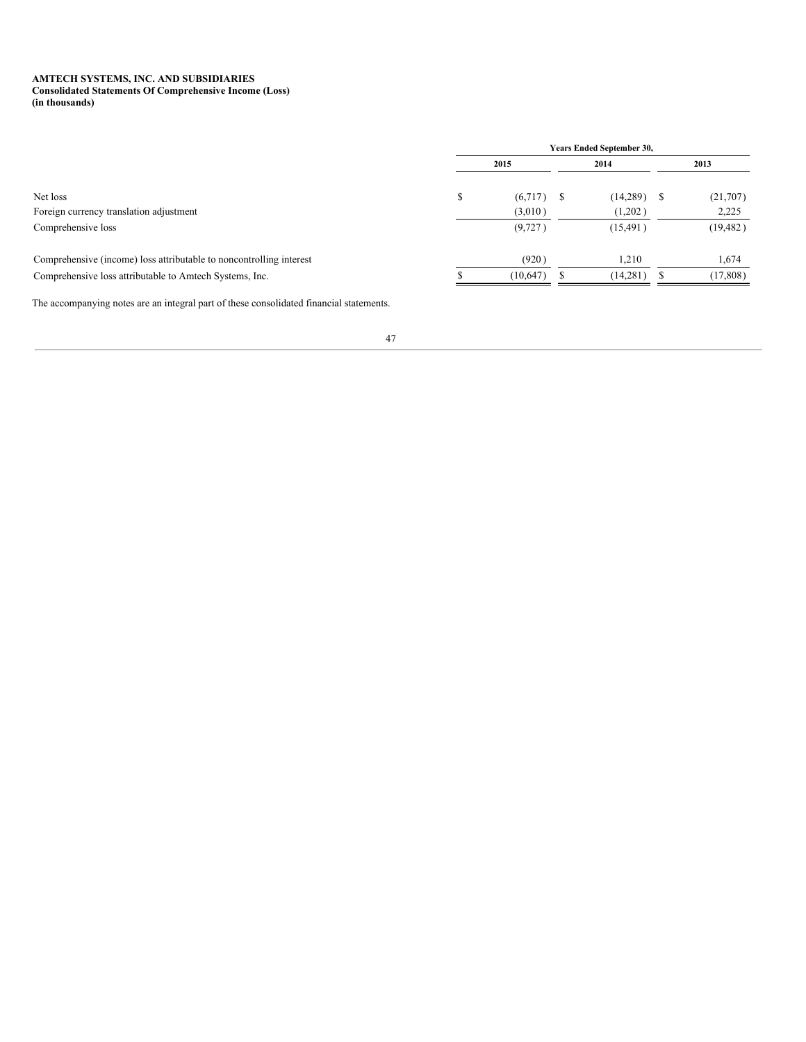**AMTECH SYSTEMS, INC. AND SUBSIDIARIES**
**Consolidated Statements Of Comprehensive Income (Loss)**
**(in thousands)**

| | Years Ended September 30, | | |
|---|---|---|---|
| | 2015 | 2014 | 2013 |
| Net loss | $ (6,717) | $ (14,289) | $ (21,707) |
| Foreign currency translation adjustment | (3,010) | (1,202) | 2,225 |
| Comprehensive loss | (9,727) | (15,491) | (19,482) |
| | | | |
| Comprehensive (income) loss attributable to noncontrolling interest | (920) | 1,210 | 1,674 |
| Comprehensive loss attributable to Amtech Systems, Inc. | $ (10,647) | $ (14,281) | $ (17,808) |

The accompanying notes are an integral part of these consolidated financial statements.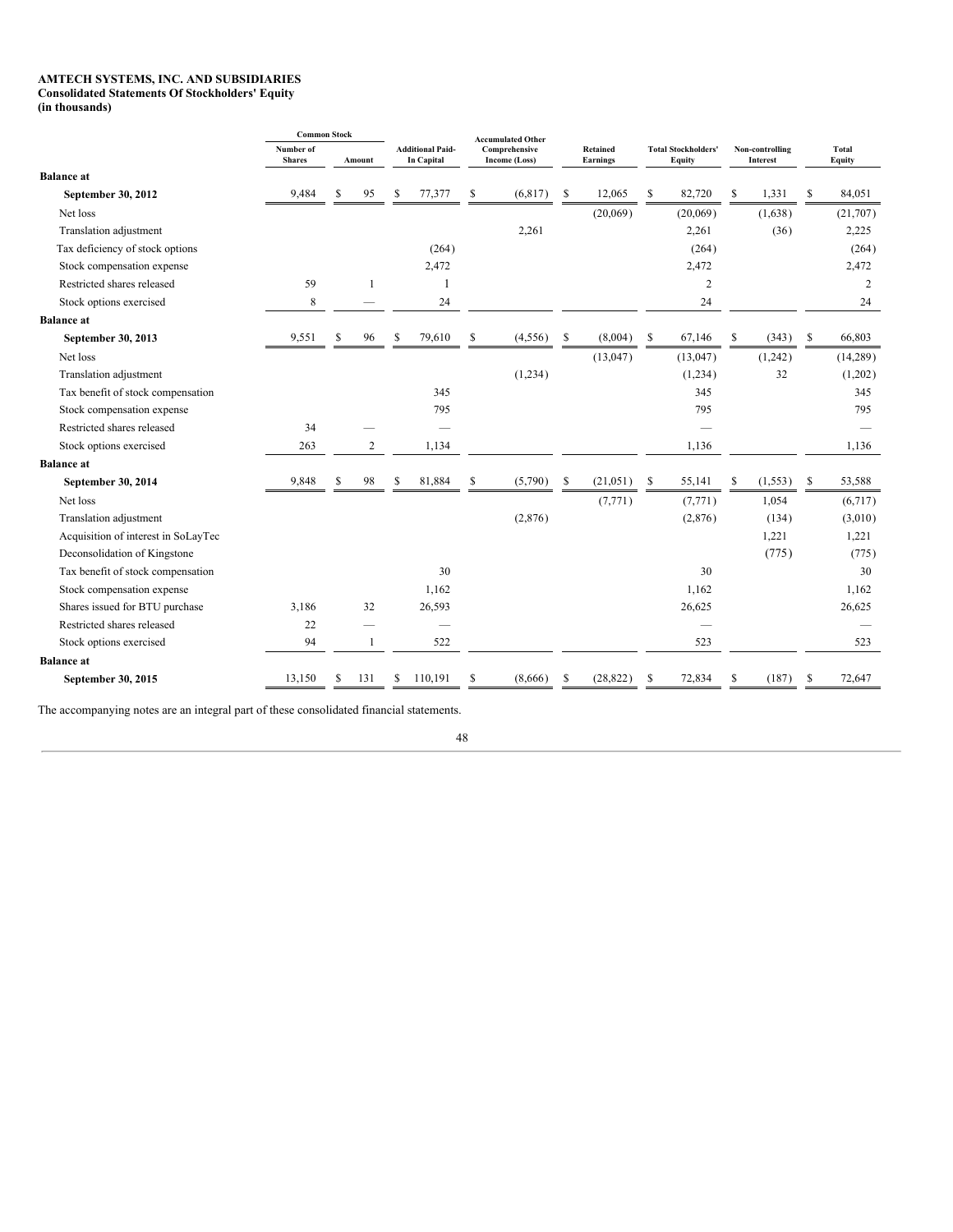**AMTECH SYSTEMS, INC. AND SUBSIDIARIES**
**Consolidated Statements Of Stockholders' Equity**
**(in thousands)**

| | Common Stock | | | | | | | | |
|---|---|---|---|---|---|---|---|---|---|
| | Number of Shares | Amount | Additional Paid-In Capital | Accumulated Other Comprehensive Income (Loss) | Retained Earnings | Total Stockholders' Equity | Non-controlling Interest | Total Equity |
| **Balance at** | | | | | | | | |
| **September 30, 2012** | 9,484 | $ 95 | $ 77,377 | $ (6,817) | $ 12,065 | $ 82,720 | $ 1,331 | $ 84,051 |
| Net loss | | | | | (20,069) | (20,069) | (1,638) | (21,707) |
| Translation adjustment | | | | 2,261 | | 2,261 | (36) | 2,225 |
| Tax deficiency of stock options | | | (264) | | | (264) | | (264) |
| Stock compensation expense | | | 2,472 | | | 2,472 | | 2,472 |
| Restricted shares released | 59 | 1 | 1 | | | 2 | | 2 |
| Stock options exercised | 8 | — | 24 | | | 24 | | 24 |
| **Balance at** | | | | | | | | |
| **September 30, 2013** | 9,551 | $ 96 | $ 79,610 | $ (4,556) | $ (8,004) | $ 67,146 | $ (343) | $ 66,803 |
| Net loss | | | | | (13,047) | (13,047) | (1,242) | (14,289) |
| Translation adjustment | | | | (1,234) | | (1,234) | 32 | (1,202) |
| Tax benefit of stock compensation | | | 345 | | | 345 | | 345 |
| Stock compensation expense | | | 795 | | | 795 | | 795 |
| Restricted shares released | 34 | — | — | | | — | | — |
| Stock options exercised | 263 | 2 | 1,134 | | | 1,136 | | 1,136 |
| **Balance at** | | | | | | | | |
| **September 30, 2014** | 9,848 | $ 98 | $ 81,884 | $ (5,790) | $ (21,051) | $ 55,141 | $ (1,553) | $ 53,588 |
| Net loss | | | | | (7,771) | (7,771) | 1,054 | (6,717) |
| Translation adjustment | | | | (2,876) | | (2,876) | (134) | (3,010) |
| Acquisition of interest in SoLayTec | | | | | | | 1,221 | 1,221 |
| Deconsolidation of Kingstone | | | | | | | (775) | (775) |
| Tax benefit of stock compensation | | | 30 | | | 30 | | 30 |
| Stock compensation expense | | | 1,162 | | | 1,162 | | 1,162 |
| Shares issued for BTU purchase | 3,186 | 32 | 26,593 | | | 26,625 | | 26,625 |
| Restricted shares released | 22 | — | — | | | — | | — |
| Stock options exercised | 94 | 1 | 522 | | | 523 | | 523 |
| **Balance at** | | | | | | | | |
| **September 30, 2015** | 13,150 | $ 131 | $ 110,191 | $ (8,666) | $ (28,822) | $ 72,834 | $ (187) | $ 72,647 |

The accompanying notes are an integral part of these consolidated financial statements.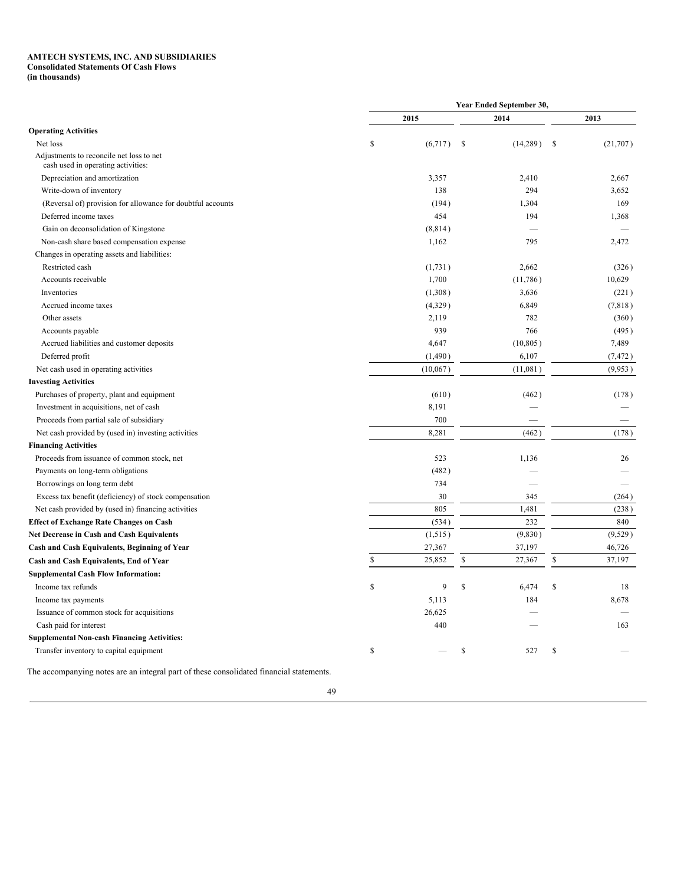**AMTECH SYSTEMS, INC. AND SUBSIDIARIES**
**Consolidated Statements Of Cash Flows**
**(in thousands)**

| | Year Ended September 30, | | |
|---|---|---|---|
| | 2015 | 2014 | 2013 |
| **Operating Activities** | | | |
| Net loss | $ (6,717) | $ (14,289) | $ (21,707) |
| Adjustments to reconcile net loss to net cash used in operating activities: | | | |
| Depreciation and amortization | 3,357 | 2,410 | 2,667 |
| Write-down of inventory | 138 | 294 | 3,652 |
| (Reversal of) provision for allowance for doubtful accounts | (194) | 1,304 | 169 |
| Deferred income taxes | 454 | 194 | 1,368 |
| Gain on deconsolidation of Kingstone | (8,814) | — | — |
| Non-cash share based compensation expense | 1,162 | 795 | 2,472 |
| Changes in operating assets and liabilities: | | | |
| Restricted cash | (1,731) | 2,662 | (326) |
| Accounts receivable | 1,700 | (11,786) | 10,629 |
| Inventories | (1,308) | 3,636 | (221) |
| Accrued income taxes | (4,329) | 6,849 | (7,818) |
| Other assets | 2,119 | 782 | (360) |
| Accounts payable | 939 | 766 | (495) |
| Accrued liabilities and customer deposits | 4,647 | (10,805) | 7,489 |
| Deferred profit | (1,490) | 6,107 | (7,472) |
| Net cash used in operating activities | (10,067) | (11,081) | (9,953) |
| **Investing Activities** | | | |
| Purchases of property, plant and equipment | (610) | (462) | (178) |
| Investment in acquisitions, net of cash | 8,191 | — | — |
| Proceeds from partial sale of subsidiary | 700 | — | — |
| Net cash provided by (used in) investing activities | 8,281 | (462) | (178) |
| **Financing Activities** | | | |
| Proceeds from issuance of common stock, net | 523 | 1,136 | 26 |
| Payments on long-term obligations | (482) | — | — |
| Borrowings on long term debt | 734 | — | — |
| Excess tax benefit (deficiency) of stock compensation | 30 | 345 | (264) |
| Net cash provided by (used in) financing activities | 805 | 1,481 | (238) |
| **Effect of Exchange Rate Changes on Cash** | (534) | 232 | 840 |
| **Net Decrease in Cash and Cash Equivalents** | (1,515) | (9,830) | (9,529) |
| **Cash and Cash Equivalents, Beginning of Year** | 27,367 | 37,197 | 46,726 |
| **Cash and Cash Equivalents, End of Year** | $ 25,852 | $ 27,367 | $ 37,197 |
| **Supplemental Cash Flow Information:** | | | |
| Income tax refunds | $ 9 | $ 6,474 | $ 18 |
| Income tax payments | 5,113 | 184 | 8,678 |
| Issuance of common stock for acquisitions | 26,625 | — | — |
| Cash paid for interest | 440 | — | 163 |
| **Supplemental Non-cash Financing Activities:** | | | |
| Transfer inventory to capital equipment | $ — | $ 527 | $ — |

The accompanying notes are an integral part of these consolidated financial statements.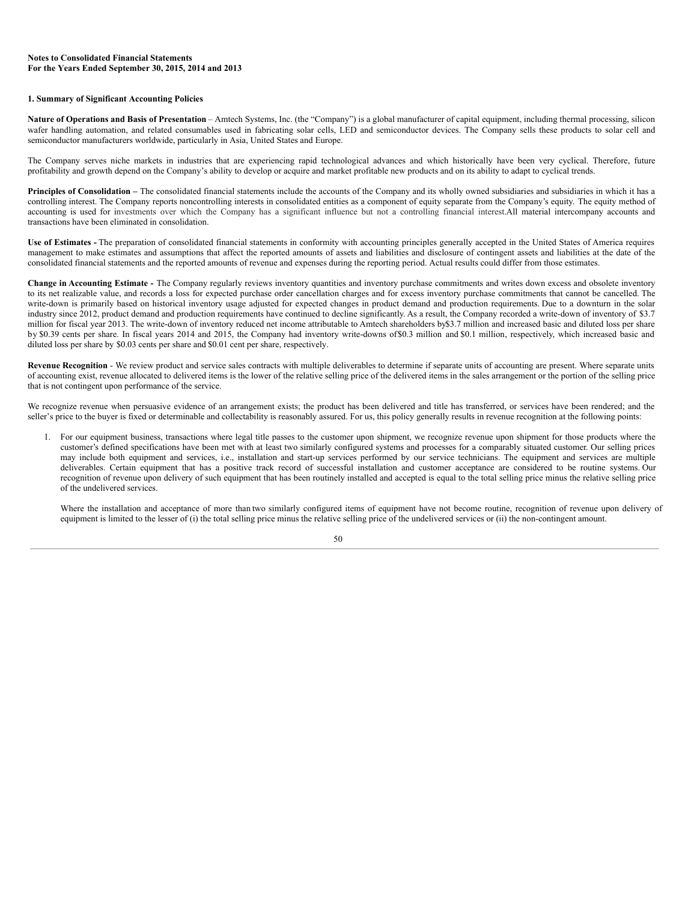**Notes to Consolidated Financial Statements**
**For the Years Ended September 30, 2015, 2014 and 2013**

**1. Summary of Significant Accounting Policies**

**Nature of Operations and Basis of Presentation** – Amtech Systems, Inc. (the "Company") is a global manufacturer of capital equipment, including thermal processing, silicon wafer handling automation, and related consumables used in fabricating solar cells, LED and semiconductor devices. The Company sells these products to solar cell and semiconductor manufacturers worldwide, particularly in Asia, United States and Europe.

The Company serves niche markets in industries that are experiencing rapid technological advances and which historically have been very cyclical. Therefore, future profitability and growth depend on the Company's ability to develop or acquire and market profitable new products and on its ability to adapt to cyclical trends.

**Principles of Consolidation –** The consolidated financial statements include the accounts of the Company and its wholly owned subsidiaries and subsidiaries in which it has a controlling interest. The Company reports noncontrolling interests in consolidated entities as a component of equity separate from the Company's equity. The equity method of accounting is used for investments over which the Company has a significant influence but not a controlling financial interest.All material intercompany accounts and transactions have been eliminated in consolidation.

**Use of Estimates -** The preparation of consolidated financial statements in conformity with accounting principles generally accepted in the United States of America requires management to make estimates and assumptions that affect the reported amounts of assets and liabilities and disclosure of contingent assets and liabilities at the date of the consolidated financial statements and the reported amounts of revenue and expenses during the reporting period. Actual results could differ from those estimates.

**Change in Accounting Estimate -** The Company regularly reviews inventory quantities and inventory purchase commitments and writes down excess and obsolete inventory to its net realizable value, and records a loss for expected purchase order cancellation charges and for excess inventory purchase commitments that cannot be cancelled. The write-down is primarily based on historical inventory usage adjusted for expected changes in product demand and production requirements. Due to a downturn in the solar industry since 2012, product demand and production requirements have continued to decline significantly. As a result, the Company recorded a write-down of inventory of $3.7 million for fiscal year 2013. The write-down of inventory reduced net income attributable to Amtech shareholders by$3.7 million and increased basic and diluted loss per share by $0.39 cents per share. In fiscal years 2014 and 2015, the Company had inventory write-downs of$0.3 million and $0.1 million, respectively, which increased basic and diluted loss per share by $0.03 cents per share and $0.01 cent per share, respectively.

**Revenue Recognition** - We review product and service sales contracts with multiple deliverables to determine if separate units of accounting are present. Where separate units of accounting exist, revenue allocated to delivered items is the lower of the relative selling price of the delivered items in the sales arrangement or the portion of the selling price that is not contingent upon performance of the service.

We recognize revenue when persuasive evidence of an arrangement exists; the product has been delivered and title has transferred, or services have been rendered; and the seller's price to the buyer is fixed or determinable and collectability is reasonably assured. For us, this policy generally results in revenue recognition at the following points:

1. For our equipment business, transactions where legal title passes to the customer upon shipment, we recognize revenue upon shipment for those products where the customer's defined specifications have been met with at least two similarly configured systems and processes for a comparably situated customer. Our selling prices may include both equipment and services, i.e., installation and start-up services performed by our service technicians. The equipment and services are multiple deliverables. Certain equipment that has a positive track record of successful installation and customer acceptance are considered to be routine systems. Our recognition of revenue upon delivery of such equipment that has been routinely installed and accepted is equal to the total selling price minus the relative selling price of the undelivered services.

   Where the installation and acceptance of more than two similarly configured items of equipment have not become routine, recognition of revenue upon delivery of equipment is limited to the lesser of (i) the total selling price minus the relative selling price of the undelivered services or (ii) the non-contingent amount.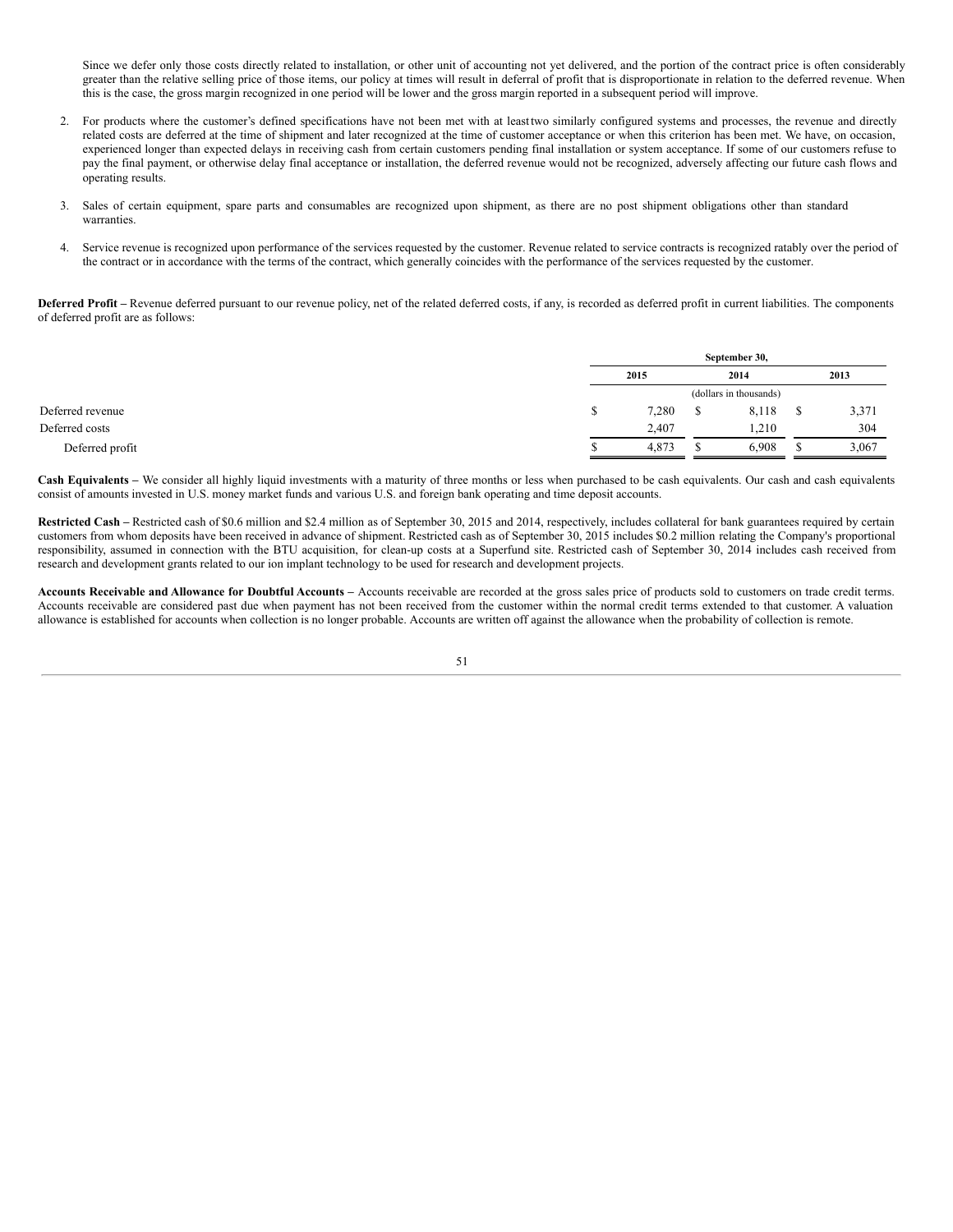Since we defer only those costs directly related to installation, or other unit of accounting not yet delivered, and the portion of the contract price is often considerably greater than the relative selling price of those items, our policy at times will result in deferral of profit that is disproportionate in relation to the deferred revenue. When this is the case, the gross margin recognized in one period will be lower and the gross margin reported in a subsequent period will improve.

2. For products where the customer's defined specifications have not been met with at least two similarly configured systems and processes, the revenue and directly related costs are deferred at the time of shipment and later recognized at the time of customer acceptance or when this criterion has been met. We have, on occasion, experienced longer than expected delays in receiving cash from certain customers pending final installation or system acceptance. If some of our customers refuse to pay the final payment, or otherwise delay final acceptance or installation, the deferred revenue would not be recognized, adversely affecting our future cash flows and operating results.

3. Sales of certain equipment, spare parts and consumables are recognized upon shipment, as there are no post shipment obligations other than standard warranties.

4. Service revenue is recognized upon performance of the services requested by the customer. Revenue related to service contracts is recognized ratably over the period of the contract or in accordance with the terms of the contract, which generally coincides with the performance of the services requested by the customer.

**Deferred Profit –** Revenue deferred pursuant to our revenue policy, net of the related deferred costs, if any, is recorded as deferred profit in current liabilities. The components of deferred profit are as follows:

| | September 30, | | |
|---|---|---|---|
| | 2015 | 2014 | 2013 |
| | (dollars in thousands) | | |
| Deferred revenue | $ 7,280 | $ 8,118 | $ 3,371 |
| Deferred costs | 2,407 | 1,210 | 304 |
| Deferred profit | $ 4,873 | $ 6,908 | $ 3,067 |

**Cash Equivalents –** We consider all highly liquid investments with a maturity of three months or less when purchased to be cash equivalents. Our cash and cash equivalents consist of amounts invested in U.S. money market funds and various U.S. and foreign bank operating and time deposit accounts.

**Restricted Cash –** Restricted cash of $0.6 million and $2.4 million as of September 30, 2015 and 2014, respectively, includes collateral for bank guarantees required by certain customers from whom deposits have been received in advance of shipment. Restricted cash as of September 30, 2015 includes $0.2 million relating the Company's proportional responsibility, assumed in connection with the BTU acquisition, for clean-up costs at a Superfund site. Restricted cash of September 30, 2014 includes cash received from research and development grants related to our ion implant technology to be used for research and development projects.

**Accounts Receivable and Allowance for Doubtful Accounts –** Accounts receivable are recorded at the gross sales price of products sold to customers on trade credit terms. Accounts receivable are considered past due when payment has not been received from the customer within the normal credit terms extended to that customer. A valuation allowance is established for accounts when collection is no longer probable. Accounts are written off against the allowance when the probability of collection is remote.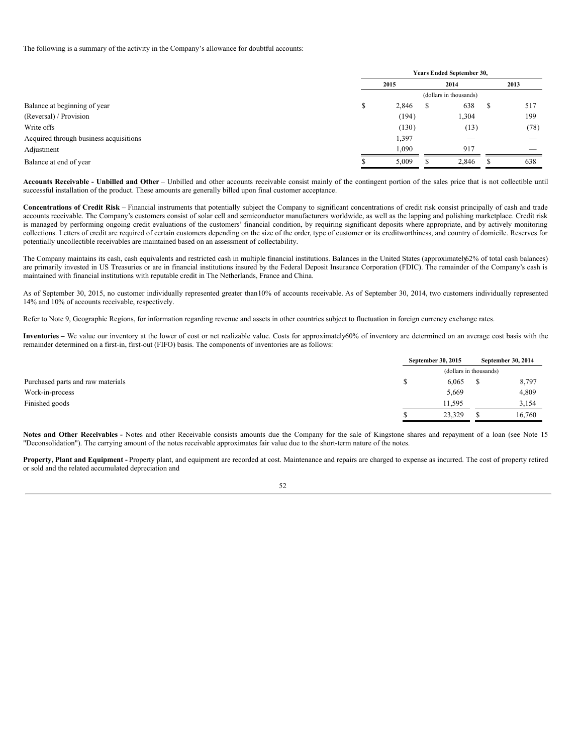The following is a summary of the activity in the Company's allowance for doubtful accounts:

| | Years Ended September 30, | | |
|---|---|---|---|
| | 2015 | 2014 | 2013 |
| | (dollars in thousands) | | |
| Balance at beginning of year | $ 2,846 | $ 638 | $ 517 |
| (Reversal) / Provision | (194) | 1,304 | 199 |
| Write offs | (130) | (13) | (78) |
| Acquired through business acquisitions | 1,397 | — | — |
| Adjustment | 1,090 | 917 | — |
| Balance at end of year | $ 5,009 | $ 2,846 | $ 638 |

**Accounts Receivable - Unbilled and Other** – Unbilled and other accounts receivable consist mainly of the contingent portion of the sales price that is not collectible until successful installation of the product. These amounts are generally billed upon final customer acceptance.

**Concentrations of Credit Risk –** Financial instruments that potentially subject the Company to significant concentrations of credit risk consist principally of cash and trade accounts receivable. The Company's customers consist of solar cell and semiconductor manufacturers worldwide, as well as the lapping and polishing marketplace. Credit risk is managed by performing ongoing credit evaluations of the customers' financial condition, by requiring significant deposits where appropriate, and by actively monitoring collections. Letters of credit are required of certain customers depending on the size of the order, type of customer or its creditworthiness, and country of domicile. Reserves for potentially uncollectible receivables are maintained based on an assessment of collectability.

The Company maintains its cash, cash equivalents and restricted cash in multiple financial institutions. Balances in the United States (approximately62% of total cash balances) are primarily invested in US Treasuries or are in financial institutions insured by the Federal Deposit Insurance Corporation (FDIC). The remainder of the Company's cash is maintained with financial institutions with reputable credit in The Netherlands, France and China.

As of September 30, 2015, no customer individually represented greater than10% of accounts receivable. As of September 30, 2014, two customers individually represented 14% and 10% of accounts receivable, respectively.

Refer to Note 9, Geographic Regions, for information regarding revenue and assets in other countries subject to fluctuation in foreign currency exchange rates.

**Inventories –** We value our inventory at the lower of cost or net realizable value. Costs for approximately60% of inventory are determined on an average cost basis with the remainder determined on a first-in, first-out (FIFO) basis. The components of inventories are as follows:

| | September 30, 2015 | September 30, 2014 |
|---|---|---|
| | (dollars in thousands) | |
| Purchased parts and raw materials | $ 6,065 | $ 8,797 |
| Work-in-process | 5,669 | 4,809 |
| Finished goods | 11,595 | 3,154 |
| | $ 23,329 | $ 16,760 |

**Notes and Other Receivables -** Notes and other Receivable consists amounts due the Company for the sale of Kingstone shares and repayment of a loan (see Note 15 "Deconsolidation"). The carrying amount of the notes receivable approximates fair value due to the short-term nature of the notes.

**Property, Plant and Equipment -** Property plant, and equipment are recorded at cost. Maintenance and repairs are charged to expense as incurred. The cost of property retired or sold and the related accumulated depreciation and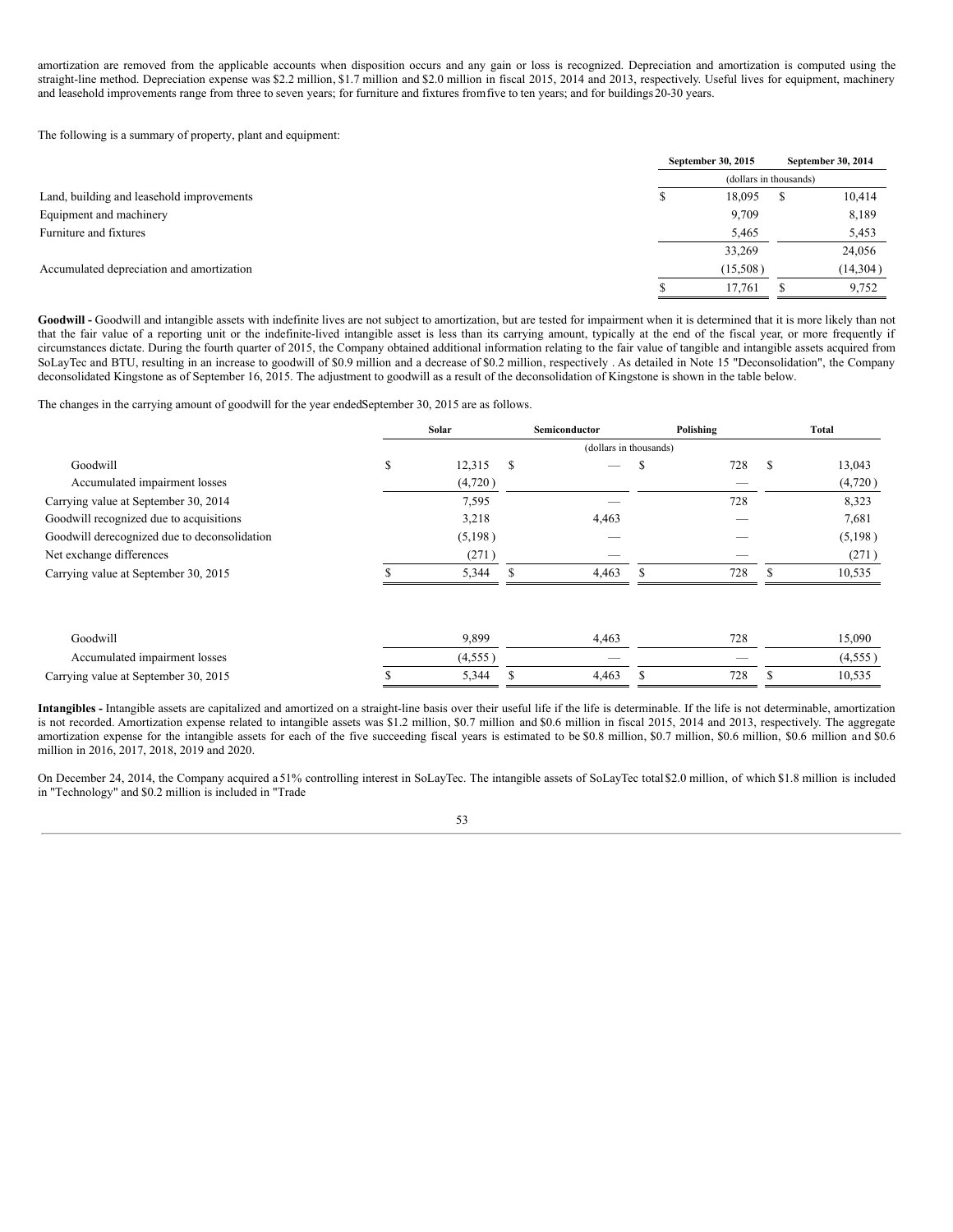amortization are removed from the applicable accounts when disposition occurs and any gain or loss is recognized. Depreciation and amortization is computed using the straight-line method. Depreciation expense was $2.2 million, $1.7 million and $2.0 million in fiscal 2015, 2014 and 2013, respectively. Useful lives for equipment, machinery and leasehold improvements range from three to seven years; for furniture and fixtures from five to ten years; and for buildings 20-30 years.

The following is a summary of property, plant and equipment:

| | September 30, 2015 | September 30, 2014 |
|---|---|---|
| | (dollars in thousands) | |
| Land, building and leasehold improvements | $ 18,095 | $ 10,414 |
| Equipment and machinery | 9,709 | 8,189 |
| Furniture and fixtures | 5,465 | 5,453 |
| | 33,269 | 24,056 |
| Accumulated depreciation and amortization | (15,508) | (14,304) |
| | $ 17,761 | $ 9,752 |

**Goodwill -** Goodwill and intangible assets with indefinite lives are not subject to amortization, but are tested for impairment when it is determined that it is more likely than not that the fair value of a reporting unit or the indefinite-lived intangible asset is less than its carrying amount, typically at the end of the fiscal year, or more frequently if circumstances dictate. During the fourth quarter of 2015, the Company obtained additional information relating to the fair value of tangible and intangible assets acquired from SoLayTec and BTU, resulting in an increase to goodwill of $0.9 million and a decrease of $0.2 million, respectively . As detailed in Note 15 "Deconsolidation", the Company deconsolidated Kingstone as of September 16, 2015. The adjustment to goodwill as a result of the deconsolidation of Kingstone is shown in the table below.

The changes in the carrying amount of goodwill for the year ended September 30, 2015 are as follows.

| | Solar | Semiconductor | Polishing | Total |
|---|---|---|---|---|
| | (dollars in thousands) | | | |
| Goodwill | $ 12,315 | $ — | $ 728 | $ 13,043 |
| Accumulated impairment losses | (4,720) | — | — | (4,720) |
| Carrying value at September 30, 2014 | 7,595 | — | 728 | 8,323 |
| Goodwill recognized due to acquisitions | 3,218 | 4,463 | — | 7,681 |
| Goodwill derecognized due to deconsolidation | (5,198) | — | — | (5,198) |
| Net exchange differences | (271) | — | — | (271) |
| Carrying value at September 30, 2015 | $ 5,344 | $ 4,463 | $ 728 | $ 10,535 |
| | | | | |
| Goodwill | 9,899 | 4,463 | 728 | 15,090 |
| Accumulated impairment losses | (4,555) | — | — | (4,555) |
| Carrying value at September 30, 2015 | $ 5,344 | $ 4,463 | $ 728 | $ 10,535 |

**Intangibles -** Intangible assets are capitalized and amortized on a straight-line basis over their useful life if the life is determinable. If the life is not determinable, amortization is not recorded. Amortization expense related to intangible assets was $1.2 million, $0.7 million and $0.6 million in fiscal 2015, 2014 and 2013, respectively. The aggregate amortization expense for the intangible assets for each of the five succeeding fiscal years is estimated to be $0.8 million, $0.7 million, $0.6 million, $0.6 million and $0.6 million in 2016, 2017, 2018, 2019 and 2020.

On December 24, 2014, the Company acquired a 51% controlling interest in SoLayTec. The intangible assets of SoLayTec total $2.0 million, of which $1.8 million is included in "Technology" and $0.2 million is included in "Trade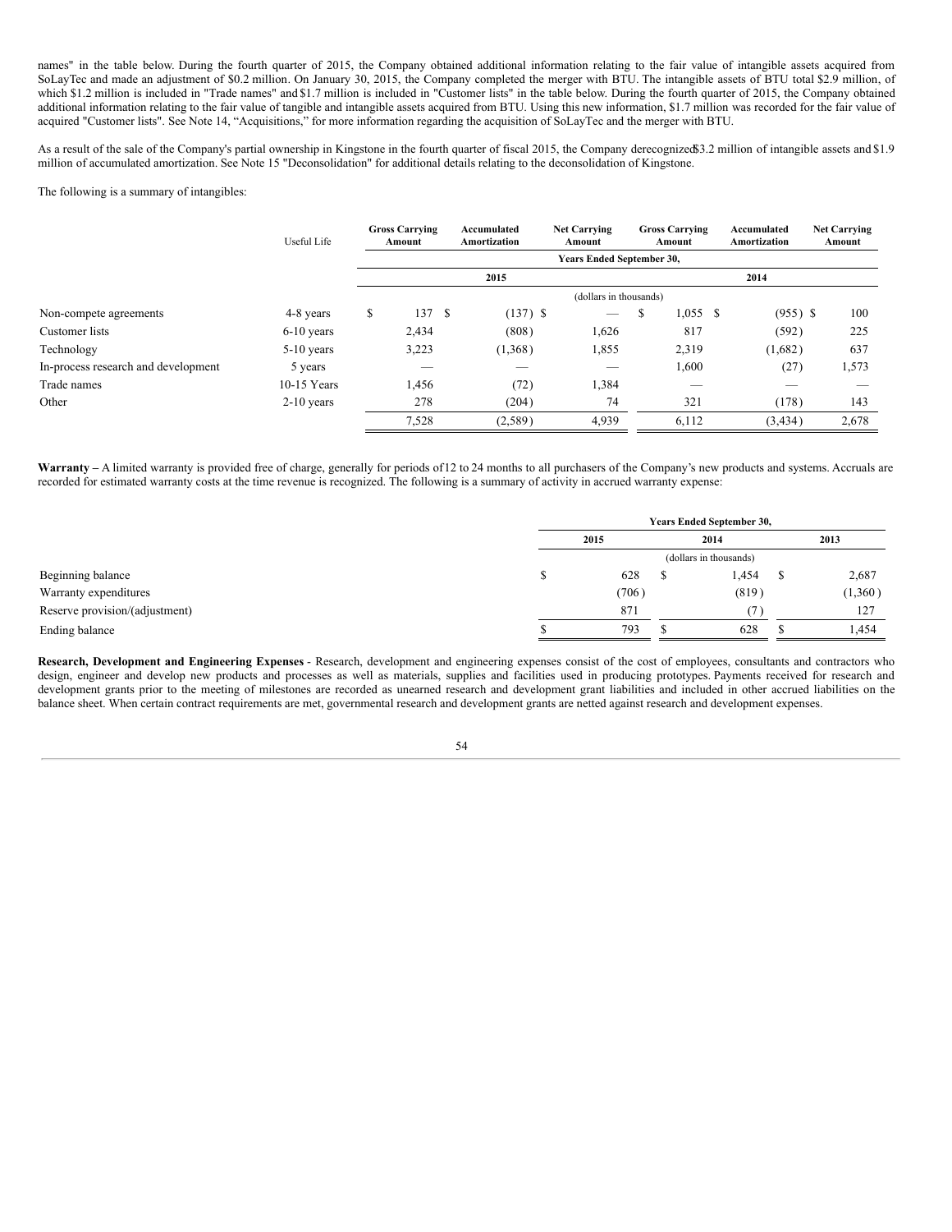names" in the table below. During the fourth quarter of 2015, the Company obtained additional information relating to the fair value of intangible assets acquired from SoLayTec and made an adjustment of $0.2 million. On January 30, 2015, the Company completed the merger with BTU. The intangible assets of BTU total $2.9 million, of which $1.2 million is included in "Trade names" and $1.7 million is included in "Customer lists" in the table below. During the fourth quarter of 2015, the Company obtained additional information relating to the fair value of tangible and intangible assets acquired from BTU. Using this new information, $1.7 million was recorded for the fair value of acquired "Customer lists". See Note 14, "Acquisitions," for more information regarding the acquisition of SoLayTec and the merger with BTU.

As a result of the sale of the Company's partial ownership in Kingstone in the fourth quarter of fiscal 2015, the Company derecognized $3.2 million of intangible assets and $1.9 million of accumulated amortization. See Note 15 "Deconsolidation" for additional details relating to the deconsolidation of Kingstone.

The following is a summary of intangibles:

| | Useful Life | Gross Carrying Amount | Accumulated Amortization | Net Carrying Amount | Gross Carrying Amount | Accumulated Amortization | Net Carrying Amount |
|---|---|---|---|---|---|---|---|
| | | Years Ended September 30, | | | | | |
| | | 2015 | | | 2014 | | |
| | | (dollars in thousands) | | | | | |
| Non-compete agreements | 4-8 years | $ 137 | $ (137) | $ — | $ 1,055 | $ (955) | $ 100 |
| Customer lists | 6-10 years | 2,434 | (808) | 1,626 | 817 | (592) | 225 |
| Technology | 5-10 years | 3,223 | (1,368) | 1,855 | 2,319 | (1,682) | 637 |
| In-process research and development | 5 years | — | — | — | 1,600 | (27) | 1,573 |
| Trade names | 10-15 Years | 1,456 | (72) | 1,384 | — | — | — |
| Other | 2-10 years | 278 | (204) | 74 | 321 | (178) | 143 |
| | | 7,528 | (2,589) | 4,939 | 6,112 | (3,434) | 2,678 |

**Warranty –** A limited warranty is provided free of charge, generally for periods of 12 to 24 months to all purchasers of the Company's new products and systems. Accruals are recorded for estimated warranty costs at the time revenue is recognized. The following is a summary of activity in accrued warranty expense:

| | Years Ended September 30, | | |
|---|---|---|---|
| | 2015 | 2014 | 2013 |
| | (dollars in thousands) | | |
| Beginning balance | $ 628 | $ 1,454 | $ 2,687 |
| Warranty expenditures | (706) | (819) | (1,360) |
| Reserve provision/(adjustment) | 871 | (7) | 127 |
| Ending balance | $ 793 | $ 628 | $ 1,454 |

**Research, Development and Engineering Expenses** - Research, development and engineering expenses consist of the cost of employees, consultants and contractors who design, engineer and develop new products and processes as well as materials, supplies and facilities used in producing prototypes. Payments received for research and development grants prior to the meeting of milestones are recorded as unearned research and development grant liabilities and included in other accrued liabilities on the balance sheet. When certain contract requirements are met, governmental research and development grants are netted against research and development expenses.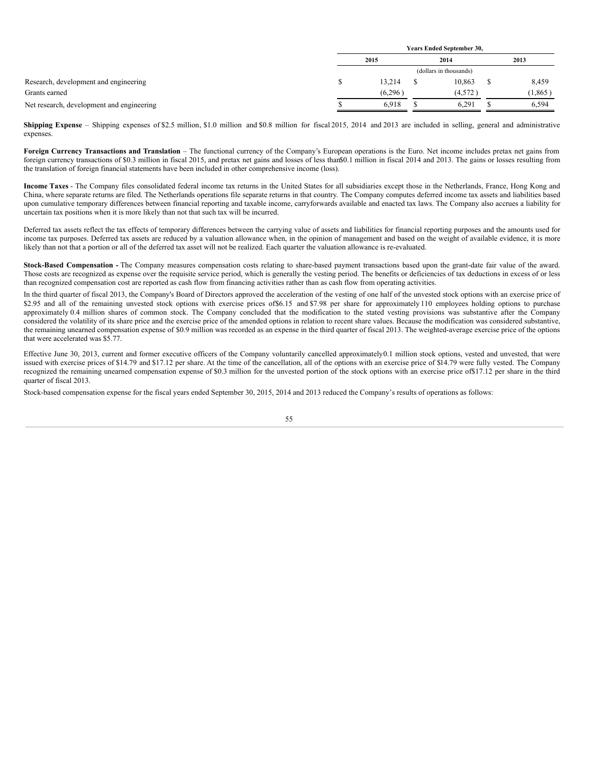| | Years Ended September 30, | | |
|---|---|---|---|
| | 2015 | 2014 | 2013 |
| | (dollars in thousands) | | |
| Research, development and engineering | $ 13,214 | $ 10,863 | $ 8,459 |
| Grants earned | (6,296) | (4,572) | (1,865) |
| Net research, development and engineering | $ 6,918 | $ 6,291 | $ 6,594 |

**Shipping Expense** – Shipping expenses of $2.5 million, $1.0 million and $0.8 million for fiscal 2015, 2014 and 2013 are included in selling, general and administrative expenses.

**Foreign Currency Transactions and Translation** – The functional currency of the Company's European operations is the Euro. Net income includes pretax net gains from foreign currency transactions of $0.3 million in fiscal 2015, and pretax net gains and losses of less than $0.1 million in fiscal 2014 and 2013. The gains or losses resulting from the translation of foreign financial statements have been included in other comprehensive income (loss).

**Income Taxes** - The Company files consolidated federal income tax returns in the United States for all subsidiaries except those in the Netherlands, France, Hong Kong and China, where separate returns are filed. The Netherlands operations file separate returns in that country. The Company computes deferred income tax assets and liabilities based upon cumulative temporary differences between financial reporting and taxable income, carryforwards available and enacted tax laws. The Company also accrues a liability for uncertain tax positions when it is more likely than not that such tax will be incurred.

Deferred tax assets reflect the tax effects of temporary differences between the carrying value of assets and liabilities for financial reporting purposes and the amounts used for income tax purposes. Deferred tax assets are reduced by a valuation allowance when, in the opinion of management and based on the weight of available evidence, it is more likely than not that a portion or all of the deferred tax asset will not be realized. Each quarter the valuation allowance is re-evaluated.

**Stock-Based Compensation -** The Company measures compensation costs relating to share-based payment transactions based upon the grant-date fair value of the award. Those costs are recognized as expense over the requisite service period, which is generally the vesting period. The benefits or deficiencies of tax deductions in excess of or less than recognized compensation cost are reported as cash flow from financing activities rather than as cash flow from operating activities.

In the third quarter of fiscal 2013, the Company's Board of Directors approved the acceleration of the vesting of one half of the unvested stock options with an exercise price of $2.95 and all of the remaining unvested stock options with exercise prices of $6.15 and $7.98 per share for approximately 110 employees holding options to purchase approximately 0.4 million shares of common stock. The Company concluded that the modification to the stated vesting provisions was substantive after the Company considered the volatility of its share price and the exercise price of the amended options in relation to recent share values. Because the modification was considered substantive, the remaining unearned compensation expense of $0.9 million was recorded as an expense in the third quarter of fiscal 2013. The weighted-average exercise price of the options that were accelerated was $5.77.

Effective June 30, 2013, current and former executive officers of the Company voluntarily cancelled approximately 0.1 million stock options, vested and unvested, that were issued with exercise prices of $14.79 and $17.12 per share. At the time of the cancellation, all of the options with an exercise price of $14.79 were fully vested. The Company recognized the remaining unearned compensation expense of $0.3 million for the unvested portion of the stock options with an exercise price of $17.12 per share in the third quarter of fiscal 2013.

Stock-based compensation expense for the fiscal years ended September 30, 2015, 2014 and 2013 reduced the Company's results of operations as follows: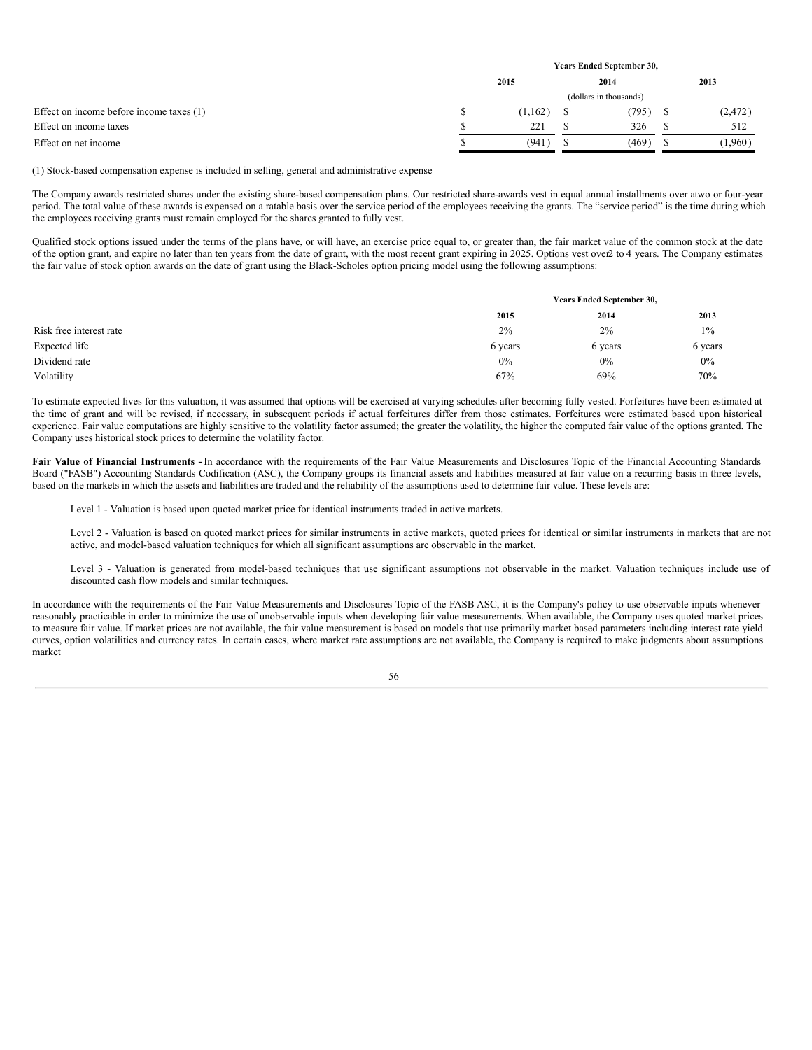| | Years Ended September 30, | | |
|---|---|---|---|
| | 2015 | 2014 | 2013 |
| | (dollars in thousands) | | |
| Effect on income before income taxes (1) | $ (1,162) | $ (795) | $ (2,472) |
| Effect on income taxes | $ 221 | $ 326 | $ 512 |
| Effect on net income | $ (941) | $ (469) | $ (1,960) |

(1) Stock-based compensation expense is included in selling, general and administrative expense

The Company awards restricted shares under the existing share-based compensation plans. Our restricted share-awards vest in equal annual installments over atwo or four-year period. The total value of these awards is expensed on a ratable basis over the service period of the employees receiving the grants. The "service period" is the time during which the employees receiving grants must remain employed for the shares granted to fully vest.

Qualified stock options issued under the terms of the plans have, or will have, an exercise price equal to, or greater than, the fair market value of the common stock at the date of the option grant, and expire no later than ten years from the date of grant, with the most recent grant expiring in 2025. Options vest over2 to 4 years. The Company estimates the fair value of stock option awards on the date of grant using the Black-Scholes option pricing model using the following assumptions:

| | Years Ended September 30, | | |
|---|---|---|---|
| | 2015 | 2014 | 2013 |
| Risk free interest rate | 2% | 2% | 1% |
| Expected life | 6 years | 6 years | 6 years |
| Dividend rate | 0% | 0% | 0% |
| Volatility | 67% | 69% | 70% |

To estimate expected lives for this valuation, it was assumed that options will be exercised at varying schedules after becoming fully vested. Forfeitures have been estimated at the time of grant and will be revised, if necessary, in subsequent periods if actual forfeitures differ from those estimates. Forfeitures were estimated based upon historical experience. Fair value computations are highly sensitive to the volatility factor assumed; the greater the volatility, the higher the computed fair value of the options granted. The Company uses historical stock prices to determine the volatility factor.

**Fair Value of Financial Instruments -** In accordance with the requirements of the Fair Value Measurements and Disclosures Topic of the Financial Accounting Standards Board ("FASB") Accounting Standards Codification (ASC), the Company groups its financial assets and liabilities measured at fair value on a recurring basis in three levels, based on the markets in which the assets and liabilities are traded and the reliability of the assumptions used to determine fair value. These levels are:

Level 1 - Valuation is based upon quoted market price for identical instruments traded in active markets.

Level 2 - Valuation is based on quoted market prices for similar instruments in active markets, quoted prices for identical or similar instruments in markets that are not active, and model-based valuation techniques for which all significant assumptions are observable in the market.

Level 3 - Valuation is generated from model-based techniques that use significant assumptions not observable in the market. Valuation techniques include use of discounted cash flow models and similar techniques.

In accordance with the requirements of the Fair Value Measurements and Disclosures Topic of the FASB ASC, it is the Company's policy to use observable inputs whenever reasonably practicable in order to minimize the use of unobservable inputs when developing fair value measurements. When available, the Company uses quoted market prices to measure fair value. If market prices are not available, the fair value measurement is based on models that use primarily market based parameters including interest rate yield curves, option volatilities and currency rates. In certain cases, where market rate assumptions are not available, the Company is required to make judgments about assumptions market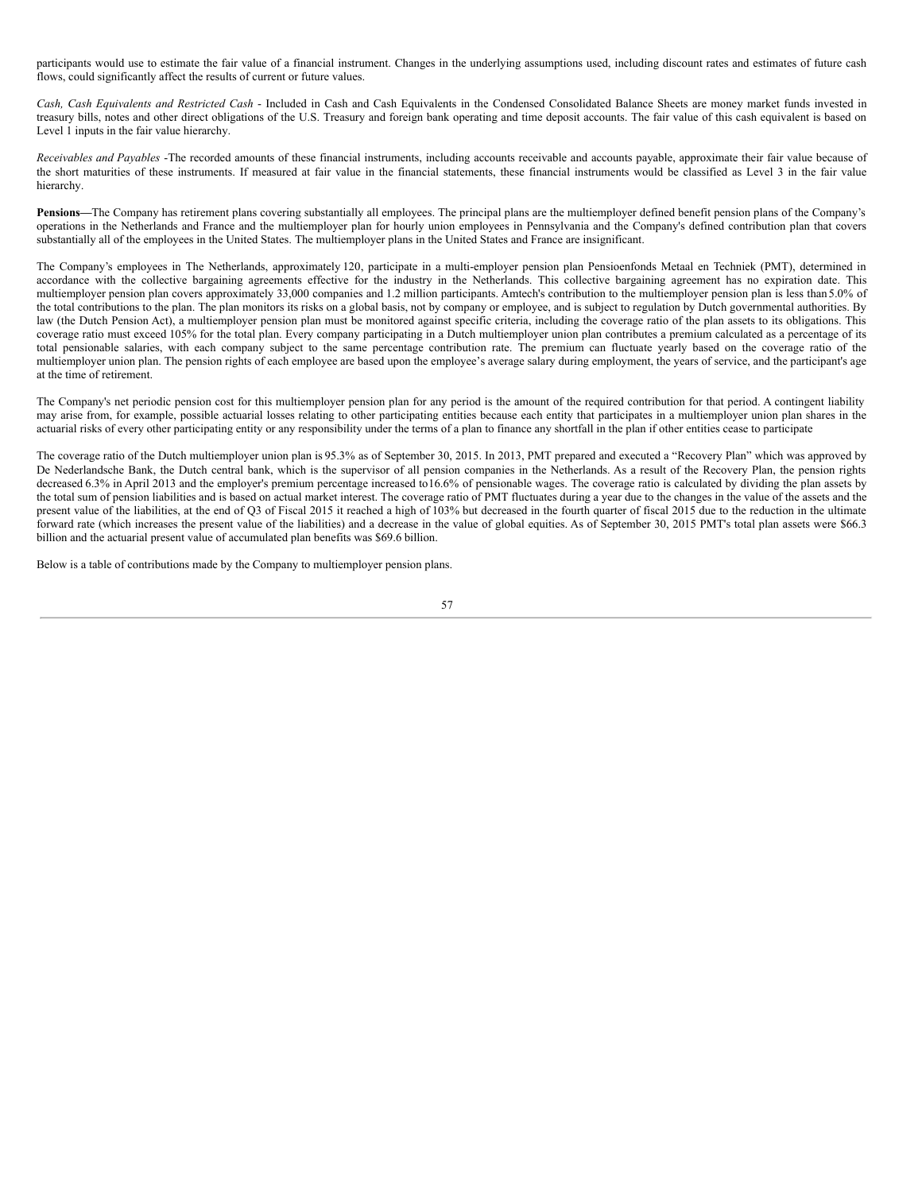participants would use to estimate the fair value of a financial instrument. Changes in the underlying assumptions used, including discount rates and estimates of future cash flows, could significantly affect the results of current or future values.

*Cash, Cash Equivalents and Restricted Cash* - Included in Cash and Cash Equivalents in the Condensed Consolidated Balance Sheets are money market funds invested in treasury bills, notes and other direct obligations of the U.S. Treasury and foreign bank operating and time deposit accounts. The fair value of this cash equivalent is based on Level 1 inputs in the fair value hierarchy.

*Receivables and Payables* -The recorded amounts of these financial instruments, including accounts receivable and accounts payable, approximate their fair value because of the short maturities of these instruments. If measured at fair value in the financial statements, these financial instruments would be classified as Level 3 in the fair value hierarchy.

**Pensions—**The Company has retirement plans covering substantially all employees. The principal plans are the multiemployer defined benefit pension plans of the Company's operations in the Netherlands and France and the multiemployer plan for hourly union employees in Pennsylvania and the Company's defined contribution plan that covers substantially all of the employees in the United States. The multiemployer plans in the United States and France are insignificant.

The Company's employees in The Netherlands, approximately 120, participate in a multi-employer pension plan Pensioenfonds Metaal en Techniek (PMT), determined in accordance with the collective bargaining agreements effective for the industry in the Netherlands. This collective bargaining agreement has no expiration date. This multiemployer pension plan covers approximately 33,000 companies and 1.2 million participants. Amtech's contribution to the multiemployer pension plan is less than 5.0% of the total contributions to the plan. The plan monitors its risks on a global basis, not by company or employee, and is subject to regulation by Dutch governmental authorities. By law (the Dutch Pension Act), a multiemployer pension plan must be monitored against specific criteria, including the coverage ratio of the plan assets to its obligations. This coverage ratio must exceed 105% for the total plan. Every company participating in a Dutch multiemployer union plan contributes a premium calculated as a percentage of its total pensionable salaries, with each company subject to the same percentage contribution rate. The premium can fluctuate yearly based on the coverage ratio of the multiemployer union plan. The pension rights of each employee are based upon the employee's average salary during employment, the years of service, and the participant's age at the time of retirement.

The Company's net periodic pension cost for this multiemployer pension plan for any period is the amount of the required contribution for that period. A contingent liability may arise from, for example, possible actuarial losses relating to other participating entities because each entity that participates in a multiemployer union plan shares in the actuarial risks of every other participating entity or any responsibility under the terms of a plan to finance any shortfall in the plan if other entities cease to participate

The coverage ratio of the Dutch multiemployer union plan is 95.3% as of September 30, 2015. In 2013, PMT prepared and executed a "Recovery Plan" which was approved by De Nederlandsche Bank, the Dutch central bank, which is the supervisor of all pension companies in the Netherlands. As a result of the Recovery Plan, the pension rights decreased 6.3% in April 2013 and the employer's premium percentage increased to16.6% of pensionable wages. The coverage ratio is calculated by dividing the plan assets by the total sum of pension liabilities and is based on actual market interest. The coverage ratio of PMT fluctuates during a year due to the changes in the value of the assets and the present value of the liabilities, at the end of Q3 of Fiscal 2015 it reached a high of 103% but decreased in the fourth quarter of fiscal 2015 due to the reduction in the ultimate forward rate (which increases the present value of the liabilities) and a decrease in the value of global equities. As of September 30, 2015 PMT's total plan assets were $66.3 billion and the actuarial present value of accumulated plan benefits was $69.6 billion.

Below is a table of contributions made by the Company to multiemployer pension plans.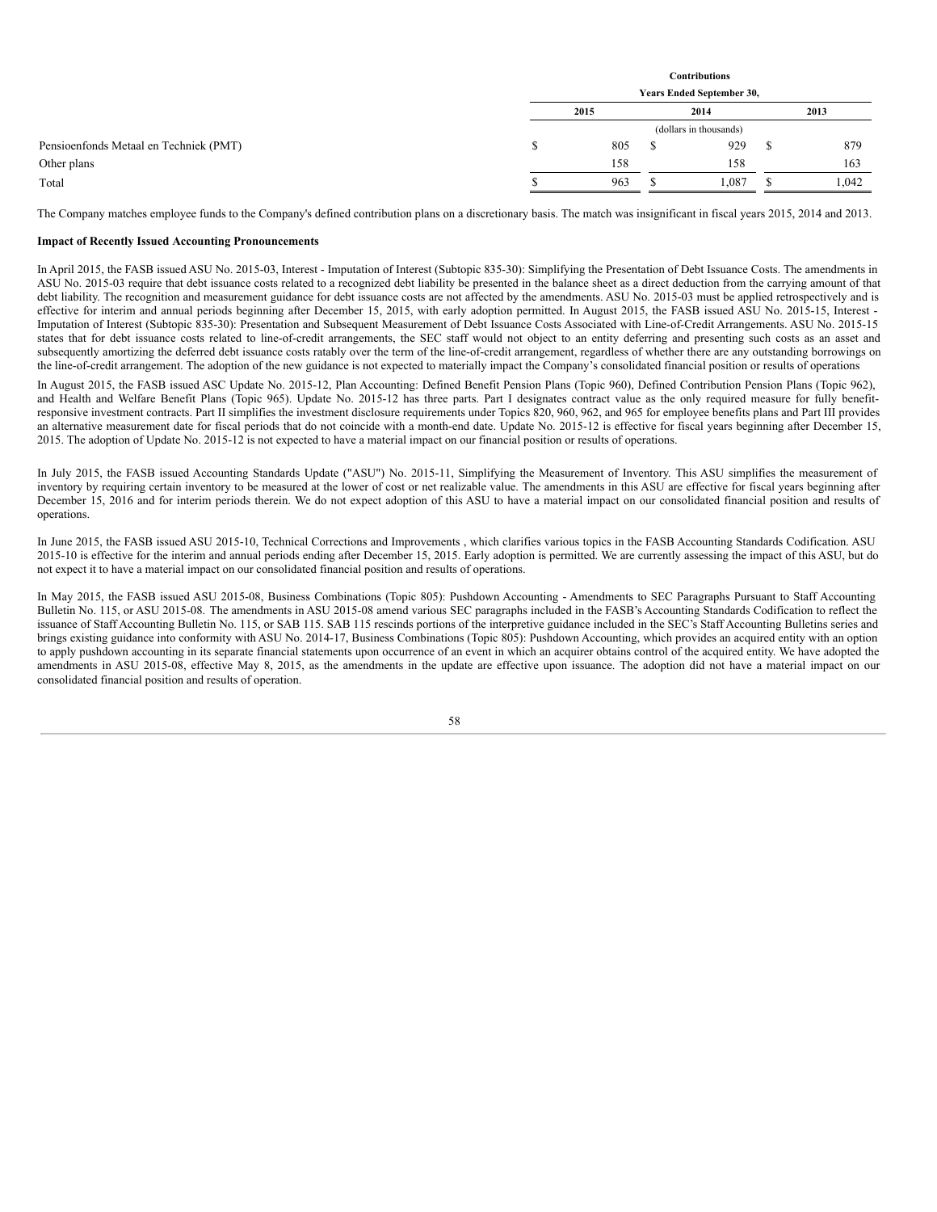| | Contributions | | |
|---|---|---|---|
| | Years Ended September 30, | | |
| | 2015 | 2014 | 2013 |
| | (dollars in thousands) | | |
| Pensioenfonds Metaal en Techniek (PMT) | $ 805 | $ 929 | $ 879 |
| Other plans | 158 | 158 | 163 |
| Total | $ 963 | $ 1,087 | $ 1,042 |

The Company matches employee funds to the Company's defined contribution plans on a discretionary basis. The match was insignificant in fiscal years 2015, 2014 and 2013.

**Impact of Recently Issued Accounting Pronouncements**

In April 2015, the FASB issued ASU No. 2015-03, Interest - Imputation of Interest (Subtopic 835-30): Simplifying the Presentation of Debt Issuance Costs. The amendments in ASU No. 2015-03 require that debt issuance costs related to a recognized debt liability be presented in the balance sheet as a direct deduction from the carrying amount of that debt liability. The recognition and measurement guidance for debt issuance costs are not affected by the amendments. ASU No. 2015-03 must be applied retrospectively and is effective for interim and annual periods beginning after December 15, 2015, with early adoption permitted. In August 2015, the FASB issued ASU No. 2015-15, Interest - Imputation of Interest (Subtopic 835-30): Presentation and Subsequent Measurement of Debt Issuance Costs Associated with Line-of-Credit Arrangements. ASU No. 2015-15 states that for debt issuance costs related to line-of-credit arrangements, the SEC staff would not object to an entity deferring and presenting such costs as an asset and subsequently amortizing the deferred debt issuance costs ratably over the term of the line-of-credit arrangement, regardless of whether there are any outstanding borrowings on the line-of-credit arrangement. The adoption of the new guidance is not expected to materially impact the Company's consolidated financial position or results of operations

In August 2015, the FASB issued ASC Update No. 2015-12, Plan Accounting: Defined Benefit Pension Plans (Topic 960), Defined Contribution Pension Plans (Topic 962), and Health and Welfare Benefit Plans (Topic 965). Update No. 2015-12 has three parts. Part I designates contract value as the only required measure for fully benefit-responsive investment contracts. Part II simplifies the investment disclosure requirements under Topics 820, 960, 962, and 965 for employee benefits plans and Part III provides an alternative measurement date for fiscal periods that do not coincide with a month-end date. Update No. 2015-12 is effective for fiscal years beginning after December 15, 2015. The adoption of Update No. 2015-12 is not expected to have a material impact on our financial position or results of operations.

In July 2015, the FASB issued Accounting Standards Update ("ASU") No. 2015-11, Simplifying the Measurement of Inventory. This ASU simplifies the measurement of inventory by requiring certain inventory to be measured at the lower of cost or net realizable value. The amendments in this ASU are effective for fiscal years beginning after December 15, 2016 and for interim periods therein. We do not expect adoption of this ASU to have a material impact on our consolidated financial position and results of operations.

In June 2015, the FASB issued ASU 2015-10, Technical Corrections and Improvements , which clarifies various topics in the FASB Accounting Standards Codification. ASU 2015-10 is effective for the interim and annual periods ending after December 15, 2015. Early adoption is permitted. We are currently assessing the impact of this ASU, but do not expect it to have a material impact on our consolidated financial position and results of operations.

In May 2015, the FASB issued ASU 2015-08, Business Combinations (Topic 805): Pushdown Accounting - Amendments to SEC Paragraphs Pursuant to Staff Accounting Bulletin No. 115, or ASU 2015-08. The amendments in ASU 2015-08 amend various SEC paragraphs included in the FASB's Accounting Standards Codification to reflect the issuance of Staff Accounting Bulletin No. 115, or SAB 115. SAB 115 rescinds portions of the interpretive guidance included in the SEC's Staff Accounting Bulletins series and brings existing guidance into conformity with ASU No. 2014-17, Business Combinations (Topic 805): Pushdown Accounting, which provides an acquired entity with an option to apply pushdown accounting in its separate financial statements upon occurrence of an event in which an acquirer obtains control of the acquired entity. We have adopted the amendments in ASU 2015-08, effective May 8, 2015, as the amendments in the update are effective upon issuance. The adoption did not have a material impact on our consolidated financial position and results of operation.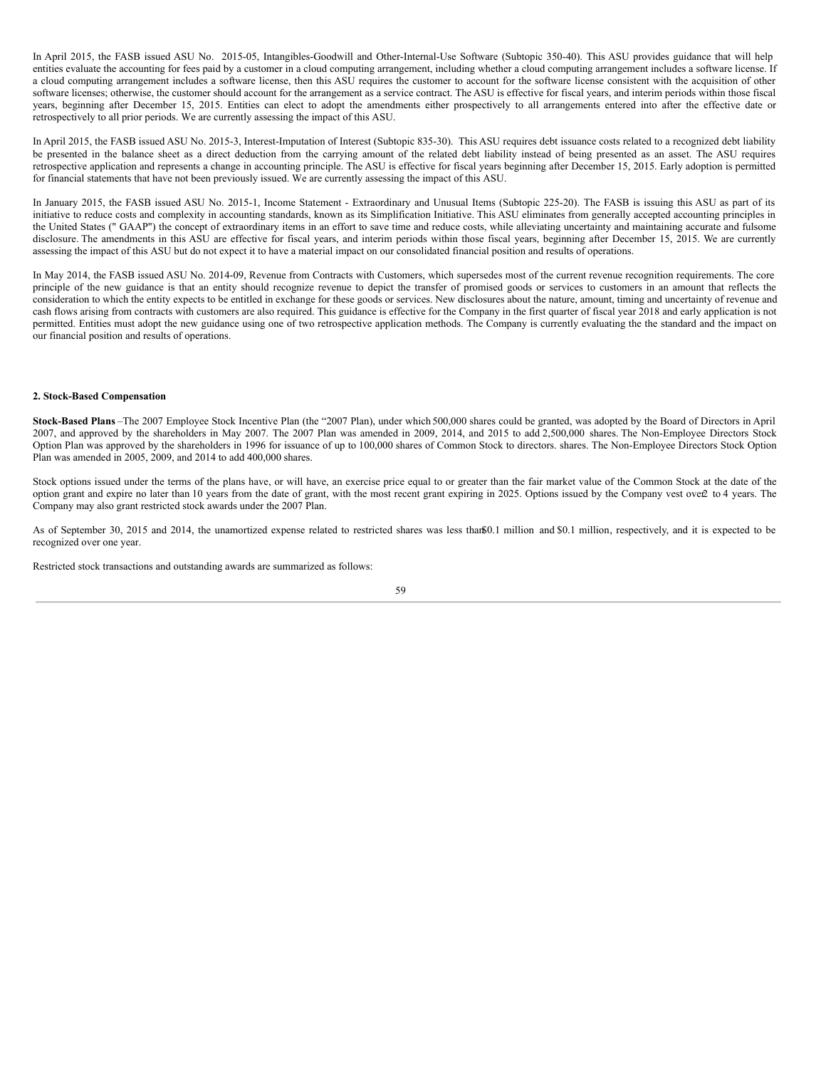In April 2015, the FASB issued ASU No. 2015-05, Intangibles-Goodwill and Other-Internal-Use Software (Subtopic 350-40). This ASU provides guidance that will help entities evaluate the accounting for fees paid by a customer in a cloud computing arrangement, including whether a cloud computing arrangement includes a software license. If a cloud computing arrangement includes a software license, then this ASU requires the customer to account for the software license consistent with the acquisition of other software licenses; otherwise, the customer should account for the arrangement as a service contract. The ASU is effective for fiscal years, and interim periods within those fiscal years, beginning after December 15, 2015. Entities can elect to adopt the amendments either prospectively to all arrangements entered into after the effective date or retrospectively to all prior periods. We are currently assessing the impact of this ASU.

In April 2015, the FASB issued ASU No. 2015-3, Interest-Imputation of Interest (Subtopic 835-30). This ASU requires debt issuance costs related to a recognized debt liability be presented in the balance sheet as a direct deduction from the carrying amount of the related debt liability instead of being presented as an asset. The ASU requires retrospective application and represents a change in accounting principle. The ASU is effective for fiscal years beginning after December 15, 2015. Early adoption is permitted for financial statements that have not been previously issued. We are currently assessing the impact of this ASU.

In January 2015, the FASB issued ASU No. 2015-1, Income Statement - Extraordinary and Unusual Items (Subtopic 225-20). The FASB is issuing this ASU as part of its initiative to reduce costs and complexity in accounting standards, known as its Simplification Initiative. This ASU eliminates from generally accepted accounting principles in the United States (" GAAP") the concept of extraordinary items in an effort to save time and reduce costs, while alleviating uncertainty and maintaining accurate and fulsome disclosure. The amendments in this ASU are effective for fiscal years, and interim periods within those fiscal years, beginning after December 15, 2015. We are currently assessing the impact of this ASU but do not expect it to have a material impact on our consolidated financial position and results of operations.

In May 2014, the FASB issued ASU No. 2014-09, Revenue from Contracts with Customers, which supersedes most of the current revenue recognition requirements. The core principle of the new guidance is that an entity should recognize revenue to depict the transfer of promised goods or services to customers in an amount that reflects the consideration to which the entity expects to be entitled in exchange for these goods or services. New disclosures about the nature, amount, timing and uncertainty of revenue and cash flows arising from contracts with customers are also required. This guidance is effective for the Company in the first quarter of fiscal year 2018 and early application is not permitted. Entities must adopt the new guidance using one of two retrospective application methods. The Company is currently evaluating the the standard and the impact on our financial position and results of operations.

**2. Stock-Based Compensation**

**Stock-Based Plans** –The 2007 Employee Stock Incentive Plan (the "2007 Plan), under which 500,000 shares could be granted, was adopted by the Board of Directors in April 2007, and approved by the shareholders in May 2007. The 2007 Plan was amended in 2009, 2014, and 2015 to add 2,500,000 shares. The Non-Employee Directors Stock Option Plan was approved by the shareholders in 1996 for issuance of up to 100,000 shares of Common Stock to directors. shares. The Non-Employee Directors Stock Option Plan was amended in 2005, 2009, and 2014 to add 400,000 shares.

Stock options issued under the terms of the plans have, or will have, an exercise price equal to or greater than the fair market value of the Common Stock at the date of the option grant and expire no later than 10 years from the date of grant, with the most recent grant expiring in 2025. Options issued by the Company vest over 2 to 4 years. The Company may also grant restricted stock awards under the 2007 Plan.

As of September 30, 2015 and 2014, the unamortized expense related to restricted shares was less than $0.1 million and $0.1 million, respectively, and it is expected to be recognized over one year.

Restricted stock transactions and outstanding awards are summarized as follows: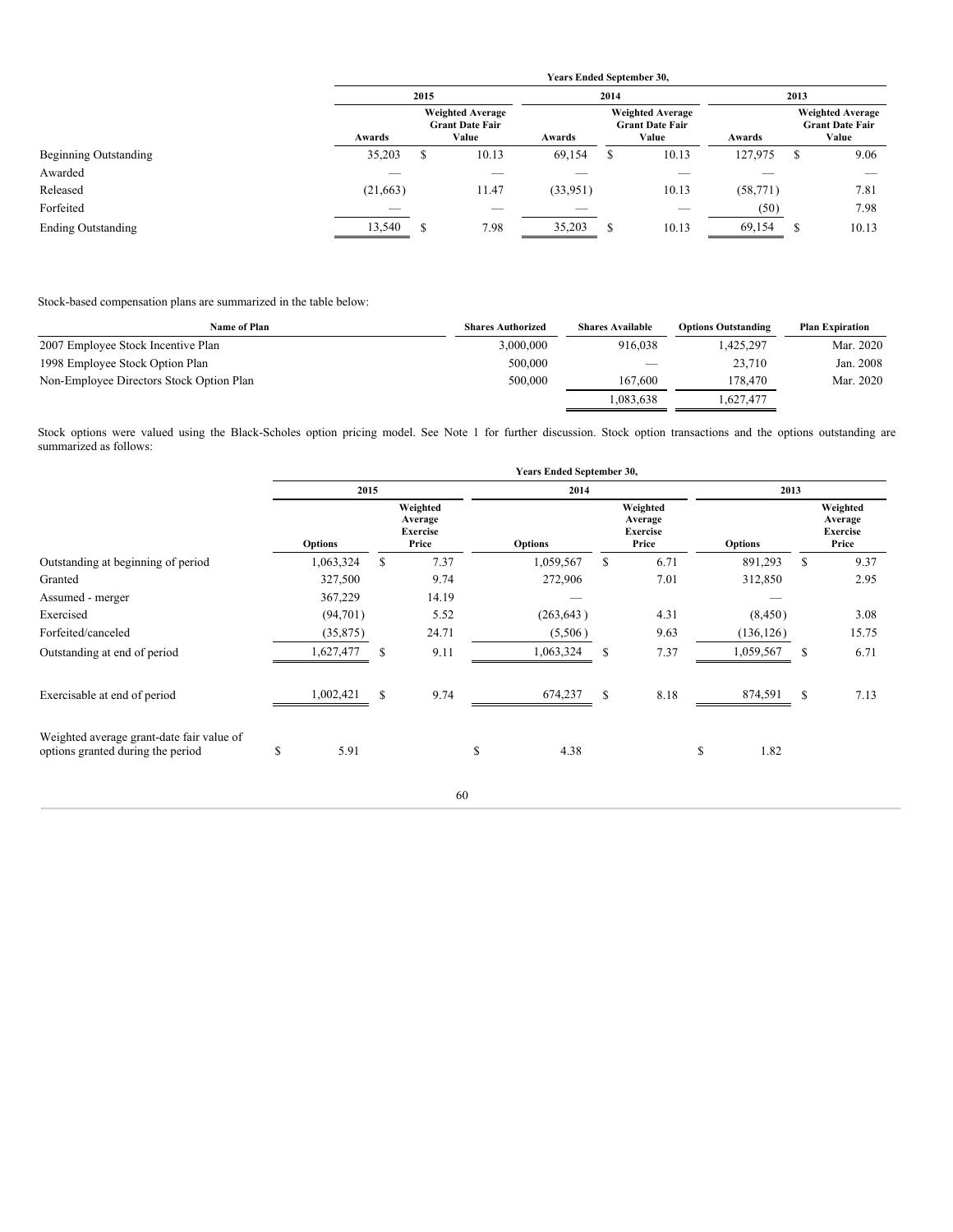| | Years Ended September 30, | | | | | |
|---|---|---|---|---|---|---|
| | 2015 | | 2014 | | 2013 | |
| | Awards | Weighted Average Grant Date Fair Value | Awards | Weighted Average Grant Date Fair Value | Awards | Weighted Average Grant Date Fair Value |
| Beginning Outstanding | 35,203 | $ 10.13 | 69,154 | $ 10.13 | 127,975 | $ 9.06 |
| Awarded | — | — | — | — | — | — |
| Released | (21,663) | 11.47 | (33,951) | 10.13 | (58,771) | 7.81 |
| Forfeited | — | — | — | — | (50) | 7.98 |
| Ending Outstanding | 13,540 | $ 7.98 | 35,203 | $ 10.13 | 69,154 | $ 10.13 |

Stock-based compensation plans are summarized in the table below:

| Name of Plan | Shares Authorized | Shares Available | Options Outstanding | Plan Expiration |
|---|---|---|---|---|
| 2007 Employee Stock Incentive Plan | 3,000,000 | 916,038 | 1,425,297 | Mar. 2020 |
| 1998 Employee Stock Option Plan | 500,000 | — | 23,710 | Jan. 2008 |
| Non-Employee Directors Stock Option Plan | 500,000 | 167,600 | 178,470 | Mar. 2020 |
| | | 1,083,638 | 1,627,477 | |

Stock options were valued using the Black-Scholes option pricing model. See Note 1 for further discussion. Stock option transactions and the options outstanding are summarized as follows:

| | Years Ended September 30, | | | | | |
|---|---|---|---|---|---|---|
| | 2015 | | 2014 | | 2013 | |
| | Options | Weighted Average Exercise Price | Options | Weighted Average Exercise Price | Options | Weighted Average Exercise Price |
| Outstanding at beginning of period | 1,063,324 | $ 7.37 | 1,059,567 | $ 6.71 | 891,293 | $ 9.37 |
| Granted | 327,500 | 9.74 | 272,906 | 7.01 | 312,850 | 2.95 |
| Assumed - merger | 367,229 | 14.19 | — | | — | |
| Exercised | (94,701) | 5.52 | (263,643) | 4.31 | (8,450) | 3.08 |
| Forfeited/canceled | (35,875) | 24.71 | (5,506) | 9.63 | (136,126) | 15.75 |
| Outstanding at end of period | 1,627,477 | $ 9.11 | 1,063,324 | $ 7.37 | 1,059,567 | $ 6.71 |
| Exercisable at end of period | 1,002,421 | $ 9.74 | 674,237 | $ 8.18 | 874,591 | $ 7.13 |
| Weighted average grant-date fair value of options granted during the period | $ 5.91 | | $ 4.38 | | $ 1.82 | |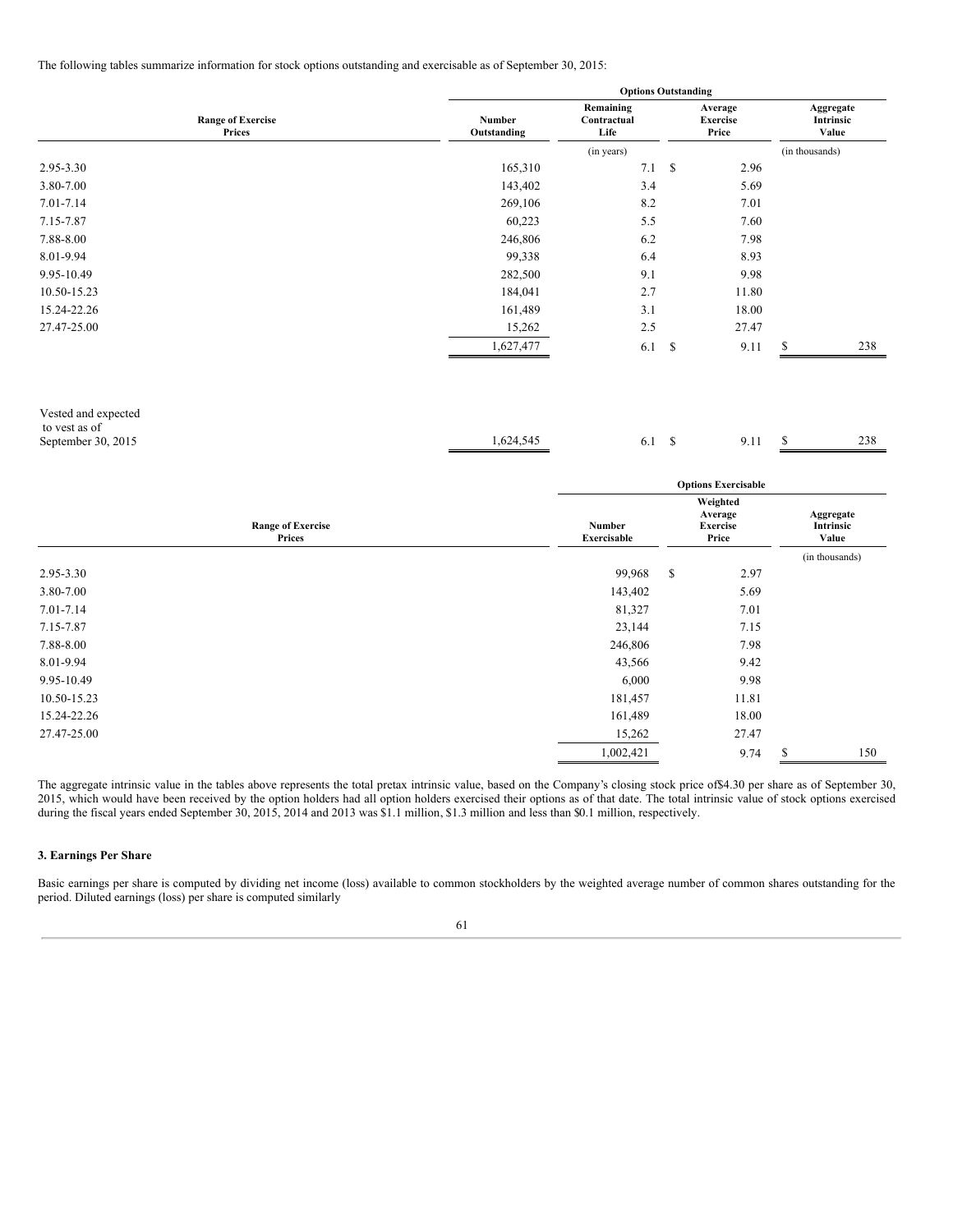The following tables summarize information for stock options outstanding and exercisable as of September 30, 2015:

| Range of Exercise Prices | Options Outstanding | | | |
|---|---|---|---|---|
| | Number Outstanding | Remaining Contractual Life | Average Exercise Price | Aggregate Intrinsic Value |
| | | (in years) | | (in thousands) |
| 2.95-3.30 | 165,310 | 7.1 | $ 2.96 | |
| 3.80-7.00 | 143,402 | 3.4 | 5.69 | |
| 7.01-7.14 | 269,106 | 8.2 | 7.01 | |
| 7.15-7.87 | 60,223 | 5.5 | 7.60 | |
| 7.88-8.00 | 246,806 | 6.2 | 7.98 | |
| 8.01-9.94 | 99,338 | 6.4 | 8.93 | |
| 9.95-10.49 | 282,500 | 9.1 | 9.98 | |
| 10.50-15.23 | 184,041 | 2.7 | 11.80 | |
| 15.24-22.26 | 161,489 | 3.1 | 18.00 | |
| 27.47-25.00 | 15,262 | 2.5 | 27.47 | |
| | 1,627,477 | 6.1 | $ 9.11 | $ 238 |
| Vested and expected to vest as of September 30, 2015 | 1,624,545 | 6.1 | $ 9.11 | $ 238 |

| Range of Exercise Prices | Options Exercisable | | |
|---|---|---|---|
| | Number Exercisable | Weighted Average Exercise Price | Aggregate Intrinsic Value |
| | | | (in thousands) |
| 2.95-3.30 | 99,968 | $ 2.97 | |
| 3.80-7.00 | 143,402 | 5.69 | |
| 7.01-7.14 | 81,327 | 7.01 | |
| 7.15-7.87 | 23,144 | 7.15 | |
| 7.88-8.00 | 246,806 | 7.98 | |
| 8.01-9.94 | 43,566 | 9.42 | |
| 9.95-10.49 | 6,000 | 9.98 | |
| 10.50-15.23 | 181,457 | 11.81 | |
| 15.24-22.26 | 161,489 | 18.00 | |
| 27.47-25.00 | 15,262 | 27.47 | |
| | 1,002,421 | 9.74 | $ 150 |

The aggregate intrinsic value in the tables above represents the total pretax intrinsic value, based on the Company's closing stock price of$4.30 per share as of September 30, 2015, which would have been received by the option holders had all option holders exercised their options as of that date. The total intrinsic value of stock options exercised during the fiscal years ended September 30, 2015, 2014 and 2013 was $1.1 million, $1.3 million and less than $0.1 million, respectively.

### 3. Earnings Per Share

Basic earnings per share is computed by dividing net income (loss) available to common stockholders by the weighted average number of common shares outstanding for the period. Diluted earnings (loss) per share is computed similarly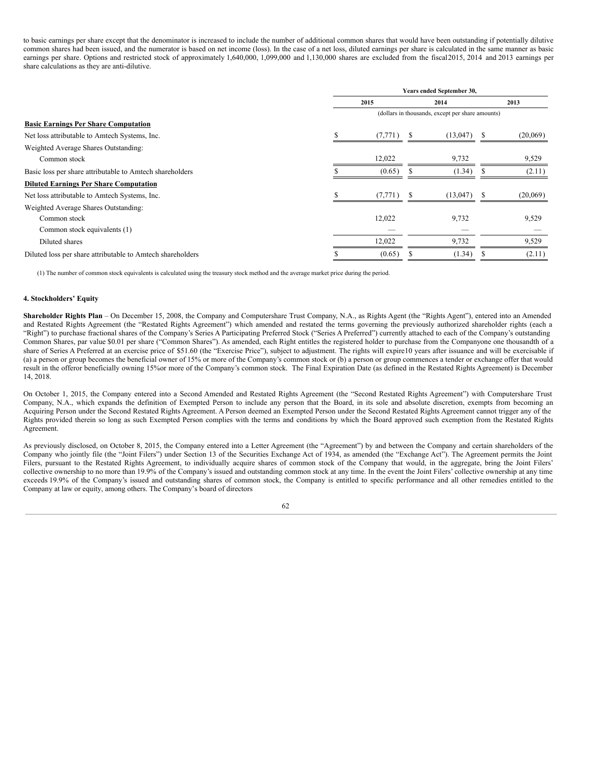to basic earnings per share except that the denominator is increased to include the number of additional common shares that would have been outstanding if potentially dilutive common shares had been issued, and the numerator is based on net income (loss). In the case of a net loss, diluted earnings per share is calculated in the same manner as basic earnings per share. Options and restricted stock of approximately 1,640,000, 1,099,000 and 1,130,000 shares are excluded from the fiscal2015, 2014 and 2013 earnings per share calculations as they are anti-dilutive.

| | Years ended September 30, | | |
|---|---|---|---|
| | 2015 | 2014 | 2013 |
| | (dollars in thousands, except per share amounts) | | |
| **Basic Earnings Per Share Computation** | | | |
| Net loss attributable to Amtech Systems, Inc. | $ (7,771) | $ (13,047) | $ (20,069) |
| Weighted Average Shares Outstanding: | | | |
| Common stock | 12,022 | 9,732 | 9,529 |
| Basic loss per share attributable to Amtech shareholders | $ (0.65) | $ (1.34) | $ (2.11) |
| **Diluted Earnings Per Share Computation** | | | |
| Net loss attributable to Amtech Systems, Inc. | $ (7,771) | $ (13,047) | $ (20,069) |
| Weighted Average Shares Outstanding: | | | |
| Common stock | 12,022 | 9,732 | 9,529 |
| Common stock equivalents (1) | — | — | — |
| Diluted shares | 12,022 | 9,732 | 9,529 |
| Diluted loss per share attributable to Amtech shareholders | $ (0.65) | $ (1.34) | $ (2.11) |

(1) The number of common stock equivalents is calculated using the treasury stock method and the average market price during the period.

**4. Stockholders' Equity**

**Shareholder Rights Plan** – On December 15, 2008, the Company and Computershare Trust Company, N.A., as Rights Agent (the "Rights Agent"), entered into an Amended and Restated Rights Agreement (the "Restated Rights Agreement") which amended and restated the terms governing the previously authorized shareholder rights (each a "Right") to purchase fractional shares of the Company's Series A Participating Preferred Stock ("Series A Preferred") currently attached to each of the Company's outstanding Common Shares, par value $0.01 per share ("Common Shares"). As amended, each Right entitles the registered holder to purchase from the Companyone one thousandth of a share of Series A Preferred at an exercise price of $51.60 (the "Exercise Price"), subject to adjustment. The rights will expire10 years after issuance and will be exercisable if (a) a person or group becomes the beneficial owner of 15% or more of the Company's common stock or (b) a person or group commences a tender or exchange offer that would result in the offeror beneficially owning 15%or more of the Company's common stock. The Final Expiration Date (as defined in the Restated Rights Agreement) is December 14, 2018.

On October 1, 2015, the Company entered into a Second Amended and Restated Rights Agreement (the "Second Restated Rights Agreement") with Computershare Trust Company, N.A., which expands the definition of Exempted Person to include any person that the Board, in its sole and absolute discretion, exempts from becoming an Acquiring Person under the Second Restated Rights Agreement. A Person deemed an Exempted Person under the Second Restated Rights Agreement cannot trigger any of the Rights provided therein so long as such Exempted Person complies with the terms and conditions by which the Board approved such exemption from the Restated Rights Agreement.

As previously disclosed, on October 8, 2015, the Company entered into a Letter Agreement (the "Agreement") by and between the Company and certain shareholders of the Company who jointly file (the "Joint Filers") under Section 13 of the Securities Exchange Act of 1934, as amended (the "Exchange Act"). The Agreement permits the Joint Filers, pursuant to the Restated Rights Agreement, to individually acquire shares of common stock of the Company that would, in the aggregate, bring the Joint Filers' collective ownership to no more than 19.9% of the Company's issued and outstanding common stock at any time. In the event the Joint Filers' collective ownership at any time exceeds 19.9% of the Company's issued and outstanding shares of common stock, the Company is entitled to specific performance and all other remedies entitled to the Company at law or equity, among others. The Company's board of directors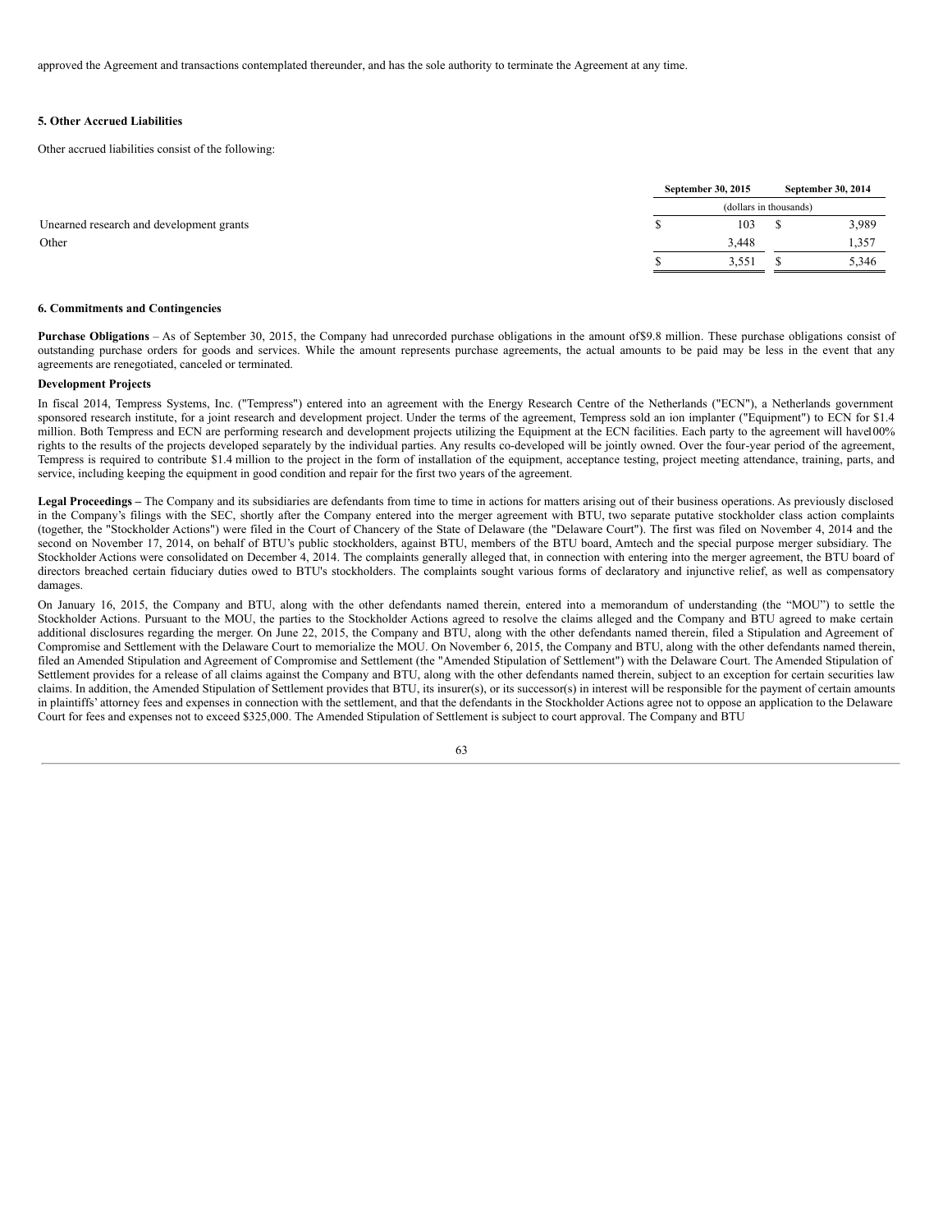approved the Agreement and transactions contemplated thereunder, and has the sole authority to terminate the Agreement at any time.

**5. Other Accrued Liabilities**

Other accrued liabilities consist of the following:

| | September 30, 2015 | September 30, 2014 |
|---|---|---|
| | (dollars in thousands) | |
| Unearned research and development grants | $ 103 | $ 3,989 |
| Other | 3,448 | 1,357 |
| | $ 3,551 | $ 5,346 |

**6. Commitments and Contingencies**

**Purchase Obligations** – As of September 30, 2015, the Company had unrecorded purchase obligations in the amount of$9.8 million. These purchase obligations consist of outstanding purchase orders for goods and services. While the amount represents purchase agreements, the actual amounts to be paid may be less in the event that any agreements are renegotiated, canceled or terminated.

**Development Projects**

In fiscal 2014, Tempress Systems, Inc. ("Tempress") entered into an agreement with the Energy Research Centre of the Netherlands ("ECN"), a Netherlands government sponsored research institute, for a joint research and development project. Under the terms of the agreement, Tempress sold an ion implanter ("Equipment") to ECN for $1.4 million. Both Tempress and ECN are performing research and development projects utilizing the Equipment at the ECN facilities. Each party to the agreement will have100% rights to the results of the projects developed separately by the individual parties. Any results co-developed will be jointly owned. Over the four-year period of the agreement, Tempress is required to contribute $1.4 million to the project in the form of installation of the equipment, acceptance testing, project meeting attendance, training, parts, and service, including keeping the equipment in good condition and repair for the first two years of the agreement.

**Legal Proceedings –** The Company and its subsidiaries are defendants from time to time in actions for matters arising out of their business operations. As previously disclosed in the Company's filings with the SEC, shortly after the Company entered into the merger agreement with BTU, two separate putative stockholder class action complaints (together, the "Stockholder Actions") were filed in the Court of Chancery of the State of Delaware (the "Delaware Court"). The first was filed on November 4, 2014 and the second on November 17, 2014, on behalf of BTU's public stockholders, against BTU, members of the BTU board, Amtech and the special purpose merger subsidiary. The Stockholder Actions were consolidated on December 4, 2014. The complaints generally alleged that, in connection with entering into the merger agreement, the BTU board of directors breached certain fiduciary duties owed to BTU's stockholders. The complaints sought various forms of declaratory and injunctive relief, as well as compensatory damages.

On January 16, 2015, the Company and BTU, along with the other defendants named therein, entered into a memorandum of understanding (the "MOU") to settle the Stockholder Actions. Pursuant to the MOU, the parties to the Stockholder Actions agreed to resolve the claims alleged and the Company and BTU agreed to make certain additional disclosures regarding the merger. On June 22, 2015, the Company and BTU, along with the other defendants named therein, filed a Stipulation and Agreement of Compromise and Settlement with the Delaware Court to memorialize the MOU. On November 6, 2015, the Company and BTU, along with the other defendants named therein, filed an Amended Stipulation and Agreement of Compromise and Settlement (the "Amended Stipulation of Settlement") with the Delaware Court. The Amended Stipulation of Settlement provides for a release of all claims against the Company and BTU, along with the other defendants named therein, subject to an exception for certain securities law claims. In addition, the Amended Stipulation of Settlement provides that BTU, its insurer(s), or its successor(s) in interest will be responsible for the payment of certain amounts in plaintiffs' attorney fees and expenses in connection with the settlement, and that the defendants in the Stockholder Actions agree not to oppose an application to the Delaware Court for fees and expenses not to exceed $325,000. The Amended Stipulation of Settlement is subject to court approval. The Company and BTU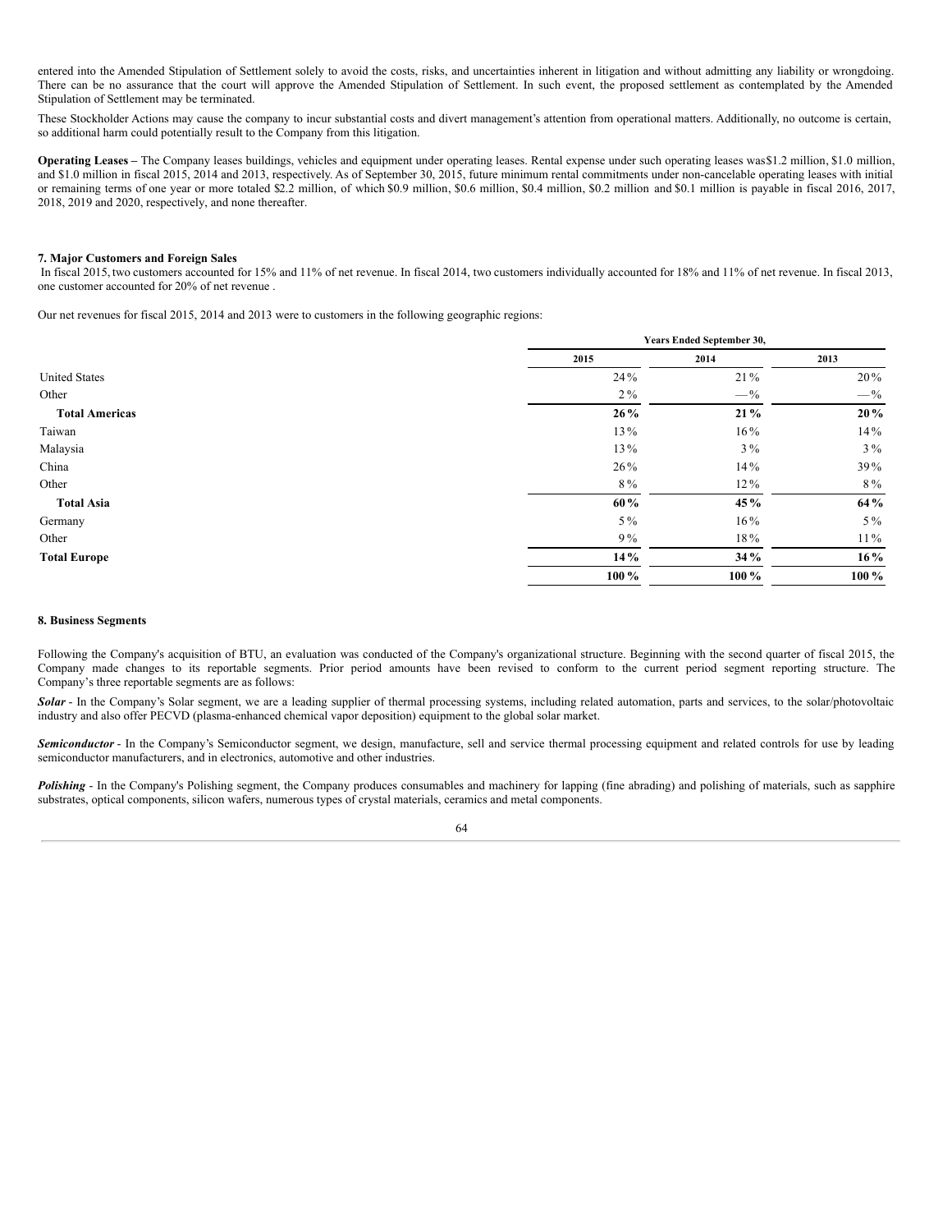entered into the Amended Stipulation of Settlement solely to avoid the costs, risks, and uncertainties inherent in litigation and without admitting any liability or wrongdoing. There can be no assurance that the court will approve the Amended Stipulation of Settlement. In such event, the proposed settlement as contemplated by the Amended Stipulation of Settlement may be terminated.

These Stockholder Actions may cause the company to incur substantial costs and divert management's attention from operational matters. Additionally, no outcome is certain, so additional harm could potentially result to the Company from this litigation.

**Operating Leases –** The Company leases buildings, vehicles and equipment under operating leases. Rental expense under such operating leases was $1.2 million, $1.0 million, and $1.0 million in fiscal 2015, 2014 and 2013, respectively. As of September 30, 2015, future minimum rental commitments under non-cancelable operating leases with initial or remaining terms of one year or more totaled $2.2 million, of which $0.9 million, $0.6 million, $0.4 million, $0.2 million and $0.1 million is payable in fiscal 2016, 2017, 2018, 2019 and 2020, respectively, and none thereafter.

**7. Major Customers and Foreign Sales**

In fiscal 2015, two customers accounted for 15% and 11% of net revenue. In fiscal 2014, two customers individually accounted for 18% and 11% of net revenue. In fiscal 2013, one customer accounted for 20% of net revenue .

Our net revenues for fiscal 2015, 2014 and 2013 were to customers in the following geographic regions:

| | Years Ended September 30, | | |
|---|---|---|---|
| | 2015 | 2014 | 2013 |
| United States | 24% | 21% | 20% |
| Other | 2% | —% | —% |
| **Total Americas** | **26%** | **21%** | **20%** |
| Taiwan | 13% | 16% | 14% |
| Malaysia | 13% | 3% | 3% |
| China | 26% | 14% | 39% |
| Other | 8% | 12% | 8% |
| **Total Asia** | **60%** | **45%** | **64%** |
| Germany | 5% | 16% | 5% |
| Other | 9% | 18% | 11% |
| **Total Europe** | **14%** | **34%** | **16%** |
| | **100%** | **100%** | **100%** |

**8. Business Segments**

Following the Company's acquisition of BTU, an evaluation was conducted of the Company's organizational structure. Beginning with the second quarter of fiscal 2015, the Company made changes to its reportable segments. Prior period amounts have been revised to conform to the current period segment reporting structure. The Company's three reportable segments are as follows:

***Solar*** - In the Company's Solar segment, we are a leading supplier of thermal processing systems, including related automation, parts and services, to the solar/photovoltaic industry and also offer PECVD (plasma-enhanced chemical vapor deposition) equipment to the global solar market.

***Semiconductor*** - In the Company's Semiconductor segment, we design, manufacture, sell and service thermal processing equipment and related controls for use by leading semiconductor manufacturers, and in electronics, automotive and other industries.

***Polishing*** - In the Company's Polishing segment, the Company produces consumables and machinery for lapping (fine abrading) and polishing of materials, such as sapphire substrates, optical components, silicon wafers, numerous types of crystal materials, ceramics and metal components.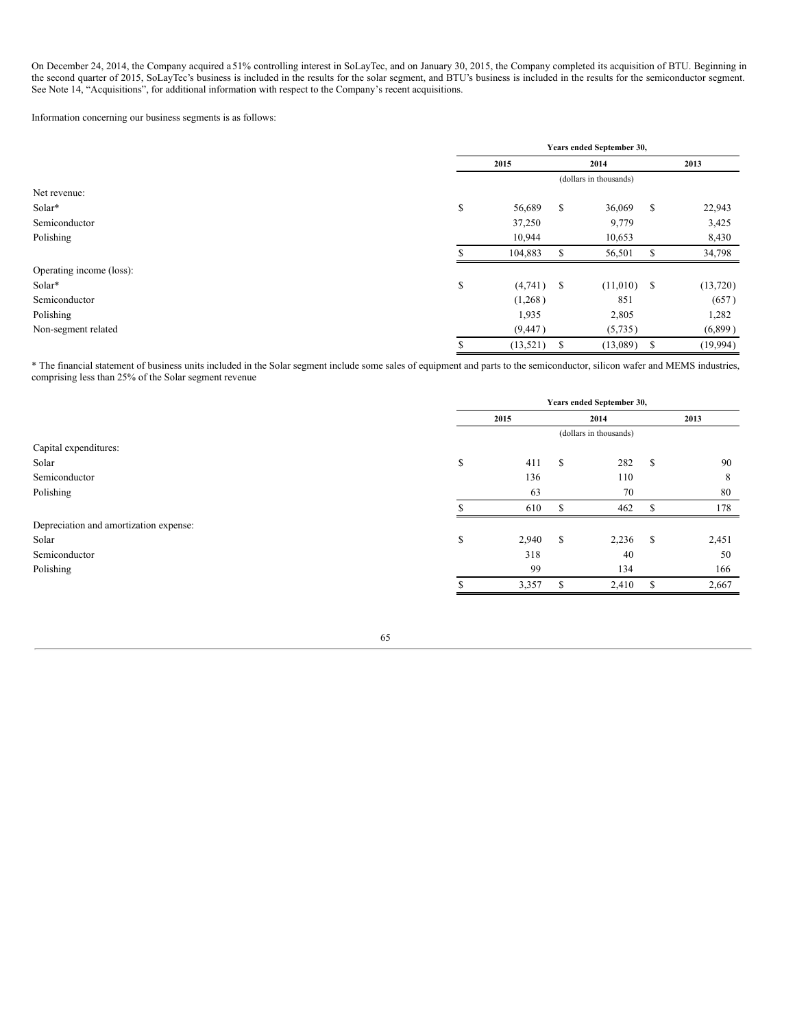On December 24, 2014, the Company acquired a 51% controlling interest in SoLayTec, and on January 30, 2015, the Company completed its acquisition of BTU. Beginning in the second quarter of 2015, SoLayTec's business is included in the results for the solar segment, and BTU's business is included in the results for the semiconductor segment. See Note 14, "Acquisitions", for additional information with respect to the Company's recent acquisitions.

Information concerning our business segments is as follows:

| | Years ended September 30, | | |
|---|---|---|---|
| | 2015 | 2014 | 2013 |
| | (dollars in thousands) | | |
| Net revenue: | | | |
| Solar* | $ 56,689 | $ 36,069 | $ 22,943 |
| Semiconductor | 37,250 | 9,779 | 3,425 |
| Polishing | 10,944 | 10,653 | 8,430 |
| | $ 104,883 | $ 56,501 | $ 34,798 |
| Operating income (loss): | | | |
| Solar* | $ (4,741) | $ (11,010) | $ (13,720) |
| Semiconductor | (1,268) | 851 | (657) |
| Polishing | 1,935 | 2,805 | 1,282 |
| Non-segment related | (9,447) | (5,735) | (6,899) |
| | $ (13,521) | $ (13,089) | $ (19,994) |

* The financial statement of business units included in the Solar segment include some sales of equipment and parts to the semiconductor, silicon wafer and MEMS industries, comprising less than 25% of the Solar segment revenue

| | Years ended September 30, | | |
|---|---|---|---|
| | 2015 | 2014 | 2013 |
| | (dollars in thousands) | | |
| Capital expenditures: | | | |
| Solar | $ 411 | $ 282 | $ 90 |
| Semiconductor | 136 | 110 | 8 |
| Polishing | 63 | 70 | 80 |
| | $ 610 | $ 462 | $ 178 |
| Depreciation and amortization expense: | | | |
| Solar | $ 2,940 | $ 2,236 | $ 2,451 |
| Semiconductor | 318 | 40 | 50 |
| Polishing | 99 | 134 | 166 |
| | $ 3,357 | $ 2,410 | $ 2,667 |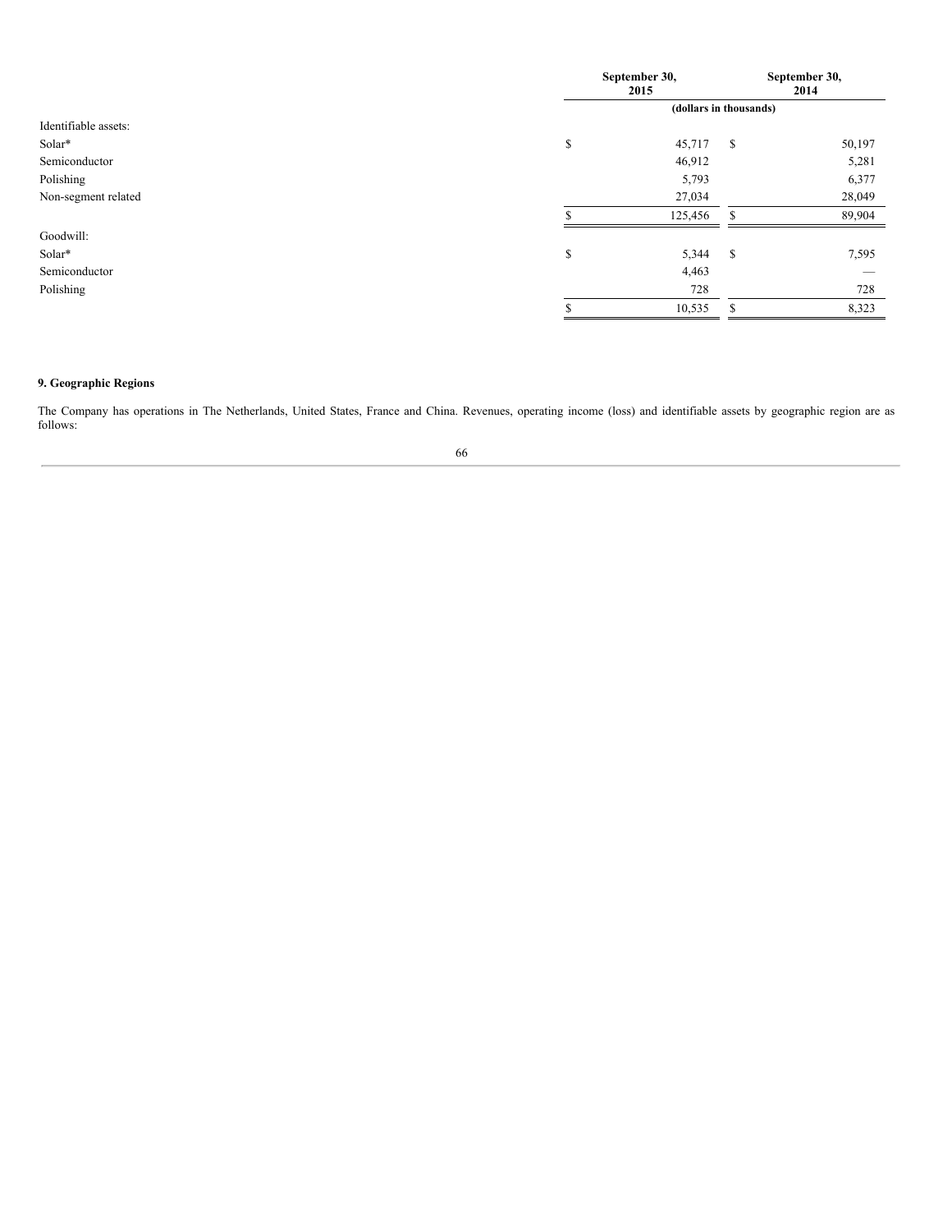| | September 30, 2015 | September 30, 2014 |
|---|---|---|
| | (dollars in thousands) | |
| Identifiable assets: | | |
| Solar* | $ 45,717 | $ 50,197 |
| Semiconductor | 46,912 | 5,281 |
| Polishing | 5,793 | 6,377 |
| Non-segment related | 27,034 | 28,049 |
| | $ 125,456 | $ 89,904 |
| Goodwill: | | |
| Solar* | $ 5,344 | $ 7,595 |
| Semiconductor | 4,463 | — |
| Polishing | 728 | 728 |
| | $ 10,535 | $ 8,323 |

**9. Geographic Regions**

The Company has operations in The Netherlands, United States, France and China. Revenues, operating income (loss) and identifiable assets by geographic region are as follows: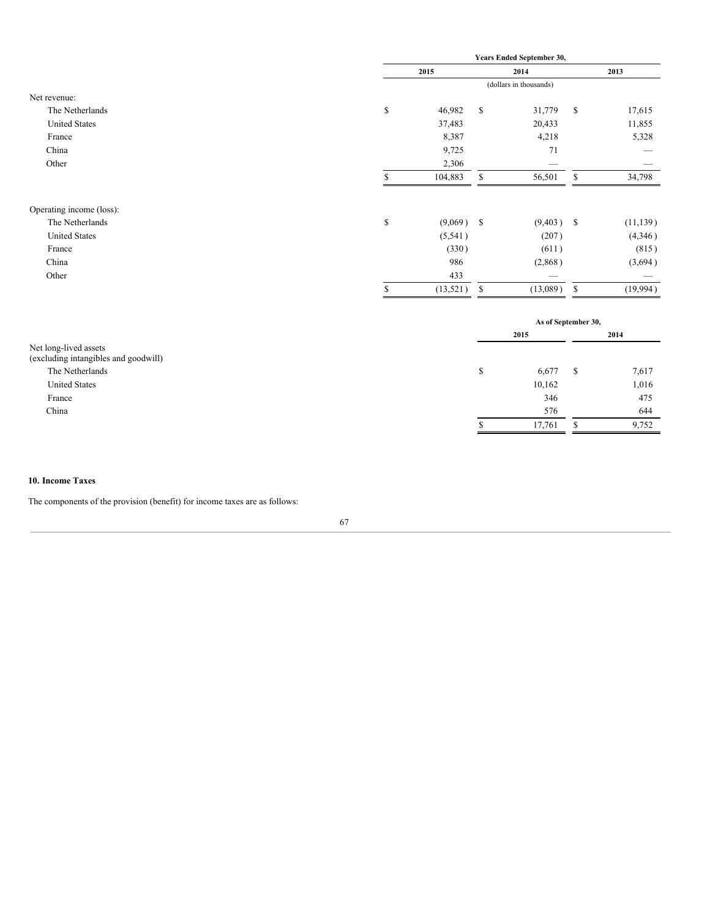| | Years Ended September 30, | | |
|---|---|---|---|
| | 2015 | 2014 | 2013 |
| | (dollars in thousands) | | |
| Net revenue: | | | |
| The Netherlands | $ 46,982 | $ 31,779 | $ 17,615 |
| United States | 37,483 | 20,433 | 11,855 |
| France | 8,387 | 4,218 | 5,328 |
| China | 9,725 | 71 | — |
| Other | 2,306 | — | — |
| | $ 104,883 | $ 56,501 | $ 34,798 |
| Operating income (loss): | | | |
| The Netherlands | $ (9,069) | $ (9,403) | $ (11,139) |
| United States | (5,541) | (207) | (4,346) |
| France | (330) | (611) | (815) |
| China | 986 | (2,868) | (3,694) |
| Other | 433 | — | — |
| | $ (13,521) | $ (13,089) | $ (19,994) |

| | As of September 30, | |
|---|---|---|
| | 2015 | 2014 |
| Net long-lived assets (excluding intangibles and goodwill) | | |
| The Netherlands | $ 6,677 | $ 7,617 |
| United States | 10,162 | 1,016 |
| France | 346 | 475 |
| China | 576 | 644 |
| | $ 17,761 | $ 9,752 |

**10. Income Taxes**

The components of the provision (benefit) for income taxes are as follows: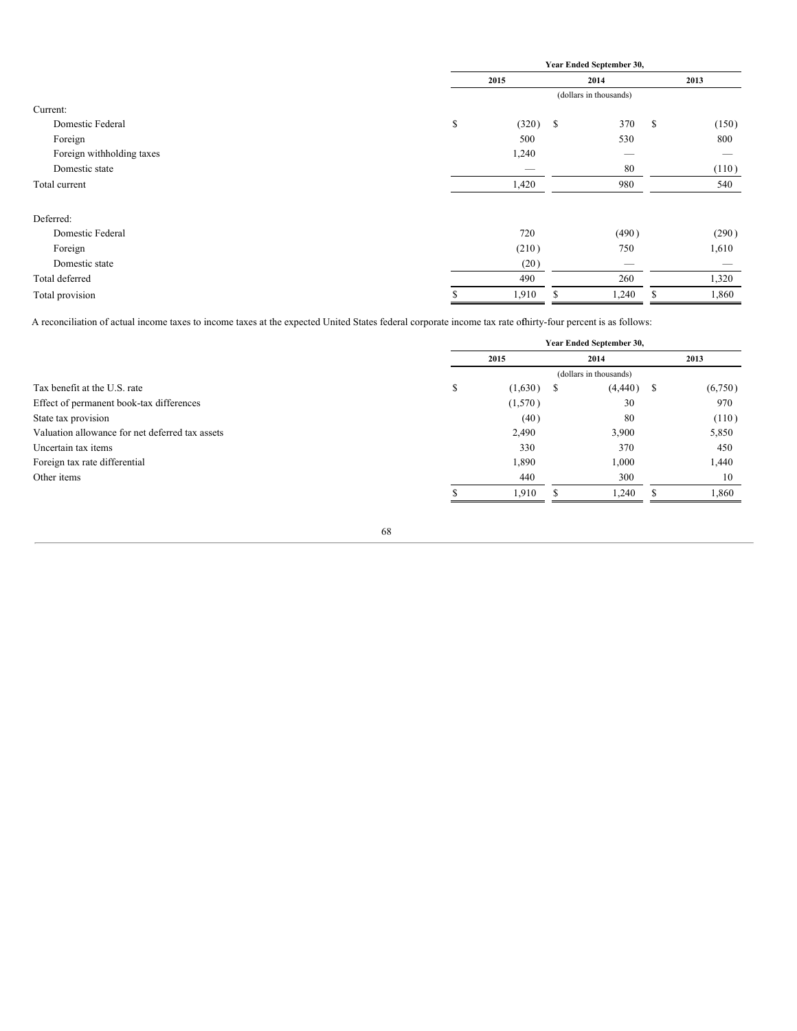| | Year Ended September 30, | | |
|---|---|---|---|
| | 2015 | 2014 | 2013 |
| | (dollars in thousands) | | |
| Current: | | | |
| Domestic Federal | $ (320) | $ 370 | $ (150) |
| Foreign | 500 | 530 | 800 |
| Foreign withholding taxes | 1,240 | — | — |
| Domestic state | — | 80 | (110) |
| Total current | 1,420 | 980 | 540 |
| Deferred: | | | |
| Domestic Federal | 720 | (490) | (290) |
| Foreign | (210) | 750 | 1,610 |
| Domestic state | (20) | — | — |
| Total deferred | 490 | 260 | 1,320 |
| Total provision | $ 1,910 | $ 1,240 | $ 1,860 |

A reconciliation of actual income taxes to income taxes at the expected United States federal corporate income tax rate of thirty-four percent is as follows:

| | Year Ended September 30, | | |
|---|---|---|---|
| | 2015 | 2014 | 2013 |
| | (dollars in thousands) | | |
| Tax benefit at the U.S. rate | $ (1,630) | $ (4,440) | $ (6,750) |
| Effect of permanent book-tax differences | (1,570) | 30 | 970 |
| State tax provision | (40) | 80 | (110) |
| Valuation allowance for net deferred tax assets | 2,490 | 3,900 | 5,850 |
| Uncertain tax items | 330 | 370 | 450 |
| Foreign tax rate differential | 1,890 | 1,000 | 1,440 |
| Other items | 440 | 300 | 10 |
| | $ 1,910 | $ 1,240 | $ 1,860 |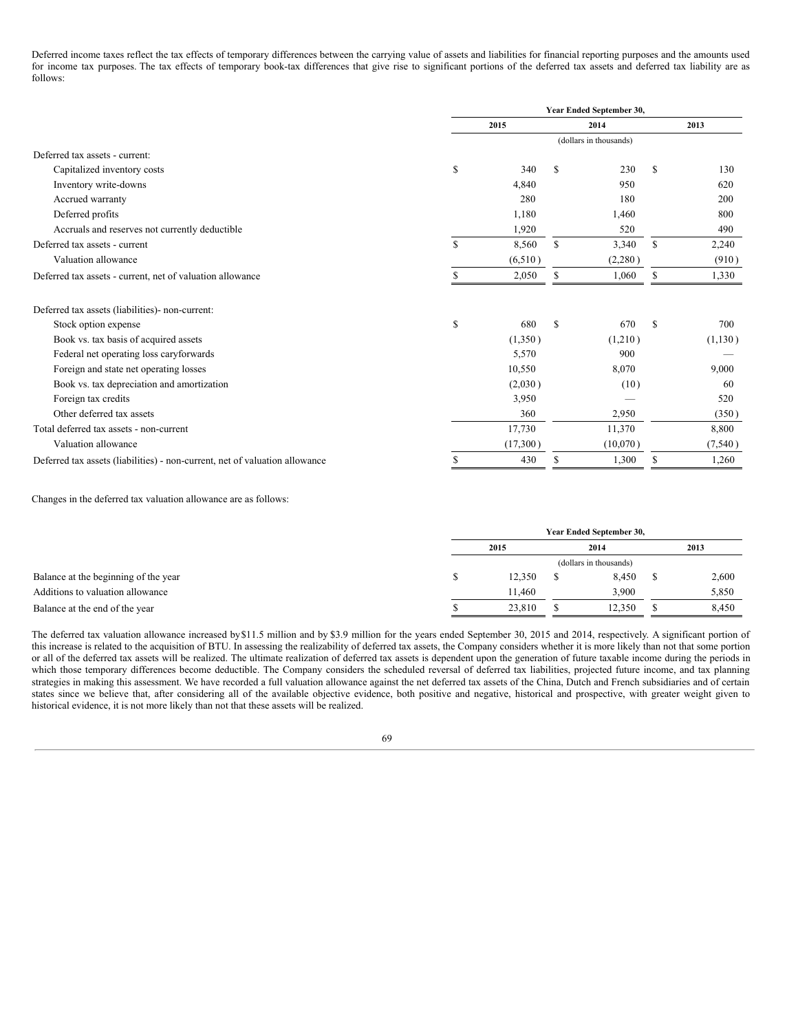Deferred income taxes reflect the tax effects of temporary differences between the carrying value of assets and liabilities for financial reporting purposes and the amounts used for income tax purposes. The tax effects of temporary book-tax differences that give rise to significant portions of the deferred tax assets and deferred tax liability are as follows:

| | Year Ended September 30, | | |
|---|---|---|---|
| | 2015 | 2014 | 2013 |
| | (dollars in thousands) | | |
| Deferred tax assets - current: | | | |
| Capitalized inventory costs | $ 340 | $ 230 | $ 130 |
| Inventory write-downs | 4,840 | 950 | 620 |
| Accrued warranty | 280 | 180 | 200 |
| Deferred profits | 1,180 | 1,460 | 800 |
| Accruals and reserves not currently deductible | 1,920 | 520 | 490 |
| Deferred tax assets - current | $ 8,560 | $ 3,340 | $ 2,240 |
| Valuation allowance | (6,510) | (2,280) | (910) |
| Deferred tax assets - current, net of valuation allowance | $ 2,050 | $ 1,060 | $ 1,330 |
| | | | |
| Deferred tax assets (liabilities)- non-current: | | | |
| Stock option expense | $ 680 | $ 670 | $ 700 |
| Book vs. tax basis of acquired assets | (1,350) | (1,210) | (1,130) |
| Federal net operating loss caryforwards | 5,570 | 900 | — |
| Foreign and state net operating losses | 10,550 | 8,070 | 9,000 |
| Book vs. tax depreciation and amortization | (2,030) | (10) | 60 |
| Foreign tax credits | 3,950 | — | 520 |
| Other deferred tax assets | 360 | 2,950 | (350) |
| Total deferred tax assets - non-current | 17,730 | 11,370 | 8,800 |
| Valuation allowance | (17,300) | (10,070) | (7,540) |
| Deferred tax assets (liabilities) - non-current, net of valuation allowance | $ 430 | $ 1,300 | $ 1,260 |

Changes in the deferred tax valuation allowance are as follows:

| | Year Ended September 30, | | |
|---|---|---|---|
| | 2015 | 2014 | 2013 |
| | (dollars in thousands) | | |
| Balance at the beginning of the year | $ 12,350 | $ 8,450 | $ 2,600 |
| Additions to valuation allowance | 11,460 | 3,900 | 5,850 |
| Balance at the end of the year | $ 23,810 | $ 12,350 | $ 8,450 |

The deferred tax valuation allowance increased by $11.5 million and by $3.9 million for the years ended September 30, 2015 and 2014, respectively. A significant portion of this increase is related to the acquisition of BTU. In assessing the realizability of deferred tax assets, the Company considers whether it is more likely than not that some portion or all of the deferred tax assets will be realized. The ultimate realization of deferred tax assets is dependent upon the generation of future taxable income during the periods in which those temporary differences become deductible. The Company considers the scheduled reversal of deferred tax liabilities, projected future income, and tax planning strategies in making this assessment. We have recorded a full valuation allowance against the net deferred tax assets of the China, Dutch and French subsidiaries and of certain states since we believe that, after considering all of the available objective evidence, both positive and negative, historical and prospective, with greater weight given to historical evidence, it is not more likely than not that these assets will be realized.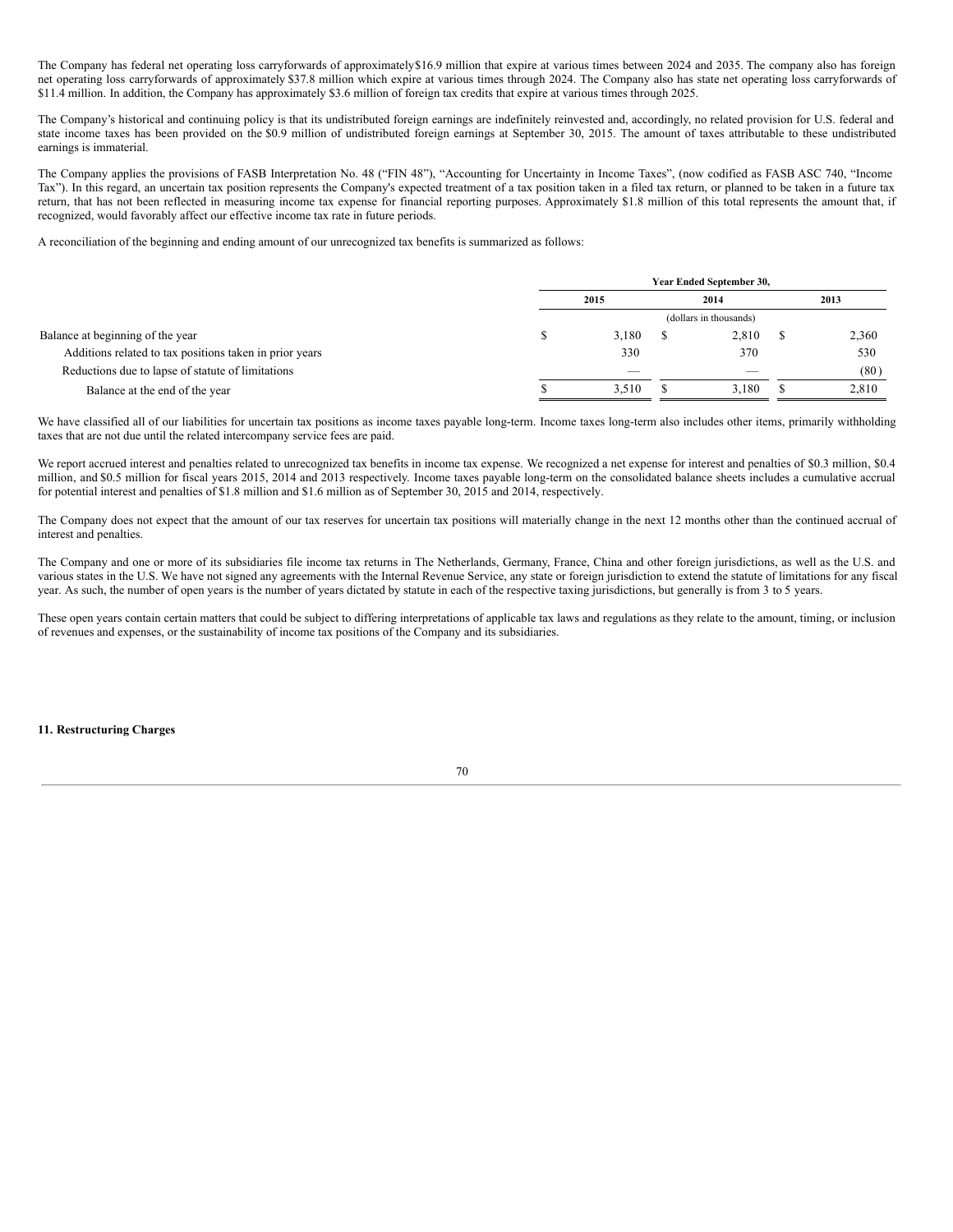The Company has federal net operating loss carryforwards of approximately$16.9 million that expire at various times between 2024 and 2035. The company also has foreign net operating loss carryforwards of approximately $37.8 million which expire at various times through 2024. The Company also has state net operating loss carryforwards of $11.4 million. In addition, the Company has approximately $3.6 million of foreign tax credits that expire at various times through 2025.

The Company's historical and continuing policy is that its undistributed foreign earnings are indefinitely reinvested and, accordingly, no related provision for U.S. federal and state income taxes has been provided on the $0.9 million of undistributed foreign earnings at September 30, 2015. The amount of taxes attributable to these undistributed earnings is immaterial.

The Company applies the provisions of FASB Interpretation No. 48 ("FIN 48"), "Accounting for Uncertainty in Income Taxes", (now codified as FASB ASC 740, "Income Tax"). In this regard, an uncertain tax position represents the Company's expected treatment of a tax position taken in a filed tax return, or planned to be taken in a future tax return, that has not been reflected in measuring income tax expense for financial reporting purposes. Approximately $1.8 million of this total represents the amount that, if recognized, would favorably affect our effective income tax rate in future periods.

A reconciliation of the beginning and ending amount of our unrecognized tax benefits is summarized as follows:

| | Year Ended September 30, | | |
|---|---|---|---|
| | 2015 | 2014 | 2013 |
| | (dollars in thousands) | | |
| Balance at beginning of the year | $ 3,180 | $ 2,810 | $ 2,360 |
| Additions related to tax positions taken in prior years | 330 | 370 | 530 |
| Reductions due to lapse of statute of limitations | — | — | (80) |
| Balance at the end of the year | $ 3,510 | $ 3,180 | $ 2,810 |

We have classified all of our liabilities for uncertain tax positions as income taxes payable long-term. Income taxes long-term also includes other items, primarily withholding taxes that are not due until the related intercompany service fees are paid.

We report accrued interest and penalties related to unrecognized tax benefits in income tax expense. We recognized a net expense for interest and penalties of $0.3 million, $0.4 million, and $0.5 million for fiscal years 2015, 2014 and 2013 respectively. Income taxes payable long-term on the consolidated balance sheets includes a cumulative accrual for potential interest and penalties of $1.8 million and $1.6 million as of September 30, 2015 and 2014, respectively.

The Company does not expect that the amount of our tax reserves for uncertain tax positions will materially change in the next 12 months other than the continued accrual of interest and penalties.

The Company and one or more of its subsidiaries file income tax returns in The Netherlands, Germany, France, China and other foreign jurisdictions, as well as the U.S. and various states in the U.S. We have not signed any agreements with the Internal Revenue Service, any state or foreign jurisdiction to extend the statute of limitations for any fiscal year. As such, the number of open years is the number of years dictated by statute in each of the respective taxing jurisdictions, but generally is from 3 to 5 years.

These open years contain certain matters that could be subject to differing interpretations of applicable tax laws and regulations as they relate to the amount, timing, or inclusion of revenues and expenses, or the sustainability of income tax positions of the Company and its subsidiaries.

**11. Restructuring Charges**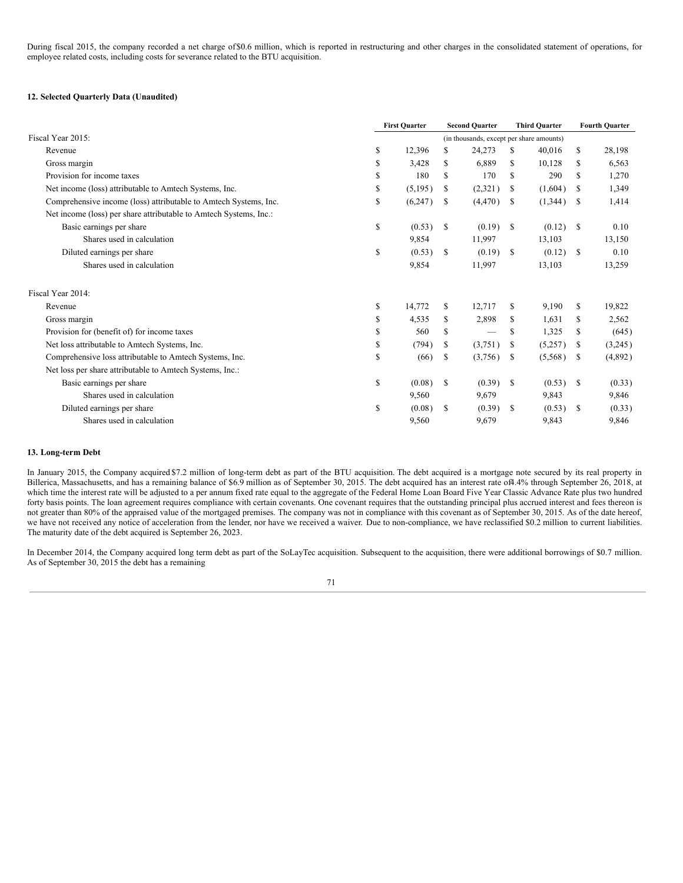During fiscal 2015, the company recorded a net charge of $0.6 million, which is reported in restructuring and other charges in the consolidated statement of operations, for employee related costs, including costs for severance related to the BTU acquisition.

**12. Selected Quarterly Data (Unaudited)**

| | First Quarter | Second Quarter | Third Quarter | Fourth Quarter |
|---|---|---|---|---|
| Fiscal Year 2015: | (in thousands, except per share amounts) | | | |
| Revenue | $ 12,396 | $ 24,273 | $ 40,016 | $ 28,198 |
| Gross margin | $ 3,428 | $ 6,889 | $ 10,128 | $ 6,563 |
| Provision for income taxes | $ 180 | $ 170 | $ 290 | $ 1,270 |
| Net income (loss) attributable to Amtech Systems, Inc. | $ (5,195) | $ (2,321) | $ (1,604) | $ 1,349 |
| Comprehensive income (loss) attributable to Amtech Systems, Inc. | $ (6,247) | $ (4,470) | $ (1,344) | $ 1,414 |
| Net income (loss) per share attributable to Amtech Systems, Inc.: | | | | |
| Basic earnings per share | $ (0.53) | $ (0.19) | $ (0.12) | $ 0.10 |
| Shares used in calculation | 9,854 | 11,997 | 13,103 | 13,150 |
| Diluted earnings per share | $ (0.53) | $ (0.19) | $ (0.12) | $ 0.10 |
| Shares used in calculation | 9,854 | 11,997 | 13,103 | 13,259 |
| | | | | |
| Fiscal Year 2014: | | | | |
| Revenue | $ 14,772 | $ 12,717 | $ 9,190 | $ 19,822 |
| Gross margin | $ 4,535 | $ 2,898 | $ 1,631 | $ 2,562 |
| Provision for (benefit of) for income taxes | $ 560 | $ — | $ 1,325 | $ (645) |
| Net loss attributable to Amtech Systems, Inc. | $ (794) | $ (3,751) | $ (5,257) | $ (3,245) |
| Comprehensive loss attributable to Amtech Systems, Inc. | $ (66) | $ (3,756) | $ (5,568) | $ (4,892) |
| Net loss per share attributable to Amtech Systems, Inc.: | | | | |
| Basic earnings per share | $ (0.08) | $ (0.39) | $ (0.53) | $ (0.33) |
| Shares used in calculation | 9,560 | 9,679 | 9,843 | 9,846 |
| Diluted earnings per share | $ (0.08) | $ (0.39) | $ (0.53) | $ (0.33) |
| Shares used in calculation | 9,560 | 9,679 | 9,843 | 9,846 |

**13. Long-term Debt**

In January 2015, the Company acquired $7.2 million of long-term debt as part of the BTU acquisition. The debt acquired is a mortgage note secured by its real property in Billerica, Massachusetts, and has a remaining balance of $6.9 million as of September 30, 2015. The debt acquired has an interest rate of 4.4% through September 26, 2018, at which time the interest rate will be adjusted to a per annum fixed rate equal to the aggregate of the Federal Home Loan Board Five Year Classic Advance Rate plus two hundred forty basis points. The loan agreement requires compliance with certain covenants. One covenant requires that the outstanding principal plus accrued interest and fees thereon is not greater than 80% of the appraised value of the mortgaged premises. The company was not in compliance with this covenant as of September 30, 2015. As of the date hereof, we have not received any notice of acceleration from the lender, nor have we received a waiver. Due to non-compliance, we have reclassified $0.2 million to current liabilities. The maturity date of the debt acquired is September 26, 2023.

In December 2014, the Company acquired long term debt as part of the SoLayTec acquisition. Subsequent to the acquisition, there were additional borrowings of $0.7 million. As of September 30, 2015 the debt has a remaining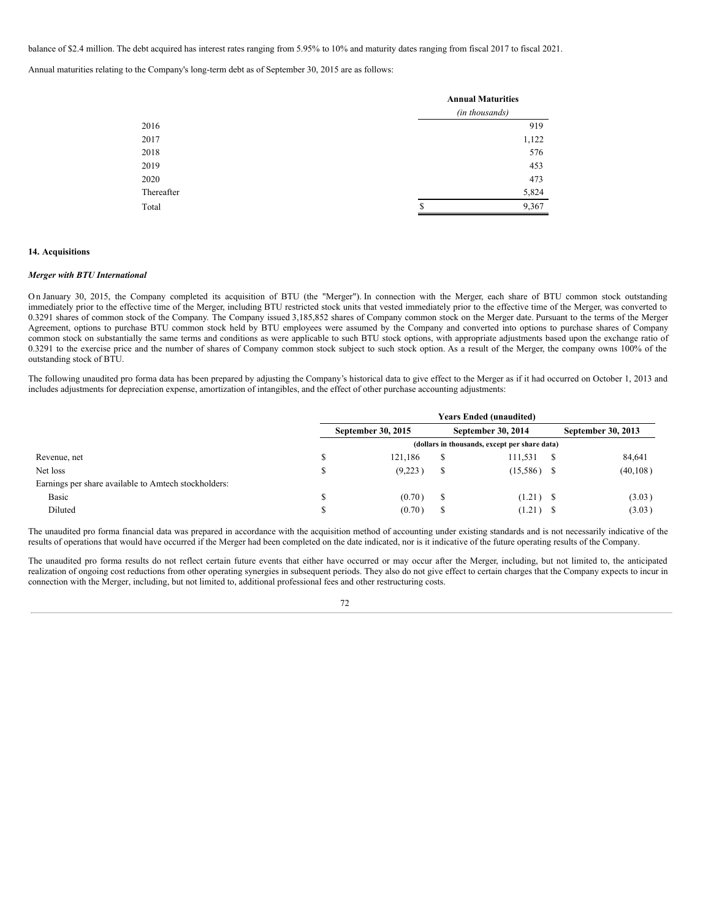balance of $2.4 million. The debt acquired has interest rates ranging from 5.95% to 10% and maturity dates ranging from fiscal 2017 to fiscal 2021.

Annual maturities relating to the Company's long-term debt as of September 30, 2015 are as follows:

| | Annual Maturities |
|---|---|
| | *(in thousands)* |
| 2016 | 919 |
| 2017 | 1,122 |
| 2018 | 576 |
| 2019 | 453 |
| 2020 | 473 |
| Thereafter | 5,824 |
| Total | $ 9,367 |

**14. Acquisitions**

***Merger with BTU International***

On January 30, 2015, the Company completed its acquisition of BTU (the "Merger"). In connection with the Merger, each share of BTU common stock outstanding immediately prior to the effective time of the Merger, including BTU restricted stock units that vested immediately prior to the effective time of the Merger, was converted to 0.3291 shares of common stock of the Company. The Company issued 3,185,852 shares of Company common stock on the Merger date. Pursuant to the terms of the Merger Agreement, options to purchase BTU common stock held by BTU employees were assumed by the Company and converted into options to purchase shares of Company common stock on substantially the same terms and conditions as were applicable to such BTU stock options, with appropriate adjustments based upon the exchange ratio of 0.3291 to the exercise price and the number of shares of Company common stock subject to such stock option. As a result of the Merger, the company owns 100% of the outstanding stock of BTU.

The following unaudited pro forma data has been prepared by adjusting the Company's historical data to give effect to the Merger as if it had occurred on October 1, 2013 and includes adjustments for depreciation expense, amortization of intangibles, and the effect of other purchase accounting adjustments:

| | Years Ended (unaudited) | | |
|---|---|---|---|
| | September 30, 2015 | September 30, 2014 | September 30, 2013 |
| | (dollars in thousands, except per share data) | | |
| Revenue, net | $ 121,186 | $ 111,531 | $ 84,641 |
| Net loss | $ (9,223) | $ (15,586) | $ (40,108) |
| Earnings per share available to Amtech stockholders: | | | |
| Basic | $ (0.70) | $ (1.21) | $ (3.03) |
| Diluted | $ (0.70) | $ (1.21) | $ (3.03) |

The unaudited pro forma financial data was prepared in accordance with the acquisition method of accounting under existing standards and is not necessarily indicative of the results of operations that would have occurred if the Merger had been completed on the date indicated, nor is it indicative of the future operating results of the Company.

The unaudited pro forma results do not reflect certain future events that either have occurred or may occur after the Merger, including, but not limited to, the anticipated realization of ongoing cost reductions from other operating synergies in subsequent periods. They also do not give effect to certain charges that the Company expects to incur in connection with the Merger, including, but not limited to, additional professional fees and other restructuring costs.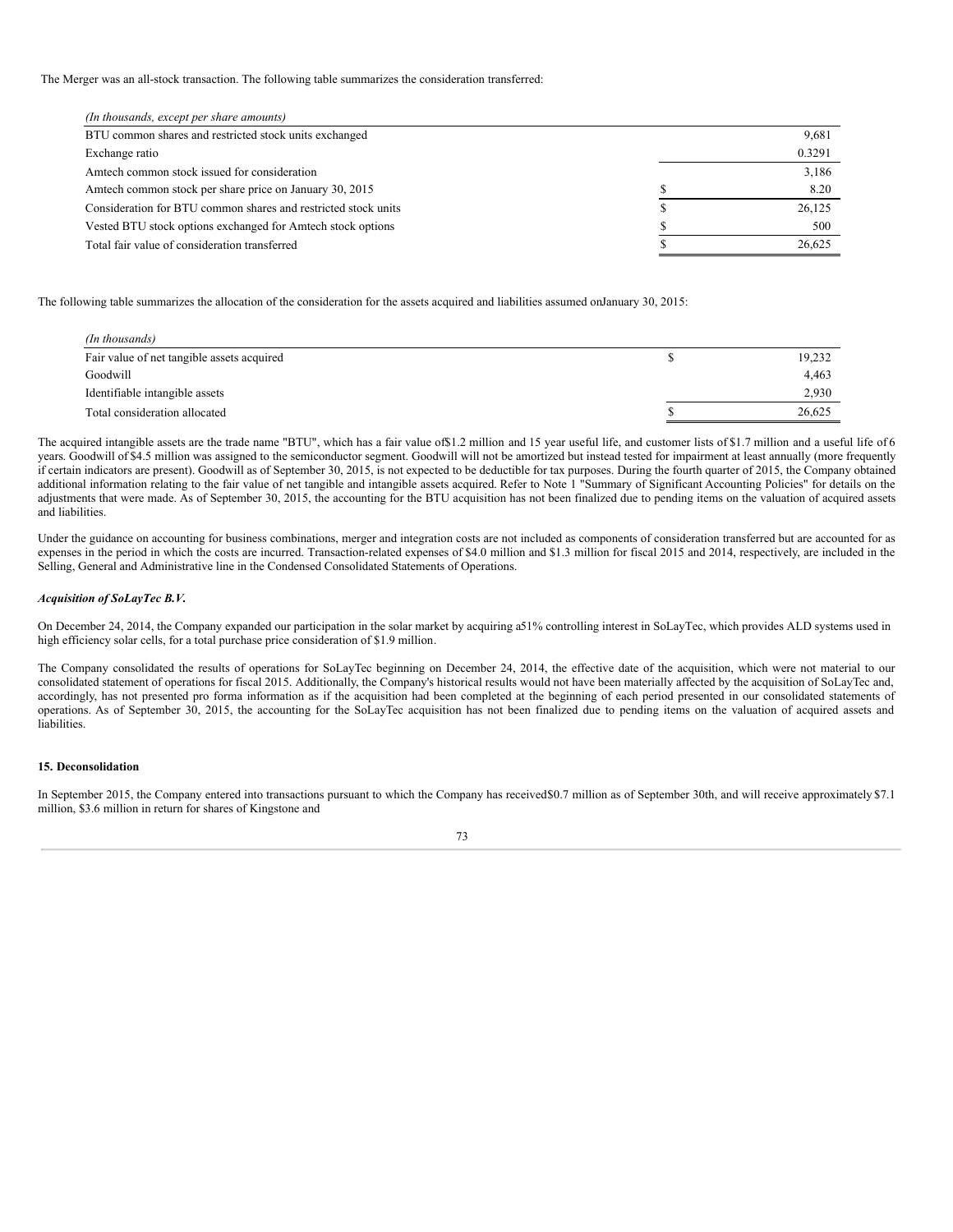The Merger was an all-stock transaction. The following table summarizes the consideration transferred:

| *(In thousands, except per share amounts)* | | |
|---|---|---|
| BTU common shares and restricted stock units exchanged | | 9,681 |
| Exchange ratio | | 0.3291 |
| Amtech common stock issued for consideration | | 3,186 |
| Amtech common stock per share price on January 30, 2015 | $ | 8.20 |
| Consideration for BTU common shares and restricted stock units | $ | 26,125 |
| Vested BTU stock options exchanged for Amtech stock options | $ | 500 |
| Total fair value of consideration transferred | $ | 26,625 |

The following table summarizes the allocation of the consideration for the assets acquired and liabilities assumed onJanuary 30, 2015:

| *(In thousands)* | | |
|---|---|---|
| Fair value of net tangible assets acquired | $ | 19,232 |
| Goodwill | | 4,463 |
| Identifiable intangible assets | | 2,930 |
| Total consideration allocated | $ | 26,625 |

The acquired intangible assets are the trade name "BTU", which has a fair value of$1.2 million and 15 year useful life, and customer lists of $1.7 million and a useful life of 6 years. Goodwill of $4.5 million was assigned to the semiconductor segment. Goodwill will not be amortized but instead tested for impairment at least annually (more frequently if certain indicators are present). Goodwill as of September 30, 2015, is not expected to be deductible for tax purposes. During the fourth quarter of 2015, the Company obtained additional information relating to the fair value of net tangible and intangible assets acquired. Refer to Note 1 "Summary of Significant Accounting Policies" for details on the adjustments that were made. As of September 30, 2015, the accounting for the BTU acquisition has not been finalized due to pending items on the valuation of acquired assets and liabilities.

Under the guidance on accounting for business combinations, merger and integration costs are not included as components of consideration transferred but are accounted for as expenses in the period in which the costs are incurred. Transaction-related expenses of $4.0 million and $1.3 million for fiscal 2015 and 2014, respectively, are included in the Selling, General and Administrative line in the Condensed Consolidated Statements of Operations.

***Acquisition of SoLayTec B.V.***

On December 24, 2014, the Company expanded our participation in the solar market by acquiring a51% controlling interest in SoLayTec, which provides ALD systems used in high efficiency solar cells, for a total purchase price consideration of $1.9 million.

The Company consolidated the results of operations for SoLayTec beginning on December 24, 2014, the effective date of the acquisition, which were not material to our consolidated statement of operations for fiscal 2015. Additionally, the Company's historical results would not have been materially affected by the acquisition of SoLayTec and, accordingly, has not presented pro forma information as if the acquisition had been completed at the beginning of each period presented in our consolidated statements of operations. As of September 30, 2015, the accounting for the SoLayTec acquisition has not been finalized due to pending items on the valuation of acquired assets and liabilities.

**15. Deconsolidation**

In September 2015, the Company entered into transactions pursuant to which the Company has received$0.7 million as of September 30th, and will receive approximately $7.1 million, $3.6 million in return for shares of Kingstone and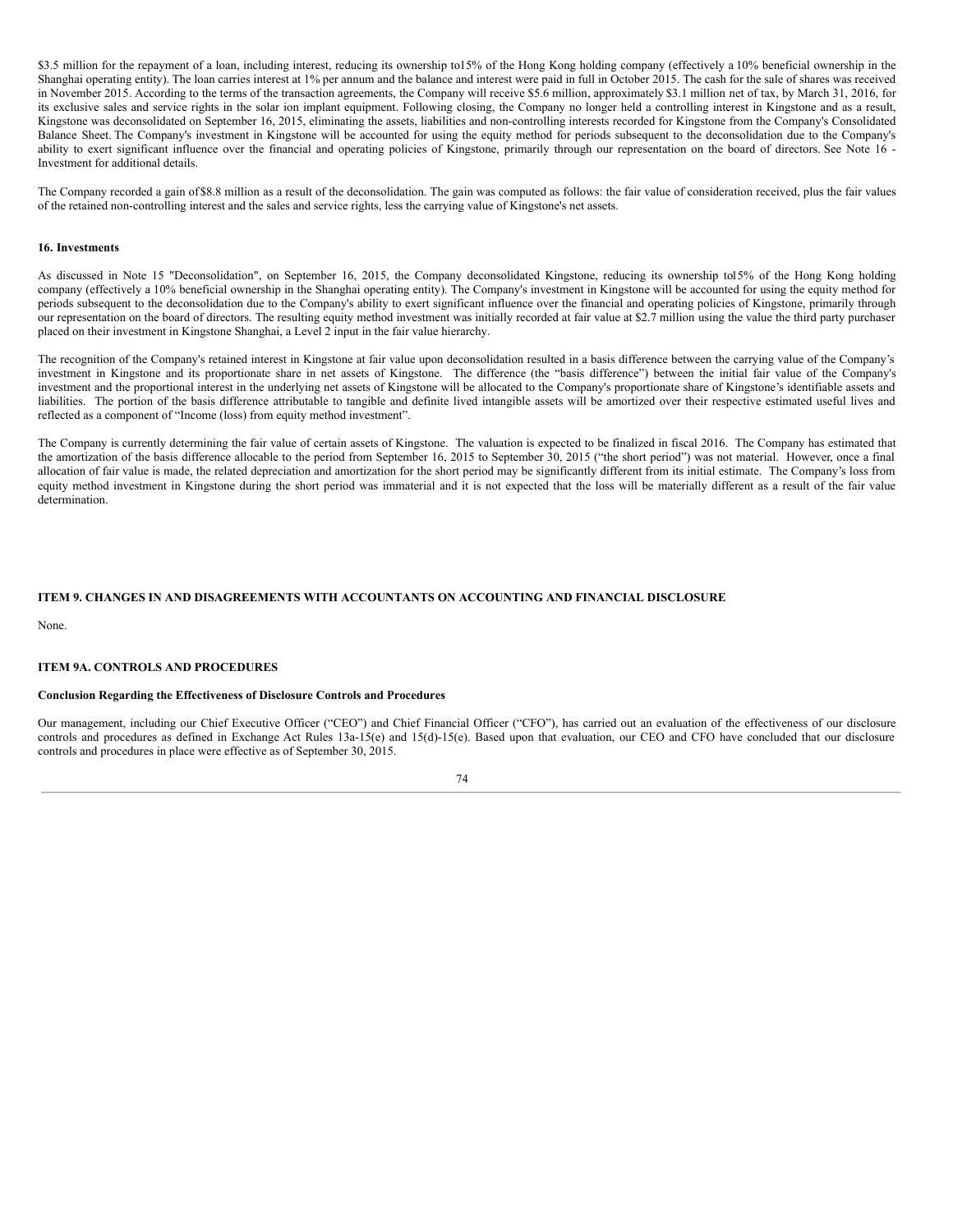$3.5 million for the repayment of a loan, including interest, reducing its ownership to15% of the Hong Kong holding company (effectively a 10% beneficial ownership in the Shanghai operating entity). The loan carries interest at 1% per annum and the balance and interest were paid in full in October 2015. The cash for the sale of shares was received in November 2015. According to the terms of the transaction agreements, the Company will receive $5.6 million, approximately $3.1 million net of tax, by March 31, 2016, for its exclusive sales and service rights in the solar ion implant equipment. Following closing, the Company no longer held a controlling interest in Kingstone and as a result, Kingstone was deconsolidated on September 16, 2015, eliminating the assets, liabilities and non-controlling interests recorded for Kingstone from the Company's Consolidated Balance Sheet. The Company's investment in Kingstone will be accounted for using the equity method for periods subsequent to the deconsolidation due to the Company's ability to exert significant influence over the financial and operating policies of Kingstone, primarily through our representation on the board of directors. See Note 16 - Investment for additional details.

The Company recorded a gain of $8.8 million as a result of the deconsolidation. The gain was computed as follows: the fair value of consideration received, plus the fair values of the retained non-controlling interest and the sales and service rights, less the carrying value of Kingstone's net assets.

**16. Investments**

As discussed in Note 15 "Deconsolidation", on September 16, 2015, the Company deconsolidated Kingstone, reducing its ownership to15% of the Hong Kong holding company (effectively a 10% beneficial ownership in the Shanghai operating entity). The Company's investment in Kingstone will be accounted for using the equity method for periods subsequent to the deconsolidation due to the Company's ability to exert significant influence over the financial and operating policies of Kingstone, primarily through our representation on the board of directors. The resulting equity method investment was initially recorded at fair value at $2.7 million using the value the third party purchaser placed on their investment in Kingstone Shanghai, a Level 2 input in the fair value hierarchy.

The recognition of the Company's retained interest in Kingstone at fair value upon deconsolidation resulted in a basis difference between the carrying value of the Company's investment in Kingstone and its proportionate share in net assets of Kingstone. The difference (the "basis difference") between the initial fair value of the Company's investment and the proportional interest in the underlying net assets of Kingstone will be allocated to the Company's proportionate share of Kingstone's identifiable assets and liabilities. The portion of the basis difference attributable to tangible and definite lived intangible assets will be amortized over their respective estimated useful lives and reflected as a component of "Income (loss) from equity method investment".

The Company is currently determining the fair value of certain assets of Kingstone. The valuation is expected to be finalized in fiscal 2016. The Company has estimated that the amortization of the basis difference allocable to the period from September 16, 2015 to September 30, 2015 ("the short period") was not material. However, once a final allocation of fair value is made, the related depreciation and amortization for the short period may be significantly different from its initial estimate. The Company's loss from equity method investment in Kingstone during the short period was immaterial and it is not expected that the loss will be materially different as a result of the fair value determination.

## ITEM 9. CHANGES IN AND DISAGREEMENTS WITH ACCOUNTANTS ON ACCOUNTING AND FINANCIAL DISCLOSURE

None.

## ITEM 9A. CONTROLS AND PROCEDURES

**Conclusion Regarding the Effectiveness of Disclosure Controls and Procedures**

Our management, including our Chief Executive Officer ("CEO") and Chief Financial Officer ("CFO"), has carried out an evaluation of the effectiveness of our disclosure controls and procedures as defined in Exchange Act Rules 13a-15(e) and 15(d)-15(e). Based upon that evaluation, our CEO and CFO have concluded that our disclosure controls and procedures in place were effective as of September 30, 2015.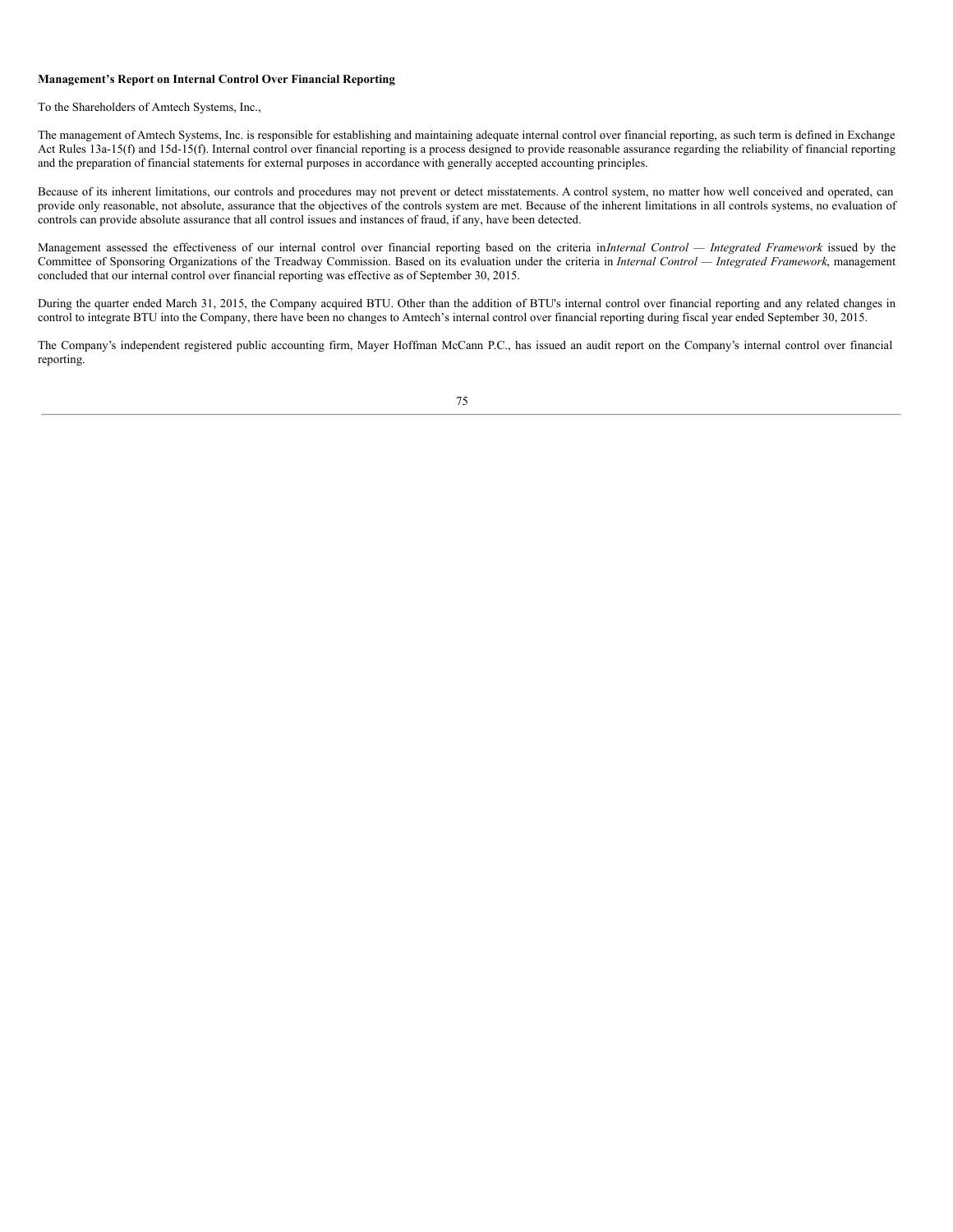**Management's Report on Internal Control Over Financial Reporting**

To the Shareholders of Amtech Systems, Inc.,

The management of Amtech Systems, Inc. is responsible for establishing and maintaining adequate internal control over financial reporting, as such term is defined in Exchange Act Rules 13a-15(f) and 15d-15(f). Internal control over financial reporting is a process designed to provide reasonable assurance regarding the reliability of financial reporting and the preparation of financial statements for external purposes in accordance with generally accepted accounting principles.

Because of its inherent limitations, our controls and procedures may not prevent or detect misstatements. A control system, no matter how well conceived and operated, can provide only reasonable, not absolute, assurance that the objectives of the controls system are met. Because of the inherent limitations in all controls systems, no evaluation of controls can provide absolute assurance that all control issues and instances of fraud, if any, have been detected.

Management assessed the effectiveness of our internal control over financial reporting based on the criteria in *Internal Control — Integrated Framework* issued by the Committee of Sponsoring Organizations of the Treadway Commission. Based on its evaluation under the criteria in *Internal Control — Integrated Framework*, management concluded that our internal control over financial reporting was effective as of September 30, 2015.

During the quarter ended March 31, 2015, the Company acquired BTU. Other than the addition of BTU's internal control over financial reporting and any related changes in control to integrate BTU into the Company, there have been no changes to Amtech's internal control over financial reporting during fiscal year ended September 30, 2015.

The Company's independent registered public accounting firm, Mayer Hoffman McCann P.C., has issued an audit report on the Company's internal control over financial reporting.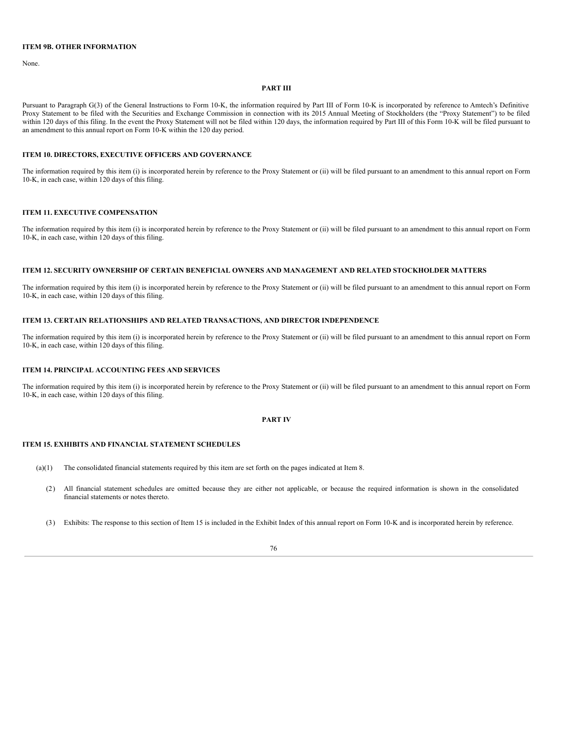### ITEM 9B. OTHER INFORMATION

None.

## PART III

Pursuant to Paragraph G(3) of the General Instructions to Form 10-K, the information required by Part III of Form 10-K is incorporated by reference to Amtech's Definitive Proxy Statement to be filed with the Securities and Exchange Commission in connection with its 2015 Annual Meeting of Stockholders (the "Proxy Statement") to be filed within 120 days of this filing. In the event the Proxy Statement will not be filed within 120 days, the information required by Part III of this Form 10-K will be filed pursuant to an amendment to this annual report on Form 10-K within the 120 day period.

### ITEM 10. DIRECTORS, EXECUTIVE OFFICERS AND GOVERNANCE

The information required by this item (i) is incorporated herein by reference to the Proxy Statement or (ii) will be filed pursuant to an amendment to this annual report on Form 10-K, in each case, within 120 days of this filing.

### ITEM 11. EXECUTIVE COMPENSATION

The information required by this item (i) is incorporated herein by reference to the Proxy Statement or (ii) will be filed pursuant to an amendment to this annual report on Form 10-K, in each case, within 120 days of this filing.

### ITEM 12. SECURITY OWNERSHIP OF CERTAIN BENEFICIAL OWNERS AND MANAGEMENT AND RELATED STOCKHOLDER MATTERS

The information required by this item (i) is incorporated herein by reference to the Proxy Statement or (ii) will be filed pursuant to an amendment to this annual report on Form 10-K, in each case, within 120 days of this filing.

### ITEM 13. CERTAIN RELATIONSHIPS AND RELATED TRANSACTIONS, AND DIRECTOR INDEPENDENCE

The information required by this item (i) is incorporated herein by reference to the Proxy Statement or (ii) will be filed pursuant to an amendment to this annual report on Form 10-K, in each case, within 120 days of this filing.

### ITEM 14. PRINCIPAL ACCOUNTING FEES AND SERVICES

The information required by this item (i) is incorporated herein by reference to the Proxy Statement or (ii) will be filed pursuant to an amendment to this annual report on Form 10-K, in each case, within 120 days of this filing.

## PART IV

### ITEM 15. EXHIBITS AND FINANCIAL STATEMENT SCHEDULES

(a)(1) The consolidated financial statements required by this item are set forth on the pages indicated at Item 8.

(2) All financial statement schedules are omitted because they are either not applicable, or because the required information is shown in the consolidated financial statements or notes thereto.

(3) Exhibits: The response to this section of Item 15 is included in the Exhibit Index of this annual report on Form 10-K and is incorporated herein by reference.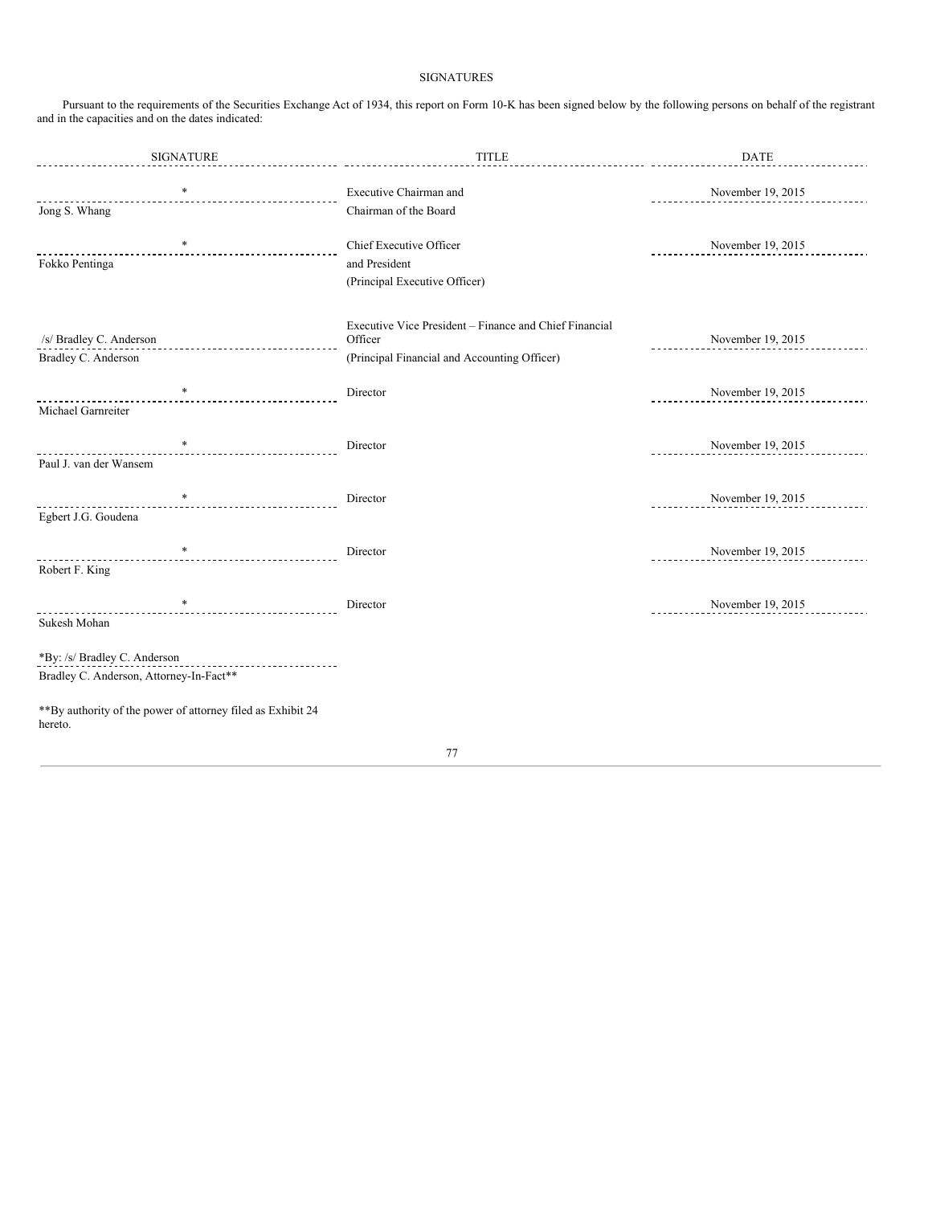# SIGNATURES

Pursuant to the requirements of the Securities Exchange Act of 1934, this report on Form 10-K has been signed below by the following persons on behalf of the registrant and in the capacities and on the dates indicated:

| SIGNATURE | TITLE | DATE |
| --- | --- | --- |
| *<br>Jong S. Whang | Executive Chairman and<br>Chairman of the Board | November 19, 2015 |
| *<br>Fokko Pentinga | Chief Executive Officer<br>and President<br>(Principal Executive Officer) | November 19, 2015 |
| /s/ Bradley C. Anderson<br>Bradley C. Anderson | Executive Vice President – Finance and Chief Financial Officer<br>(Principal Financial and Accounting Officer) | November 19, 2015 |
| *<br>Michael Garnreiter | Director | November 19, 2015 |
| *<br>Paul J. van der Wansem | Director | November 19, 2015 |
| *<br>Egbert J.G. Goudena | Director | November 19, 2015 |
| *<br>Robert F. King | Director | November 19, 2015 |
| *<br>Sukesh Mohan | Director | November 19, 2015 |

*By: /s/ Bradley C. Anderson
Bradley C. Anderson, Attorney-In-Fact**

**By authority of the power of attorney filed as Exhibit 24 hereto.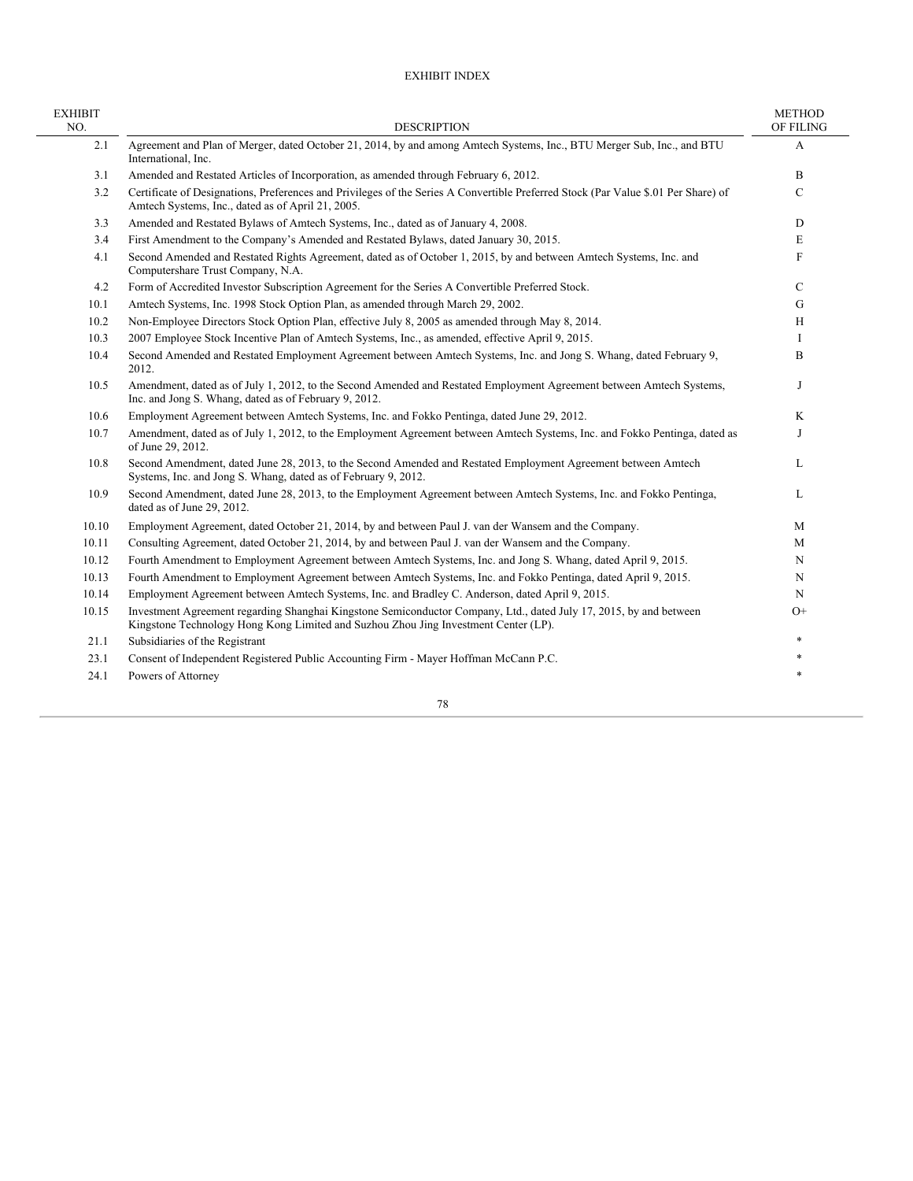# EXHIBIT INDEX

| EXHIBIT NO. | DESCRIPTION | METHOD OF FILING |
|---|---|---|
| 2.1 | Agreement and Plan of Merger, dated October 21, 2014, by and among Amtech Systems, Inc., BTU Merger Sub, Inc., and BTU International, Inc. | A |
| 3.1 | Amended and Restated Articles of Incorporation, as amended through February 6, 2012. | B |
| 3.2 | Certificate of Designations, Preferences and Privileges of the Series A Convertible Preferred Stock (Par Value $.01 Per Share) of Amtech Systems, Inc., dated as of April 21, 2005. | C |
| 3.3 | Amended and Restated Bylaws of Amtech Systems, Inc., dated as of January 4, 2008. | D |
| 3.4 | First Amendment to the Company's Amended and Restated Bylaws, dated January 30, 2015. | E |
| 4.1 | Second Amended and Restated Rights Agreement, dated as of October 1, 2015, by and between Amtech Systems, Inc. and Computershare Trust Company, N.A. | F |
| 4.2 | Form of Accredited Investor Subscription Agreement for the Series A Convertible Preferred Stock. | C |
| 10.1 | Amtech Systems, Inc. 1998 Stock Option Plan, as amended through March 29, 2002. | G |
| 10.2 | Non-Employee Directors Stock Option Plan, effective July 8, 2005 as amended through May 8, 2014. | H |
| 10.3 | 2007 Employee Stock Incentive Plan of Amtech Systems, Inc., as amended, effective April 9, 2015. | I |
| 10.4 | Second Amended and Restated Employment Agreement between Amtech Systems, Inc. and Jong S. Whang, dated February 9, 2012. | B |
| 10.5 | Amendment, dated as of July 1, 2012, to the Second Amended and Restated Employment Agreement between Amtech Systems, Inc. and Jong S. Whang, dated as of February 9, 2012. | J |
| 10.6 | Employment Agreement between Amtech Systems, Inc. and Fokko Pentinga, dated June 29, 2012. | K |
| 10.7 | Amendment, dated as of July 1, 2012, to the Employment Agreement between Amtech Systems, Inc. and Fokko Pentinga, dated as of June 29, 2012. | J |
| 10.8 | Second Amendment, dated June 28, 2013, to the Second Amended and Restated Employment Agreement between Amtech Systems, Inc. and Jong S. Whang, dated as of February 9, 2012. | L |
| 10.9 | Second Amendment, dated June 28, 2013, to the Employment Agreement between Amtech Systems, Inc. and Fokko Pentinga, dated as of June 29, 2012. | L |
| 10.10 | Employment Agreement, dated October 21, 2014, by and between Paul J. van der Wansem and the Company. | M |
| 10.11 | Consulting Agreement, dated October 21, 2014, by and between Paul J. van der Wansem and the Company. | M |
| 10.12 | Fourth Amendment to Employment Agreement between Amtech Systems, Inc. and Jong S. Whang, dated April 9, 2015. | N |
| 10.13 | Fourth Amendment to Employment Agreement between Amtech Systems, Inc. and Fokko Pentinga, dated April 9, 2015. | N |
| 10.14 | Employment Agreement between Amtech Systems, Inc. and Bradley C. Anderson, dated April 9, 2015. | N |
| 10.15 | Investment Agreement regarding Shanghai Kingstone Semiconductor Company, Ltd., dated July 17, 2015, by and between Kingstone Technology Hong Kong Limited and Suzhou Zhou Jing Investment Center (LP). | O+ |
| 21.1 | Subsidiaries of the Registrant | * |
| 23.1 | Consent of Independent Registered Public Accounting Firm - Mayer Hoffman McCann P.C. | * |
| 24.1 | Powers of Attorney | * |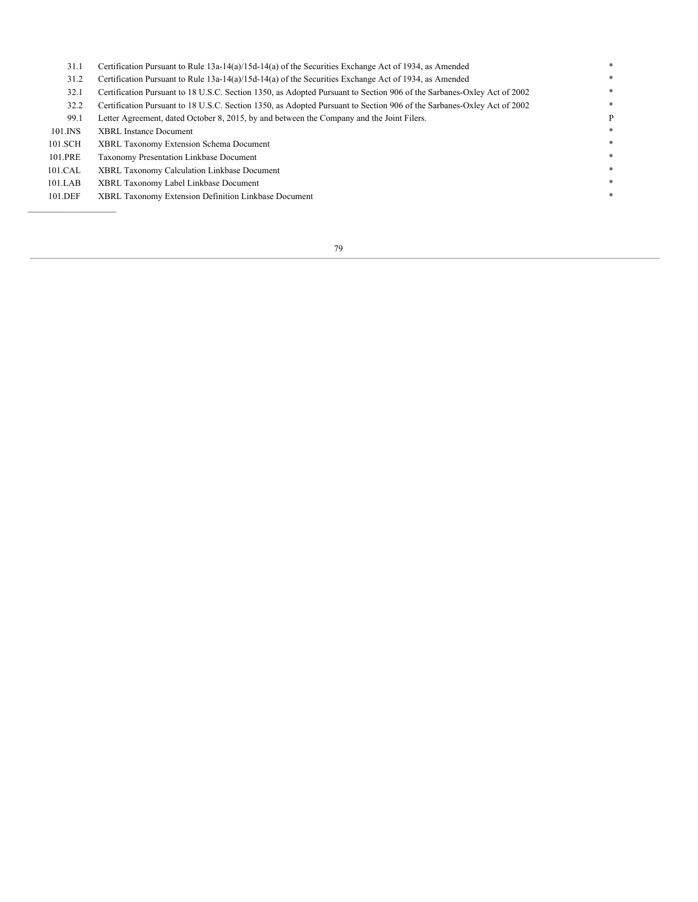| | | |
|---|---|---|
| 31.1 | Certification Pursuant to Rule 13a-14(a)/15d-14(a) of the Securities Exchange Act of 1934, as Amended | * |
| 31.2 | Certification Pursuant to Rule 13a-14(a)/15d-14(a) of the Securities Exchange Act of 1934, as Amended | * |
| 32.1 | Certification Pursuant to 18 U.S.C. Section 1350, as Adopted Pursuant to Section 906 of the Sarbanes-Oxley Act of 2002 | * |
| 32.2 | Certification Pursuant to 18 U.S.C. Section 1350, as Adopted Pursuant to Section 906 of the Sarbanes-Oxley Act of 2002 | * |
| 99.1 | Letter Agreement, dated October 8, 2015, by and between the Company and the Joint Filers. | P |
| 101.INS | XBRL Instance Document | * |
| 101.SCH | XBRL Taxonomy Extension Schema Document | * |
| 101.PRE | Taxonomy Presentation Linkbase Document | * |
| 101.CAL | XBRL Taxonomy Calculation Linkbase Document | * |
| 101.LAB | XBRL Taxonomy Label Linkbase Document | * |
| 101.DEF | XBRL Taxonomy Extension Definition Linkbase Document | * |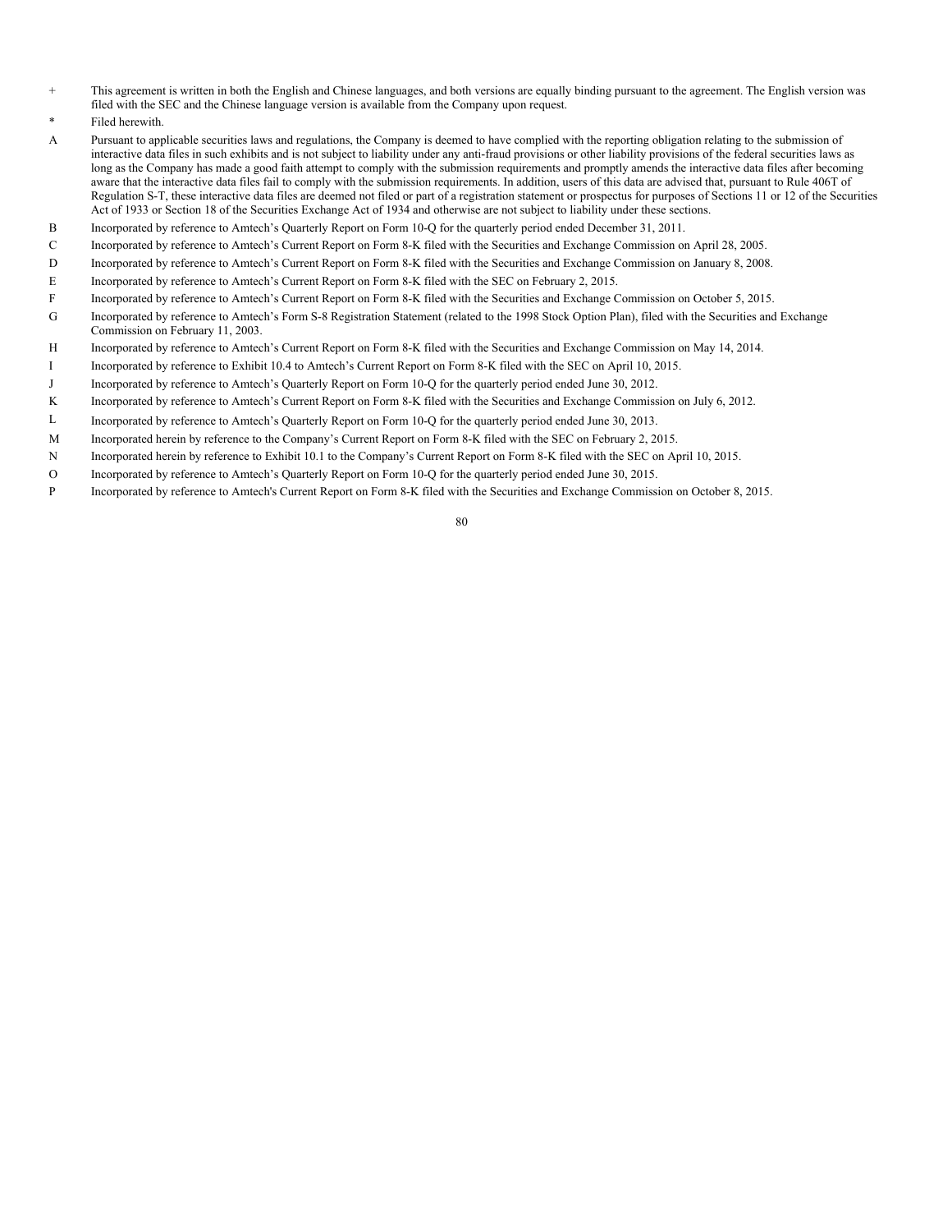+ This agreement is written in both the English and Chinese languages, and both versions are equally binding pursuant to the agreement. The English version was filed with the SEC and the Chinese language version is available from the Company upon request.

* Filed herewith.

A Pursuant to applicable securities laws and regulations, the Company is deemed to have complied with the reporting obligation relating to the submission of interactive data files in such exhibits and is not subject to liability under any anti-fraud provisions or other liability provisions of the federal securities laws as long as the Company has made a good faith attempt to comply with the submission requirements and promptly amends the interactive data files after becoming aware that the interactive data files fail to comply with the submission requirements. In addition, users of this data are advised that, pursuant to Rule 406T of Regulation S-T, these interactive data files are deemed not filed or part of a registration statement or prospectus for purposes of Sections 11 or 12 of the Securities Act of 1933 or Section 18 of the Securities Exchange Act of 1934 and otherwise are not subject to liability under these sections.

B Incorporated by reference to Amtech's Quarterly Report on Form 10-Q for the quarterly period ended December 31, 2011.

C Incorporated by reference to Amtech's Current Report on Form 8-K filed with the Securities and Exchange Commission on April 28, 2005.

D Incorporated by reference to Amtech's Current Report on Form 8-K filed with the Securities and Exchange Commission on January 8, 2008.

E Incorporated by reference to Amtech's Current Report on Form 8-K filed with the SEC on February 2, 2015.

F Incorporated by reference to Amtech's Current Report on Form 8-K filed with the Securities and Exchange Commission on October 5, 2015.

G Incorporated by reference to Amtech's Form S-8 Registration Statement (related to the 1998 Stock Option Plan), filed with the Securities and Exchange Commission on February 11, 2003.

H Incorporated by reference to Amtech's Current Report on Form 8-K filed with the Securities and Exchange Commission on May 14, 2014.

I Incorporated by reference to Exhibit 10.4 to Amtech's Current Report on Form 8-K filed with the SEC on April 10, 2015.

J Incorporated by reference to Amtech's Quarterly Report on Form 10-Q for the quarterly period ended June 30, 2012.

K Incorporated by reference to Amtech's Current Report on Form 8-K filed with the Securities and Exchange Commission on July 6, 2012.

L Incorporated by reference to Amtech's Quarterly Report on Form 10-Q for the quarterly period ended June 30, 2013.

M Incorporated herein by reference to the Company's Current Report on Form 8-K filed with the SEC on February 2, 2015.

N Incorporated herein by reference to Exhibit 10.1 to the Company's Current Report on Form 8-K filed with the SEC on April 10, 2015.

O Incorporated by reference to Amtech's Quarterly Report on Form 10-Q for the quarterly period ended June 30, 2015.

P Incorporated by reference to Amtech's Current Report on Form 8-K filed with the Securities and Exchange Commission on October 8, 2015.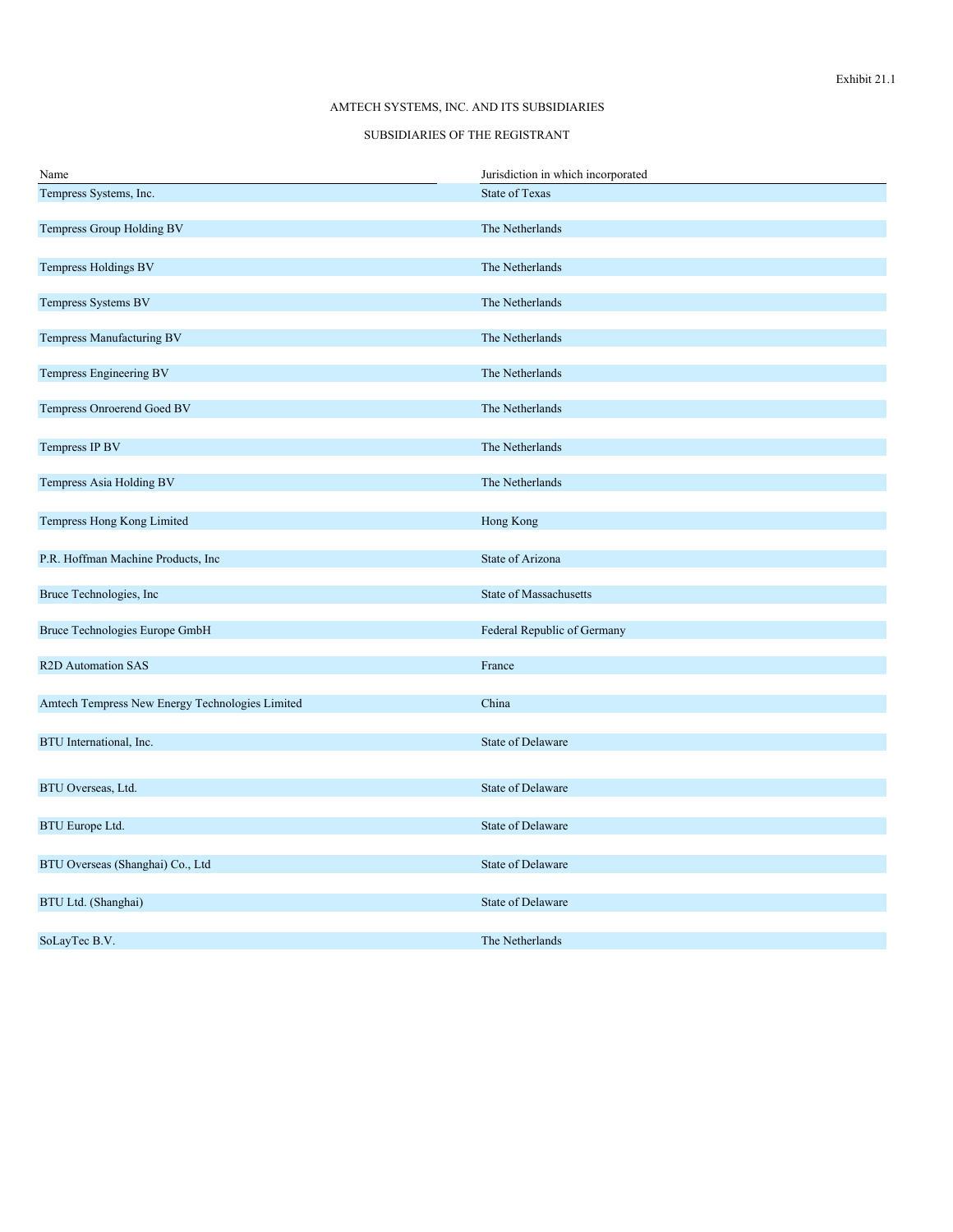Exhibit 21.1

AMTECH SYSTEMS, INC. AND ITS SUBSIDIARIES

SUBSIDIARIES OF THE REGISTRANT

| Name | Jurisdiction in which incorporated |
| --- | --- |
| Tempress Systems, Inc. | State of Texas |
| Tempress Group Holding BV | The Netherlands |
| Tempress Holdings BV | The Netherlands |
| Tempress Systems BV | The Netherlands |
| Tempress Manufacturing BV | The Netherlands |
| Tempress Engineering BV | The Netherlands |
| Tempress Onroerend Goed BV | The Netherlands |
| Tempress IP BV | The Netherlands |
| Tempress Asia Holding BV | The Netherlands |
| Tempress Hong Kong Limited | Hong Kong |
| P.R. Hoffman Machine Products, Inc | State of Arizona |
| Bruce Technologies, Inc | State of Massachusetts |
| Bruce Technologies Europe GmbH | Federal Republic of Germany |
| R2D Automation SAS | France |
| Amtech Tempress New Energy Technologies Limited | China |
| BTU International, Inc. | State of Delaware |
| BTU Overseas, Ltd. | State of Delaware |
| BTU Europe Ltd. | State of Delaware |
| BTU Overseas (Shanghai) Co., Ltd | State of Delaware |
| BTU Ltd. (Shanghai) | State of Delaware |
| SoLayTec B.V. | The Netherlands |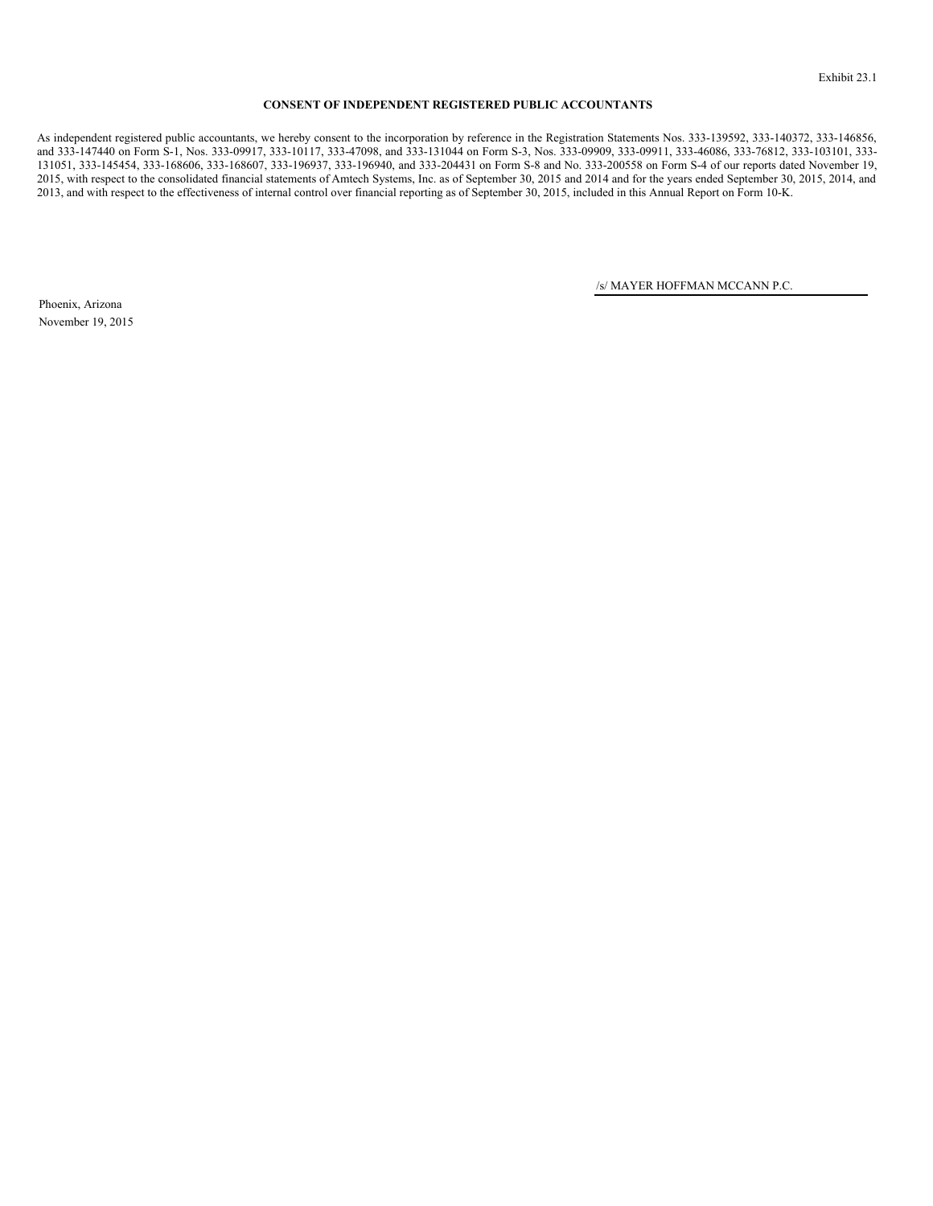Exhibit 23.1

**CONSENT OF INDEPENDENT REGISTERED PUBLIC ACCOUNTANTS**

As independent registered public accountants, we hereby consent to the incorporation by reference in the Registration Statements Nos. 333-139592, 333-140372, 333-146856, and 333-147440 on Form S-1, Nos. 333-09917, 333-10117, 333-47098, and 333-131044 on Form S-3, Nos. 333-09909, 333-09911, 333-46086, 333-76812, 333-103101, 333-131051, 333-145454, 333-168606, 333-168607, 333-196937, 333-196940, and 333-204431 on Form S-8 and No. 333-200558 on Form S-4 of our reports dated November 19, 2015, with respect to the consolidated financial statements of Amtech Systems, Inc. as of September 30, 2015 and 2014 and for the years ended September 30, 2015, 2014, and 2013, and with respect to the effectiveness of internal control over financial reporting as of September 30, 2015, included in this Annual Report on Form 10-K.

/s/ MAYER HOFFMAN MCCANN P.C.

Phoenix, Arizona
November 19, 2015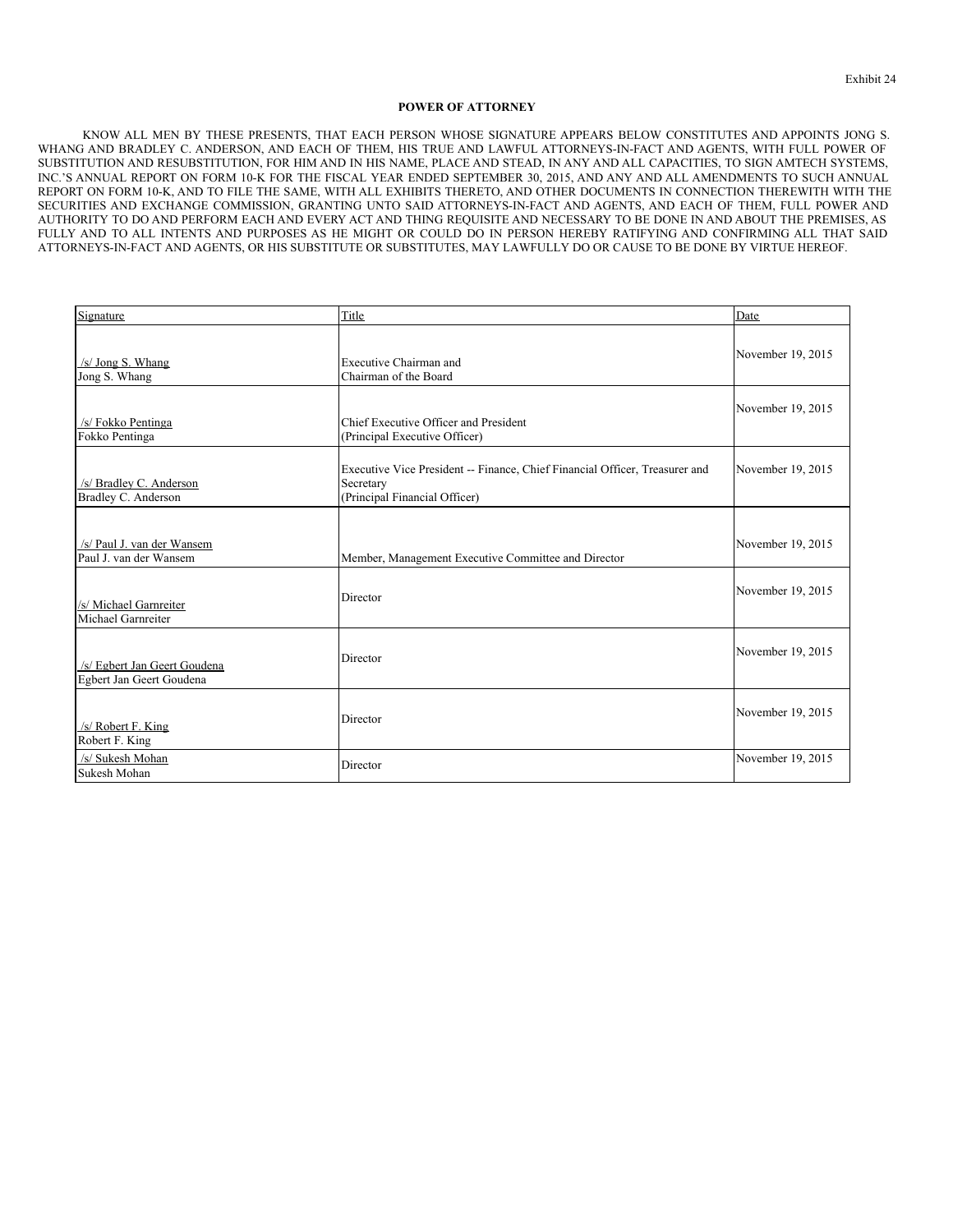Exhibit 24

**POWER OF ATTORNEY**

KNOW ALL MEN BY THESE PRESENTS, THAT EACH PERSON WHOSE SIGNATURE APPEARS BELOW CONSTITUTES AND APPOINTS JONG S. WHANG AND BRADLEY C. ANDERSON, AND EACH OF THEM, HIS TRUE AND LAWFUL ATTORNEYS-IN-FACT AND AGENTS, WITH FULL POWER OF SUBSTITUTION AND RESUBSTITUTION, FOR HIM AND IN HIS NAME, PLACE AND STEAD, IN ANY AND ALL CAPACITIES, TO SIGN AMTECH SYSTEMS, INC.'S ANNUAL REPORT ON FORM 10-K FOR THE FISCAL YEAR ENDED SEPTEMBER 30, 2015, AND ANY AND ALL AMENDMENTS TO SUCH ANNUAL REPORT ON FORM 10-K, AND TO FILE THE SAME, WITH ALL EXHIBITS THERETO, AND OTHER DOCUMENTS IN CONNECTION THEREWITH WITH THE SECURITIES AND EXCHANGE COMMISSION, GRANTING UNTO SAID ATTORNEYS-IN-FACT AND AGENTS, AND EACH OF THEM, FULL POWER AND AUTHORITY TO DO AND PERFORM EACH AND EVERY ACT AND THING REQUISITE AND NECESSARY TO BE DONE IN AND ABOUT THE PREMISES, AS FULLY AND TO ALL INTENTS AND PURPOSES AS HE MIGHT OR COULD DO IN PERSON HEREBY RATIFYING AND CONFIRMING ALL THAT SAID ATTORNEYS-IN-FACT AND AGENTS, OR HIS SUBSTITUTE OR SUBSTITUTES, MAY LAWFULLY DO OR CAUSE TO BE DONE BY VIRTUE HEREOF.

| Signature | Title | Date |
|---|---|---|
| /s/ Jong S. Whang<br>Jong S. Whang | Executive Chairman and<br>Chairman of the Board | November 19, 2015 |
| /s/ Fokko Pentinga<br>Fokko Pentinga | Chief Executive Officer and President<br>(Principal Executive Officer) | November 19, 2015 |
| /s/ Bradley C. Anderson<br>Bradley C. Anderson | Executive Vice President -- Finance, Chief Financial Officer, Treasurer and Secretary<br>(Principal Financial Officer) | November 19, 2015 |
| /s/ Paul J. van der Wansem<br>Paul J. van der Wansem | Member, Management Executive Committee and Director | November 19, 2015 |
| /s/ Michael Garnreiter<br>Michael Garnreiter | Director | November 19, 2015 |
| /s/ Egbert Jan Geert Goudena<br>Egbert Jan Geert Goudena | Director | November 19, 2015 |
| /s/ Robert F. King<br>Robert F. King | Director | November 19, 2015 |
| /s/ Sukesh Mohan<br>Sukesh Mohan | Director | November 19, 2015 |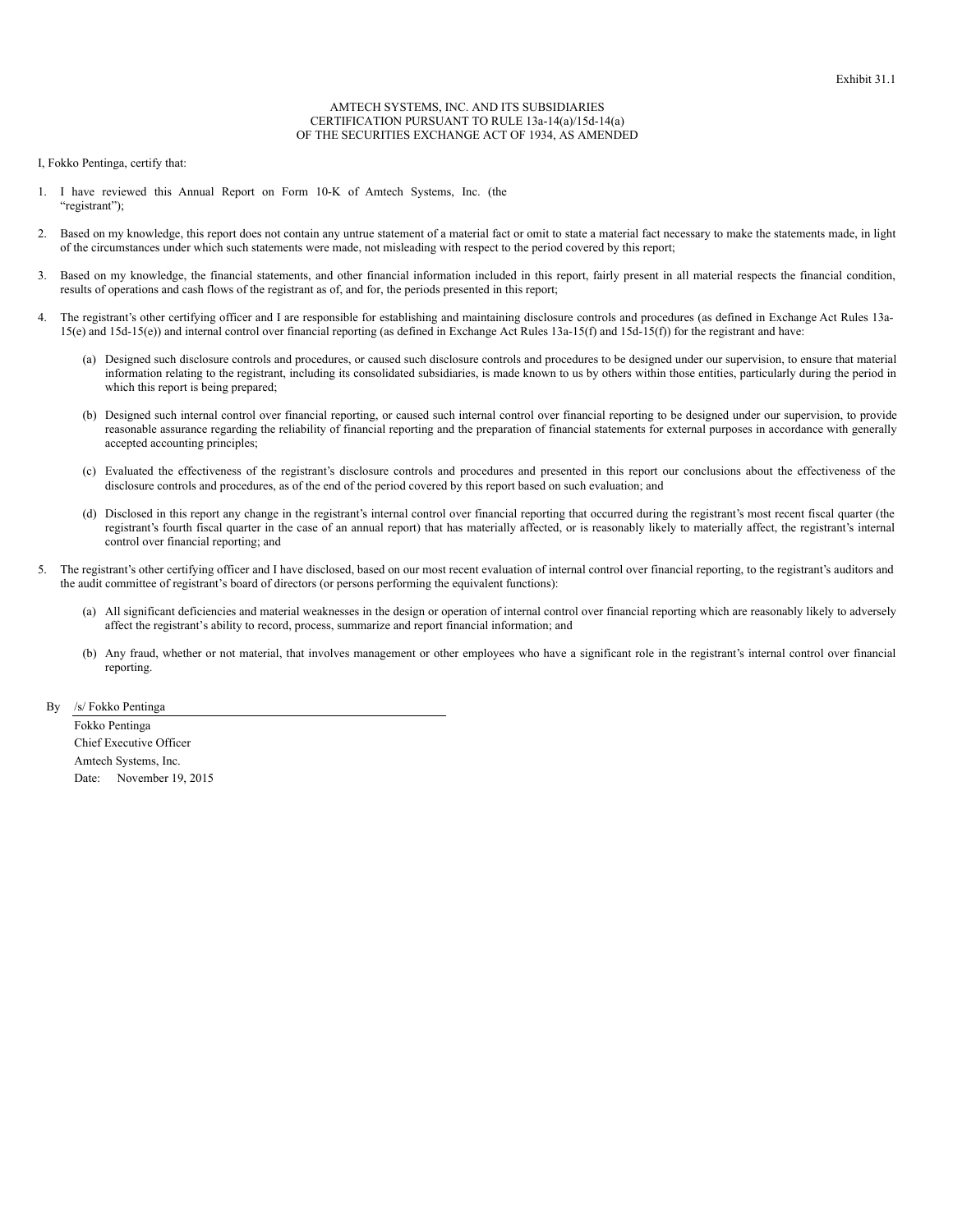Exhibit 31.1

AMTECH SYSTEMS, INC. AND ITS SUBSIDIARIES
CERTIFICATION PURSUANT TO RULE 13a-14(a)/15d-14(a)
OF THE SECURITIES EXCHANGE ACT OF 1934, AS AMENDED

I, Fokko Pentinga, certify that:

1. I have reviewed this Annual Report on Form 10-K of Amtech Systems, Inc. (the "registrant");

2. Based on my knowledge, this report does not contain any untrue statement of a material fact or omit to state a material fact necessary to make the statements made, in light of the circumstances under which such statements were made, not misleading with respect to the period covered by this report;

3. Based on my knowledge, the financial statements, and other financial information included in this report, fairly present in all material respects the financial condition, results of operations and cash flows of the registrant as of, and for, the periods presented in this report;

4. The registrant's other certifying officer and I are responsible for establishing and maintaining disclosure controls and procedures (as defined in Exchange Act Rules 13a-15(e) and 15d-15(e)) and internal control over financial reporting (as defined in Exchange Act Rules 13a-15(f) and 15d-15(f)) for the registrant and have:

   (a) Designed such disclosure controls and procedures, or caused such disclosure controls and procedures to be designed under our supervision, to ensure that material information relating to the registrant, including its consolidated subsidiaries, is made known to us by others within those entities, particularly during the period in which this report is being prepared;

   (b) Designed such internal control over financial reporting, or caused such internal control over financial reporting to be designed under our supervision, to provide reasonable assurance regarding the reliability of financial reporting and the preparation of financial statements for external purposes in accordance with generally accepted accounting principles;

   (c) Evaluated the effectiveness of the registrant's disclosure controls and procedures and presented in this report our conclusions about the effectiveness of the disclosure controls and procedures, as of the end of the period covered by this report based on such evaluation; and

   (d) Disclosed in this report any change in the registrant's internal control over financial reporting that occurred during the registrant's most recent fiscal quarter (the registrant's fourth fiscal quarter in the case of an annual report) that has materially affected, or is reasonably likely to materially affect, the registrant's internal control over financial reporting; and

5. The registrant's other certifying officer and I have disclosed, based on our most recent evaluation of internal control over financial reporting, to the registrant's auditors and the audit committee of registrant's board of directors (or persons performing the equivalent functions):

   (a) All significant deficiencies and material weaknesses in the design or operation of internal control over financial reporting which are reasonably likely to adversely affect the registrant's ability to record, process, summarize and report financial information; and

   (b) Any fraud, whether or not material, that involves management or other employees who have a significant role in the registrant's internal control over financial reporting.

By /s/ Fokko Pentinga

Fokko Pentinga
Chief Executive Officer
Amtech Systems, Inc.
Date: November 19, 2015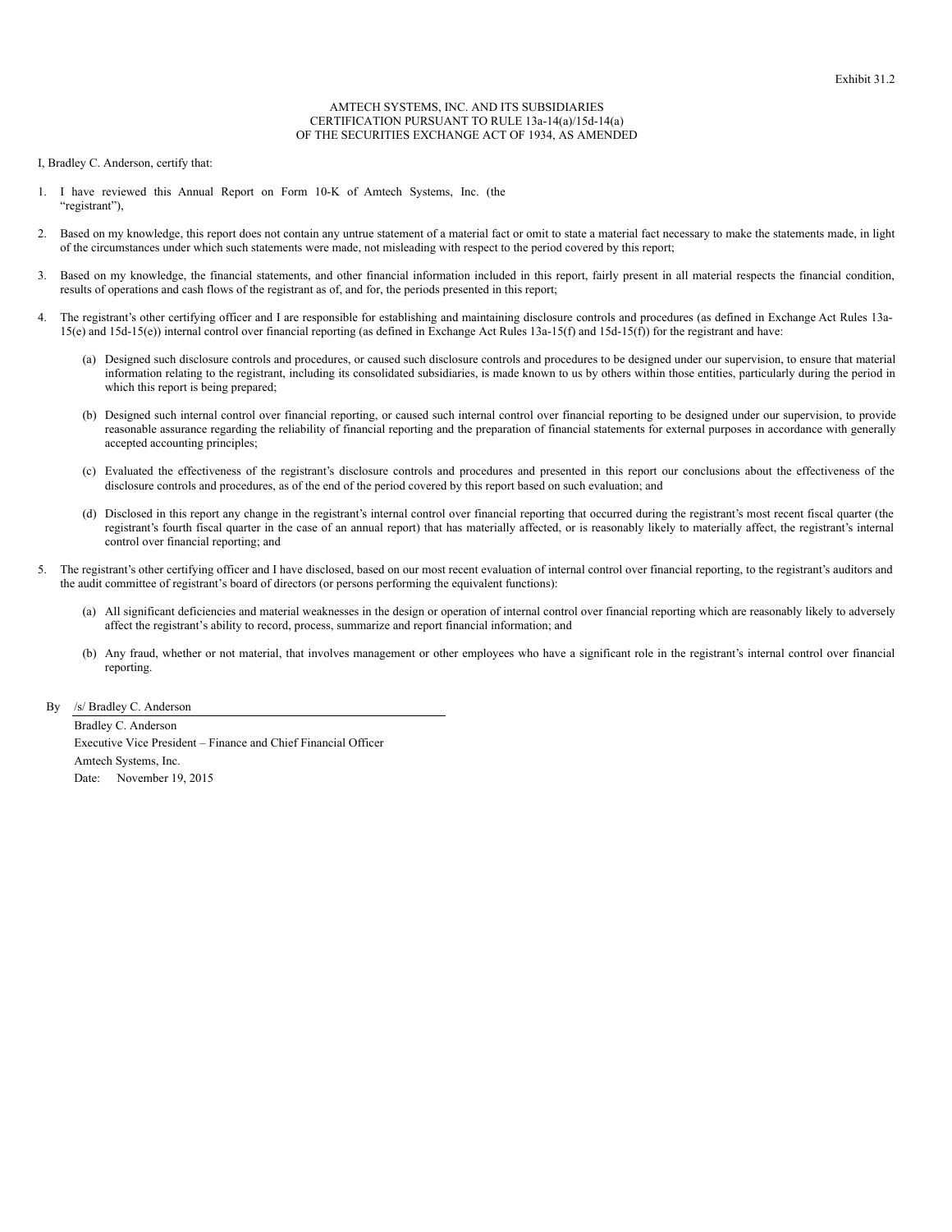Exhibit 31.2

AMTECH SYSTEMS, INC. AND ITS SUBSIDIARIES
CERTIFICATION PURSUANT TO RULE 13a-14(a)/15d-14(a)
OF THE SECURITIES EXCHANGE ACT OF 1934, AS AMENDED

I, Bradley C. Anderson, certify that:

1. I have reviewed this Annual Report on Form 10-K of Amtech Systems, Inc. (the "registrant"),

2. Based on my knowledge, this report does not contain any untrue statement of a material fact or omit to state a material fact necessary to make the statements made, in light of the circumstances under which such statements were made, not misleading with respect to the period covered by this report;

3. Based on my knowledge, the financial statements, and other financial information included in this report, fairly present in all material respects the financial condition, results of operations and cash flows of the registrant as of, and for, the periods presented in this report;

4. The registrant's other certifying officer and I are responsible for establishing and maintaining disclosure controls and procedures (as defined in Exchange Act Rules 13a-15(e) and 15d-15(e)) internal control over financial reporting (as defined in Exchange Act Rules 13a-15(f) and 15d-15(f)) for the registrant and have:

   (a) Designed such disclosure controls and procedures, or caused such disclosure controls and procedures to be designed under our supervision, to ensure that material information relating to the registrant, including its consolidated subsidiaries, is made known to us by others within those entities, particularly during the period in which this report is being prepared;

   (b) Designed such internal control over financial reporting, or caused such internal control over financial reporting to be designed under our supervision, to provide reasonable assurance regarding the reliability of financial reporting and the preparation of financial statements for external purposes in accordance with generally accepted accounting principles;

   (c) Evaluated the effectiveness of the registrant's disclosure controls and procedures and presented in this report our conclusions about the effectiveness of the disclosure controls and procedures, as of the end of the period covered by this report based on such evaluation; and

   (d) Disclosed in this report any change in the registrant's internal control over financial reporting that occurred during the registrant's most recent fiscal quarter (the registrant's fourth fiscal quarter in the case of an annual report) that has materially affected, or is reasonably likely to materially affect, the registrant's internal control over financial reporting; and

5. The registrant's other certifying officer and I have disclosed, based on our most recent evaluation of internal control over financial reporting, to the registrant's auditors and the audit committee of registrant's board of directors (or persons performing the equivalent functions):

   (a) All significant deficiencies and material weaknesses in the design or operation of internal control over financial reporting which are reasonably likely to adversely affect the registrant's ability to record, process, summarize and report financial information; and

   (b) Any fraud, whether or not material, that involves management or other employees who have a significant role in the registrant's internal control over financial reporting.

By /s/ Bradley C. Anderson

Bradley C. Anderson
Executive Vice President – Finance and Chief Financial Officer
Amtech Systems, Inc.
Date: November 19, 2015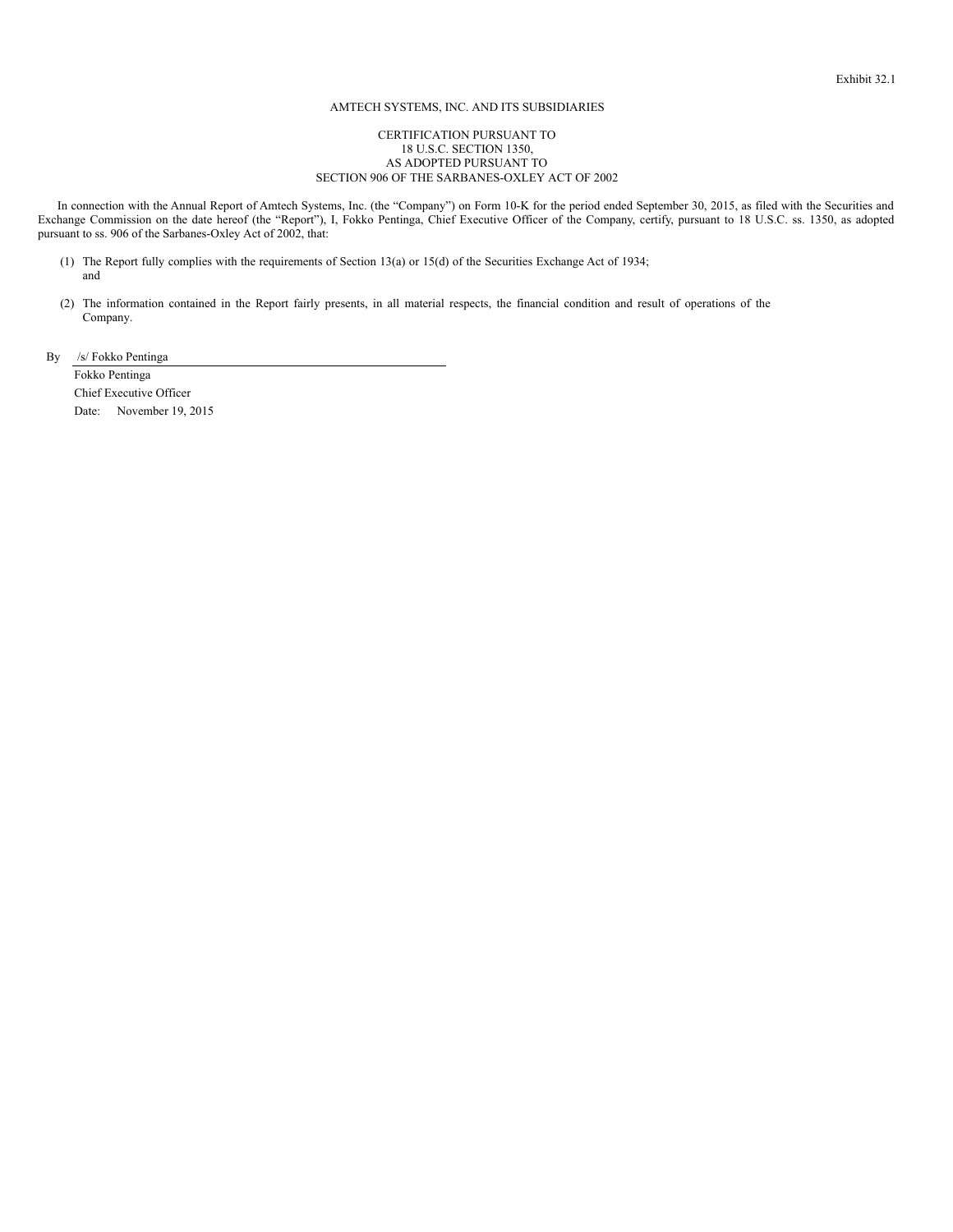Exhibit 32.1

AMTECH SYSTEMS, INC. AND ITS SUBSIDIARIES

CERTIFICATION PURSUANT TO
18 U.S.C. SECTION 1350,
AS ADOPTED PURSUANT TO
SECTION 906 OF THE SARBANES-OXLEY ACT OF 2002

In connection with the Annual Report of Amtech Systems, Inc. (the "Company") on Form 10-K for the period ended September 30, 2015, as filed with the Securities and Exchange Commission on the date hereof (the "Report"), I, Fokko Pentinga, Chief Executive Officer of the Company, certify, pursuant to 18 U.S.C. ss. 1350, as adopted pursuant to ss. 906 of the Sarbanes-Oxley Act of 2002, that:

(1) The Report fully complies with the requirements of Section 13(a) or 15(d) of the Securities Exchange Act of 1934; and

(2) The information contained in the Report fairly presents, in all material respects, the financial condition and result of operations of the Company.

By /s/ Fokko Pentinga

Fokko Pentinga

Chief Executive Officer

Date: November 19, 2015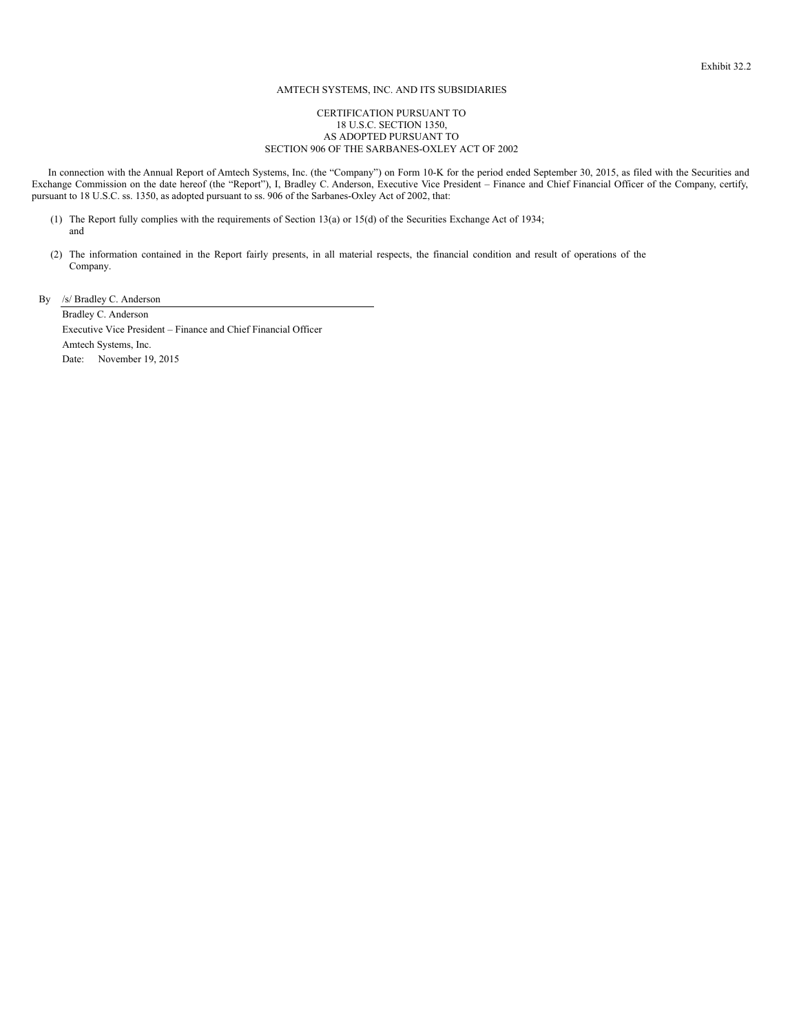Exhibit 32.2

AMTECH SYSTEMS, INC. AND ITS SUBSIDIARIES

CERTIFICATION PURSUANT TO
18 U.S.C. SECTION 1350,
AS ADOPTED PURSUANT TO
SECTION 906 OF THE SARBANES-OXLEY ACT OF 2002

In connection with the Annual Report of Amtech Systems, Inc. (the “Company”) on Form 10-K for the period ended September 30, 2015, as filed with the Securities and Exchange Commission on the date hereof (the “Report”), I, Bradley C. Anderson, Executive Vice President – Finance and Chief Financial Officer of the Company, certify, pursuant to 18 U.S.C. ss. 1350, as adopted pursuant to ss. 906 of the Sarbanes-Oxley Act of 2002, that:

(1) The Report fully complies with the requirements of Section 13(a) or 15(d) of the Securities Exchange Act of 1934; and

(2) The information contained in the Report fairly presents, in all material respects, the financial condition and result of operations of the Company.

By /s/ Bradley C. Anderson

Bradley C. Anderson
Executive Vice President – Finance and Chief Financial Officer
Amtech Systems, Inc.
Date: November 19, 2015